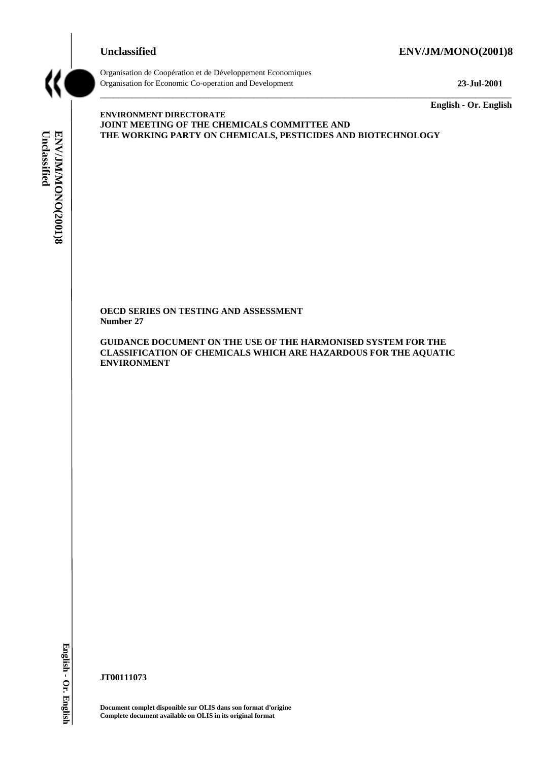**Unclassified** **ENV/JM/MONO(2001)8**

Organisation de Coopération et de Développement Economiques
Organisation for Economic Co-operation and Development **23-Jul-2001**

**English - Or. English**

**ENVIRONMENT DIRECTORATE**
**JOINT MEETING OF THE CHEMICALS COMMITTEE AND**
**THE WORKING PARTY ON CHEMICALS, PESTICIDES AND BIOTECHNOLOGY**

**OECD SERIES ON TESTING AND ASSESSMENT**
**Number 27**

**GUIDANCE DOCUMENT ON THE USE OF THE HARMONISED SYSTEM FOR THE CLASSIFICATION OF CHEMICALS WHICH ARE HAZARDOUS FOR THE AQUATIC ENVIRONMENT**

**JT00111073**

**Document complet disponible sur OLIS dans son format d'origine**
**Complete document available on OLIS in its original format**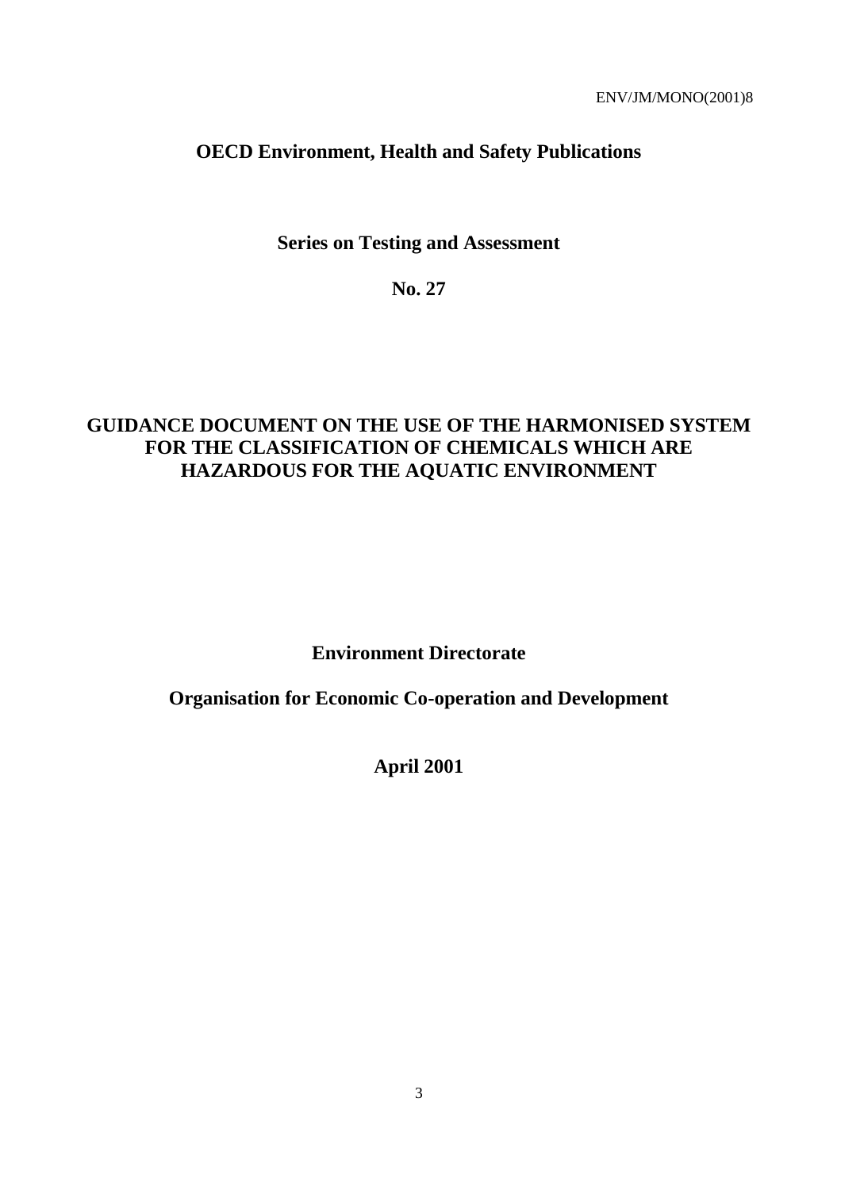**OECD Environment, Health and Safety Publications**

**Series on Testing and Assessment**

**No. 27**

# GUIDANCE DOCUMENT ON THE USE OF THE HARMONISED SYSTEM FOR THE CLASSIFICATION OF CHEMICALS WHICH ARE HAZARDOUS FOR THE AQUATIC ENVIRONMENT

**Environment Directorate**

**Organisation for Economic Co-operation and Development**

**April 2001**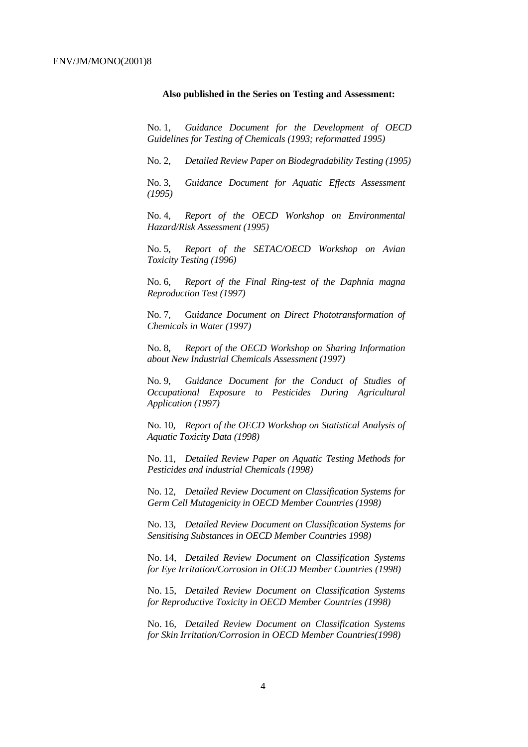**Also published in the Series on Testing and Assessment:**

No. 1, *Guidance Document for the Development of OECD Guidelines for Testing of Chemicals (1993; reformatted 1995)*

No. 2, *Detailed Review Paper on Biodegradability Testing (1995)*

No. 3, *Guidance Document for Aquatic Effects Assessment (1995)*

No. 4, *Report of the OECD Workshop on Environmental Hazard/Risk Assessment (1995)*

No. 5, *Report of the SETAC/OECD Workshop on Avian Toxicity Testing (1996)*

No. 6, *Report of the Final Ring-test of the Daphnia magna Reproduction Test (1997)*

No. 7, G*uidance Document on Direct Phototransformation of Chemicals in Water (1997)*

No. 8, *Report of the OECD Workshop on Sharing Information about New Industrial Chemicals Assessment (1997)*

No. 9, *Guidance Document for the Conduct of Studies of Occupational Exposure to Pesticides During Agricultural Application (1997)*

No. 10, *Report of the OECD Workshop on Statistical Analysis of Aquatic Toxicity Data (1998)*

No. 11, *Detailed Review Paper on Aquatic Testing Methods for Pesticides and industrial Chemicals (1998)*

No. 12, *Detailed Review Document on Classification Systems for Germ Cell Mutagenicity in OECD Member Countries (1998)*

No. 13, *Detailed Review Document on Classification Systems for Sensitising Substances in OECD Member Countries 1998)*

No. 14, *Detailed Review Document on Classification Systems for Eye Irritation/Corrosion in OECD Member Countries (1998)*

No. 15, *Detailed Review Document on Classification Systems for Reproductive Toxicity in OECD Member Countries (1998)*

No. 16, *Detailed Review Document on Classification Systems for Skin Irritation/Corrosion in OECD Member Countries(1998)*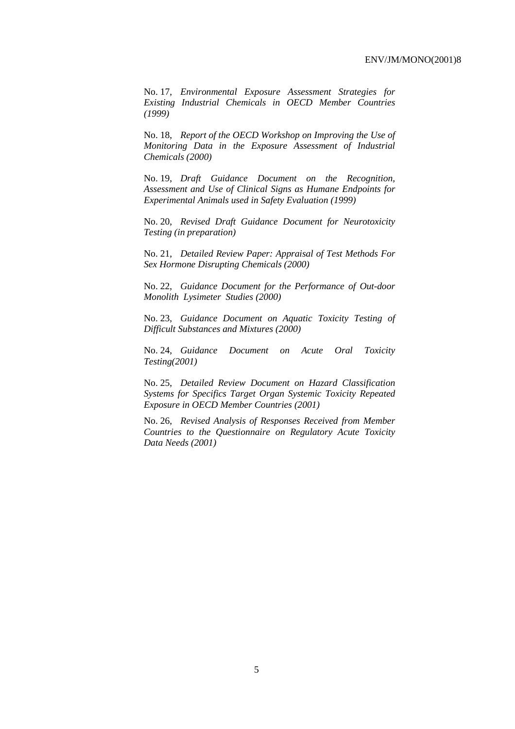No. 17, *Environmental Exposure Assessment Strategies for Existing Industrial Chemicals in OECD Member Countries (1999)*

No. 18, *Report of the OECD Workshop on Improving the Use of Monitoring Data in the Exposure Assessment of Industrial Chemicals (2000)*

No. 19, *Draft Guidance Document on the Recognition, Assessment and Use of Clinical Signs as Humane Endpoints for Experimental Animals used in Safety Evaluation (1999)*

No. 20, *Revised Draft Guidance Document for Neurotoxicity Testing (in preparation)*

No. 21, *Detailed Review Paper: Appraisal of Test Methods For Sex Hormone Disrupting Chemicals (2000)*

No. 22, *Guidance Document for the Performance of Out-door Monolith Lysimeter Studies (2000)*

No. 23, *Guidance Document on Aquatic Toxicity Testing of Difficult Substances and Mixtures (2000)*

No. 24, *Guidance Document on Acute Oral Toxicity Testing(2001)*

No. 25, *Detailed Review Document on Hazard Classification Systems for Specifics Target Organ Systemic Toxicity Repeated Exposure in OECD Member Countries (2001)*

No. 26, *Revised Analysis of Responses Received from Member Countries to the Questionnaire on Regulatory Acute Toxicity Data Needs (2001)*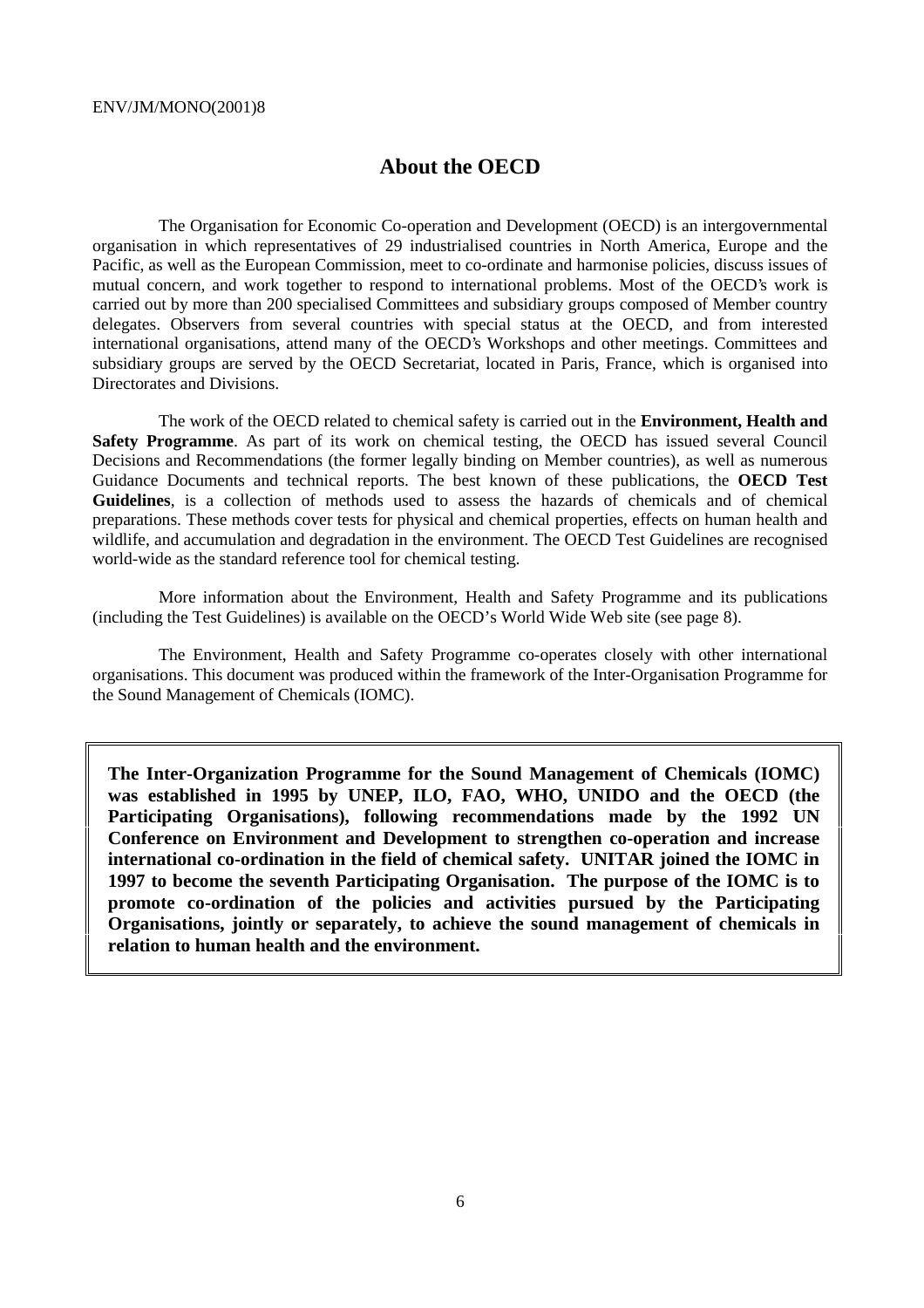# About the OECD

The Organisation for Economic Co-operation and Development (OECD) is an intergovernmental organisation in which representatives of 29 industrialised countries in North America, Europe and the Pacific, as well as the European Commission, meet to co-ordinate and harmonise policies, discuss issues of mutual concern, and work together to respond to international problems. Most of the OECD's work is carried out by more than 200 specialised Committees and subsidiary groups composed of Member country delegates. Observers from several countries with special status at the OECD, and from interested international organisations, attend many of the OECD's Workshops and other meetings. Committees and subsidiary groups are served by the OECD Secretariat, located in Paris, France, which is organised into Directorates and Divisions.

The work of the OECD related to chemical safety is carried out in the **Environment, Health and Safety Programme**. As part of its work on chemical testing, the OECD has issued several Council Decisions and Recommendations (the former legally binding on Member countries), as well as numerous Guidance Documents and technical reports. The best known of these publications, the **OECD Test Guidelines**, is a collection of methods used to assess the hazards of chemicals and of chemical preparations. These methods cover tests for physical and chemical properties, effects on human health and wildlife, and accumulation and degradation in the environment. The OECD Test Guidelines are recognised world-wide as the standard reference tool for chemical testing.

More information about the Environment, Health and Safety Programme and its publications (including the Test Guidelines) is available on the OECD's World Wide Web site (see page 8).

The Environment, Health and Safety Programme co-operates closely with other international organisations. This document was produced within the framework of the Inter-Organisation Programme for the Sound Management of Chemicals (IOMC).

**The Inter-Organization Programme for the Sound Management of Chemicals (IOMC) was established in 1995 by UNEP, ILO, FAO, WHO, UNIDO and the OECD (the Participating Organisations), following recommendations made by the 1992 UN Conference on Environment and Development to strengthen co-operation and increase international co-ordination in the field of chemical safety. UNITAR joined the IOMC in 1997 to become the seventh Participating Organisation. The purpose of the IOMC is to promote co-ordination of the policies and activities pursued by the Participating Organisations, jointly or separately, to achieve the sound management of chemicals in relation to human health and the environment.**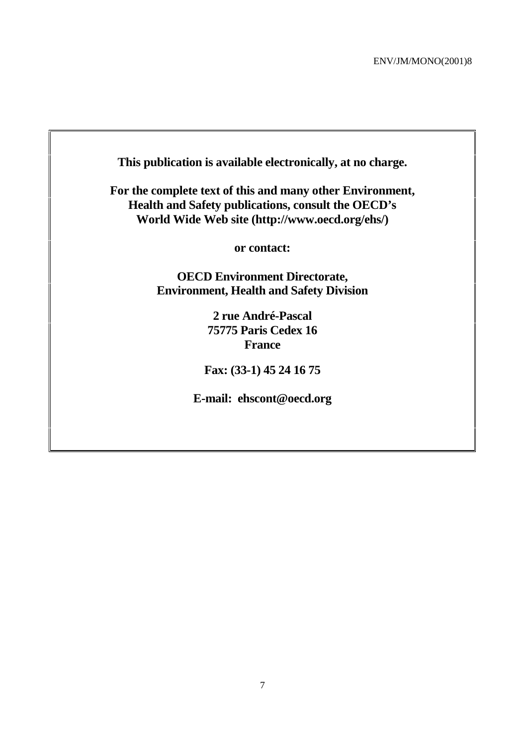**This publication is available electronically, at no charge.**

**For the complete text of this and many other Environment, Health and Safety publications, consult the OECD's World Wide Web site (http://www.oecd.org/ehs/)**

**or contact:**

**OECD Environment Directorate,**
**Environment, Health and Safety Division**

**2 rue André-Pascal**
**75775 Paris Cedex 16**
**France**

**Fax: (33-1) 45 24 16 75**

**E-mail: ehscont@oecd.org**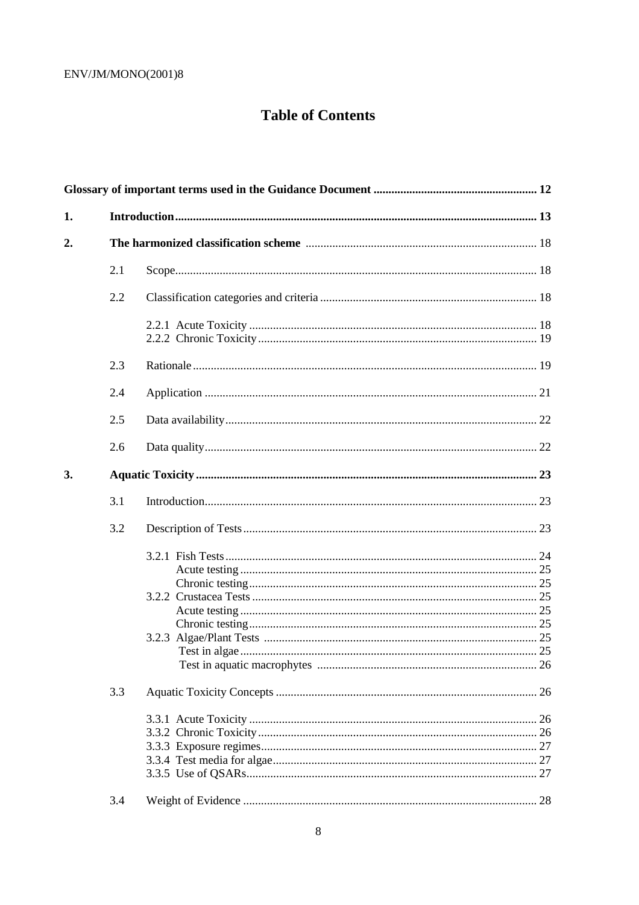# Table of Contents

**Glossary of important terms used in the Guidance Document ... 12**

**1. Introduction ... 13**

**2. The harmonized classification scheme ... 18**

- 2.1 Scope ... 18
- 2.2 Classification categories and criteria ... 18
  - 2.2.1 Acute Toxicity ... 18
  - 2.2.2 Chronic Toxicity ... 19
- 2.3 Rationale ... 19
- 2.4 Application ... 21
- 2.5 Data availability ... 22
- 2.6 Data quality ... 22

**3. Aquatic Toxicity ... 23**

- 3.1 Introduction ... 23
- 3.2 Description of Tests ... 23
  - 3.2.1 Fish Tests ... 24
    - Acute testing ... 25
    - Chronic testing ... 25
  - 3.2.2 Crustacea Tests ... 25
    - Acute testing ... 25
    - Chronic testing ... 25
  - 3.2.3 Algae/Plant Tests ... 25
    - Test in algae ... 25
    - Test in aquatic macrophytes ... 26
- 3.3 Aquatic Toxicity Concepts ... 26
  - 3.3.1 Acute Toxicity ... 26
  - 3.3.2 Chronic Toxicity ... 26
  - 3.3.3 Exposure regimes ... 27
  - 3.3.4 Test media for algae ... 27
  - 3.3.5 Use of QSARs ... 27
- 3.4 Weight of Evidence ... 28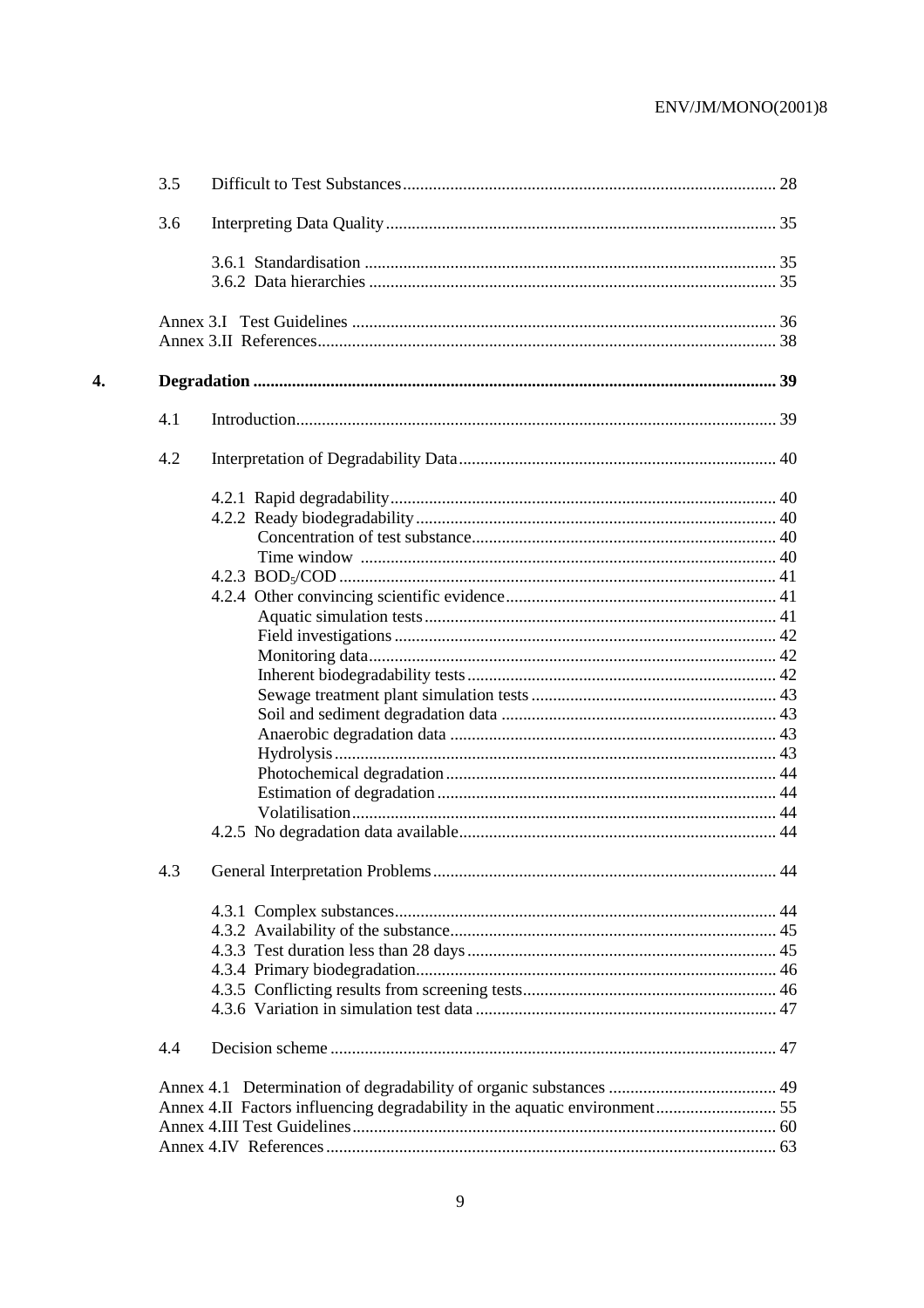3.5 Difficult to Test Substances ........ 28

3.6 Interpreting Data Quality ........ 35

- 3.6.1 Standardisation ........ 35
- 3.6.2 Data hierarchies ........ 35

Annex 3.I Test Guidelines ........ 36
Annex 3.II References ........ 38

**4. Degradation ........ 39**

4.1 Introduction ........ 39

4.2 Interpretation of Degradability Data ........ 40

- 4.2.1 Rapid degradability ........ 40
- 4.2.2 Ready biodegradability ........ 40
  - Concentration of test substance ........ 40
  - Time window ........ 40
- 4.2.3 $BOD_5$/COD ........ 41
- 4.2.4 Other convincing scientific evidence ........ 41
  - Aquatic simulation tests ........ 41
  - Field investigations ........ 42
  - Monitoring data ........ 42
  - Inherent biodegradability tests ........ 42
  - Sewage treatment plant simulation tests ........ 43
  - Soil and sediment degradation data ........ 43
  - Anaerobic degradation data ........ 43
  - Hydrolysis ........ 43
  - Photochemical degradation ........ 44
  - Estimation of degradation ........ 44
  - Volatilisation ........ 44
- 4.2.5 No degradation data available ........ 44

4.3 General Interpretation Problems ........ 44

- 4.3.1 Complex substances ........ 44
- 4.3.2 Availability of the substance ........ 45
- 4.3.3 Test duration less than 28 days ........ 45
- 4.3.4 Primary biodegradation ........ 46
- 4.3.5 Conflicting results from screening tests ........ 46
- 4.3.6 Variation in simulation test data ........ 47

4.4 Decision scheme ........ 47

Annex 4.1 Determination of degradability of organic substances ........ 49
Annex 4.II Factors influencing degradability in the aquatic environment ........ 55
Annex 4.III Test Guidelines ........ 60
Annex 4.IV References ........ 63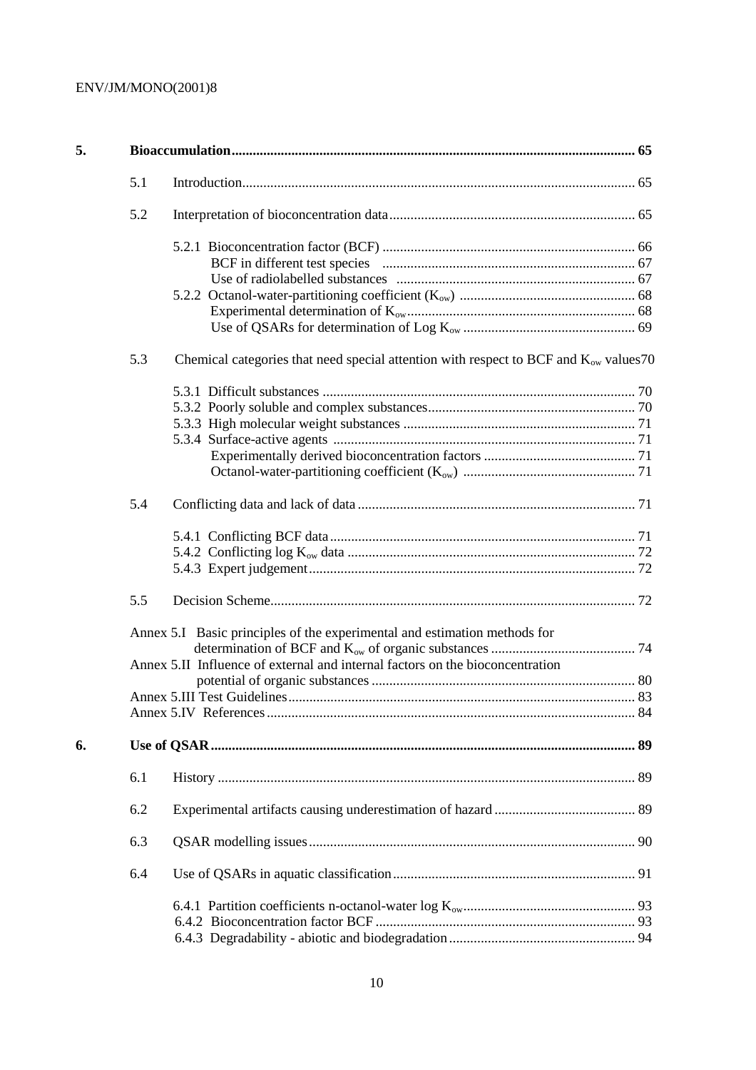**5. Bioaccumulation** ... 65

- 5.1 Introduction ... 65
- 5.2 Interpretation of bioconcentration data ... 65
  - 5.2.1 Bioconcentration factor (BCF) ... 66
    - BCF in different test species ... 67
    - Use of radiolabelled substances ... 67
  - 5.2.2 Octanol-water-partitioning coefficient ($K_{ow}$) ... 68
    - Experimental determination of $K_{ow}$ ... 68
    - Use of QSARs for determination of Log $K_{ow}$ ... 69
- 5.3 Chemical categories that need special attention with respect to BCF and $K_{ow}$ values ... 70
  - 5.3.1 Difficult substances ... 70
  - 5.3.2 Poorly soluble and complex substances ... 70
  - 5.3.3 High molecular weight substances ... 71
  - 5.3.4 Surface-active agents ... 71
    - Experimentally derived bioconcentration factors ... 71
    - Octanol-water-partitioning coefficient ($K_{ow}$) ... 71
- 5.4 Conflicting data and lack of data ... 71
  - 5.4.1 Conflicting BCF data ... 71
  - 5.4.2 Conflicting log $K_{ow}$ data ... 72
  - 5.4.3 Expert judgement ... 72
- 5.5 Decision Scheme ... 72

- Annex 5.I Basic principles of the experimental and estimation methods for determination of BCF and $K_{ow}$ of organic substances ... 74
- Annex 5.II Influence of external and internal factors on the bioconcentration potential of organic substances ... 80
- Annex 5.III Test Guidelines ... 83
- Annex 5.IV References ... 84

**6. Use of QSAR** ... 89

- 6.1 History ... 89
- 6.2 Experimental artifacts causing underestimation of hazard ... 89
- 6.3 QSAR modelling issues ... 90
- 6.4 Use of QSARs in aquatic classification ... 91
  - 6.4.1 Partition coefficients n-octanol-water log $K_{ow}$ ... 93
  - 6.4.2 Bioconcentration factor BCF ... 93
  - 6.4.3 Degradability - abiotic and biodegradation ... 94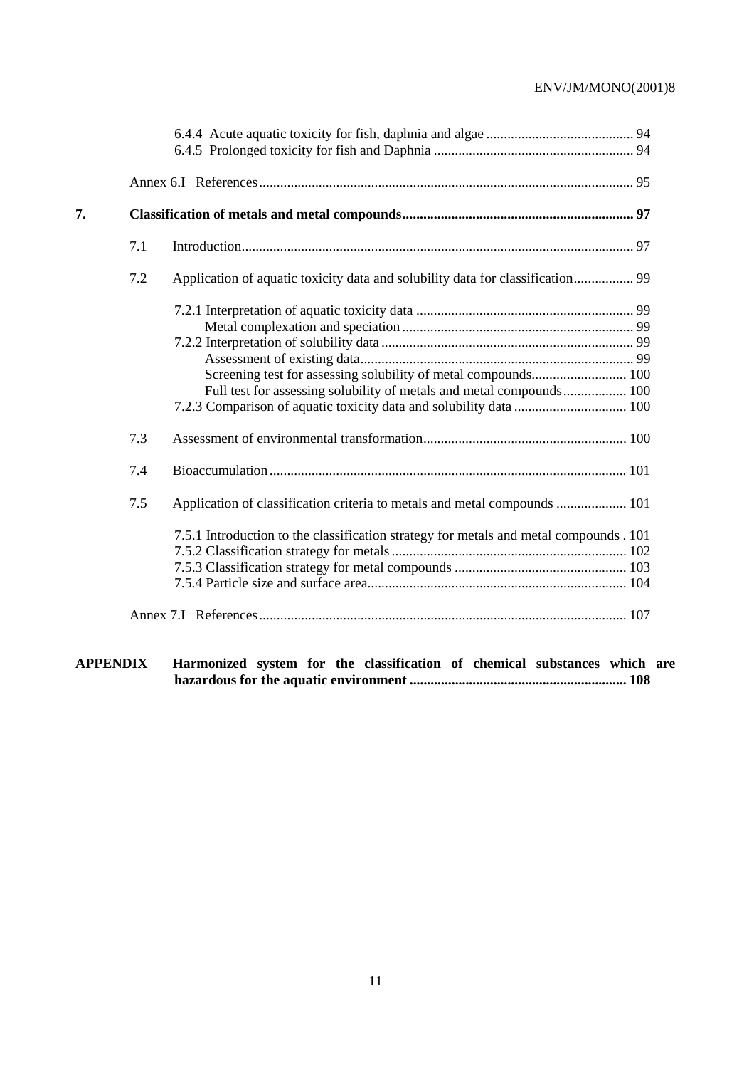6.4.4 Acute aquatic toxicity for fish, daphnia and algae .......................................... 94
6.4.5 Prolonged toxicity for fish and Daphnia ........................................................ 94

Annex 6.I References.......................................................................................................... 95

**7. Classification of metals and metal compounds................................................................. 97**

7.1 Introduction............................................................................................................... 97

7.2 Application of aquatic toxicity data and solubility data for classification................. 99

7.2.1 Interpretation of aquatic toxicity data ............................................................. 99
Metal complexation and speciation ................................................................. 99
7.2.2 Interpretation of solubility data ....................................................................... 99
Assessment of existing data............................................................................. 99
Screening test for assessing solubility of metal compounds........................... 100
Full test for assessing solubility of metals and metal compounds.................. 100
7.2.3 Comparison of aquatic toxicity data and solubility data ................................ 100

7.3 Assessment of environmental transformation.......................................................... 100

7.4 Bioaccumulation ..................................................................................................... 101

7.5 Application of classification criteria to metals and metal compounds .................... 101

7.5.1 Introduction to the classification strategy for metals and metal compounds . 101
7.5.2 Classification strategy for metals .................................................................. 102
7.5.3 Classification strategy for metal compounds ................................................ 103
7.5.4 Particle size and surface area......................................................................... 104

Annex 7.I References........................................................................................................ 107

**APPENDIX Harmonized system for the classification of chemical substances which are hazardous for the aquatic environment ............................................................. 108**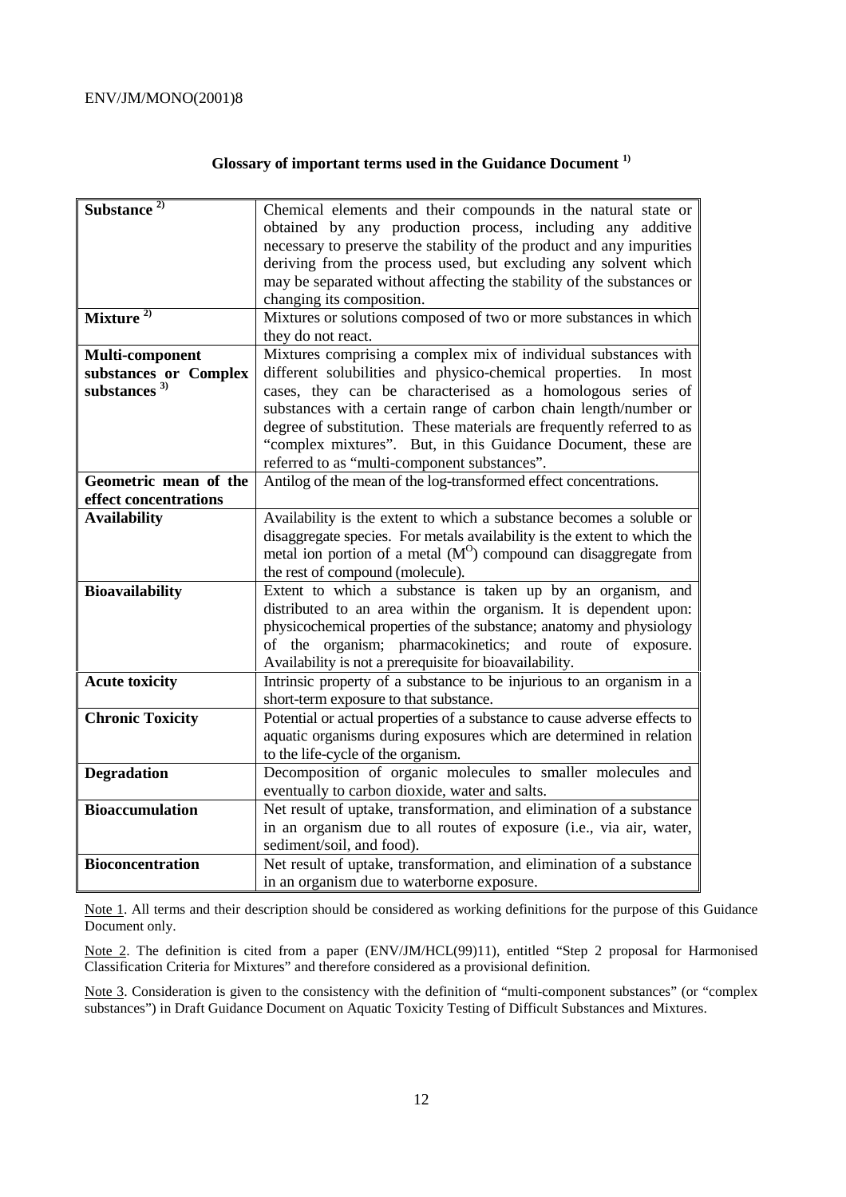## Glossary of important terms used in the Guidance Document [1)]

| | |
|---|---|
| **Substance** [2)] | Chemical elements and their compounds in the natural state or obtained by any production process, including any additive necessary to preserve the stability of the product and any impurities deriving from the process used, but excluding any solvent which may be separated without affecting the stability of the substances or changing its composition. |
| **Mixture** [2)] | Mixtures or solutions composed of two or more substances in which they do not react. |
| **Multi-component substances or Complex substances** [3)] | Mixtures comprising a complex mix of individual substances with different solubilities and physico-chemical properties. In most cases, they can be characterised as a homologous series of substances with a certain range of carbon chain length/number or degree of substitution. These materials are frequently referred to as "complex mixtures". But, in this Guidance Document, these are referred to as "multi-component substances". |
| **Geometric mean of the effect concentrations** | Antilog of the mean of the log-transformed effect concentrations. |
| **Availability** | Availability is the extent to which a substance becomes a soluble or disaggregate species. For metals availability is the extent to which the metal ion portion of a metal ($M^O$) compound can disaggregate from the rest of compound (molecule). |
| **Bioavailability** | Extent to which a substance is taken up by an organism, and distributed to an area within the organism. It is dependent upon: physicochemical properties of the substance; anatomy and physiology of the organism; pharmacokinetics; and route of exposure. Availability is not a prerequisite for bioavailability. |
| **Acute toxicity** | Intrinsic property of a substance to be injurious to an organism in a short-term exposure to that substance. |
| **Chronic Toxicity** | Potential or actual properties of a substance to cause adverse effects to aquatic organisms during exposures which are determined in relation to the life-cycle of the organism. |
| **Degradation** | Decomposition of organic molecules to smaller molecules and eventually to carbon dioxide, water and salts. |
| **Bioaccumulation** | Net result of uptake, transformation, and elimination of a substance in an organism due to all routes of exposure (i.e., via air, water, sediment/soil, and food). |
| **Bioconcentration** | Net result of uptake, transformation, and elimination of a substance in an organism due to waterborne exposure. |

Note 1. All terms and their description should be considered as working definitions for the purpose of this Guidance Document only.

Note 2. The definition is cited from a paper (ENV/JM/HCL(99)11), entitled "Step 2 proposal for Harmonised Classification Criteria for Mixtures" and therefore considered as a provisional definition.

Note 3. Consideration is given to the consistency with the definition of "multi-component substances" (or "complex substances") in Draft Guidance Document on Aquatic Toxicity Testing of Difficult Substances and Mixtures.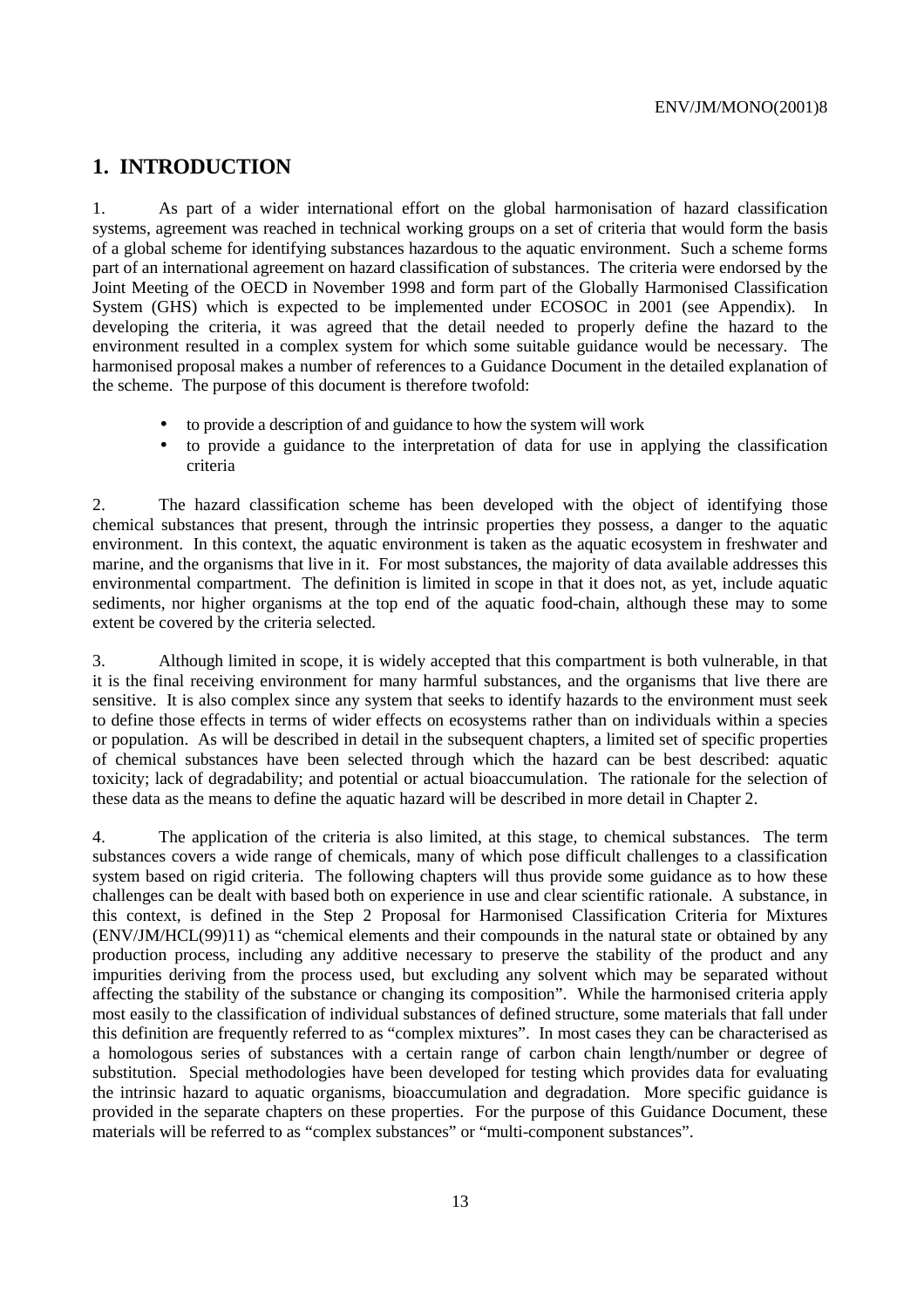# 1. INTRODUCTION

1. As part of a wider international effort on the global harmonisation of hazard classification systems, agreement was reached in technical working groups on a set of criteria that would form the basis of a global scheme for identifying substances hazardous to the aquatic environment. Such a scheme forms part of an international agreement on hazard classification of substances. The criteria were endorsed by the Joint Meeting of the OECD in November 1998 and form part of the Globally Harmonised Classification System (GHS) which is expected to be implemented under ECOSOC in 2001 (see Appendix). In developing the criteria, it was agreed that the detail needed to properly define the hazard to the environment resulted in a complex system for which some suitable guidance would be necessary. The harmonised proposal makes a number of references to a Guidance Document in the detailed explanation of the scheme. The purpose of this document is therefore twofold:

- to provide a description of and guidance to how the system will work
- to provide a guidance to the interpretation of data for use in applying the classification criteria

2. The hazard classification scheme has been developed with the object of identifying those chemical substances that present, through the intrinsic properties they possess, a danger to the aquatic environment. In this context, the aquatic environment is taken as the aquatic ecosystem in freshwater and marine, and the organisms that live in it. For most substances, the majority of data available addresses this environmental compartment. The definition is limited in scope in that it does not, as yet, include aquatic sediments, nor higher organisms at the top end of the aquatic food-chain, although these may to some extent be covered by the criteria selected.

3. Although limited in scope, it is widely accepted that this compartment is both vulnerable, in that it is the final receiving environment for many harmful substances, and the organisms that live there are sensitive. It is also complex since any system that seeks to identify hazards to the environment must seek to define those effects in terms of wider effects on ecosystems rather than on individuals within a species or population. As will be described in detail in the subsequent chapters, a limited set of specific properties of chemical substances have been selected through which the hazard can be best described: aquatic toxicity; lack of degradability; and potential or actual bioaccumulation. The rationale for the selection of these data as the means to define the aquatic hazard will be described in more detail in Chapter 2.

4. The application of the criteria is also limited, at this stage, to chemical substances. The term substances covers a wide range of chemicals, many of which pose difficult challenges to a classification system based on rigid criteria. The following chapters will thus provide some guidance as to how these challenges can be dealt with based both on experience in use and clear scientific rationale. A substance, in this context, is defined in the Step 2 Proposal for Harmonised Classification Criteria for Mixtures (ENV/JM/HCL(99)11) as "chemical elements and their compounds in the natural state or obtained by any production process, including any additive necessary to preserve the stability of the product and any impurities deriving from the process used, but excluding any solvent which may be separated without affecting the stability of the substance or changing its composition". While the harmonised criteria apply most easily to the classification of individual substances of defined structure, some materials that fall under this definition are frequently referred to as "complex mixtures". In most cases they can be characterised as a homologous series of substances with a certain range of carbon chain length/number or degree of substitution. Special methodologies have been developed for testing which provides data for evaluating the intrinsic hazard to aquatic organisms, bioaccumulation and degradation. More specific guidance is provided in the separate chapters on these properties. For the purpose of this Guidance Document, these materials will be referred to as "complex substances" or "multi-component substances".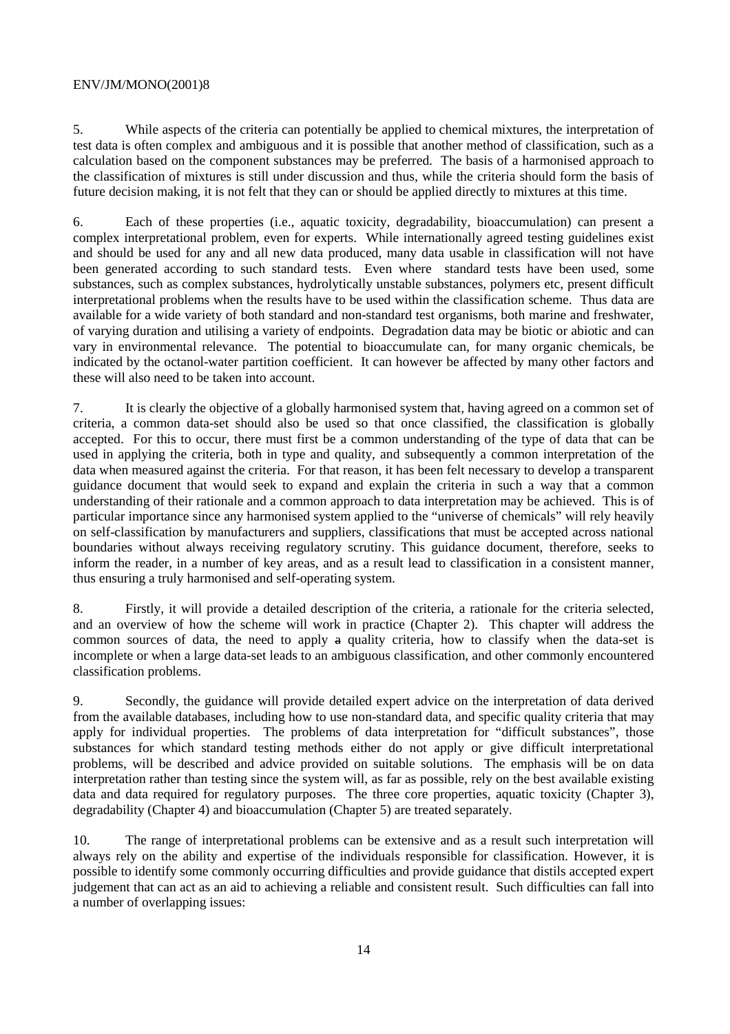5. While aspects of the criteria can potentially be applied to chemical mixtures, the interpretation of test data is often complex and ambiguous and it is possible that another method of classification, such as a calculation based on the component substances may be preferred. The basis of a harmonised approach to the classification of mixtures is still under discussion and thus, while the criteria should form the basis of future decision making, it is not felt that they can or should be applied directly to mixtures at this time.

6. Each of these properties (i.e., aquatic toxicity, degradability, bioaccumulation) can present a complex interpretational problem, even for experts. While internationally agreed testing guidelines exist and should be used for any and all new data produced, many data usable in classification will not have been generated according to such standard tests. Even where standard tests have been used, some substances, such as complex substances, hydrolytically unstable substances, polymers etc, present difficult interpretational problems when the results have to be used within the classification scheme. Thus data are available for a wide variety of both standard and non-standard test organisms, both marine and freshwater, of varying duration and utilising a variety of endpoints. Degradation data may be biotic or abiotic and can vary in environmental relevance. The potential to bioaccumulate can, for many organic chemicals, be indicated by the octanol-water partition coefficient. It can however be affected by many other factors and these will also need to be taken into account.

7. It is clearly the objective of a globally harmonised system that, having agreed on a common set of criteria, a common data-set should also be used so that once classified, the classification is globally accepted. For this to occur, there must first be a common understanding of the type of data that can be used in applying the criteria, both in type and quality, and subsequently a common interpretation of the data when measured against the criteria. For that reason, it has been felt necessary to develop a transparent guidance document that would seek to expand and explain the criteria in such a way that a common understanding of their rationale and a common approach to data interpretation may be achieved. This is of particular importance since any harmonised system applied to the "universe of chemicals" will rely heavily on self-classification by manufacturers and suppliers, classifications that must be accepted across national boundaries without always receiving regulatory scrutiny. This guidance document, therefore, seeks to inform the reader, in a number of key areas, and as a result lead to classification in a consistent manner, thus ensuring a truly harmonised and self-operating system.

8. Firstly, it will provide a detailed description of the criteria, a rationale for the criteria selected, and an overview of how the scheme will work in practice (Chapter 2). This chapter will address the common sources of data, the need to apply ~~a~~ quality criteria, how to classify when the data-set is incomplete or when a large data-set leads to an ambiguous classification, and other commonly encountered classification problems.

9. Secondly, the guidance will provide detailed expert advice on the interpretation of data derived from the available databases, including how to use non-standard data, and specific quality criteria that may apply for individual properties. The problems of data interpretation for "difficult substances", those substances for which standard testing methods either do not apply or give difficult interpretational problems, will be described and advice provided on suitable solutions. The emphasis will be on data interpretation rather than testing since the system will, as far as possible, rely on the best available existing data and data required for regulatory purposes. The three core properties, aquatic toxicity (Chapter 3), degradability (Chapter 4) and bioaccumulation (Chapter 5) are treated separately.

10. The range of interpretational problems can be extensive and as a result such interpretation will always rely on the ability and expertise of the individuals responsible for classification. However, it is possible to identify some commonly occurring difficulties and provide guidance that distils accepted expert judgement that can act as an aid to achieving a reliable and consistent result. Such difficulties can fall into a number of overlapping issues: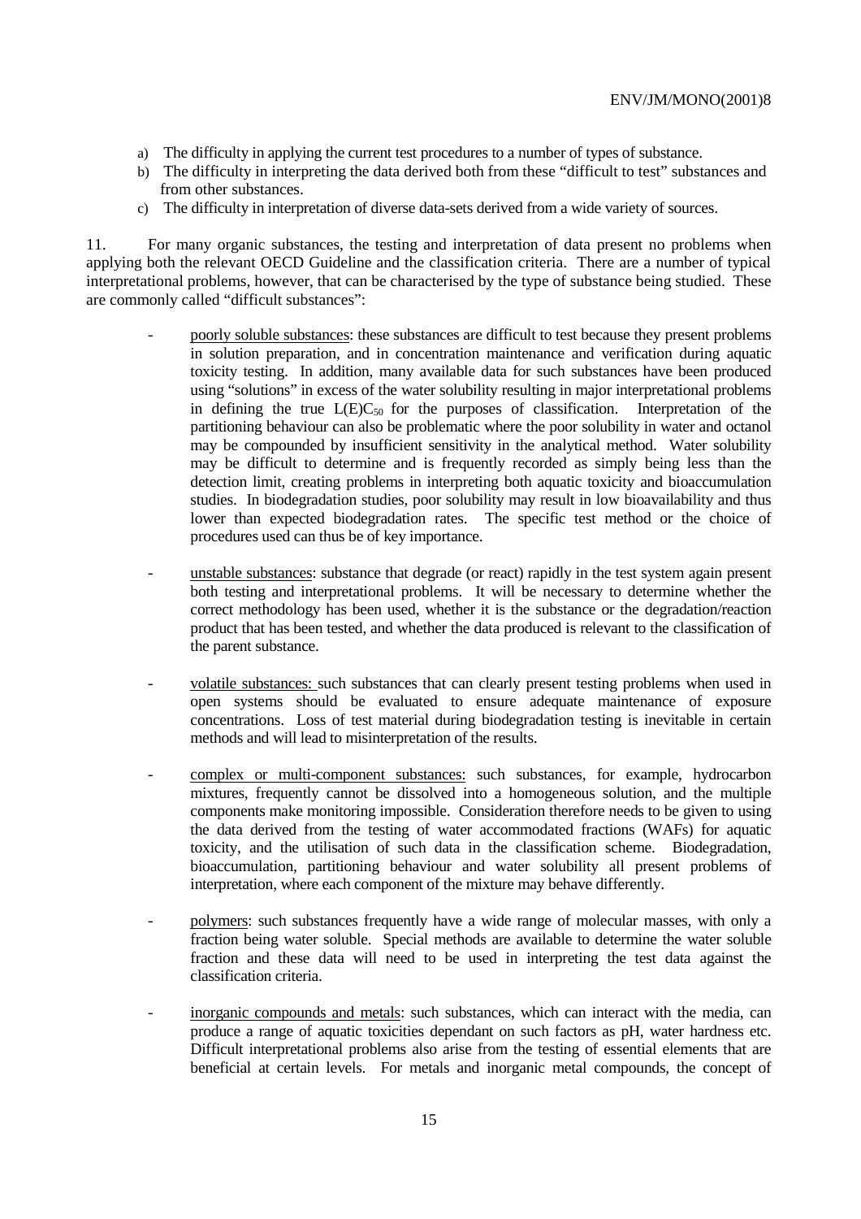a) The difficulty in applying the current test procedures to a number of types of substance.
b) The difficulty in interpreting the data derived both from these "difficult to test" substances and from other substances.
c) The difficulty in interpretation of diverse data-sets derived from a wide variety of sources.

11. For many organic substances, the testing and interpretation of data present no problems when applying both the relevant OECD Guideline and the classification criteria. There are a number of typical interpretational problems, however, that can be characterised by the type of substance being studied. These are commonly called "difficult substances":

- poorly soluble substances: these substances are difficult to test because they present problems in solution preparation, and in concentration maintenance and verification during aquatic toxicity testing. In addition, many available data for such substances have been produced using "solutions" in excess of the water solubility resulting in major interpretational problems in defining the true $L(E)C_{50}$ for the purposes of classification. Interpretation of the partitioning behaviour can also be problematic where the poor solubility in water and octanol may be compounded by insufficient sensitivity in the analytical method. Water solubility may be difficult to determine and is frequently recorded as simply being less than the detection limit, creating problems in interpreting both aquatic toxicity and bioaccumulation studies. In biodegradation studies, poor solubility may result in low bioavailability and thus lower than expected biodegradation rates. The specific test method or the choice of procedures used can thus be of key importance.

- unstable substances: substance that degrade (or react) rapidly in the test system again present both testing and interpretational problems. It will be necessary to determine whether the correct methodology has been used, whether it is the substance or the degradation/reaction product that has been tested, and whether the data produced is relevant to the classification of the parent substance.

- volatile substances: such substances that can clearly present testing problems when used in open systems should be evaluated to ensure adequate maintenance of exposure concentrations. Loss of test material during biodegradation testing is inevitable in certain methods and will lead to misinterpretation of the results.

- complex or multi-component substances: such substances, for example, hydrocarbon mixtures, frequently cannot be dissolved into a homogeneous solution, and the multiple components make monitoring impossible. Consideration therefore needs to be given to using the data derived from the testing of water accommodated fractions (WAFs) for aquatic toxicity, and the utilisation of such data in the classification scheme. Biodegradation, bioaccumulation, partitioning behaviour and water solubility all present problems of interpretation, where each component of the mixture may behave differently.

- polymers: such substances frequently have a wide range of molecular masses, with only a fraction being water soluble. Special methods are available to determine the water soluble fraction and these data will need to be used in interpreting the test data against the classification criteria.

- inorganic compounds and metals: such substances, which can interact with the media, can produce a range of aquatic toxicities dependant on such factors as pH, water hardness etc. Difficult interpretational problems also arise from the testing of essential elements that are beneficial at certain levels. For metals and inorganic metal compounds, the concept of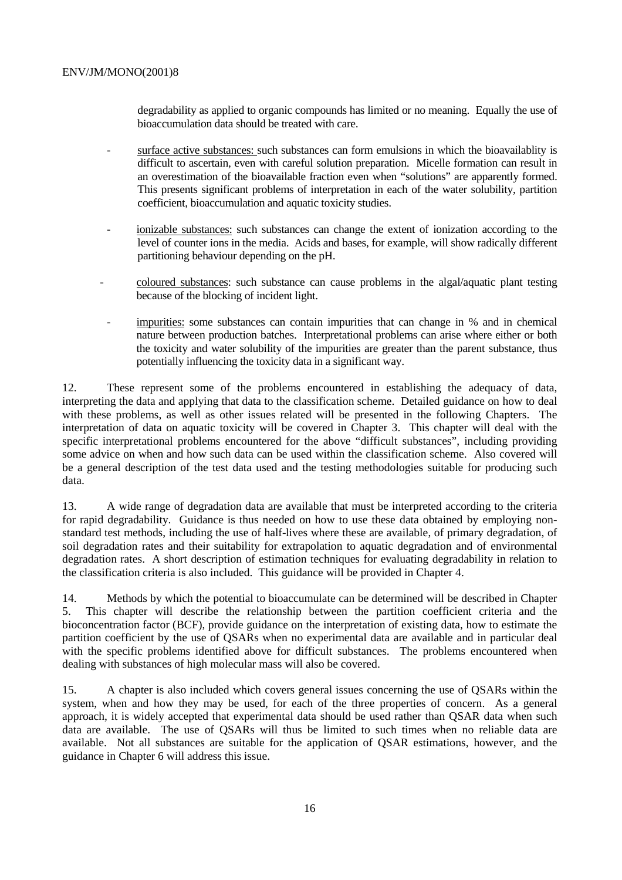degradability as applied to organic compounds has limited or no meaning. Equally the use of bioaccumulation data should be treated with care.

- surface active substances: such substances can form emulsions in which the bioavailablity is difficult to ascertain, even with careful solution preparation. Micelle formation can result in an overestimation of the bioavailable fraction even when "solutions" are apparently formed. This presents significant problems of interpretation in each of the water solubility, partition coefficient, bioaccumulation and aquatic toxicity studies.

- ionizable substances: such substances can change the extent of ionization according to the level of counter ions in the media. Acids and bases, for example, will show radically different partitioning behaviour depending on the pH.

- coloured substances: such substance can cause problems in the algal/aquatic plant testing because of the blocking of incident light.

- impurities: some substances can contain impurities that can change in % and in chemical nature between production batches. Interpretational problems can arise where either or both the toxicity and water solubility of the impurities are greater than the parent substance, thus potentially influencing the toxicity data in a significant way.

12. These represent some of the problems encountered in establishing the adequacy of data, interpreting the data and applying that data to the classification scheme. Detailed guidance on how to deal with these problems, as well as other issues related will be presented in the following Chapters. The interpretation of data on aquatic toxicity will be covered in Chapter 3. This chapter will deal with the specific interpretational problems encountered for the above "difficult substances", including providing some advice on when and how such data can be used within the classification scheme. Also covered will be a general description of the test data used and the testing methodologies suitable for producing such data.

13. A wide range of degradation data are available that must be interpreted according to the criteria for rapid degradability. Guidance is thus needed on how to use these data obtained by employing non-standard test methods, including the use of half-lives where these are available, of primary degradation, of soil degradation rates and their suitability for extrapolation to aquatic degradation and of environmental degradation rates. A short description of estimation techniques for evaluating degradability in relation to the classification criteria is also included. This guidance will be provided in Chapter 4.

14. Methods by which the potential to bioaccumulate can be determined will be described in Chapter 5. This chapter will describe the relationship between the partition coefficient criteria and the bioconcentration factor (BCF), provide guidance on the interpretation of existing data, how to estimate the partition coefficient by the use of QSARs when no experimental data are available and in particular deal with the specific problems identified above for difficult substances. The problems encountered when dealing with substances of high molecular mass will also be covered.

15. A chapter is also included which covers general issues concerning the use of QSARs within the system, when and how they may be used, for each of the three properties of concern. As a general approach, it is widely accepted that experimental data should be used rather than QSAR data when such data are available. The use of QSARs will thus be limited to such times when no reliable data are available. Not all substances are suitable for the application of QSAR estimations, however, and the guidance in Chapter 6 will address this issue.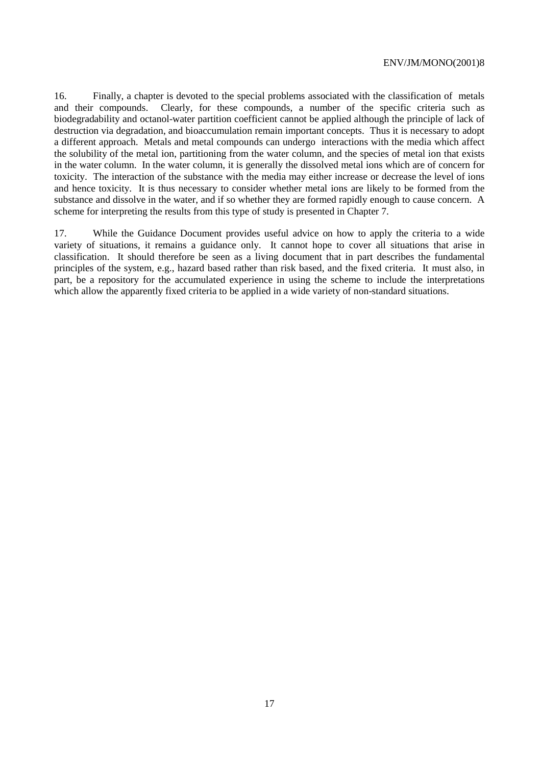16. Finally, a chapter is devoted to the special problems associated with the classification of metals and their compounds. Clearly, for these compounds, a number of the specific criteria such as biodegradability and octanol-water partition coefficient cannot be applied although the principle of lack of destruction via degradation, and bioaccumulation remain important concepts. Thus it is necessary to adopt a different approach. Metals and metal compounds can undergo interactions with the media which affect the solubility of the metal ion, partitioning from the water column, and the species of metal ion that exists in the water column. In the water column, it is generally the dissolved metal ions which are of concern for toxicity. The interaction of the substance with the media may either increase or decrease the level of ions and hence toxicity. It is thus necessary to consider whether metal ions are likely to be formed from the substance and dissolve in the water, and if so whether they are formed rapidly enough to cause concern. A scheme for interpreting the results from this type of study is presented in Chapter 7.

17. While the Guidance Document provides useful advice on how to apply the criteria to a wide variety of situations, it remains a guidance only. It cannot hope to cover all situations that arise in classification. It should therefore be seen as a living document that in part describes the fundamental principles of the system, e.g., hazard based rather than risk based, and the fixed criteria. It must also, in part, be a repository for the accumulated experience in using the scheme to include the interpretations which allow the apparently fixed criteria to be applied in a wide variety of non-standard situations.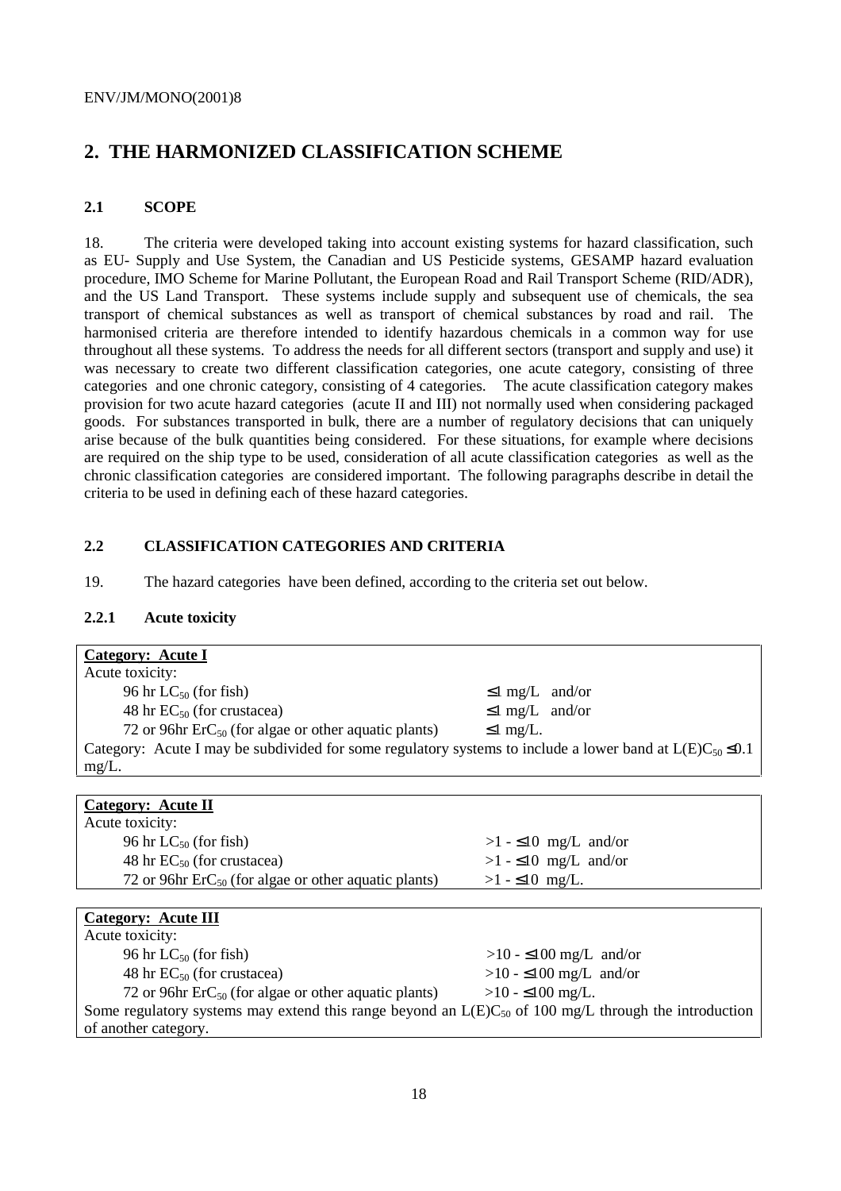# 2. THE HARMONIZED CLASSIFICATION SCHEME

## 2.1 SCOPE

18. The criteria were developed taking into account existing systems for hazard classification, such as EU- Supply and Use System, the Canadian and US Pesticide systems, GESAMP hazard evaluation procedure, IMO Scheme for Marine Pollutant, the European Road and Rail Transport Scheme (RID/ADR), and the US Land Transport. These systems include supply and subsequent use of chemicals, the sea transport of chemical substances as well as transport of chemical substances by road and rail. The harmonised criteria are therefore intended to identify hazardous chemicals in a common way for use throughout all these systems. To address the needs for all different sectors (transport and supply and use) it was necessary to create two different classification categories, one acute category, consisting of three categories and one chronic category, consisting of 4 categories. The acute classification category makes provision for two acute hazard categories (acute II and III) not normally used when considering packaged goods. For substances transported in bulk, there are a number of regulatory decisions that can uniquely arise because of the bulk quantities being considered. For these situations, for example where decisions are required on the ship type to be used, consideration of all acute classification categories as well as the chronic classification categories are considered important. The following paragraphs describe in detail the criteria to be used in defining each of these hazard categories.

## 2.2 CLASSIFICATION CATEGORIES AND CRITERIA

19. The hazard categories have been defined, according to the criteria set out below.

### 2.2.1 Acute toxicity

| **Category: Acute I** | |
|---|---|
| Acute toxicity: | |
| 96 hr $LC_{50}$ (for fish) | $\leq 1$ mg/L and/or |
| 48 hr $EC_{50}$ (for crustacea) | $\leq 1$ mg/L and/or |
| 72 or 96hr $ErC_{50}$ (for algae or other aquatic plants) | $\leq 1$ mg/L. |
| Category: Acute I may be subdivided for some regulatory systems to include a lower band at $L(E)C_{50} \leq 0.1$ mg/L. | |

| **Category: Acute II** | |
|---|---|
| Acute toxicity: | |
| 96 hr $LC_{50}$ (for fish) | $>1$ - $\leq 10$ mg/L and/or |
| 48 hr $EC_{50}$ (for crustacea) | $>1$ - $\leq 10$ mg/L and/or |
| 72 or 96hr $ErC_{50}$ (for algae or other aquatic plants) | $>1$ - $\leq 10$ mg/L. |

| **Category: Acute III** | |
|---|---|
| Acute toxicity: | |
| 96 hr $LC_{50}$ (for fish) | $>10$ - $\leq 100$ mg/L and/or |
| 48 hr $EC_{50}$ (for crustacea) | $>10$ - $\leq 100$ mg/L and/or |
| 72 or 96hr $ErC_{50}$ (for algae or other aquatic plants) | $>10$ - $\leq 100$ mg/L. |
| Some regulatory systems may extend this range beyond an $L(E)C_{50}$ of 100 mg/L through the introduction of another category. | |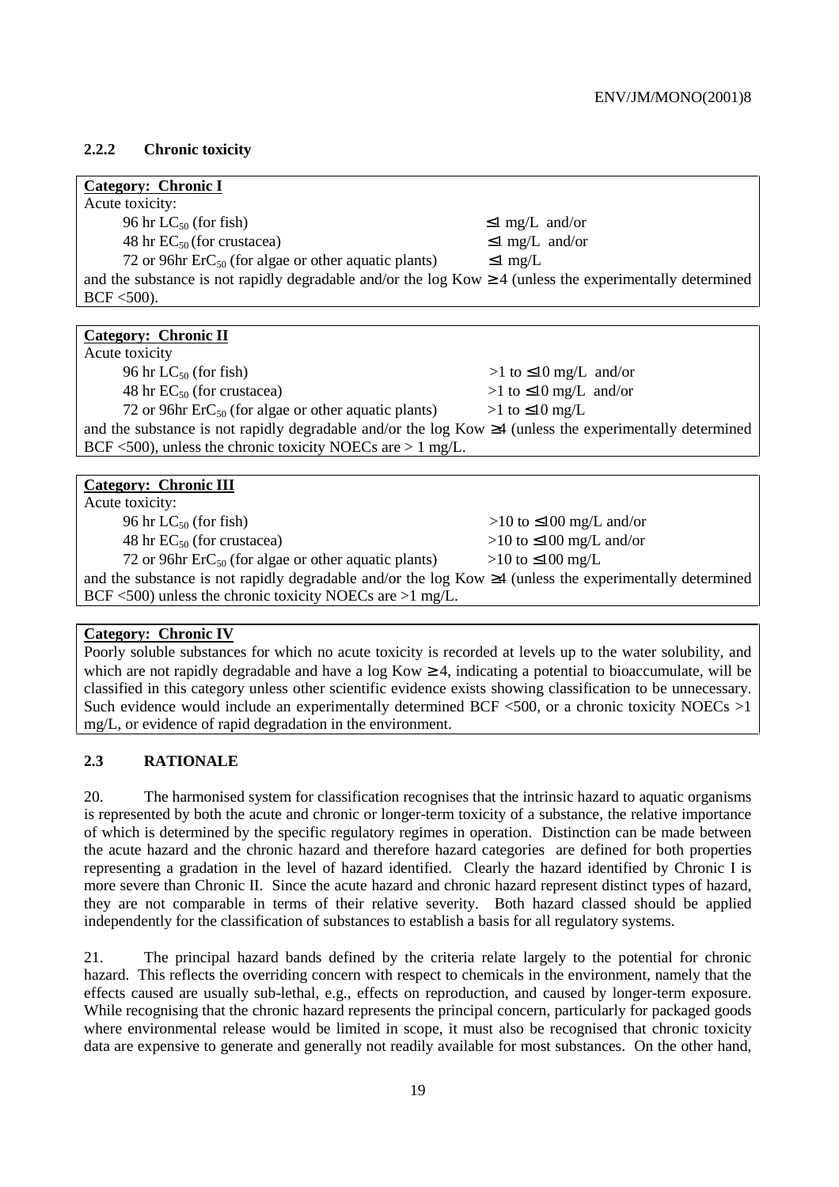### 2.2.2 Chronic toxicity

| **Category: Chronic I** | |
|---|---|
| Acute toxicity: | |
| 96 hr $LC_{50}$ (for fish) | ≤1 mg/L and/or |
| 48 hr $EC_{50}$ (for crustacea) | ≤1 mg/L and/or |
| 72 or 96hr $ErC_{50}$ (for algae or other aquatic plants) | ≤1 mg/L |
| and the substance is not rapidly degradable and/or the log Kow ≥ 4 (unless the experimentally determined BCF <500). | |

| **Category: Chronic II** | |
|---|---|
| Acute toxicity | |
| 96 hr $LC_{50}$ (for fish) | >1 to ≤10 mg/L and/or |
| 48 hr $EC_{50}$ (for crustacea) | >1 to ≤10 mg/L and/or |
| 72 or 96hr $ErC_{50}$ (for algae or other aquatic plants) | >1 to ≤10 mg/L |
| and the substance is not rapidly degradable and/or the log Kow ≥4 (unless the experimentally determined BCF <500), unless the chronic toxicity NOECs are > 1 mg/L. | |

| **Category: Chronic III** | |
|---|---|
| Acute toxicity: | |
| 96 hr $LC_{50}$ (for fish) | >10 to ≤100 mg/L and/or |
| 48 hr $EC_{50}$ (for crustacea) | >10 to ≤100 mg/L and/or |
| 72 or 96hr $ErC_{50}$ (for algae or other aquatic plants) | >10 to ≤100 mg/L |
| and the substance is not rapidly degradable and/or the log Kow ≥4 (unless the experimentally determined BCF <500) unless the chronic toxicity NOECs are >1 mg/L. | |

| **Category: Chronic IV** |
|---|
| Poorly soluble substances for which no acute toxicity is recorded at levels up to the water solubility, and which are not rapidly degradable and have a log Kow ≥ 4, indicating a potential to bioaccumulate, will be classified in this category unless other scientific evidence exists showing classification to be unnecessary. Such evidence would include an experimentally determined BCF <500, or a chronic toxicity NOECs >1 mg/L, or evidence of rapid degradation in the environment. |

## 2.3 RATIONALE

20. The harmonised system for classification recognises that the intrinsic hazard to aquatic organisms is represented by both the acute and chronic or longer-term toxicity of a substance, the relative importance of which is determined by the specific regulatory regimes in operation. Distinction can be made between the acute hazard and the chronic hazard and therefore hazard categories are defined for both properties representing a gradation in the level of hazard identified. Clearly the hazard identified by Chronic I is more severe than Chronic II. Since the acute hazard and chronic hazard represent distinct types of hazard, they are not comparable in terms of their relative severity. Both hazard classed should be applied independently for the classification of substances to establish a basis for all regulatory systems.

21. The principal hazard bands defined by the criteria relate largely to the potential for chronic hazard. This reflects the overriding concern with respect to chemicals in the environment, namely that the effects caused are usually sub-lethal, e.g., effects on reproduction, and caused by longer-term exposure. While recognising that the chronic hazard represents the principal concern, particularly for packaged goods where environmental release would be limited in scope, it must also be recognised that chronic toxicity data are expensive to generate and generally not readily available for most substances. On the other hand,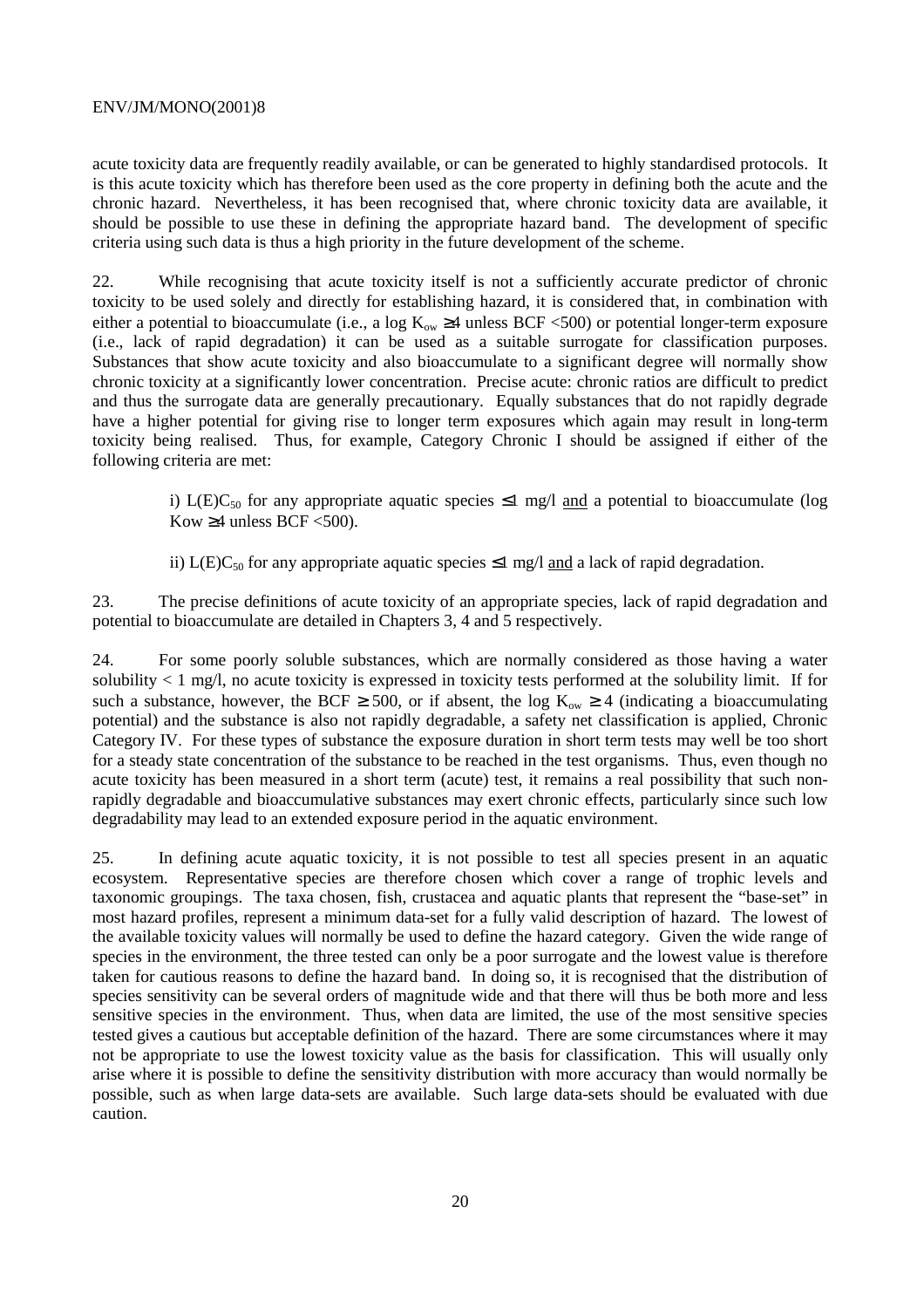acute toxicity data are frequently readily available, or can be generated to highly standardised protocols. It is this acute toxicity which has therefore been used as the core property in defining both the acute and the chronic hazard. Nevertheless, it has been recognised that, where chronic toxicity data are available, it should be possible to use these in defining the appropriate hazard band. The development of specific criteria using such data is thus a high priority in the future development of the scheme.

22. While recognising that acute toxicity itself is not a sufficiently accurate predictor of chronic toxicity to be used solely and directly for establishing hazard, it is considered that, in combination with either a potential to bioaccumulate (i.e., a log $K_{ow} \geq 4$ unless BCF <500) or potential longer-term exposure (i.e., lack of rapid degradation) it can be used as a suitable surrogate for classification purposes. Substances that show acute toxicity and also bioaccumulate to a significant degree will normally show chronic toxicity at a significantly lower concentration. Precise acute: chronic ratios are difficult to predict and thus the surrogate data are generally precautionary. Equally substances that do not rapidly degrade have a higher potential for giving rise to longer term exposures which again may result in long-term toxicity being realised. Thus, for example, Category Chronic I should be assigned if either of the following criteria are met:

> i) $L(E)C_{50}$ for any appropriate aquatic species $\leq 1$ mg/l <u>and</u> a potential to bioaccumulate (log Kow $\geq 4$ unless BCF <500).
>
> ii) $L(E)C_{50}$ for any appropriate aquatic species $\leq 1$ mg/l <u>and</u> a lack of rapid degradation.

23. The precise definitions of acute toxicity of an appropriate species, lack of rapid degradation and potential to bioaccumulate are detailed in Chapters 3, 4 and 5 respectively.

24. For some poorly soluble substances, which are normally considered as those having a water solubility < 1 mg/l, no acute toxicity is expressed in toxicity tests performed at the solubility limit. If for such a substance, however, the BCF $\geq$ 500, or if absent, the log $K_{ow} \geq 4$ (indicating a bioaccumulating potential) and the substance is also not rapidly degradable, a safety net classification is applied, Chronic Category IV. For these types of substance the exposure duration in short term tests may well be too short for a steady state concentration of the substance to be reached in the test organisms. Thus, even though no acute toxicity has been measured in a short term (acute) test, it remains a real possibility that such non-rapidly degradable and bioaccumulative substances may exert chronic effects, particularly since such low degradability may lead to an extended exposure period in the aquatic environment.

25. In defining acute aquatic toxicity, it is not possible to test all species present in an aquatic ecosystem. Representative species are therefore chosen which cover a range of trophic levels and taxonomic groupings. The taxa chosen, fish, crustacea and aquatic plants that represent the "base-set" in most hazard profiles, represent a minimum data-set for a fully valid description of hazard. The lowest of the available toxicity values will normally be used to define the hazard category. Given the wide range of species in the environment, the three tested can only be a poor surrogate and the lowest value is therefore taken for cautious reasons to define the hazard band. In doing so, it is recognised that the distribution of species sensitivity can be several orders of magnitude wide and that there will thus be both more and less sensitive species in the environment. Thus, when data are limited, the use of the most sensitive species tested gives a cautious but acceptable definition of the hazard. There are some circumstances where it may not be appropriate to use the lowest toxicity value as the basis for classification. This will usually only arise where it is possible to define the sensitivity distribution with more accuracy than would normally be possible, such as when large data-sets are available. Such large data-sets should be evaluated with due caution.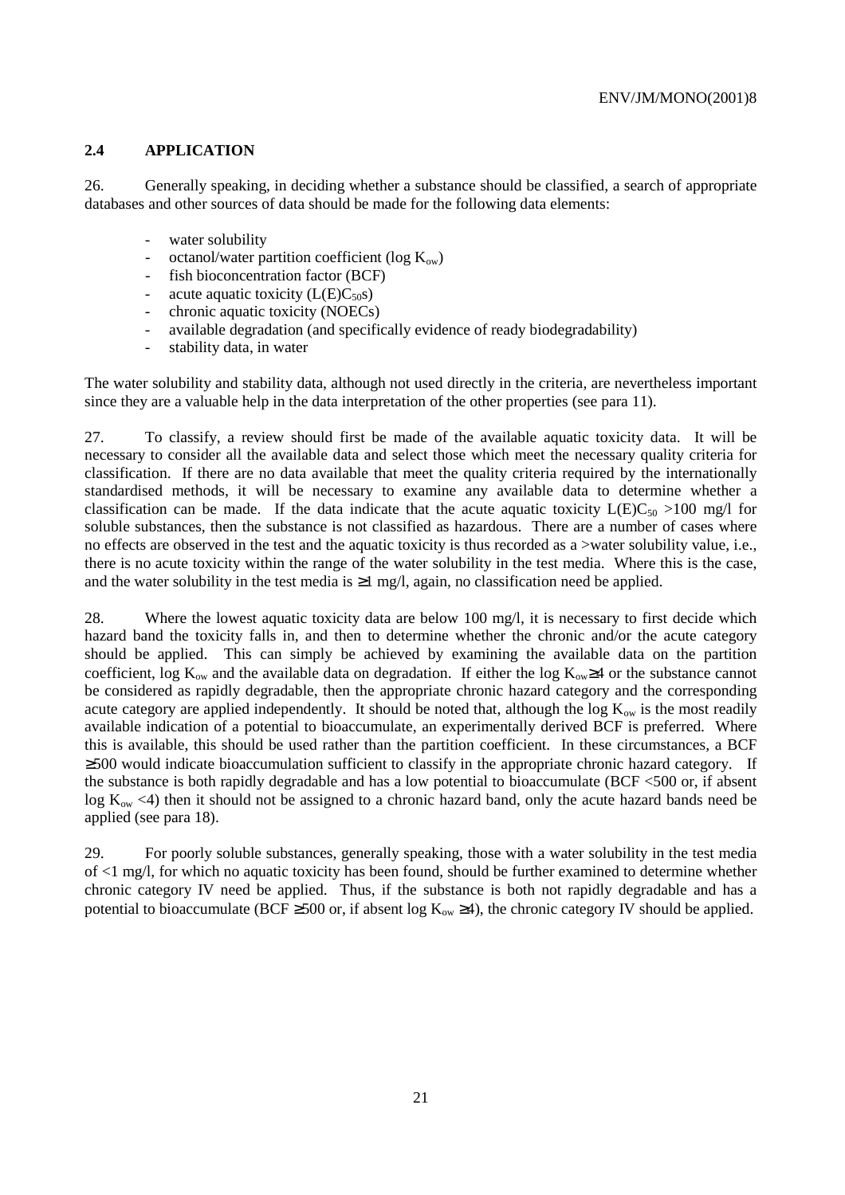## 2.4 APPLICATION

26. Generally speaking, in deciding whether a substance should be classified, a search of appropriate databases and other sources of data should be made for the following data elements:

- water solubility
- octanol/water partition coefficient (log $K_{ow}$)
- fish bioconcentration factor (BCF)
- acute aquatic toxicity ($L(E)C_{50}$s)
- chronic aquatic toxicity (NOECs)
- available degradation (and specifically evidence of ready biodegradability)
- stability data, in water

The water solubility and stability data, although not used directly in the criteria, are nevertheless important since they are a valuable help in the data interpretation of the other properties (see para 11).

27. To classify, a review should first be made of the available aquatic toxicity data. It will be necessary to consider all the available data and select those which meet the necessary quality criteria for classification. If there are no data available that meet the quality criteria required by the internationally standardised methods, it will be necessary to examine any available data to determine whether a classification can be made. If the data indicate that the acute aquatic toxicity $L(E)C_{50}$ >100 mg/l for soluble substances, then the substance is not classified as hazardous. There are a number of cases where no effects are observed in the test and the aquatic toxicity is thus recorded as a >water solubility value, i.e., there is no acute toxicity within the range of the water solubility in the test media. Where this is the case, and the water solubility in the test media is ≥1 mg/l, again, no classification need be applied.

28. Where the lowest aquatic toxicity data are below 100 mg/l, it is necessary to first decide which hazard band the toxicity falls in, and then to determine whether the chronic and/or the acute category should be applied. This can simply be achieved by examining the available data on the partition coefficient, log $K_{ow}$ and the available data on degradation. If either the log $K_{ow}$≥4 or the substance cannot be considered as rapidly degradable, then the appropriate chronic hazard category and the corresponding acute category are applied independently. It should be noted that, although the log $K_{ow}$ is the most readily available indication of a potential to bioaccumulate, an experimentally derived BCF is preferred. Where this is available, this should be used rather than the partition coefficient. In these circumstances, a BCF ≥500 would indicate bioaccumulation sufficient to classify in the appropriate chronic hazard category. If the substance is both rapidly degradable and has a low potential to bioaccumulate (BCF <500 or, if absent log $K_{ow}$ <4) then it should not be assigned to a chronic hazard band, only the acute hazard bands need be applied (see para 18).

29. For poorly soluble substances, generally speaking, those with a water solubility in the test media of <1 mg/l, for which no aquatic toxicity has been found, should be further examined to determine whether chronic category IV need be applied. Thus, if the substance is both not rapidly degradable and has a potential to bioaccumulate (BCF ≥500 or, if absent log $K_{ow}$ ≥4), the chronic category IV should be applied.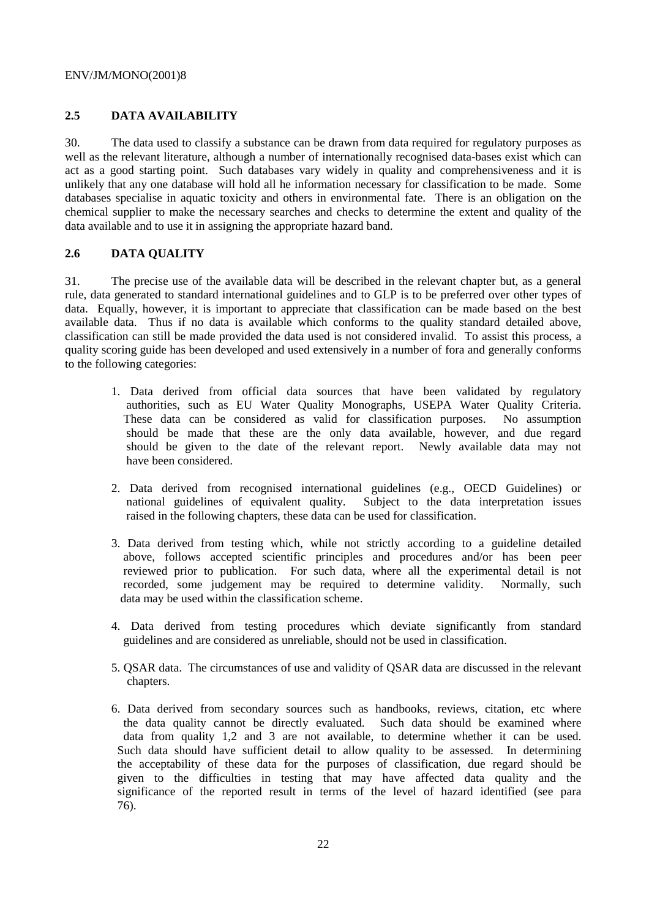## 2.5 DATA AVAILABILITY

30. The data used to classify a substance can be drawn from data required for regulatory purposes as well as the relevant literature, although a number of internationally recognised data-bases exist which can act as a good starting point. Such databases vary widely in quality and comprehensiveness and it is unlikely that any one database will hold all he information necessary for classification to be made. Some databases specialise in aquatic toxicity and others in environmental fate. There is an obligation on the chemical supplier to make the necessary searches and checks to determine the extent and quality of the data available and to use it in assigning the appropriate hazard band.

## 2.6 DATA QUALITY

31. The precise use of the available data will be described in the relevant chapter but, as a general rule, data generated to standard international guidelines and to GLP is to be preferred over other types of data. Equally, however, it is important to appreciate that classification can be made based on the best available data. Thus if no data is available which conforms to the quality standard detailed above, classification can still be made provided the data used is not considered invalid. To assist this process, a quality scoring guide has been developed and used extensively in a number of fora and generally conforms to the following categories:

1. Data derived from official data sources that have been validated by regulatory authorities, such as EU Water Quality Monographs, USEPA Water Quality Criteria. These data can be considered as valid for classification purposes. No assumption should be made that these are the only data available, however, and due regard should be given to the date of the relevant report. Newly available data may not have been considered.

2. Data derived from recognised international guidelines (e.g., OECD Guidelines) or national guidelines of equivalent quality. Subject to the data interpretation issues raised in the following chapters, these data can be used for classification.

3. Data derived from testing which, while not strictly according to a guideline detailed above, follows accepted scientific principles and procedures and/or has been peer reviewed prior to publication. For such data, where all the experimental detail is not recorded, some judgement may be required to determine validity. Normally, such data may be used within the classification scheme.

4. Data derived from testing procedures which deviate significantly from standard guidelines and are considered as unreliable, should not be used in classification.

5. QSAR data. The circumstances of use and validity of QSAR data are discussed in the relevant chapters.

6. Data derived from secondary sources such as handbooks, reviews, citation, etc where the data quality cannot be directly evaluated. Such data should be examined where data from quality 1,2 and 3 are not available, to determine whether it can be used. Such data should have sufficient detail to allow quality to be assessed. In determining the acceptability of these data for the purposes of classification, due regard should be given to the difficulties in testing that may have affected data quality and the significance of the reported result in terms of the level of hazard identified (see para 76).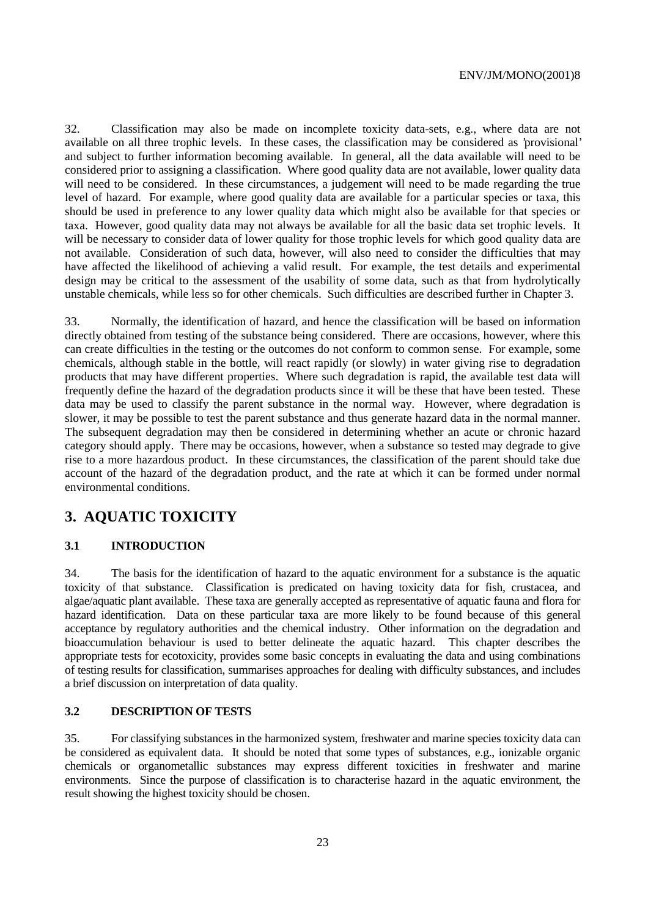32. Classification may also be made on incomplete toxicity data-sets, e.g., where data are not available on all three trophic levels. In these cases, the classification may be considered as 'provisional' and subject to further information becoming available. In general, all the data available will need to be considered prior to assigning a classification. Where good quality data are not available, lower quality data will need to be considered. In these circumstances, a judgement will need to be made regarding the true level of hazard. For example, where good quality data are available for a particular species or taxa, this should be used in preference to any lower quality data which might also be available for that species or taxa. However, good quality data may not always be available for all the basic data set trophic levels. It will be necessary to consider data of lower quality for those trophic levels for which good quality data are not available. Consideration of such data, however, will also need to consider the difficulties that may have affected the likelihood of achieving a valid result. For example, the test details and experimental design may be critical to the assessment of the usability of some data, such as that from hydrolytically unstable chemicals, while less so for other chemicals. Such difficulties are described further in Chapter 3.

33. Normally, the identification of hazard, and hence the classification will be based on information directly obtained from testing of the substance being considered. There are occasions, however, where this can create difficulties in the testing or the outcomes do not conform to common sense. For example, some chemicals, although stable in the bottle, will react rapidly (or slowly) in water giving rise to degradation products that may have different properties. Where such degradation is rapid, the available test data will frequently define the hazard of the degradation products since it will be these that have been tested. These data may be used to classify the parent substance in the normal way. However, where degradation is slower, it may be possible to test the parent substance and thus generate hazard data in the normal manner. The subsequent degradation may then be considered in determining whether an acute or chronic hazard category should apply. There may be occasions, however, when a substance so tested may degrade to give rise to a more hazardous product. In these circumstances, the classification of the parent should take due account of the hazard of the degradation product, and the rate at which it can be formed under normal environmental conditions.

# 3. AQUATIC TOXICITY

## 3.1 INTRODUCTION

34. The basis for the identification of hazard to the aquatic environment for a substance is the aquatic toxicity of that substance. Classification is predicated on having toxicity data for fish, crustacea, and algae/aquatic plant available. These taxa are generally accepted as representative of aquatic fauna and flora for hazard identification. Data on these particular taxa are more likely to be found because of this general acceptance by regulatory authorities and the chemical industry. Other information on the degradation and bioaccumulation behaviour is used to better delineate the aquatic hazard. This chapter describes the appropriate tests for ecotoxicity, provides some basic concepts in evaluating the data and using combinations of testing results for classification, summarises approaches for dealing with difficulty substances, and includes a brief discussion on interpretation of data quality.

## 3.2 DESCRIPTION OF TESTS

35. For classifying substances in the harmonized system, freshwater and marine species toxicity data can be considered as equivalent data. It should be noted that some types of substances, e.g., ionizable organic chemicals or organometallic substances may express different toxicities in freshwater and marine environments. Since the purpose of classification is to characterise hazard in the aquatic environment, the result showing the highest toxicity should be chosen.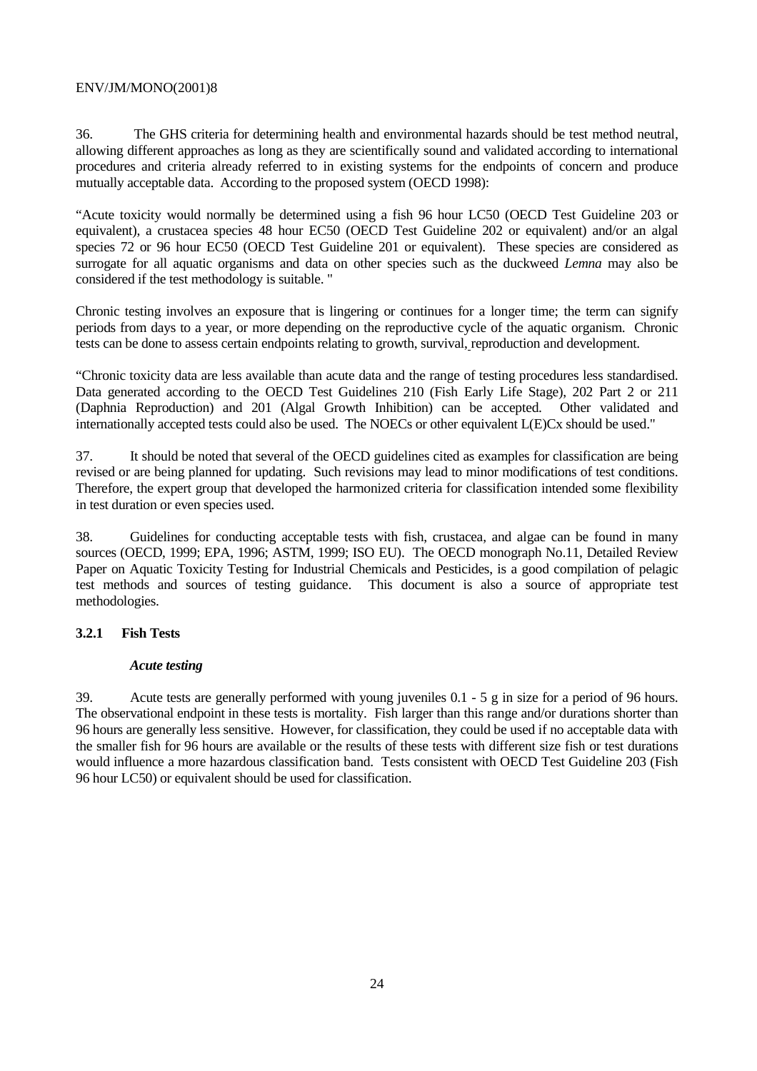36. The GHS criteria for determining health and environmental hazards should be test method neutral, allowing different approaches as long as they are scientifically sound and validated according to international procedures and criteria already referred to in existing systems for the endpoints of concern and produce mutually acceptable data. According to the proposed system (OECD 1998):

"Acute toxicity would normally be determined using a fish 96 hour LC50 (OECD Test Guideline 203 or equivalent), a crustacea species 48 hour EC50 (OECD Test Guideline 202 or equivalent) and/or an algal species 72 or 96 hour EC50 (OECD Test Guideline 201 or equivalent). These species are considered as surrogate for all aquatic organisms and data on other species such as the duckweed *Lemna* may also be considered if the test methodology is suitable. "

Chronic testing involves an exposure that is lingering or continues for a longer time; the term can signify periods from days to a year, or more depending on the reproductive cycle of the aquatic organism. Chronic tests can be done to assess certain endpoints relating to growth, survival, reproduction and development.

"Chronic toxicity data are less available than acute data and the range of testing procedures less standardised. Data generated according to the OECD Test Guidelines 210 (Fish Early Life Stage), 202 Part 2 or 211 (Daphnia Reproduction) and 201 (Algal Growth Inhibition) can be accepted. Other validated and internationally accepted tests could also be used. The NOECs or other equivalent L(E)Cx should be used."

37. It should be noted that several of the OECD guidelines cited as examples for classification are being revised or are being planned for updating. Such revisions may lead to minor modifications of test conditions. Therefore, the expert group that developed the harmonized criteria for classification intended some flexibility in test duration or even species used.

38. Guidelines for conducting acceptable tests with fish, crustacea, and algae can be found in many sources (OECD, 1999; EPA, 1996; ASTM, 1999; ISO EU). The OECD monograph No.11, Detailed Review Paper on Aquatic Toxicity Testing for Industrial Chemicals and Pesticides, is a good compilation of pelagic test methods and sources of testing guidance. This document is also a source of appropriate test methodologies.

### 3.2.1 Fish Tests

***Acute testing***

39. Acute tests are generally performed with young juveniles 0.1 - 5 g in size for a period of 96 hours. The observational endpoint in these tests is mortality. Fish larger than this range and/or durations shorter than 96 hours are generally less sensitive. However, for classification, they could be used if no acceptable data with the smaller fish for 96 hours are available or the results of these tests with different size fish or test durations would influence a more hazardous classification band. Tests consistent with OECD Test Guideline 203 (Fish 96 hour LC50) or equivalent should be used for classification.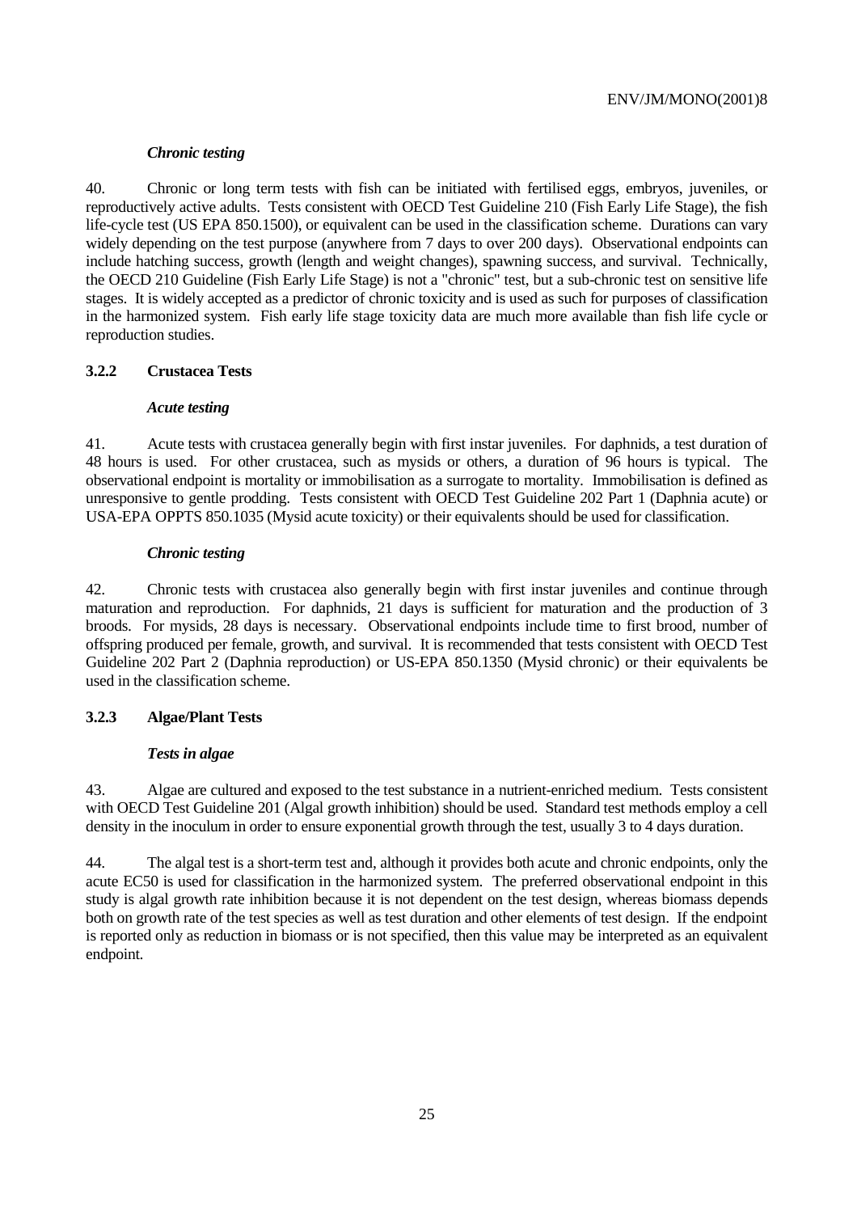*Chronic testing*

40. Chronic or long term tests with fish can be initiated with fertilised eggs, embryos, juveniles, or reproductively active adults. Tests consistent with OECD Test Guideline 210 (Fish Early Life Stage), the fish life-cycle test (US EPA 850.1500), or equivalent can be used in the classification scheme. Durations can vary widely depending on the test purpose (anywhere from 7 days to over 200 days). Observational endpoints can include hatching success, growth (length and weight changes), spawning success, and survival. Technically, the OECD 210 Guideline (Fish Early Life Stage) is not a "chronic" test, but a sub-chronic test on sensitive life stages. It is widely accepted as a predictor of chronic toxicity and is used as such for purposes of classification in the harmonized system. Fish early life stage toxicity data are much more available than fish life cycle or reproduction studies.

### 3.2.2 Crustacea Tests

*Acute testing*

41. Acute tests with crustacea generally begin with first instar juveniles. For daphnids, a test duration of 48 hours is used. For other crustacea, such as mysids or others, a duration of 96 hours is typical. The observational endpoint is mortality or immobilisation as a surrogate to mortality. Immobilisation is defined as unresponsive to gentle prodding. Tests consistent with OECD Test Guideline 202 Part 1 (Daphnia acute) or USA-EPA OPPTS 850.1035 (Mysid acute toxicity) or their equivalents should be used for classification.

*Chronic testing*

42. Chronic tests with crustacea also generally begin with first instar juveniles and continue through maturation and reproduction. For daphnids, 21 days is sufficient for maturation and the production of 3 broods. For mysids, 28 days is necessary. Observational endpoints include time to first brood, number of offspring produced per female, growth, and survival. It is recommended that tests consistent with OECD Test Guideline 202 Part 2 (Daphnia reproduction) or US-EPA 850.1350 (Mysid chronic) or their equivalents be used in the classification scheme.

### 3.2.3 Algae/Plant Tests

*Tests in algae*

43. Algae are cultured and exposed to the test substance in a nutrient-enriched medium. Tests consistent with OECD Test Guideline 201 (Algal growth inhibition) should be used. Standard test methods employ a cell density in the inoculum in order to ensure exponential growth through the test, usually 3 to 4 days duration.

44. The algal test is a short-term test and, although it provides both acute and chronic endpoints, only the acute EC50 is used for classification in the harmonized system. The preferred observational endpoint in this study is algal growth rate inhibition because it is not dependent on the test design, whereas biomass depends both on growth rate of the test species as well as test duration and other elements of test design. If the endpoint is reported only as reduction in biomass or is not specified, then this value may be interpreted as an equivalent endpoint.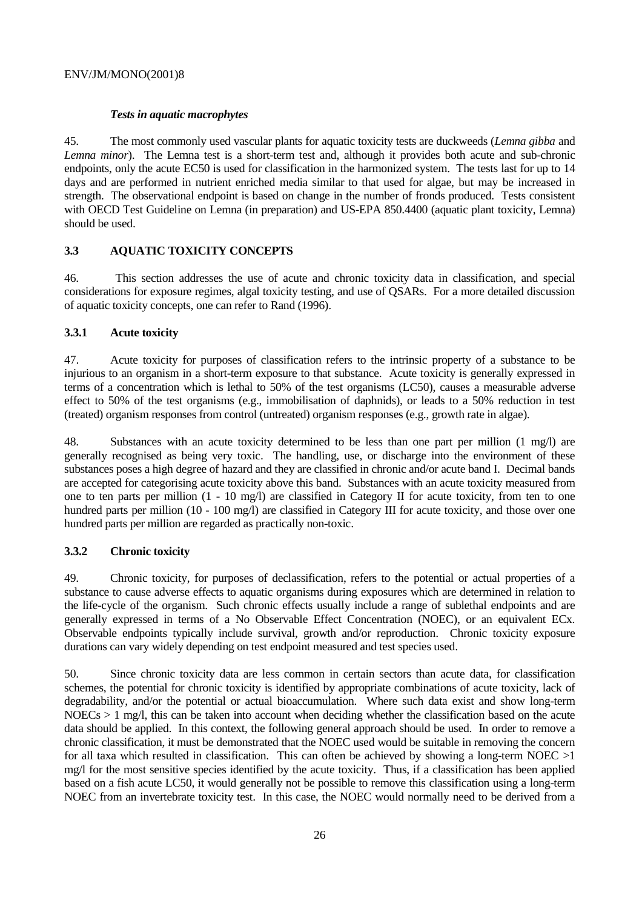### *Tests in aquatic macrophytes*

45. The most commonly used vascular plants for aquatic toxicity tests are duckweeds (*Lemna gibba* and *Lemna minor*). The Lemna test is a short-term test and, although it provides both acute and sub-chronic endpoints, only the acute EC50 is used for classification in the harmonized system. The tests last for up to 14 days and are performed in nutrient enriched media similar to that used for algae, but may be increased in strength. The observational endpoint is based on change in the number of fronds produced. Tests consistent with OECD Test Guideline on Lemna (in preparation) and US-EPA 850.4400 (aquatic plant toxicity, Lemna) should be used.

## 3.3 AQUATIC TOXICITY CONCEPTS

46. This section addresses the use of acute and chronic toxicity data in classification, and special considerations for exposure regimes, algal toxicity testing, and use of QSARs. For a more detailed discussion of aquatic toxicity concepts, one can refer to Rand (1996).

### 3.3.1 Acute toxicity

47. Acute toxicity for purposes of classification refers to the intrinsic property of a substance to be injurious to an organism in a short-term exposure to that substance. Acute toxicity is generally expressed in terms of a concentration which is lethal to 50% of the test organisms (LC50), causes a measurable adverse effect to 50% of the test organisms (e.g., immobilisation of daphnids), or leads to a 50% reduction in test (treated) organism responses from control (untreated) organism responses (e.g., growth rate in algae).

48. Substances with an acute toxicity determined to be less than one part per million (1 mg/l) are generally recognised as being very toxic. The handling, use, or discharge into the environment of these substances poses a high degree of hazard and they are classified in chronic and/or acute band I. Decimal bands are accepted for categorising acute toxicity above this band. Substances with an acute toxicity measured from one to ten parts per million (1 - 10 mg/l) are classified in Category II for acute toxicity, from ten to one hundred parts per million (10 - 100 mg/l) are classified in Category III for acute toxicity, and those over one hundred parts per million are regarded as practically non-toxic.

### 3.3.2 Chronic toxicity

49. Chronic toxicity, for purposes of declassification, refers to the potential or actual properties of a substance to cause adverse effects to aquatic organisms during exposures which are determined in relation to the life-cycle of the organism. Such chronic effects usually include a range of sublethal endpoints and are generally expressed in terms of a No Observable Effect Concentration (NOEC), or an equivalent ECx. Observable endpoints typically include survival, growth and/or reproduction. Chronic toxicity exposure durations can vary widely depending on test endpoint measured and test species used.

50. Since chronic toxicity data are less common in certain sectors than acute data, for classification schemes, the potential for chronic toxicity is identified by appropriate combinations of acute toxicity, lack of degradability, and/or the potential or actual bioaccumulation. Where such data exist and show long-term NOECs > 1 mg/l, this can be taken into account when deciding whether the classification based on the acute data should be applied. In this context, the following general approach should be used. In order to remove a chronic classification, it must be demonstrated that the NOEC used would be suitable in removing the concern for all taxa which resulted in classification. This can often be achieved by showing a long-term NOEC >1 mg/l for the most sensitive species identified by the acute toxicity. Thus, if a classification has been applied based on a fish acute LC50, it would generally not be possible to remove this classification using a long-term NOEC from an invertebrate toxicity test. In this case, the NOEC would normally need to be derived from a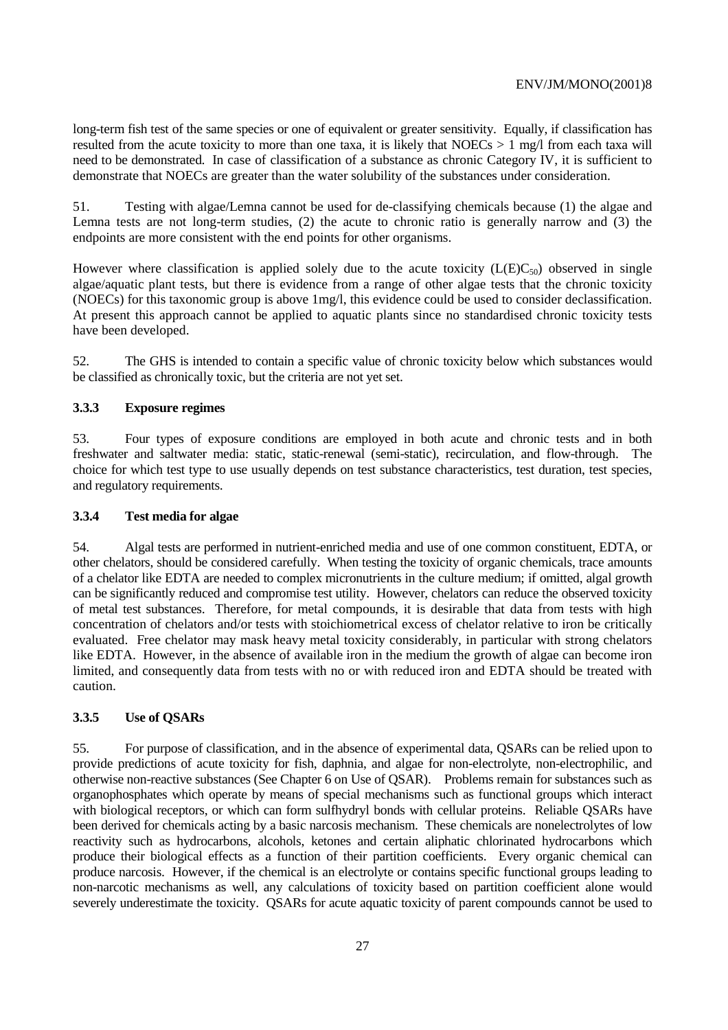long-term fish test of the same species or one of equivalent or greater sensitivity. Equally, if classification has resulted from the acute toxicity to more than one taxa, it is likely that NOECs > 1 mg/l from each taxa will need to be demonstrated. In case of classification of a substance as chronic Category IV, it is sufficient to demonstrate that NOECs are greater than the water solubility of the substances under consideration.

51. Testing with algae/Lemna cannot be used for de-classifying chemicals because (1) the algae and Lemna tests are not long-term studies, (2) the acute to chronic ratio is generally narrow and (3) the endpoints are more consistent with the end points for other organisms.

However where classification is applied solely due to the acute toxicity ($L(E)C_{50}$) observed in single algae/aquatic plant tests, but there is evidence from a range of other algae tests that the chronic toxicity (NOECs) for this taxonomic group is above 1mg/l, this evidence could be used to consider declassification. At present this approach cannot be applied to aquatic plants since no standardised chronic toxicity tests have been developed.

52. The GHS is intended to contain a specific value of chronic toxicity below which substances would be classified as chronically toxic, but the criteria are not yet set.

### 3.3.3 Exposure regimes

53. Four types of exposure conditions are employed in both acute and chronic tests and in both freshwater and saltwater media: static, static-renewal (semi-static), recirculation, and flow-through. The choice for which test type to use usually depends on test substance characteristics, test duration, test species, and regulatory requirements.

### 3.3.4 Test media for algae

54. Algal tests are performed in nutrient-enriched media and use of one common constituent, EDTA, or other chelators, should be considered carefully. When testing the toxicity of organic chemicals, trace amounts of a chelator like EDTA are needed to complex micronutrients in the culture medium; if omitted, algal growth can be significantly reduced and compromise test utility. However, chelators can reduce the observed toxicity of metal test substances. Therefore, for metal compounds, it is desirable that data from tests with high concentration of chelators and/or tests with stoichiometrical excess of chelator relative to iron be critically evaluated. Free chelator may mask heavy metal toxicity considerably, in particular with strong chelators like EDTA. However, in the absence of available iron in the medium the growth of algae can become iron limited, and consequently data from tests with no or with reduced iron and EDTA should be treated with caution.

### 3.3.5 Use of QSARs

55. For purpose of classification, and in the absence of experimental data, QSARs can be relied upon to provide predictions of acute toxicity for fish, daphnia, and algae for non-electrolyte, non-electrophilic, and otherwise non-reactive substances (See Chapter 6 on Use of QSAR). Problems remain for substances such as organophosphates which operate by means of special mechanisms such as functional groups which interact with biological receptors, or which can form sulfhydryl bonds with cellular proteins. Reliable QSARs have been derived for chemicals acting by a basic narcosis mechanism. These chemicals are nonelectrolytes of low reactivity such as hydrocarbons, alcohols, ketones and certain aliphatic chlorinated hydrocarbons which produce their biological effects as a function of their partition coefficients. Every organic chemical can produce narcosis. However, if the chemical is an electrolyte or contains specific functional groups leading to non-narcotic mechanisms as well, any calculations of toxicity based on partition coefficient alone would severely underestimate the toxicity. QSARs for acute aquatic toxicity of parent compounds cannot be used to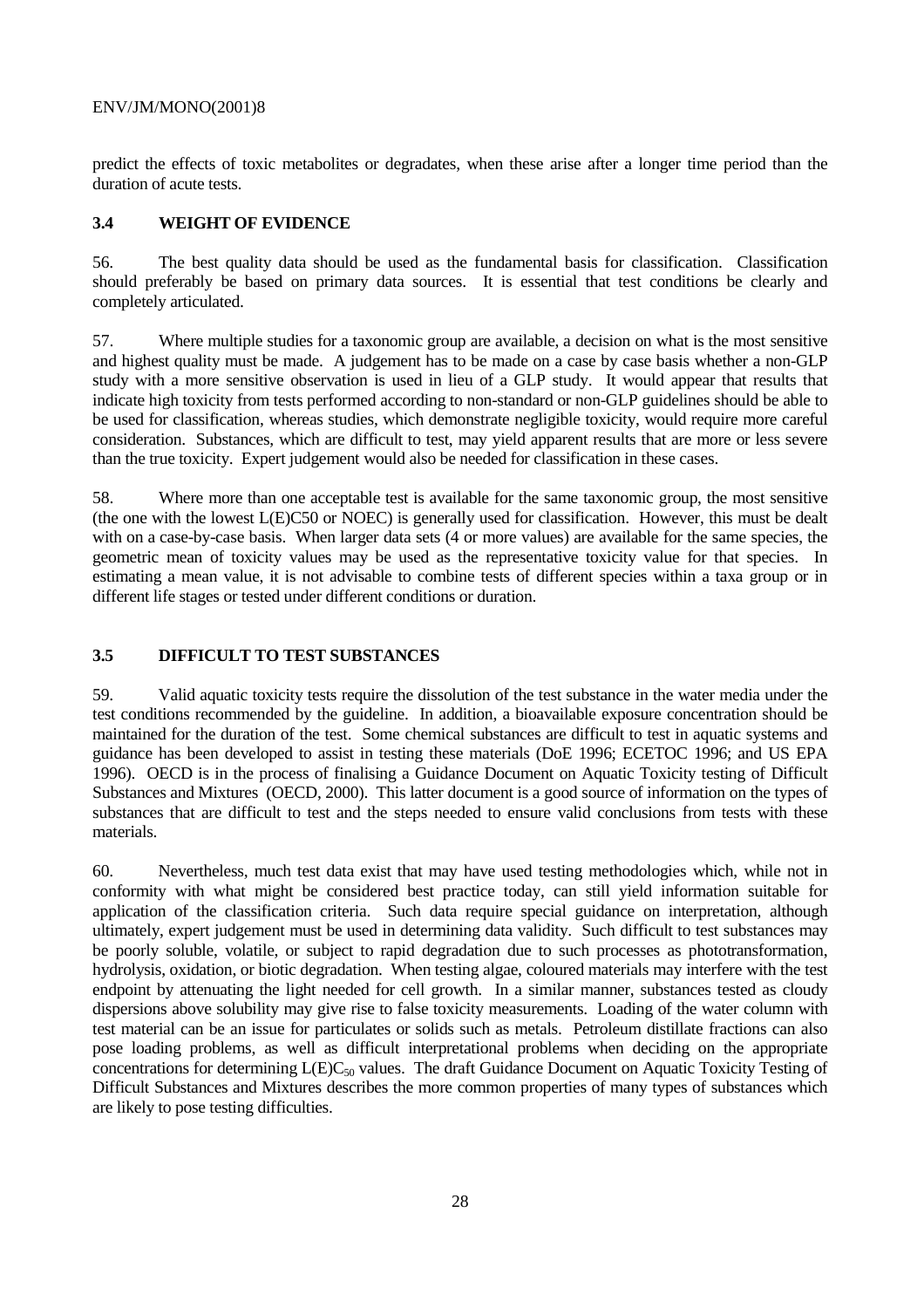predict the effects of toxic metabolites or degradates, when these arise after a longer time period than the duration of acute tests.

### 3.4 WEIGHT OF EVIDENCE

56. The best quality data should be used as the fundamental basis for classification. Classification should preferably be based on primary data sources. It is essential that test conditions be clearly and completely articulated.

57. Where multiple studies for a taxonomic group are available, a decision on what is the most sensitive and highest quality must be made. A judgement has to be made on a case by case basis whether a non-GLP study with a more sensitive observation is used in lieu of a GLP study. It would appear that results that indicate high toxicity from tests performed according to non-standard or non-GLP guidelines should be able to be used for classification, whereas studies, which demonstrate negligible toxicity, would require more careful consideration. Substances, which are difficult to test, may yield apparent results that are more or less severe than the true toxicity. Expert judgement would also be needed for classification in these cases.

58. Where more than one acceptable test is available for the same taxonomic group, the most sensitive (the one with the lowest L(E)C50 or NOEC) is generally used for classification. However, this must be dealt with on a case-by-case basis. When larger data sets (4 or more values) are available for the same species, the geometric mean of toxicity values may be used as the representative toxicity value for that species. In estimating a mean value, it is not advisable to combine tests of different species within a taxa group or in different life stages or tested under different conditions or duration.

### 3.5 DIFFICULT TO TEST SUBSTANCES

59. Valid aquatic toxicity tests require the dissolution of the test substance in the water media under the test conditions recommended by the guideline. In addition, a bioavailable exposure concentration should be maintained for the duration of the test. Some chemical substances are difficult to test in aquatic systems and guidance has been developed to assist in testing these materials (DoE 1996; ECETOC 1996; and US EPA 1996). OECD is in the process of finalising a Guidance Document on Aquatic Toxicity testing of Difficult Substances and Mixtures (OECD, 2000). This latter document is a good source of information on the types of substances that are difficult to test and the steps needed to ensure valid conclusions from tests with these materials.

60. Nevertheless, much test data exist that may have used testing methodologies which, while not in conformity with what might be considered best practice today, can still yield information suitable for application of the classification criteria. Such data require special guidance on interpretation, although ultimately, expert judgement must be used in determining data validity. Such difficult to test substances may be poorly soluble, volatile, or subject to rapid degradation due to such processes as phototransformation, hydrolysis, oxidation, or biotic degradation. When testing algae, coloured materials may interfere with the test endpoint by attenuating the light needed for cell growth. In a similar manner, substances tested as cloudy dispersions above solubility may give rise to false toxicity measurements. Loading of the water column with test material can be an issue for particulates or solids such as metals. Petroleum distillate fractions can also pose loading problems, as well as difficult interpretational problems when deciding on the appropriate concentrations for determining $L(E)C_{50}$ values. The draft Guidance Document on Aquatic Toxicity Testing of Difficult Substances and Mixtures describes the more common properties of many types of substances which are likely to pose testing difficulties.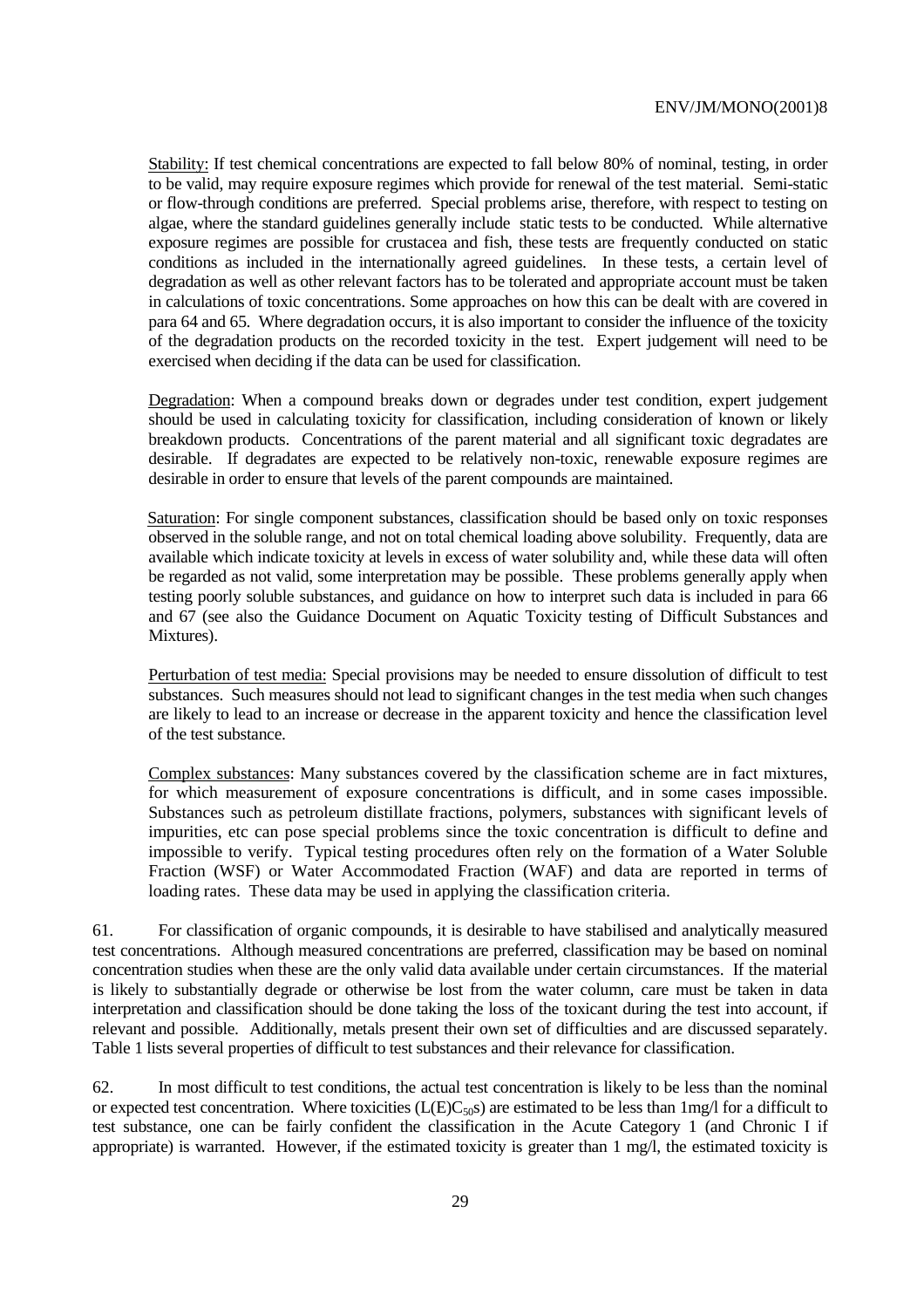Stability: If test chemical concentrations are expected to fall below 80% of nominal, testing, in order to be valid, may require exposure regimes which provide for renewal of the test material. Semi-static or flow-through conditions are preferred. Special problems arise, therefore, with respect to testing on algae, where the standard guidelines generally include static tests to be conducted. While alternative exposure regimes are possible for crustacea and fish, these tests are frequently conducted on static conditions as included in the internationally agreed guidelines. In these tests, a certain level of degradation as well as other relevant factors has to be tolerated and appropriate account must be taken in calculations of toxic concentrations. Some approaches on how this can be dealt with are covered in para 64 and 65. Where degradation occurs, it is also important to consider the influence of the toxicity of the degradation products on the recorded toxicity in the test. Expert judgement will need to be exercised when deciding if the data can be used for classification.

Degradation: When a compound breaks down or degrades under test condition, expert judgement should be used in calculating toxicity for classification, including consideration of known or likely breakdown products. Concentrations of the parent material and all significant toxic degradates are desirable. If degradates are expected to be relatively non-toxic, renewable exposure regimes are desirable in order to ensure that levels of the parent compounds are maintained.

Saturation: For single component substances, classification should be based only on toxic responses observed in the soluble range, and not on total chemical loading above solubility. Frequently, data are available which indicate toxicity at levels in excess of water solubility and, while these data will often be regarded as not valid, some interpretation may be possible. These problems generally apply when testing poorly soluble substances, and guidance on how to interpret such data is included in para 66 and 67 (see also the Guidance Document on Aquatic Toxicity testing of Difficult Substances and Mixtures).

Perturbation of test media: Special provisions may be needed to ensure dissolution of difficult to test substances. Such measures should not lead to significant changes in the test media when such changes are likely to lead to an increase or decrease in the apparent toxicity and hence the classification level of the test substance.

Complex substances: Many substances covered by the classification scheme are in fact mixtures, for which measurement of exposure concentrations is difficult, and in some cases impossible. Substances such as petroleum distillate fractions, polymers, substances with significant levels of impurities, etc can pose special problems since the toxic concentration is difficult to define and impossible to verify. Typical testing procedures often rely on the formation of a Water Soluble Fraction (WSF) or Water Accommodated Fraction (WAF) and data are reported in terms of loading rates. These data may be used in applying the classification criteria.

61. For classification of organic compounds, it is desirable to have stabilised and analytically measured test concentrations. Although measured concentrations are preferred, classification may be based on nominal concentration studies when these are the only valid data available under certain circumstances. If the material is likely to substantially degrade or otherwise be lost from the water column, care must be taken in data interpretation and classification should be done taking the loss of the toxicant during the test into account, if relevant and possible. Additionally, metals present their own set of difficulties and are discussed separately. Table 1 lists several properties of difficult to test substances and their relevance for classification.

62. In most difficult to test conditions, the actual test concentration is likely to be less than the nominal or expected test concentration. Where toxicities ($L(E)C_{50}$s) are estimated to be less than 1mg/l for a difficult to test substance, one can be fairly confident the classification in the Acute Category 1 (and Chronic I if appropriate) is warranted. However, if the estimated toxicity is greater than 1 mg/l, the estimated toxicity is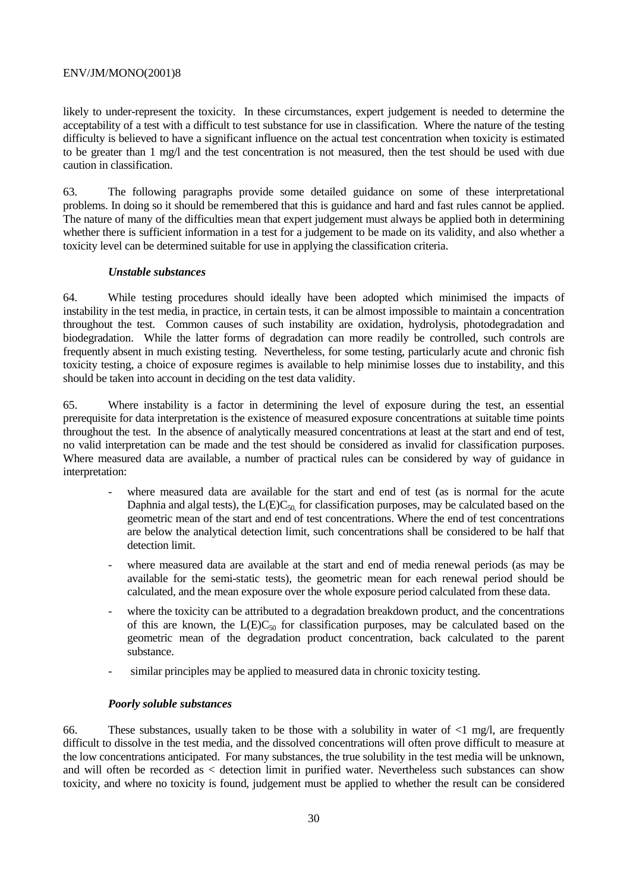likely to under-represent the toxicity. In these circumstances, expert judgement is needed to determine the acceptability of a test with a difficult to test substance for use in classification. Where the nature of the testing difficulty is believed to have a significant influence on the actual test concentration when toxicity is estimated to be greater than 1 mg/l and the test concentration is not measured, then the test should be used with due caution in classification.

63. The following paragraphs provide some detailed guidance on some of these interpretational problems. In doing so it should be remembered that this is guidance and hard and fast rules cannot be applied. The nature of many of the difficulties mean that expert judgement must always be applied both in determining whether there is sufficient information in a test for a judgement to be made on its validity, and also whether a toxicity level can be determined suitable for use in applying the classification criteria.

***Unstable substances***

64. While testing procedures should ideally have been adopted which minimised the impacts of instability in the test media, in practice, in certain tests, it can be almost impossible to maintain a concentration throughout the test. Common causes of such instability are oxidation, hydrolysis, photodegradation and biodegradation. While the latter forms of degradation can more readily be controlled, such controls are frequently absent in much existing testing. Nevertheless, for some testing, particularly acute and chronic fish toxicity testing, a choice of exposure regimes is available to help minimise losses due to instability, and this should be taken into account in deciding on the test data validity.

65. Where instability is a factor in determining the level of exposure during the test, an essential prerequisite for data interpretation is the existence of measured exposure concentrations at suitable time points throughout the test. In the absence of analytically measured concentrations at least at the start and end of test, no valid interpretation can be made and the test should be considered as invalid for classification purposes. Where measured data are available, a number of practical rules can be considered by way of guidance in interpretation:

- where measured data are available for the start and end of test (as is normal for the acute Daphnia and algal tests), the $L(E)C_{50,}$ for classification purposes, may be calculated based on the geometric mean of the start and end of test concentrations. Where the end of test concentrations are below the analytical detection limit, such concentrations shall be considered to be half that detection limit.
- where measured data are available at the start and end of media renewal periods (as may be available for the semi-static tests), the geometric mean for each renewal period should be calculated, and the mean exposure over the whole exposure period calculated from these data.
- where the toxicity can be attributed to a degradation breakdown product, and the concentrations of this are known, the $L(E)C_{50}$ for classification purposes, may be calculated based on the geometric mean of the degradation product concentration, back calculated to the parent substance.
- similar principles may be applied to measured data in chronic toxicity testing.

***Poorly soluble substances***

66. These substances, usually taken to be those with a solubility in water of <1 mg/l, are frequently difficult to dissolve in the test media, and the dissolved concentrations will often prove difficult to measure at the low concentrations anticipated. For many substances, the true solubility in the test media will be unknown, and will often be recorded as < detection limit in purified water. Nevertheless such substances can show toxicity, and where no toxicity is found, judgement must be applied to whether the result can be considered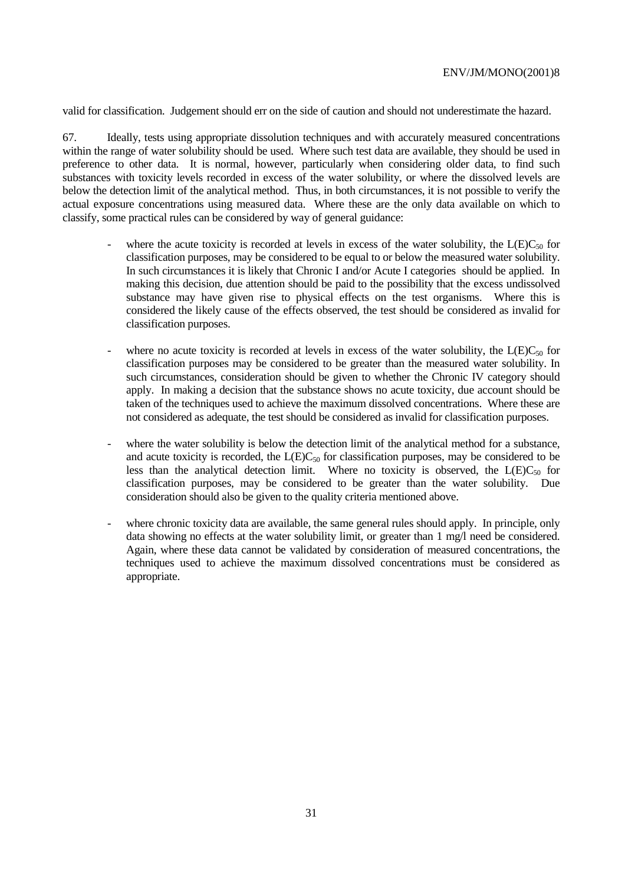valid for classification. Judgement should err on the side of caution and should not underestimate the hazard.

67. Ideally, tests using appropriate dissolution techniques and with accurately measured concentrations within the range of water solubility should be used. Where such test data are available, they should be used in preference to other data. It is normal, however, particularly when considering older data, to find such substances with toxicity levels recorded in excess of the water solubility, or where the dissolved levels are below the detection limit of the analytical method. Thus, in both circumstances, it is not possible to verify the actual exposure concentrations using measured data. Where these are the only data available on which to classify, some practical rules can be considered by way of general guidance:

- where the acute toxicity is recorded at levels in excess of the water solubility, the $L(E)C_{50}$ for classification purposes, may be considered to be equal to or below the measured water solubility. In such circumstances it is likely that Chronic I and/or Acute I categories should be applied. In making this decision, due attention should be paid to the possibility that the excess undissolved substance may have given rise to physical effects on the test organisms. Where this is considered the likely cause of the effects observed, the test should be considered as invalid for classification purposes.

- where no acute toxicity is recorded at levels in excess of the water solubility, the $L(E)C_{50}$ for classification purposes may be considered to be greater than the measured water solubility. In such circumstances, consideration should be given to whether the Chronic IV category should apply. In making a decision that the substance shows no acute toxicity, due account should be taken of the techniques used to achieve the maximum dissolved concentrations. Where these are not considered as adequate, the test should be considered as invalid for classification purposes.

- where the water solubility is below the detection limit of the analytical method for a substance, and acute toxicity is recorded, the $L(E)C_{50}$ for classification purposes, may be considered to be less than the analytical detection limit. Where no toxicity is observed, the $L(E)C_{50}$ for classification purposes, may be considered to be greater than the water solubility. Due consideration should also be given to the quality criteria mentioned above.

- where chronic toxicity data are available, the same general rules should apply. In principle, only data showing no effects at the water solubility limit, or greater than 1 mg/l need be considered. Again, where these data cannot be validated by consideration of measured concentrations, the techniques used to achieve the maximum dissolved concentrations must be considered as appropriate.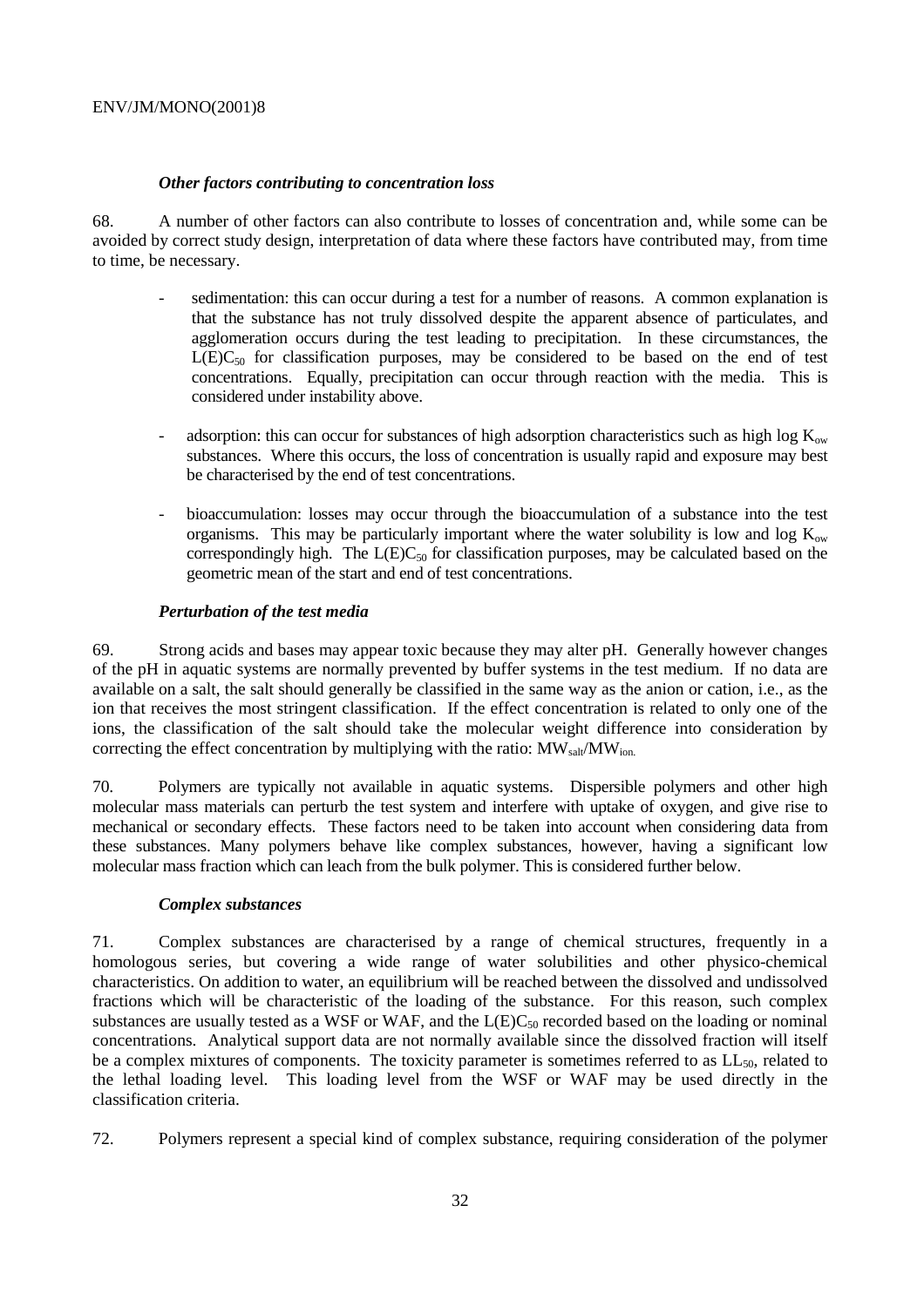### *Other factors contributing to concentration loss*

68. A number of other factors can also contribute to losses of concentration and, while some can be avoided by correct study design, interpretation of data where these factors have contributed may, from time to time, be necessary.

- sedimentation: this can occur during a test for a number of reasons. A common explanation is that the substance has not truly dissolved despite the apparent absence of particulates, and agglomeration occurs during the test leading to precipitation. In these circumstances, the $L(E)C_{50}$ for classification purposes, may be considered to be based on the end of test concentrations. Equally, precipitation can occur through reaction with the media. This is considered under instability above.
- adsorption: this can occur for substances of high adsorption characteristics such as high log $K_{ow}$ substances. Where this occurs, the loss of concentration is usually rapid and exposure may best be characterised by the end of test concentrations.
- bioaccumulation: losses may occur through the bioaccumulation of a substance into the test organisms. This may be particularly important where the water solubility is low and log $K_{ow}$ correspondingly high. The $L(E)C_{50}$ for classification purposes, may be calculated based on the geometric mean of the start and end of test concentrations.

### *Perturbation of the test media*

69. Strong acids and bases may appear toxic because they may alter pH. Generally however changes of the pH in aquatic systems are normally prevented by buffer systems in the test medium. If no data are available on a salt, the salt should generally be classified in the same way as the anion or cation, i.e., as the ion that receives the most stringent classification. If the effect concentration is related to only one of the ions, the classification of the salt should take the molecular weight difference into consideration by correcting the effect concentration by multiplying with the ratio: $MW_{salt}/MW_{ion.}$

70. Polymers are typically not available in aquatic systems. Dispersible polymers and other high molecular mass materials can perturb the test system and interfere with uptake of oxygen, and give rise to mechanical or secondary effects. These factors need to be taken into account when considering data from these substances. Many polymers behave like complex substances, however, having a significant low molecular mass fraction which can leach from the bulk polymer. This is considered further below.

### *Complex substances*

71. Complex substances are characterised by a range of chemical structures, frequently in a homologous series, but covering a wide range of water solubilities and other physico-chemical characteristics. On addition to water, an equilibrium will be reached between the dissolved and undissolved fractions which will be characteristic of the loading of the substance. For this reason, such complex substances are usually tested as a WSF or WAF, and the $L(E)C_{50}$ recorded based on the loading or nominal concentrations. Analytical support data are not normally available since the dissolved fraction will itself be a complex mixtures of components. The toxicity parameter is sometimes referred to as $LL_{50}$, related to the lethal loading level. This loading level from the WSF or WAF may be used directly in the classification criteria.

72. Polymers represent a special kind of complex substance, requiring consideration of the polymer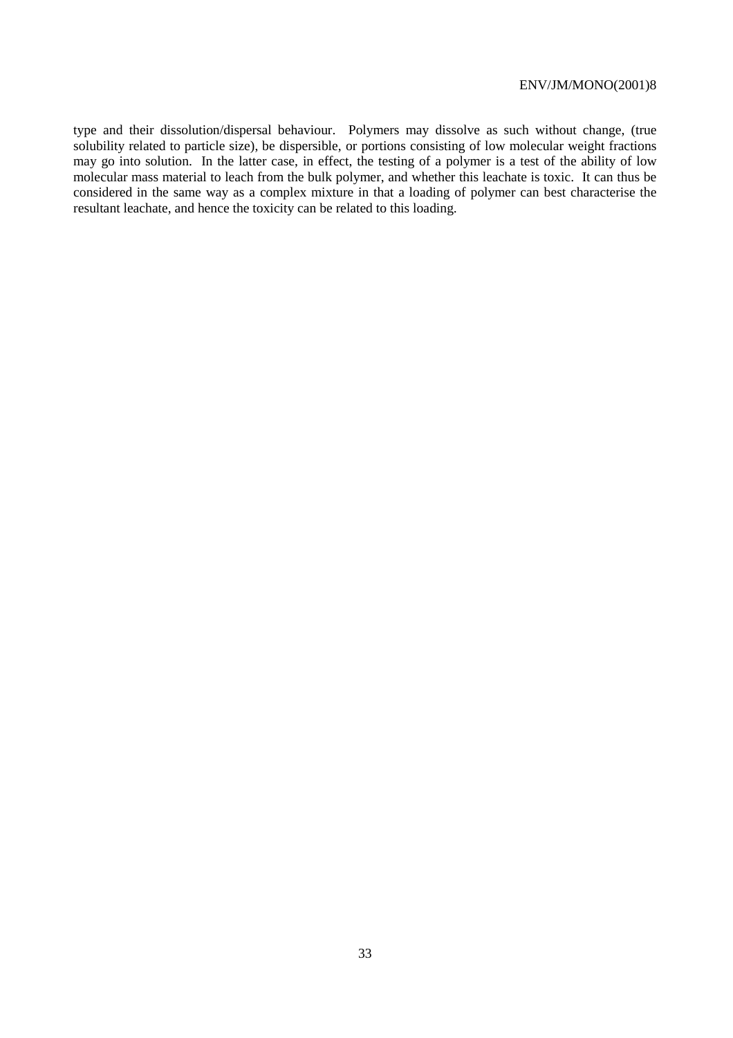type and their dissolution/dispersal behaviour. Polymers may dissolve as such without change, (true solubility related to particle size), be dispersible, or portions consisting of low molecular weight fractions may go into solution. In the latter case, in effect, the testing of a polymer is a test of the ability of low molecular mass material to leach from the bulk polymer, and whether this leachate is toxic. It can thus be considered in the same way as a complex mixture in that a loading of polymer can best characterise the resultant leachate, and hence the toxicity can be related to this loading.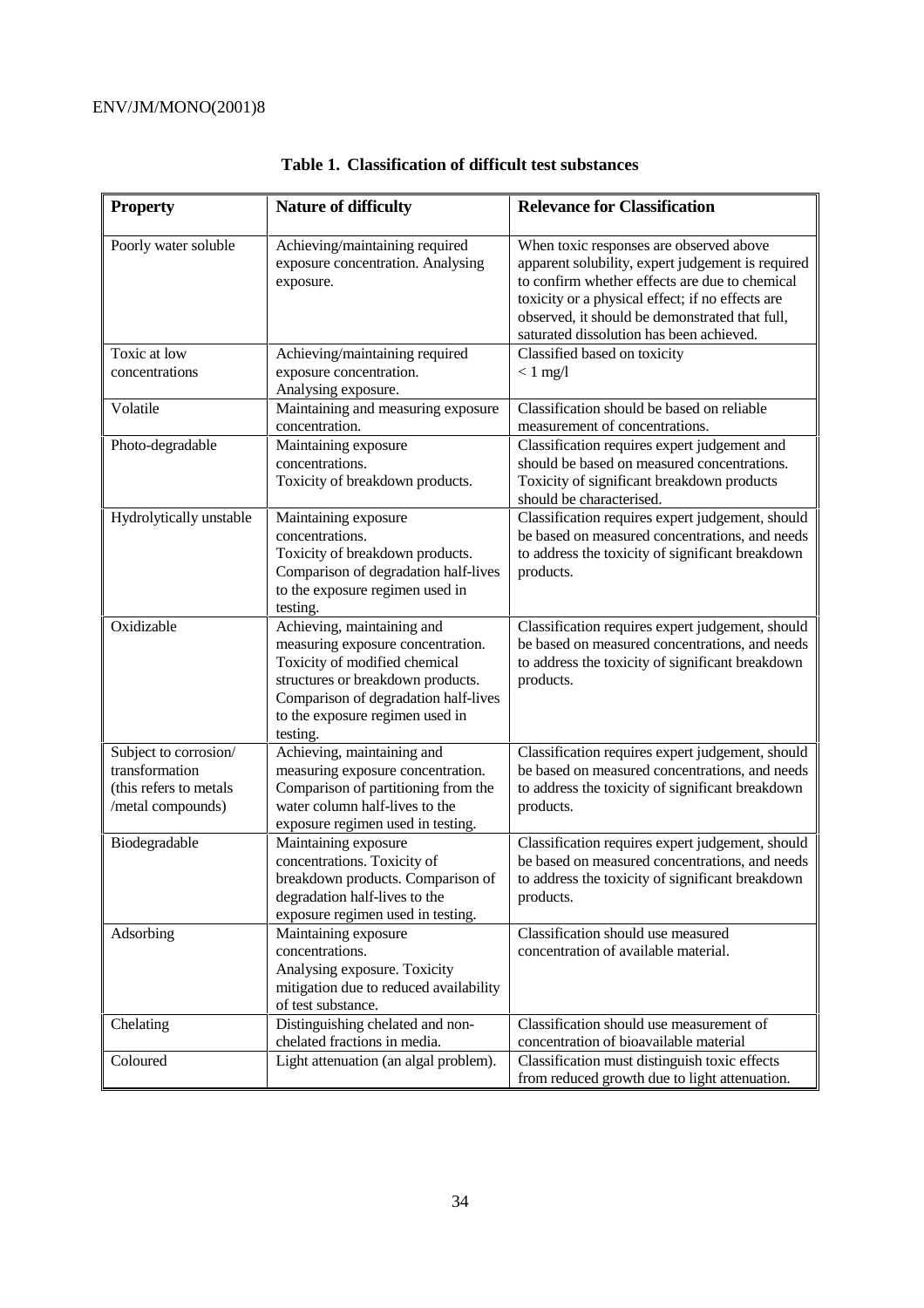**Table 1. Classification of difficult test substances**

| Property | Nature of difficulty | Relevance for Classification |
|---|---|---|
| Poorly water soluble | Achieving/maintaining required exposure concentration. Analysing exposure. | When toxic responses are observed above apparent solubility, expert judgement is required to confirm whether effects are due to chemical toxicity or a physical effect; if no effects are observed, it should be demonstrated that full, saturated dissolution has been achieved. |
| Toxic at low concentrations | Achieving/maintaining required exposure concentration. Analysing exposure. | Classified based on toxicity < 1 mg/l |
| Volatile | Maintaining and measuring exposure concentration. | Classification should be based on reliable measurement of concentrations. |
| Photo-degradable | Maintaining exposure concentrations. Toxicity of breakdown products. | Classification requires expert judgement and should be based on measured concentrations. Toxicity of significant breakdown products should be characterised. |
| Hydrolytically unstable | Maintaining exposure concentrations. Toxicity of breakdown products. Comparison of degradation half-lives to the exposure regimen used in testing. | Classification requires expert judgement, should be based on measured concentrations, and needs to address the toxicity of significant breakdown products. |
| Oxidizable | Achieving, maintaining and measuring exposure concentration. Toxicity of modified chemical structures or breakdown products. Comparison of degradation half-lives to the exposure regimen used in testing. | Classification requires expert judgement, should be based on measured concentrations, and needs to address the toxicity of significant breakdown products. |
| Subject to corrosion/ transformation (this refers to metals /metal compounds) | Achieving, maintaining and measuring exposure concentration. Comparison of partitioning from the water column half-lives to the exposure regimen used in testing. | Classification requires expert judgement, should be based on measured concentrations, and needs to address the toxicity of significant breakdown products. |
| Biodegradable | Maintaining exposure concentrations. Toxicity of breakdown products. Comparison of degradation half-lives to the exposure regimen used in testing. | Classification requires expert judgement, should be based on measured concentrations, and needs to address the toxicity of significant breakdown products. |
| Adsorbing | Maintaining exposure concentrations. Analysing exposure. Toxicity mitigation due to reduced availability of test substance. | Classification should use measured concentration of available material. |
| Chelating | Distinguishing chelated and non-chelated fractions in media. | Classification should use measurement of concentration of bioavailable material |
| Coloured | Light attenuation (an algal problem). | Classification must distinguish toxic effects from reduced growth due to light attenuation. |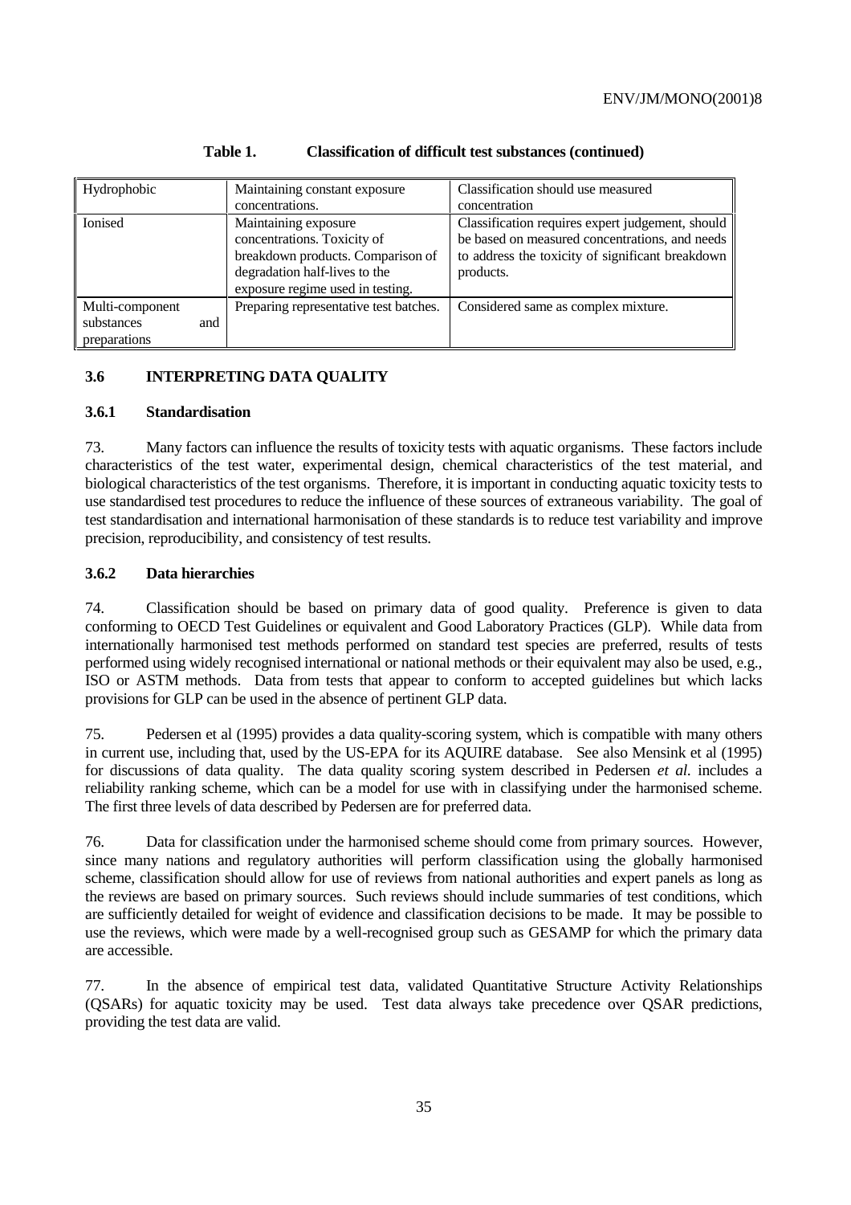**Table 1. Classification of difficult test substances (continued)**

| | | |
|---|---|---|
| Hydrophobic | Maintaining constant exposure concentrations. | Classification should use measured concentration |
| Ionised | Maintaining exposure concentrations. Toxicity of breakdown products. Comparison of degradation half-lives to the exposure regime used in testing. | Classification requires expert judgement, should be based on measured concentrations, and needs to address the toxicity of significant breakdown products. |
| Multi-component substances and preparations | Preparing representative test batches. | Considered same as complex mixture. |

## 3.6 INTERPRETING DATA QUALITY

### 3.6.1 Standardisation

73. Many factors can influence the results of toxicity tests with aquatic organisms. These factors include characteristics of the test water, experimental design, chemical characteristics of the test material, and biological characteristics of the test organisms. Therefore, it is important in conducting aquatic toxicity tests to use standardised test procedures to reduce the influence of these sources of extraneous variability. The goal of test standardisation and international harmonisation of these standards is to reduce test variability and improve precision, reproducibility, and consistency of test results.

### 3.6.2 Data hierarchies

74. Classification should be based on primary data of good quality. Preference is given to data conforming to OECD Test Guidelines or equivalent and Good Laboratory Practices (GLP). While data from internationally harmonised test methods performed on standard test species are preferred, results of tests performed using widely recognised international or national methods or their equivalent may also be used, e.g., ISO or ASTM methods. Data from tests that appear to conform to accepted guidelines but which lacks provisions for GLP can be used in the absence of pertinent GLP data.

75. Pedersen et al (1995) provides a data quality-scoring system, which is compatible with many others in current use, including that, used by the US-EPA for its AQUIRE database. See also Mensink et al (1995) for discussions of data quality. The data quality scoring system described in Pedersen *et al.* includes a reliability ranking scheme, which can be a model for use with in classifying under the harmonised scheme. The first three levels of data described by Pedersen are for preferred data.

76. Data for classification under the harmonised scheme should come from primary sources. However, since many nations and regulatory authorities will perform classification using the globally harmonised scheme, classification should allow for use of reviews from national authorities and expert panels as long as the reviews are based on primary sources. Such reviews should include summaries of test conditions, which are sufficiently detailed for weight of evidence and classification decisions to be made. It may be possible to use the reviews, which were made by a well-recognised group such as GESAMP for which the primary data are accessible.

77. In the absence of empirical test data, validated Quantitative Structure Activity Relationships (QSARs) for aquatic toxicity may be used. Test data always take precedence over QSAR predictions, providing the test data are valid.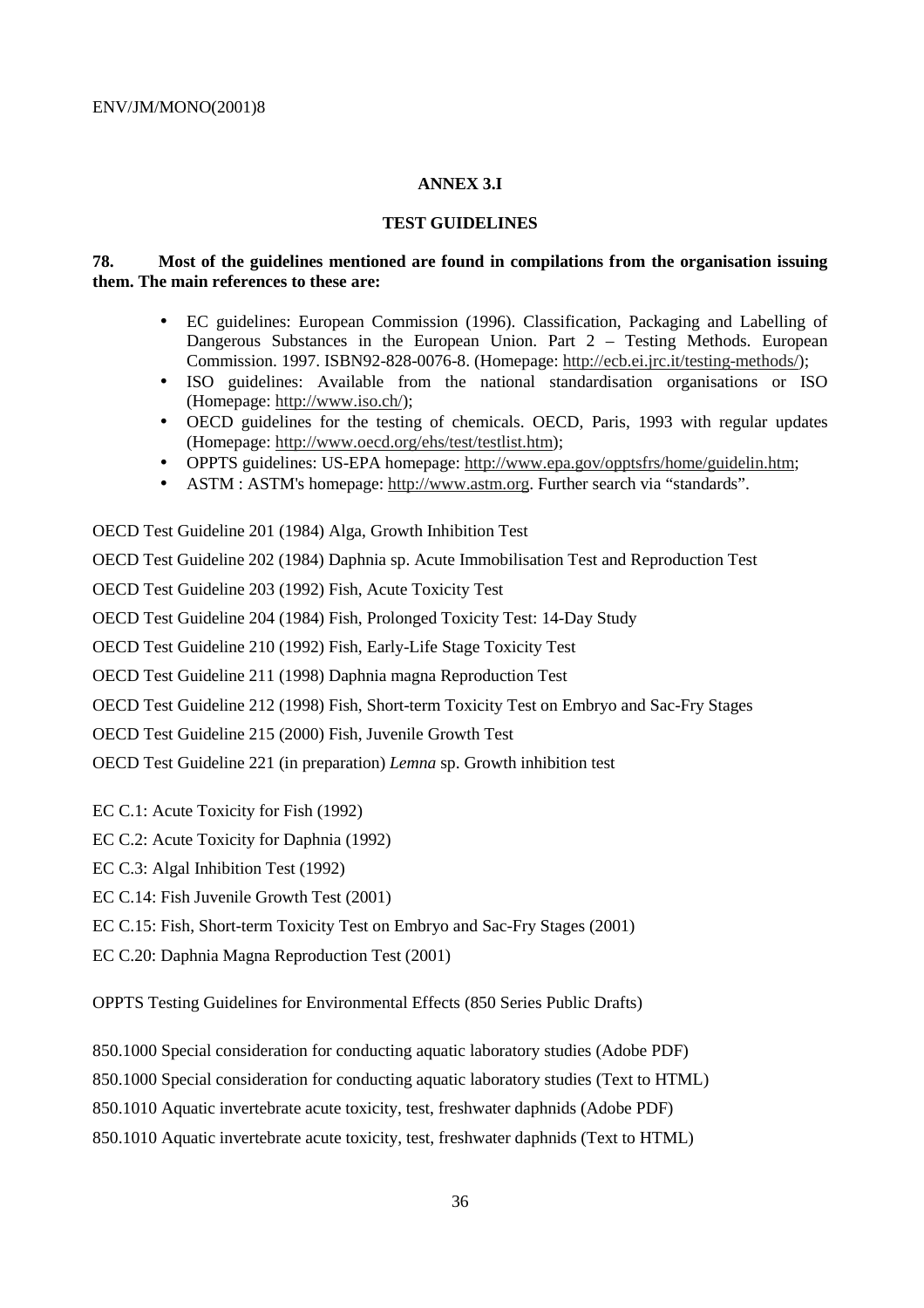## ANNEX 3.I

## TEST GUIDELINES

**78. Most of the guidelines mentioned are found in compilations from the organisation issuing them. The main references to these are:**

- EC guidelines: European Commission (1996). Classification, Packaging and Labelling of Dangerous Substances in the European Union. Part 2 – Testing Methods. European Commission. 1997. ISBN92-828-0076-8. (Homepage: http://ecb.ei.jrc.it/testing-methods/);
- ISO guidelines: Available from the national standardisation organisations or ISO (Homepage: http://www.iso.ch/);
- OECD guidelines for the testing of chemicals. OECD, Paris, 1993 with regular updates (Homepage: http://www.oecd.org/ehs/test/testlist.htm);
- OPPTS guidelines: US-EPA homepage: http://www.epa.gov/opptsfrs/home/guidelin.htm;
- ASTM : ASTM's homepage: http://www.astm.org. Further search via "standards".

OECD Test Guideline 201 (1984) Alga, Growth Inhibition Test

OECD Test Guideline 202 (1984) Daphnia sp. Acute Immobilisation Test and Reproduction Test

OECD Test Guideline 203 (1992) Fish, Acute Toxicity Test

OECD Test Guideline 204 (1984) Fish, Prolonged Toxicity Test: 14-Day Study

OECD Test Guideline 210 (1992) Fish, Early-Life Stage Toxicity Test

OECD Test Guideline 211 (1998) Daphnia magna Reproduction Test

OECD Test Guideline 212 (1998) Fish, Short-term Toxicity Test on Embryo and Sac-Fry Stages

OECD Test Guideline 215 (2000) Fish, Juvenile Growth Test

OECD Test Guideline 221 (in preparation) *Lemna* sp. Growth inhibition test

EC C.1: Acute Toxicity for Fish (1992)

EC C.2: Acute Toxicity for Daphnia (1992)

EC C.3: Algal Inhibition Test (1992)

EC C.14: Fish Juvenile Growth Test (2001)

EC C.15: Fish, Short-term Toxicity Test on Embryo and Sac-Fry Stages (2001)

EC C.20: Daphnia Magna Reproduction Test (2001)

OPPTS Testing Guidelines for Environmental Effects (850 Series Public Drafts)

850.1000 Special consideration for conducting aquatic laboratory studies (Adobe PDF)

850.1000 Special consideration for conducting aquatic laboratory studies (Text to HTML)

850.1010 Aquatic invertebrate acute toxicity, test, freshwater daphnids (Adobe PDF)

850.1010 Aquatic invertebrate acute toxicity, test, freshwater daphnids (Text to HTML)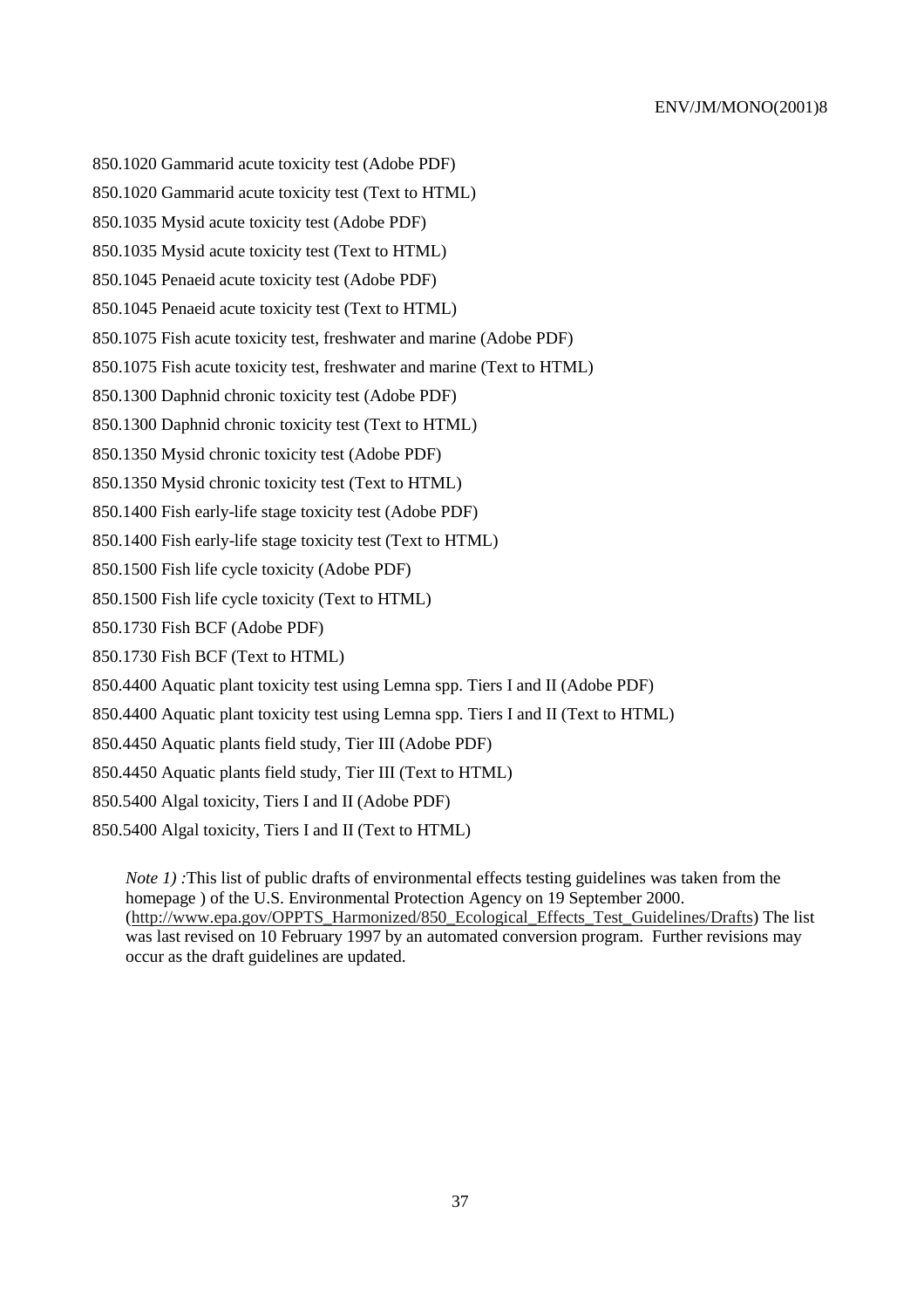850.1020 Gammarid acute toxicity test (Adobe PDF)

850.1020 Gammarid acute toxicity test (Text to HTML)

850.1035 Mysid acute toxicity test (Adobe PDF)

850.1035 Mysid acute toxicity test (Text to HTML)

850.1045 Penaeid acute toxicity test (Adobe PDF)

850.1045 Penaeid acute toxicity test (Text to HTML)

850.1075 Fish acute toxicity test, freshwater and marine (Adobe PDF)

850.1075 Fish acute toxicity test, freshwater and marine (Text to HTML)

850.1300 Daphnid chronic toxicity test (Adobe PDF)

850.1300 Daphnid chronic toxicity test (Text to HTML)

850.1350 Mysid chronic toxicity test (Adobe PDF)

850.1350 Mysid chronic toxicity test (Text to HTML)

850.1400 Fish early-life stage toxicity test (Adobe PDF)

850.1400 Fish early-life stage toxicity test (Text to HTML)

850.1500 Fish life cycle toxicity (Adobe PDF)

850.1500 Fish life cycle toxicity (Text to HTML)

850.1730 Fish BCF (Adobe PDF)

850.1730 Fish BCF (Text to HTML)

850.4400 Aquatic plant toxicity test using Lemna spp. Tiers I and II (Adobe PDF)

850.4400 Aquatic plant toxicity test using Lemna spp. Tiers I and II (Text to HTML)

850.4450 Aquatic plants field study, Tier III (Adobe PDF)

850.4450 Aquatic plants field study, Tier III (Text to HTML)

850.5400 Algal toxicity, Tiers I and II (Adobe PDF)

850.5400 Algal toxicity, Tiers I and II (Text to HTML)

*Note 1) :*This list of public drafts of environmental effects testing guidelines was taken from the homepage ) of the U.S. Environmental Protection Agency on 19 September 2000. (http://www.epa.gov/OPPTS_Harmonized/850_Ecological_Effects_Test_Guidelines/Drafts) The list was last revised on 10 February 1997 by an automated conversion program. Further revisions may occur as the draft guidelines are updated.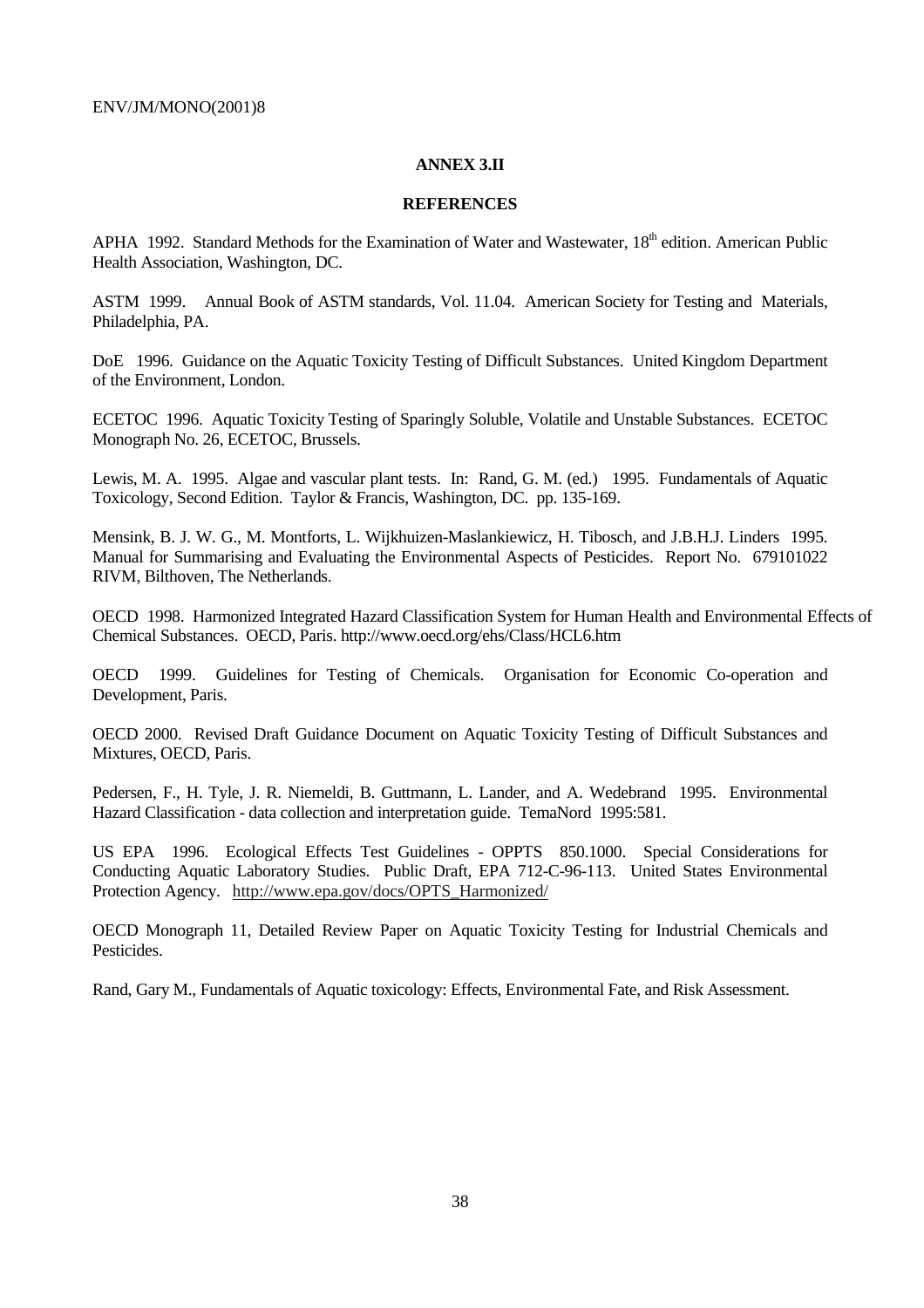## ANNEX 3.II

### REFERENCES

APHA 1992. Standard Methods for the Examination of Water and Wastewater, 18th edition. American Public Health Association, Washington, DC.

ASTM 1999. Annual Book of ASTM standards, Vol. 11.04. American Society for Testing and Materials, Philadelphia, PA.

DoE 1996. Guidance on the Aquatic Toxicity Testing of Difficult Substances. United Kingdom Department of the Environment, London.

ECETOC 1996. Aquatic Toxicity Testing of Sparingly Soluble, Volatile and Unstable Substances. ECETOC Monograph No. 26, ECETOC, Brussels.

Lewis, M. A. 1995. Algae and vascular plant tests. In: Rand, G. M. (ed.) 1995. Fundamentals of Aquatic Toxicology, Second Edition. Taylor & Francis, Washington, DC. pp. 135-169.

Mensink, B. J. W. G., M. Montforts, L. Wijkhuizen-Maslankiewicz, H. Tibosch, and J.B.H.J. Linders 1995. Manual for Summarising and Evaluating the Environmental Aspects of Pesticides. Report No. 679101022 RIVM, Bilthoven, The Netherlands.

OECD 1998. Harmonized Integrated Hazard Classification System for Human Health and Environmental Effects of Chemical Substances. OECD, Paris. http://www.oecd.org/ehs/Class/HCL6.htm

OECD 1999. Guidelines for Testing of Chemicals. Organisation for Economic Co-operation and Development, Paris.

OECD 2000. Revised Draft Guidance Document on Aquatic Toxicity Testing of Difficult Substances and Mixtures, OECD, Paris.

Pedersen, F., H. Tyle, J. R. Niemeldi, B. Guttmann, L. Lander, and A. Wedebrand 1995. Environmental Hazard Classification - data collection and interpretation guide. TemaNord 1995:581.

US EPA 1996. Ecological Effects Test Guidelines - OPPTS 850.1000. Special Considerations for Conducting Aquatic Laboratory Studies. Public Draft, EPA 712-C-96-113. United States Environmental Protection Agency. http://www.epa.gov/docs/OPTS_Harmonized/

OECD Monograph 11, Detailed Review Paper on Aquatic Toxicity Testing for Industrial Chemicals and Pesticides.

Rand, Gary M., Fundamentals of Aquatic toxicology: Effects, Environmental Fate, and Risk Assessment.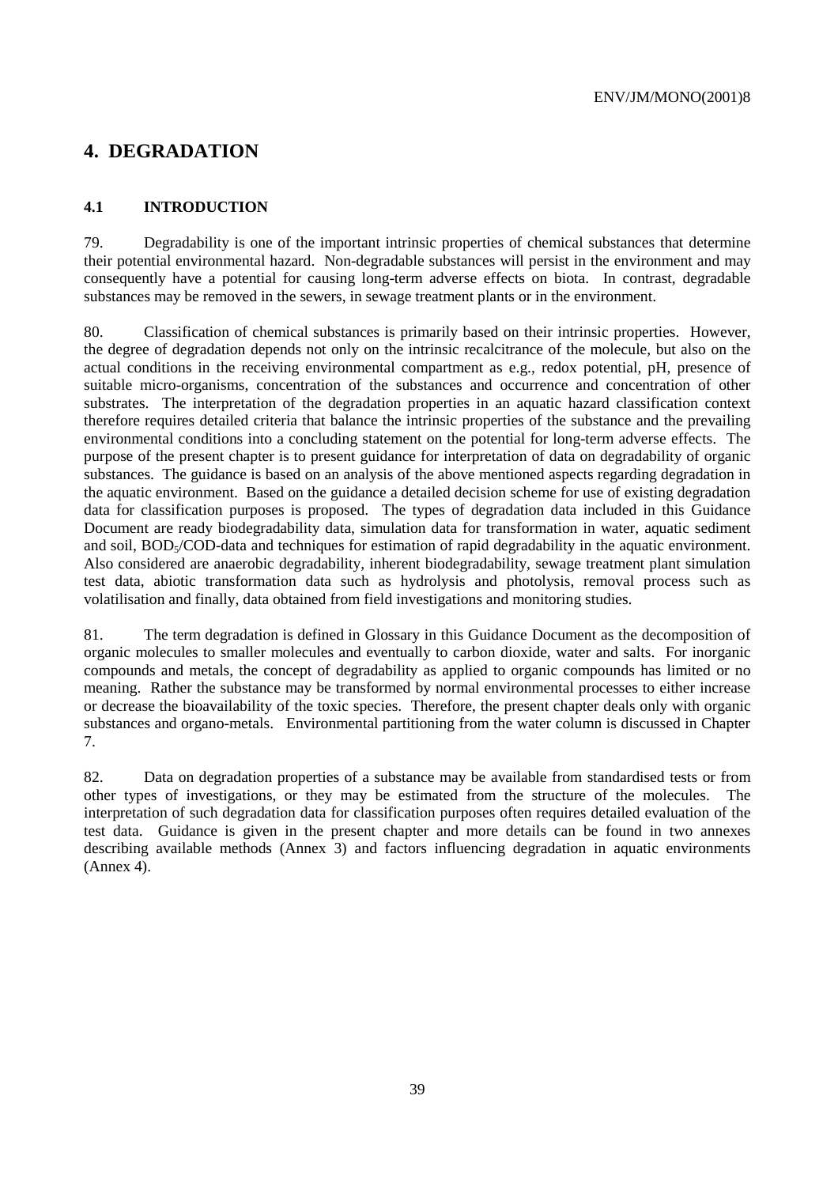# 4. DEGRADATION

## 4.1 INTRODUCTION

79. Degradability is one of the important intrinsic properties of chemical substances that determine their potential environmental hazard. Non-degradable substances will persist in the environment and may consequently have a potential for causing long-term adverse effects on biota. In contrast, degradable substances may be removed in the sewers, in sewage treatment plants or in the environment.

80. Classification of chemical substances is primarily based on their intrinsic properties. However, the degree of degradation depends not only on the intrinsic recalcitrance of the molecule, but also on the actual conditions in the receiving environmental compartment as e.g., redox potential, pH, presence of suitable micro-organisms, concentration of the substances and occurrence and concentration of other substrates. The interpretation of the degradation properties in an aquatic hazard classification context therefore requires detailed criteria that balance the intrinsic properties of the substance and the prevailing environmental conditions into a concluding statement on the potential for long-term adverse effects. The purpose of the present chapter is to present guidance for interpretation of data on degradability of organic substances. The guidance is based on an analysis of the above mentioned aspects regarding degradation in the aquatic environment. Based on the guidance a detailed decision scheme for use of existing degradation data for classification purposes is proposed. The types of degradation data included in this Guidance Document are ready biodegradability data, simulation data for transformation in water, aquatic sediment and soil, $BOD_5$/COD-data and techniques for estimation of rapid degradability in the aquatic environment. Also considered are anaerobic degradability, inherent biodegradability, sewage treatment plant simulation test data, abiotic transformation data such as hydrolysis and photolysis, removal process such as volatilisation and finally, data obtained from field investigations and monitoring studies.

81. The term degradation is defined in Glossary in this Guidance Document as the decomposition of organic molecules to smaller molecules and eventually to carbon dioxide, water and salts. For inorganic compounds and metals, the concept of degradability as applied to organic compounds has limited or no meaning. Rather the substance may be transformed by normal environmental processes to either increase or decrease the bioavailability of the toxic species. Therefore, the present chapter deals only with organic substances and organo-metals. Environmental partitioning from the water column is discussed in Chapter 7.

82. Data on degradation properties of a substance may be available from standardised tests or from other types of investigations, or they may be estimated from the structure of the molecules. The interpretation of such degradation data for classification purposes often requires detailed evaluation of the test data. Guidance is given in the present chapter and more details can be found in two annexes describing available methods (Annex 3) and factors influencing degradation in aquatic environments (Annex 4).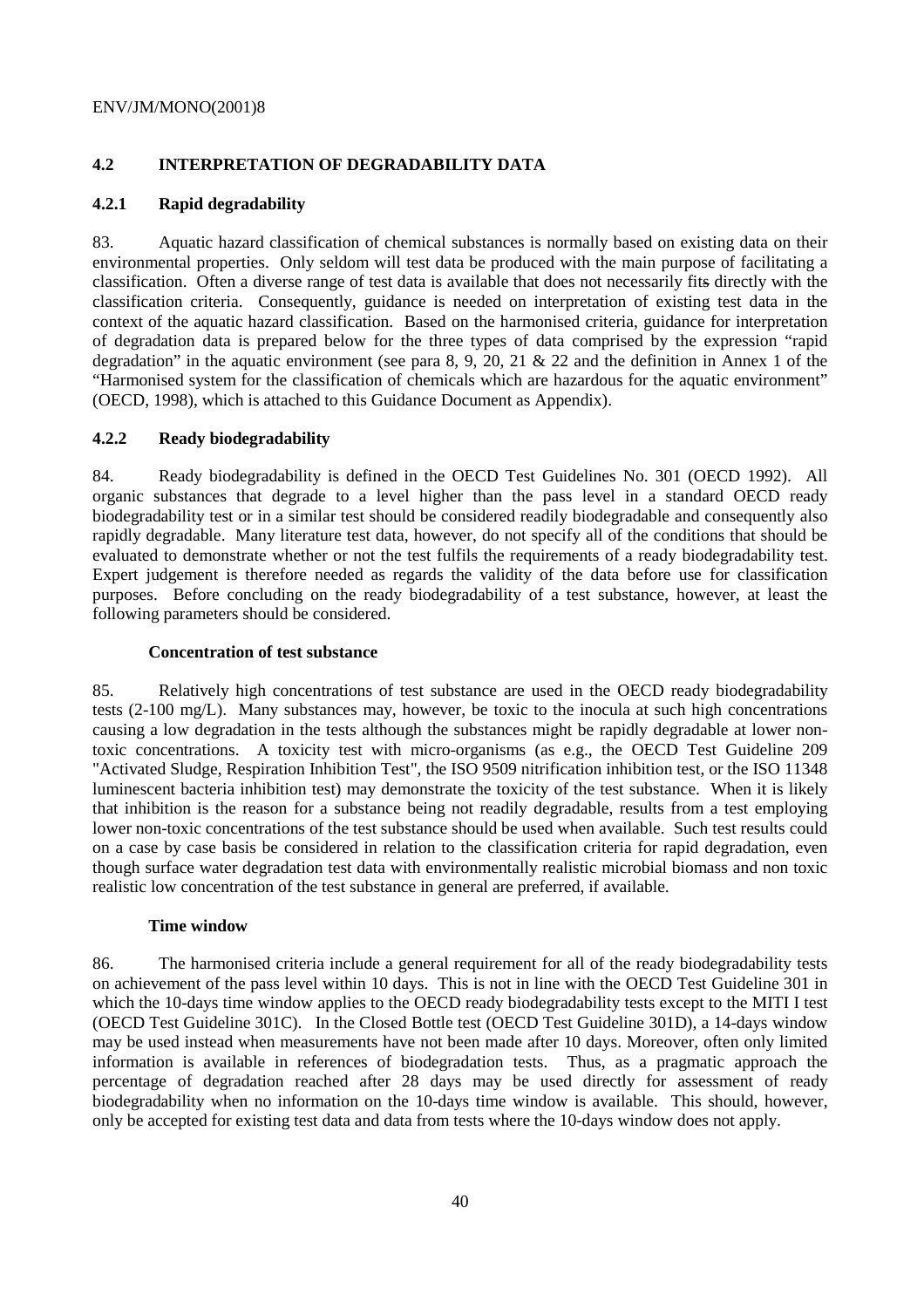## 4.2 INTERPRETATION OF DEGRADABILITY DATA

### 4.2.1 Rapid degradability

83. Aquatic hazard classification of chemical substances is normally based on existing data on their environmental properties. Only seldom will test data be produced with the main purpose of facilitating a classification. Often a diverse range of test data is available that does not necessarily fits directly with the classification criteria. Consequently, guidance is needed on interpretation of existing test data in the context of the aquatic hazard classification. Based on the harmonised criteria, guidance for interpretation of degradation data is prepared below for the three types of data comprised by the expression "rapid degradation" in the aquatic environment (see para 8, 9, 20, 21 & 22 and the definition in Annex 1 of the "Harmonised system for the classification of chemicals which are hazardous for the aquatic environment" (OECD, 1998), which is attached to this Guidance Document as Appendix).

### 4.2.2 Ready biodegradability

84. Ready biodegradability is defined in the OECD Test Guidelines No. 301 (OECD 1992). All organic substances that degrade to a level higher than the pass level in a standard OECD ready biodegradability test or in a similar test should be considered readily biodegradable and consequently also rapidly degradable. Many literature test data, however, do not specify all of the conditions that should be evaluated to demonstrate whether or not the test fulfils the requirements of a ready biodegradability test. Expert judgement is therefore needed as regards the validity of the data before use for classification purposes. Before concluding on the ready biodegradability of a test substance, however, at least the following parameters should be considered.

**Concentration of test substance**

85. Relatively high concentrations of test substance are used in the OECD ready biodegradability tests (2-100 mg/L). Many substances may, however, be toxic to the inocula at such high concentrations causing a low degradation in the tests although the substances might be rapidly degradable at lower non-toxic concentrations. A toxicity test with micro-organisms (as e.g., the OECD Test Guideline 209 "Activated Sludge, Respiration Inhibition Test", the ISO 9509 nitrification inhibition test, or the ISO 11348 luminescent bacteria inhibition test) may demonstrate the toxicity of the test substance. When it is likely that inhibition is the reason for a substance being not readily degradable, results from a test employing lower non-toxic concentrations of the test substance should be used when available. Such test results could on a case by case basis be considered in relation to the classification criteria for rapid degradation, even though surface water degradation test data with environmentally realistic microbial biomass and non toxic realistic low concentration of the test substance in general are preferred, if available.

**Time window**

86. The harmonised criteria include a general requirement for all of the ready biodegradability tests on achievement of the pass level within 10 days. This is not in line with the OECD Test Guideline 301 in which the 10-days time window applies to the OECD ready biodegradability tests except to the MITI I test (OECD Test Guideline 301C). In the Closed Bottle test (OECD Test Guideline 301D), a 14-days window may be used instead when measurements have not been made after 10 days. Moreover, often only limited information is available in references of biodegradation tests. Thus, as a pragmatic approach the percentage of degradation reached after 28 days may be used directly for assessment of ready biodegradability when no information on the 10-days time window is available. This should, however, only be accepted for existing test data and data from tests where the 10-days window does not apply.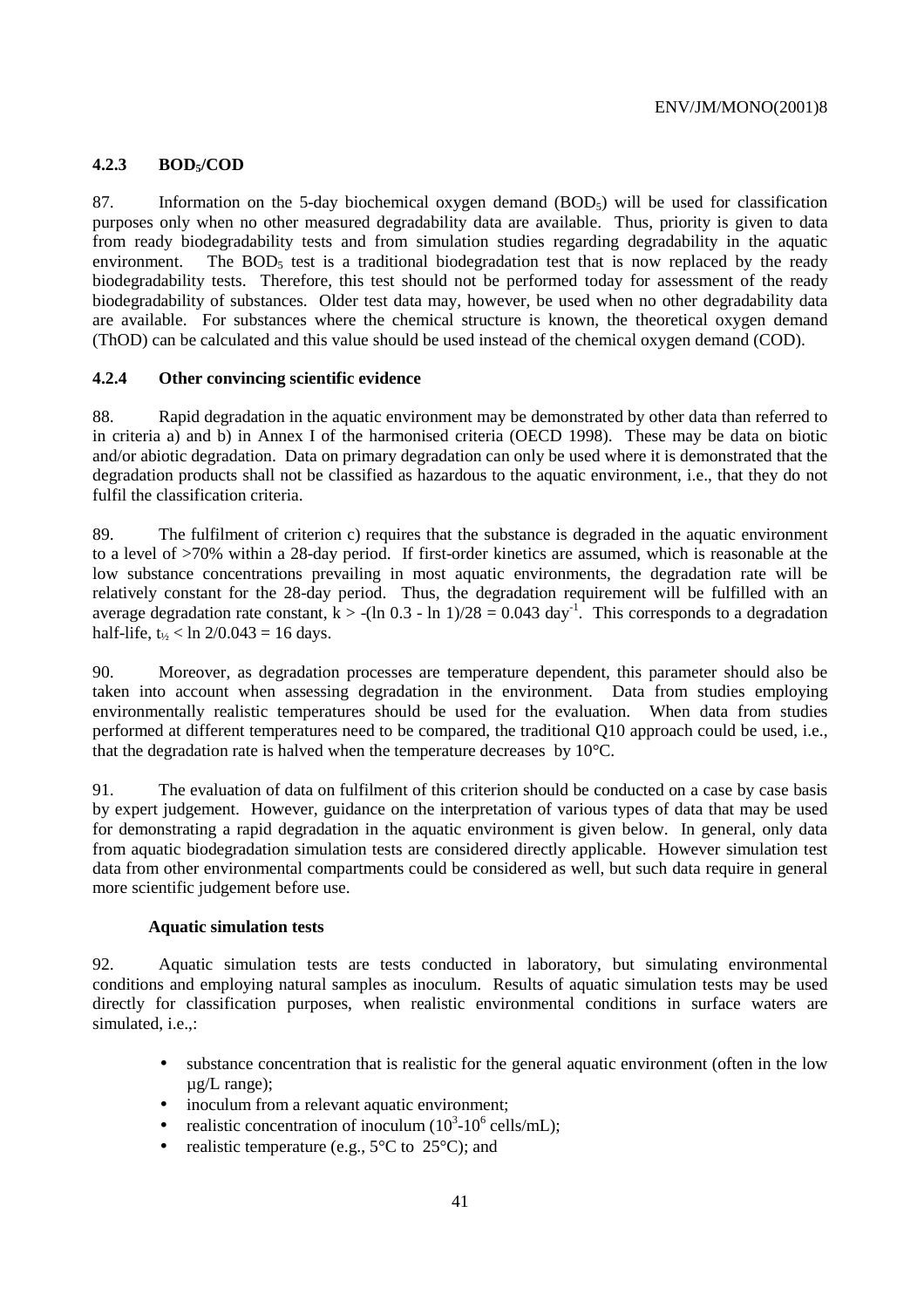#### 4.2.3 $BOD_5$/COD

87. Information on the 5-day biochemical oxygen demand ($BOD_5$) will be used for classification purposes only when no other measured degradability data are available. Thus, priority is given to data from ready biodegradability tests and from simulation studies regarding degradability in the aquatic environment. The $BOD_5$ test is a traditional biodegradation test that is now replaced by the ready biodegradability tests. Therefore, this test should not be performed today for assessment of the ready biodegradability of substances. Older test data may, however, be used when no other degradability data are available. For substances where the chemical structure is known, the theoretical oxygen demand (ThOD) can be calculated and this value should be used instead of the chemical oxygen demand (COD).

#### 4.2.4 Other convincing scientific evidence

88. Rapid degradation in the aquatic environment may be demonstrated by other data than referred to in criteria a) and b) in Annex I of the harmonised criteria (OECD 1998). These may be data on biotic and/or abiotic degradation. Data on primary degradation can only be used where it is demonstrated that the degradation products shall not be classified as hazardous to the aquatic environment, i.e., that they do not fulfil the classification criteria.

89. The fulfilment of criterion c) requires that the substance is degraded in the aquatic environment to a level of >70% within a 28-day period. If first-order kinetics are assumed, which is reasonable at the low substance concentrations prevailing in most aquatic environments, the degradation rate will be relatively constant for the 28-day period. Thus, the degradation requirement will be fulfilled with an average degradation rate constant, $k > -(\ln 0.3 - \ln 1)/28 = 0.043\ \text{day}^{-1}$. This corresponds to a degradation half-life, $t_{½} < \ln 2/0.043 = 16$ days.

90. Moreover, as degradation processes are temperature dependent, this parameter should also be taken into account when assessing degradation in the environment. Data from studies employing environmentally realistic temperatures should be used for the evaluation. When data from studies performed at different temperatures need to be compared, the traditional Q10 approach could be used, i.e., that the degradation rate is halved when the temperature decreases by 10°C.

91. The evaluation of data on fulfilment of this criterion should be conducted on a case by case basis by expert judgement. However, guidance on the interpretation of various types of data that may be used for demonstrating a rapid degradation in the aquatic environment is given below. In general, only data from aquatic biodegradation simulation tests are considered directly applicable. However simulation test data from other environmental compartments could be considered as well, but such data require in general more scientific judgement before use.

**Aquatic simulation tests**

92. Aquatic simulation tests are tests conducted in laboratory, but simulating environmental conditions and employing natural samples as inoculum. Results of aquatic simulation tests may be used directly for classification purposes, when realistic environmental conditions in surface waters are simulated, i.e.,:

- substance concentration that is realistic for the general aquatic environment (often in the low µg/L range);
- inoculum from a relevant aquatic environment;
- realistic concentration of inoculum ($10^3$-$10^6$ cells/mL);
- realistic temperature (e.g., 5°C to 25°C); and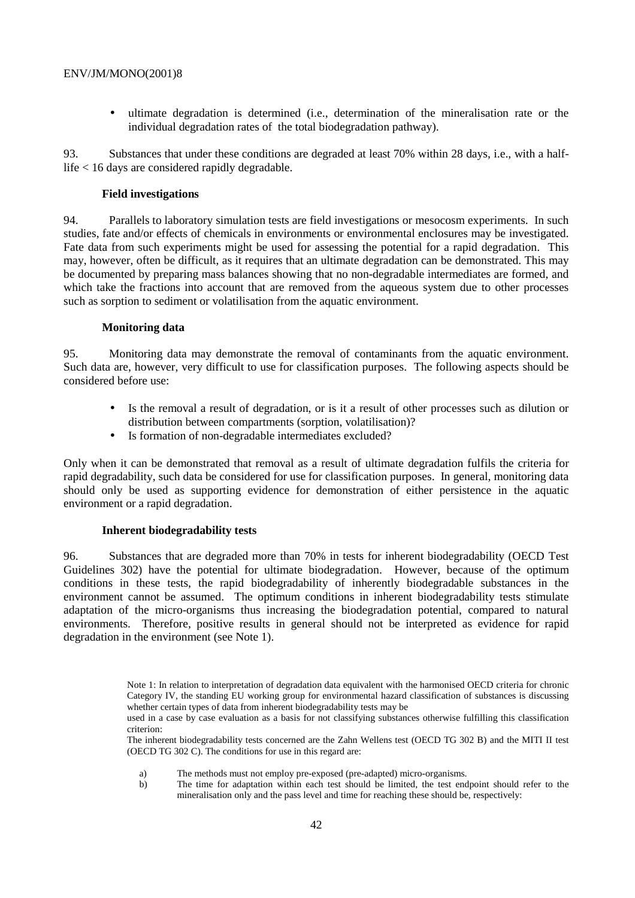- ultimate degradation is determined (i.e., determination of the mineralisation rate or the individual degradation rates of the total biodegradation pathway).

93. Substances that under these conditions are degraded at least 70% within 28 days, i.e., with a half-life < 16 days are considered rapidly degradable.

**Field investigations**

94. Parallels to laboratory simulation tests are field investigations or mesocosm experiments. In such studies, fate and/or effects of chemicals in environments or environmental enclosures may be investigated. Fate data from such experiments might be used for assessing the potential for a rapid degradation. This may, however, often be difficult, as it requires that an ultimate degradation can be demonstrated. This may be documented by preparing mass balances showing that no non-degradable intermediates are formed, and which take the fractions into account that are removed from the aqueous system due to other processes such as sorption to sediment or volatilisation from the aquatic environment.

**Monitoring data**

95. Monitoring data may demonstrate the removal of contaminants from the aquatic environment. Such data are, however, very difficult to use for classification purposes. The following aspects should be considered before use:

- Is the removal a result of degradation, or is it a result of other processes such as dilution or distribution between compartments (sorption, volatilisation)?
- Is formation of non-degradable intermediates excluded?

Only when it can be demonstrated that removal as a result of ultimate degradation fulfils the criteria for rapid degradability, such data be considered for use for classification purposes. In general, monitoring data should only be used as supporting evidence for demonstration of either persistence in the aquatic environment or a rapid degradation.

**Inherent biodegradability tests**

96. Substances that are degraded more than 70% in tests for inherent biodegradability (OECD Test Guidelines 302) have the potential for ultimate biodegradation. However, because of the optimum conditions in these tests, the rapid biodegradability of inherently biodegradable substances in the environment cannot be assumed. The optimum conditions in inherent biodegradability tests stimulate adaptation of the micro-organisms thus increasing the biodegradation potential, compared to natural environments. Therefore, positive results in general should not be interpreted as evidence for rapid degradation in the environment (see Note 1).

Note 1: In relation to interpretation of degradation data equivalent with the harmonised OECD criteria for chronic Category IV, the standing EU working group for environmental hazard classification of substances is discussing whether certain types of data from inherent biodegradability tests may be used in a case by case evaluation as a basis for not classifying substances otherwise fulfilling this classification criterion:

The inherent biodegradability tests concerned are the Zahn Wellens test (OECD TG 302 B) and the MITI II test (OECD TG 302 C). The conditions for use in this regard are:

a) The methods must not employ pre-exposed (pre-adapted) micro-organisms.

b) The time for adaptation within each test should be limited, the test endpoint should refer to the mineralisation only and the pass level and time for reaching these should be, respectively: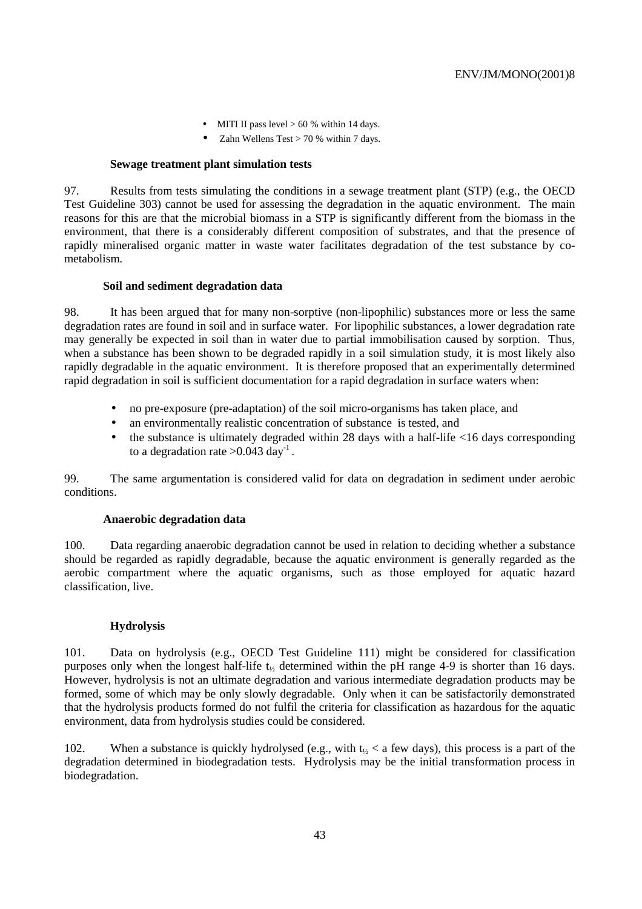- MITI II pass level > 60 % within 14 days.
- Zahn Wellens Test > 70 % within 7 days.

### Sewage treatment plant simulation tests

97. Results from tests simulating the conditions in a sewage treatment plant (STP) (e.g., the OECD Test Guideline 303) cannot be used for assessing the degradation in the aquatic environment. The main reasons for this are that the microbial biomass in a STP is significantly different from the biomass in the environment, that there is a considerably different composition of substrates, and that the presence of rapidly mineralised organic matter in waste water facilitates degradation of the test substance by co-metabolism.

### Soil and sediment degradation data

98. It has been argued that for many non-sorptive (non-lipophilic) substances more or less the same degradation rates are found in soil and in surface water. For lipophilic substances, a lower degradation rate may generally be expected in soil than in water due to partial immobilisation caused by sorption. Thus, when a substance has been shown to be degraded rapidly in a soil simulation study, it is most likely also rapidly degradable in the aquatic environment. It is therefore proposed that an experimentally determined rapid degradation in soil is sufficient documentation for a rapid degradation in surface waters when:

- no pre-exposure (pre-adaptation) of the soil micro-organisms has taken place, and
- an environmentally realistic concentration of substance is tested, and
- the substance is ultimately degraded within 28 days with a half-life <16 days corresponding to a degradation rate $>0.043$ $day^{-1}$.

99. The same argumentation is considered valid for data on degradation in sediment under aerobic conditions.

### Anaerobic degradation data

100. Data regarding anaerobic degradation cannot be used in relation to deciding whether a substance should be regarded as rapidly degradable, because the aquatic environment is generally regarded as the aerobic compartment where the aquatic organisms, such as those employed for aquatic hazard classification, live.

### Hydrolysis

101. Data on hydrolysis (e.g., OECD Test Guideline 111) might be considered for classification purposes only when the longest half-life $t_{½}$ determined within the pH range 4-9 is shorter than 16 days. However, hydrolysis is not an ultimate degradation and various intermediate degradation products may be formed, some of which may be only slowly degradable. Only when it can be satisfactorily demonstrated that the hydrolysis products formed do not fulfil the criteria for classification as hazardous for the aquatic environment, data from hydrolysis studies could be considered.

102. When a substance is quickly hydrolysed (e.g., with $t_{½}$ < a few days), this process is a part of the degradation determined in biodegradation tests. Hydrolysis may be the initial transformation process in biodegradation.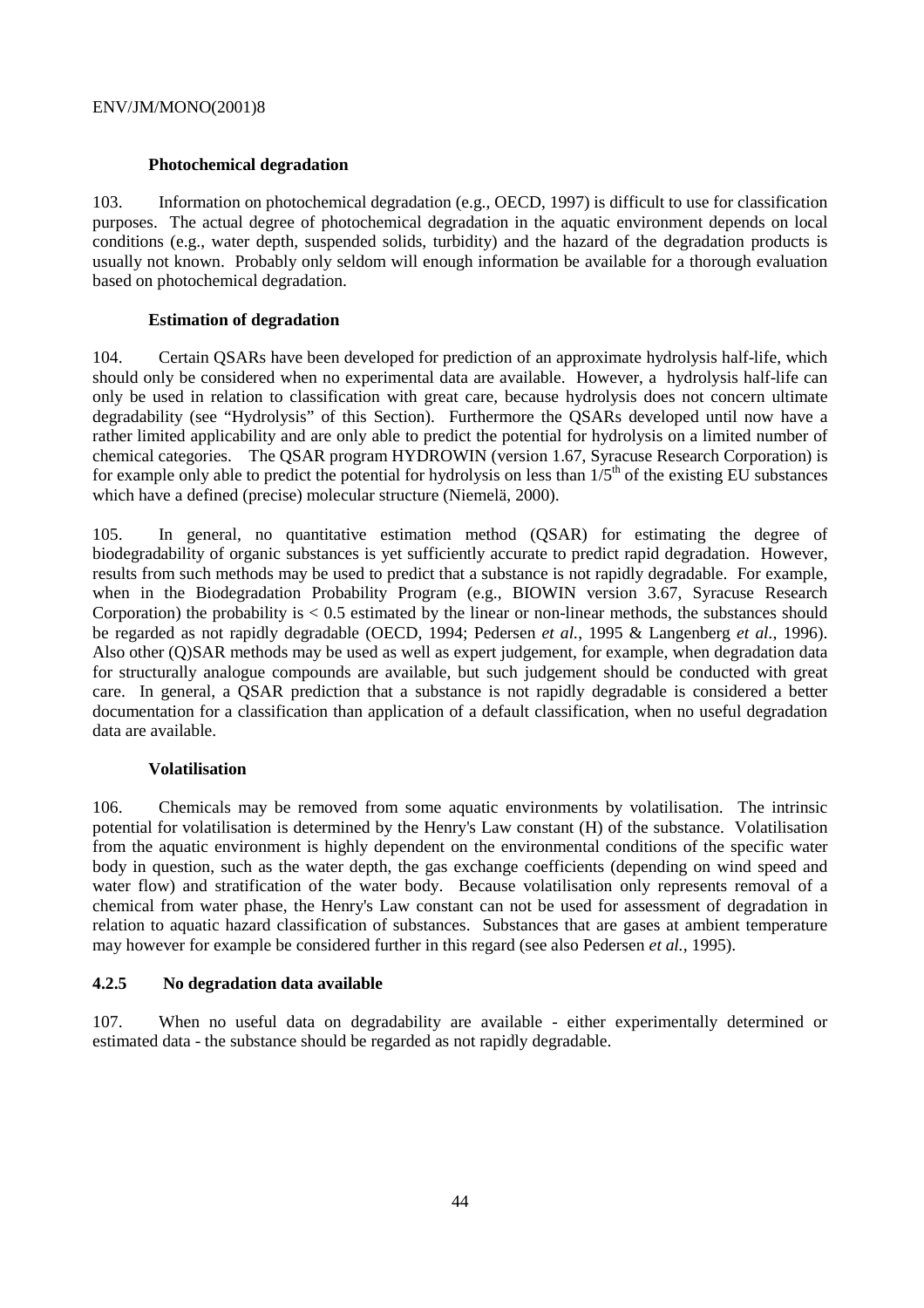**Photochemical degradation**

103. Information on photochemical degradation (e.g., OECD, 1997) is difficult to use for classification purposes. The actual degree of photochemical degradation in the aquatic environment depends on local conditions (e.g., water depth, suspended solids, turbidity) and the hazard of the degradation products is usually not known. Probably only seldom will enough information be available for a thorough evaluation based on photochemical degradation.

**Estimation of degradation**

104. Certain QSARs have been developed for prediction of an approximate hydrolysis half-life, which should only be considered when no experimental data are available. However, a hydrolysis half-life can only be used in relation to classification with great care, because hydrolysis does not concern ultimate degradability (see "Hydrolysis" of this Section). Furthermore the QSARs developed until now have a rather limited applicability and are only able to predict the potential for hydrolysis on a limited number of chemical categories. The QSAR program HYDROWIN (version 1.67, Syracuse Research Corporation) is for example only able to predict the potential for hydrolysis on less than $1/5^{th}$ of the existing EU substances which have a defined (precise) molecular structure (Niemelä, 2000).

105. In general, no quantitative estimation method (QSAR) for estimating the degree of biodegradability of organic substances is yet sufficiently accurate to predict rapid degradation. However, results from such methods may be used to predict that a substance is not rapidly degradable. For example, when in the Biodegradation Probability Program (e.g., BIOWIN version 3.67, Syracuse Research Corporation) the probability is $< 0.5$ estimated by the linear or non-linear methods, the substances should be regarded as not rapidly degradable (OECD, 1994; Pedersen *et al.*, 1995 & Langenberg *et al.*, 1996). Also other (Q)SAR methods may be used as well as expert judgement, for example, when degradation data for structurally analogue compounds are available, but such judgement should be conducted with great care. In general, a QSAR prediction that a substance is not rapidly degradable is considered a better documentation for a classification than application of a default classification, when no useful degradation data are available.

**Volatilisation**

106. Chemicals may be removed from some aquatic environments by volatilisation. The intrinsic potential for volatilisation is determined by the Henry's Law constant (H) of the substance. Volatilisation from the aquatic environment is highly dependent on the environmental conditions of the specific water body in question, such as the water depth, the gas exchange coefficients (depending on wind speed and water flow) and stratification of the water body. Because volatilisation only represents removal of a chemical from water phase, the Henry's Law constant can not be used for assessment of degradation in relation to aquatic hazard classification of substances. Substances that are gases at ambient temperature may however for example be considered further in this regard (see also Pedersen *et al.*, 1995).

### 4.2.5 No degradation data available

107. When no useful data on degradability are available - either experimentally determined or estimated data - the substance should be regarded as not rapidly degradable.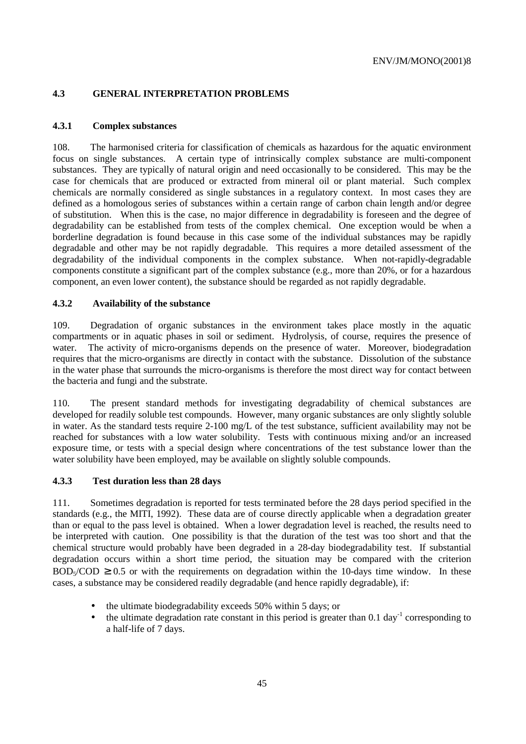## 4.3 GENERAL INTERPRETATION PROBLEMS

### 4.3.1 Complex substances

108. The harmonised criteria for classification of chemicals as hazardous for the aquatic environment focus on single substances. A certain type of intrinsically complex substance are multi-component substances. They are typically of natural origin and need occasionally to be considered. This may be the case for chemicals that are produced or extracted from mineral oil or plant material. Such complex chemicals are normally considered as single substances in a regulatory context. In most cases they are defined as a homologous series of substances within a certain range of carbon chain length and/or degree of substitution. When this is the case, no major difference in degradability is foreseen and the degree of degradability can be established from tests of the complex chemical. One exception would be when a borderline degradation is found because in this case some of the individual substances may be rapidly degradable and other may be not rapidly degradable. This requires a more detailed assessment of the degradability of the individual components in the complex substance. When not-rapidly-degradable components constitute a significant part of the complex substance (e.g., more than 20%, or for a hazardous component, an even lower content), the substance should be regarded as not rapidly degradable.

### 4.3.2 Availability of the substance

109. Degradation of organic substances in the environment takes place mostly in the aquatic compartments or in aquatic phases in soil or sediment. Hydrolysis, of course, requires the presence of water. The activity of micro-organisms depends on the presence of water. Moreover, biodegradation requires that the micro-organisms are directly in contact with the substance. Dissolution of the substance in the water phase that surrounds the micro-organisms is therefore the most direct way for contact between the bacteria and fungi and the substrate.

110. The present standard methods for investigating degradability of chemical substances are developed for readily soluble test compounds. However, many organic substances are only slightly soluble in water. As the standard tests require 2-100 mg/L of the test substance, sufficient availability may not be reached for substances with a low water solubility. Tests with continuous mixing and/or an increased exposure time, or tests with a special design where concentrations of the test substance lower than the water solubility have been employed, may be available on slightly soluble compounds.

### 4.3.3 Test duration less than 28 days

111. Sometimes degradation is reported for tests terminated before the 28 days period specified in the standards (e.g., the MITI, 1992). These data are of course directly applicable when a degradation greater than or equal to the pass level is obtained. When a lower degradation level is reached, the results need to be interpreted with caution. One possibility is that the duration of the test was too short and that the chemical structure would probably have been degraded in a 28-day biodegradability test. If substantial degradation occurs within a short time period, the situation may be compared with the criterion $BOD_5/COD \geq 0.5$ or with the requirements on degradation within the 10-days time window. In these cases, a substance may be considered readily degradable (and hence rapidly degradable), if:

- the ultimate biodegradability exceeds 50% within 5 days; or
- the ultimate degradation rate constant in this period is greater than 0.1 $day^{-1}$ corresponding to a half-life of 7 days.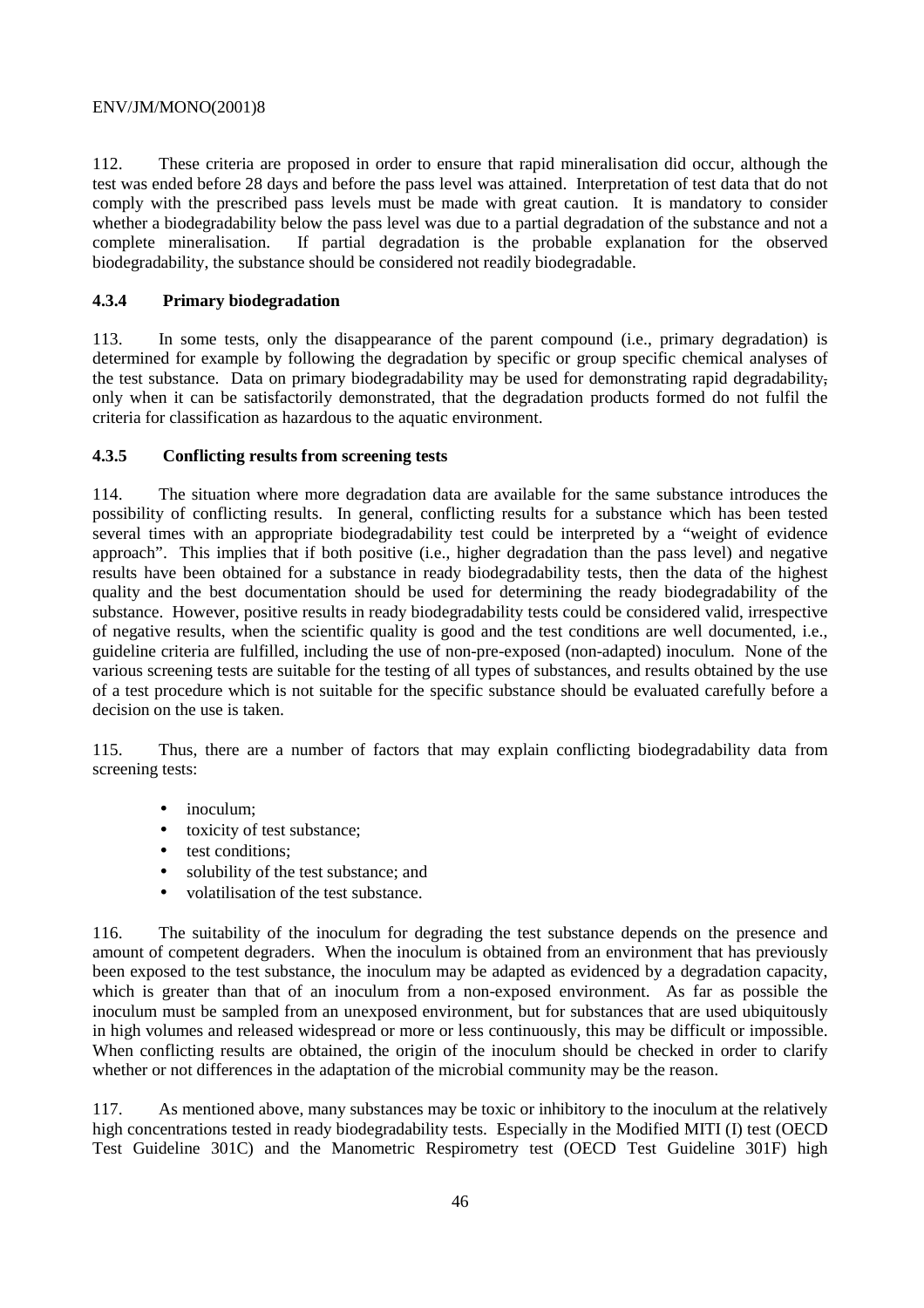112. These criteria are proposed in order to ensure that rapid mineralisation did occur, although the test was ended before 28 days and before the pass level was attained. Interpretation of test data that do not comply with the prescribed pass levels must be made with great caution. It is mandatory to consider whether a biodegradability below the pass level was due to a partial degradation of the substance and not a complete mineralisation. If partial degradation is the probable explanation for the observed biodegradability, the substance should be considered not readily biodegradable.

### 4.3.4 Primary biodegradation

113. In some tests, only the disappearance of the parent compound (i.e., primary degradation) is determined for example by following the degradation by specific or group specific chemical analyses of the test substance. Data on primary biodegradability may be used for demonstrating rapid degradability, only when it can be satisfactorily demonstrated, that the degradation products formed do not fulfil the criteria for classification as hazardous to the aquatic environment.

### 4.3.5 Conflicting results from screening tests

114. The situation where more degradation data are available for the same substance introduces the possibility of conflicting results. In general, conflicting results for a substance which has been tested several times with an appropriate biodegradability test could be interpreted by a "weight of evidence approach". This implies that if both positive (i.e., higher degradation than the pass level) and negative results have been obtained for a substance in ready biodegradability tests, then the data of the highest quality and the best documentation should be used for determining the ready biodegradability of the substance. However, positive results in ready biodegradability tests could be considered valid, irrespective of negative results, when the scientific quality is good and the test conditions are well documented, i.e., guideline criteria are fulfilled, including the use of non-pre-exposed (non-adapted) inoculum. None of the various screening tests are suitable for the testing of all types of substances, and results obtained by the use of a test procedure which is not suitable for the specific substance should be evaluated carefully before a decision on the use is taken.

115. Thus, there are a number of factors that may explain conflicting biodegradability data from screening tests:

- inoculum;
- toxicity of test substance;
- test conditions;
- solubility of the test substance; and
- volatilisation of the test substance.

116. The suitability of the inoculum for degrading the test substance depends on the presence and amount of competent degraders. When the inoculum is obtained from an environment that has previously been exposed to the test substance, the inoculum may be adapted as evidenced by a degradation capacity, which is greater than that of an inoculum from a non-exposed environment. As far as possible the inoculum must be sampled from an unexposed environment, but for substances that are used ubiquitously in high volumes and released widespread or more or less continuously, this may be difficult or impossible. When conflicting results are obtained, the origin of the inoculum should be checked in order to clarify whether or not differences in the adaptation of the microbial community may be the reason.

117. As mentioned above, many substances may be toxic or inhibitory to the inoculum at the relatively high concentrations tested in ready biodegradability tests. Especially in the Modified MITI (I) test (OECD Test Guideline 301C) and the Manometric Respirometry test (OECD Test Guideline 301F) high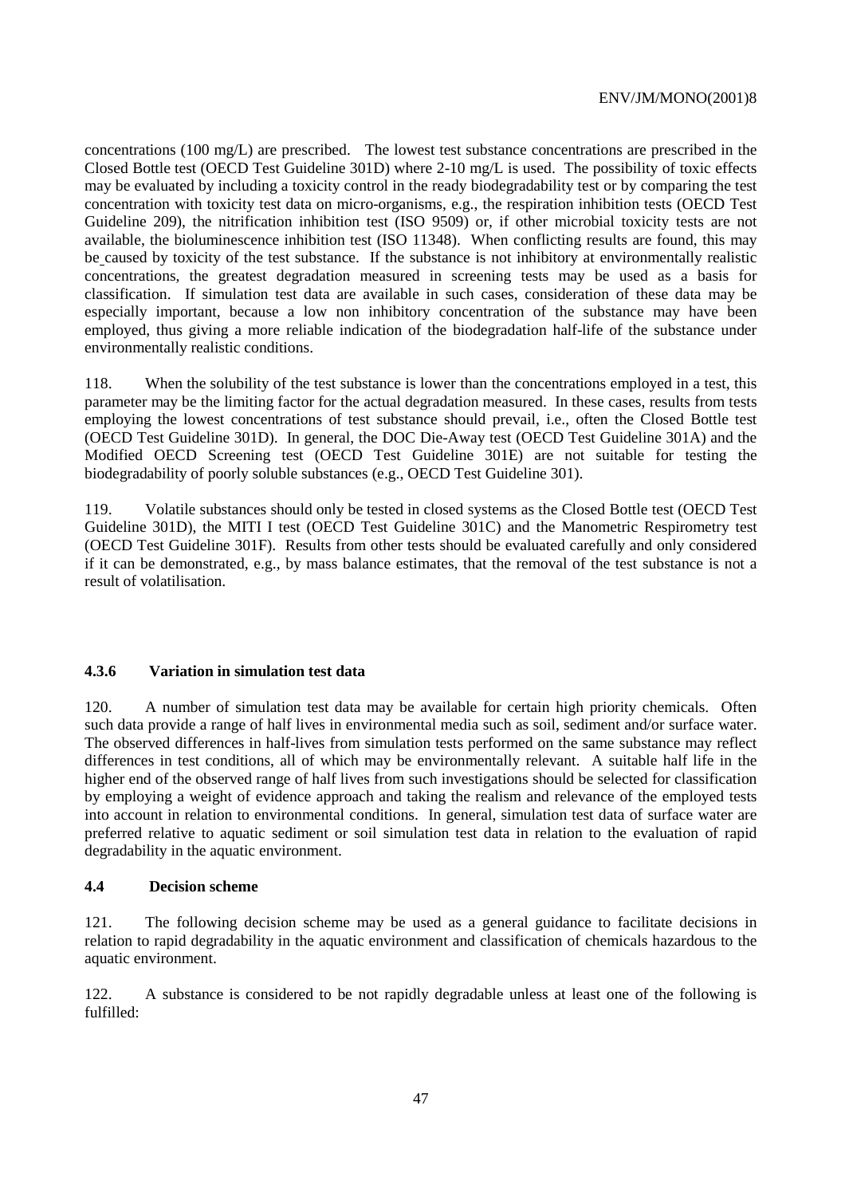concentrations (100 mg/L) are prescribed. The lowest test substance concentrations are prescribed in the Closed Bottle test (OECD Test Guideline 301D) where 2-10 mg/L is used. The possibility of toxic effects may be evaluated by including a toxicity control in the ready biodegradability test or by comparing the test concentration with toxicity test data on micro-organisms, e.g., the respiration inhibition tests (OECD Test Guideline 209), the nitrification inhibition test (ISO 9509) or, if other microbial toxicity tests are not available, the bioluminescence inhibition test (ISO 11348). When conflicting results are found, this may be caused by toxicity of the test substance. If the substance is not inhibitory at environmentally realistic concentrations, the greatest degradation measured in screening tests may be used as a basis for classification. If simulation test data are available in such cases, consideration of these data may be especially important, because a low non inhibitory concentration of the substance may have been employed, thus giving a more reliable indication of the biodegradation half-life of the substance under environmentally realistic conditions.

118. When the solubility of the test substance is lower than the concentrations employed in a test, this parameter may be the limiting factor for the actual degradation measured. In these cases, results from tests employing the lowest concentrations of test substance should prevail, i.e., often the Closed Bottle test (OECD Test Guideline 301D). In general, the DOC Die-Away test (OECD Test Guideline 301A) and the Modified OECD Screening test (OECD Test Guideline 301E) are not suitable for testing the biodegradability of poorly soluble substances (e.g., OECD Test Guideline 301).

119. Volatile substances should only be tested in closed systems as the Closed Bottle test (OECD Test Guideline 301D), the MITI I test (OECD Test Guideline 301C) and the Manometric Respirometry test (OECD Test Guideline 301F). Results from other tests should be evaluated carefully and only considered if it can be demonstrated, e.g., by mass balance estimates, that the removal of the test substance is not a result of volatilisation.

### 4.3.6 Variation in simulation test data

120. A number of simulation test data may be available for certain high priority chemicals. Often such data provide a range of half lives in environmental media such as soil, sediment and/or surface water. The observed differences in half-lives from simulation tests performed on the same substance may reflect differences in test conditions, all of which may be environmentally relevant. A suitable half life in the higher end of the observed range of half lives from such investigations should be selected for classification by employing a weight of evidence approach and taking the realism and relevance of the employed tests into account in relation to environmental conditions. In general, simulation test data of surface water are preferred relative to aquatic sediment or soil simulation test data in relation to the evaluation of rapid degradability in the aquatic environment.

## 4.4 Decision scheme

121. The following decision scheme may be used as a general guidance to facilitate decisions in relation to rapid degradability in the aquatic environment and classification of chemicals hazardous to the aquatic environment.

122. A substance is considered to be not rapidly degradable unless at least one of the following is fulfilled: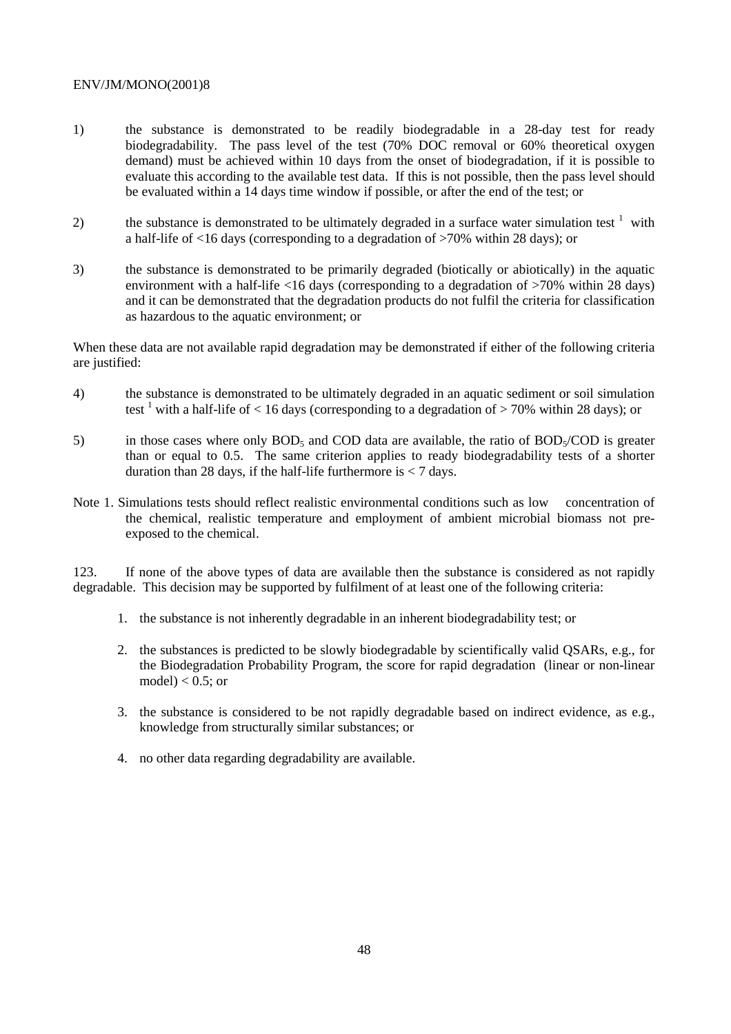1) the substance is demonstrated to be readily biodegradable in a 28-day test for ready biodegradability. The pass level of the test (70% DOC removal or 60% theoretical oxygen demand) must be achieved within 10 days from the onset of biodegradation, if it is possible to evaluate this according to the available test data. If this is not possible, then the pass level should be evaluated within a 14 days time window if possible, or after the end of the test; or

2) the substance is demonstrated to be ultimately degraded in a surface water simulation test [1] with a half-life of <16 days (corresponding to a degradation of >70% within 28 days); or

3) the substance is demonstrated to be primarily degraded (biotically or abiotically) in the aquatic environment with a half-life <16 days (corresponding to a degradation of >70% within 28 days) and it can be demonstrated that the degradation products do not fulfil the criteria for classification as hazardous to the aquatic environment; or

When these data are not available rapid degradation may be demonstrated if either of the following criteria are justified:

4) the substance is demonstrated to be ultimately degraded in an aquatic sediment or soil simulation test [1] with a half-life of < 16 days (corresponding to a degradation of > 70% within 28 days); or

5) in those cases where only $BOD_5$ and COD data are available, the ratio of $BOD_5$/COD is greater than or equal to 0.5. The same criterion applies to ready biodegradability tests of a shorter duration than 28 days, if the half-life furthermore is < 7 days.

Note 1. Simulations tests should reflect realistic environmental conditions such as low concentration of the chemical, realistic temperature and employment of ambient microbial biomass not pre-exposed to the chemical.

123. If none of the above types of data are available then the substance is considered as not rapidly degradable. This decision may be supported by fulfilment of at least one of the following criteria:

1. the substance is not inherently degradable in an inherent biodegradability test; or
2. the substances is predicted to be slowly biodegradable by scientifically valid QSARs, e.g., for the Biodegradation Probability Program, the score for rapid degradation (linear or non-linear model) < 0.5; or
3. the substance is considered to be not rapidly degradable based on indirect evidence, as e.g., knowledge from structurally similar substances; or
4. no other data regarding degradability are available.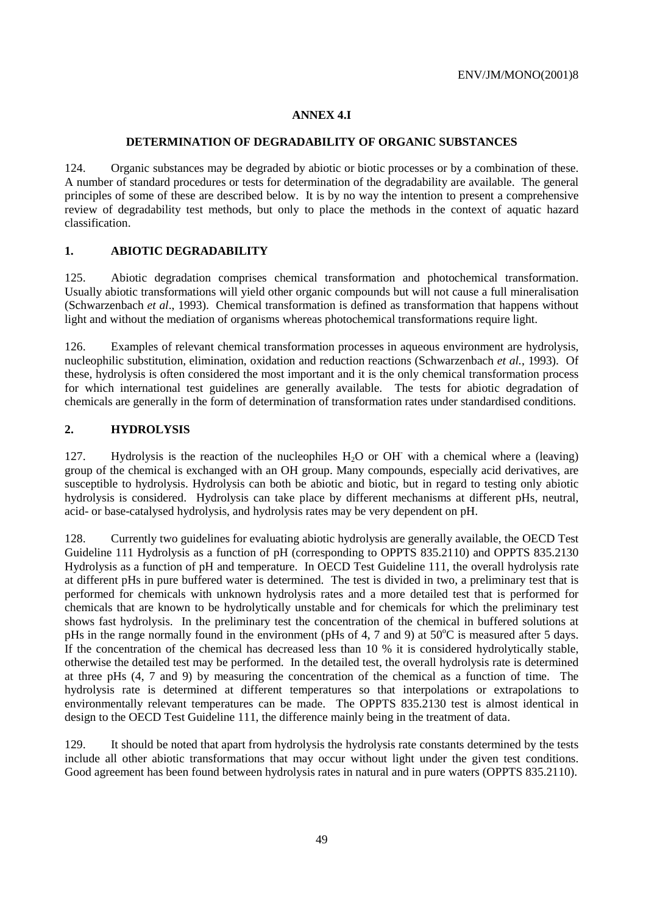## ANNEX 4.I

### DETERMINATION OF DEGRADABILITY OF ORGANIC SUBSTANCES

124. Organic substances may be degraded by abiotic or biotic processes or by a combination of these. A number of standard procedures or tests for determination of the degradability are available. The general principles of some of these are described below. It is by no way the intention to present a comprehensive review of degradability test methods, but only to place the methods in the context of aquatic hazard classification.

### 1. ABIOTIC DEGRADABILITY

125. Abiotic degradation comprises chemical transformation and photochemical transformation. Usually abiotic transformations will yield other organic compounds but will not cause a full mineralisation (Schwarzenbach *et al*., 1993). Chemical transformation is defined as transformation that happens without light and without the mediation of organisms whereas photochemical transformations require light.

126. Examples of relevant chemical transformation processes in aqueous environment are hydrolysis, nucleophilic substitution, elimination, oxidation and reduction reactions (Schwarzenbach *et al.*, 1993). Of these, hydrolysis is often considered the most important and it is the only chemical transformation process for which international test guidelines are generally available. The tests for abiotic degradation of chemicals are generally in the form of determination of transformation rates under standardised conditions.

### 2. HYDROLYSIS

127. Hydrolysis is the reaction of the nucleophiles $H_2O$ or $OH^-$ with a chemical where a (leaving) group of the chemical is exchanged with an OH group. Many compounds, especially acid derivatives, are susceptible to hydrolysis. Hydrolysis can both be abiotic and biotic, but in regard to testing only abiotic hydrolysis is considered. Hydrolysis can take place by different mechanisms at different pHs, neutral, acid- or base-catalysed hydrolysis, and hydrolysis rates may be very dependent on pH.

128. Currently two guidelines for evaluating abiotic hydrolysis are generally available, the OECD Test Guideline 111 Hydrolysis as a function of pH (corresponding to OPPTS 835.2110) and OPPTS 835.2130 Hydrolysis as a function of pH and temperature. In OECD Test Guideline 111, the overall hydrolysis rate at different pHs in pure buffered water is determined. The test is divided in two, a preliminary test that is performed for chemicals with unknown hydrolysis rates and a more detailed test that is performed for chemicals that are known to be hydrolytically unstable and for chemicals for which the preliminary test shows fast hydrolysis. In the preliminary test the concentration of the chemical in buffered solutions at pHs in the range normally found in the environment (pHs of 4, 7 and 9) at $50^{o}C$ is measured after 5 days. If the concentration of the chemical has decreased less than 10 % it is considered hydrolytically stable, otherwise the detailed test may be performed. In the detailed test, the overall hydrolysis rate is determined at three pHs (4, 7 and 9) by measuring the concentration of the chemical as a function of time. The hydrolysis rate is determined at different temperatures so that interpolations or extrapolations to environmentally relevant temperatures can be made. The OPPTS 835.2130 test is almost identical in design to the OECD Test Guideline 111, the difference mainly being in the treatment of data.

129. It should be noted that apart from hydrolysis the hydrolysis rate constants determined by the tests include all other abiotic transformations that may occur without light under the given test conditions. Good agreement has been found between hydrolysis rates in natural and in pure waters (OPPTS 835.2110).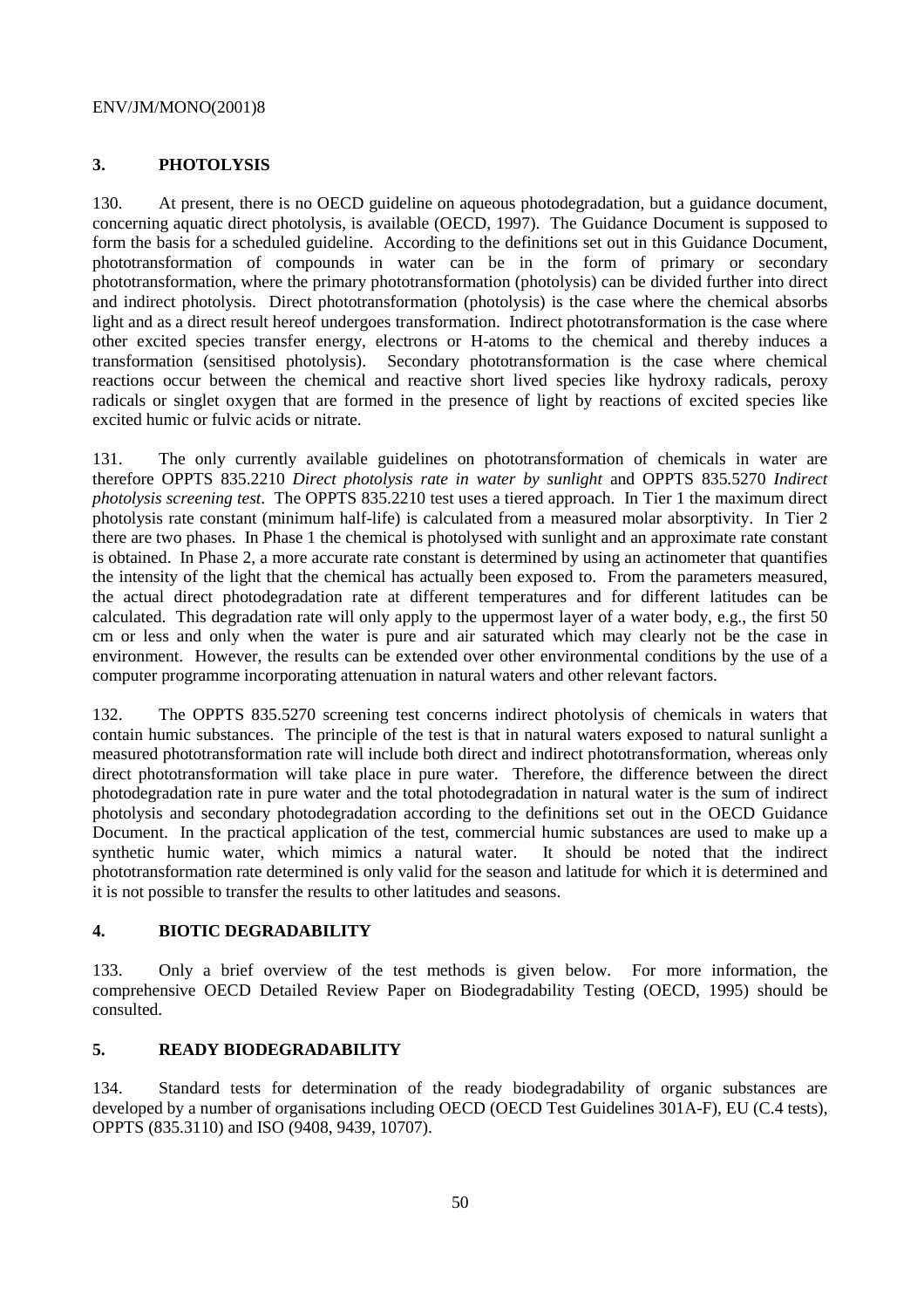## 3. PHOTOLYSIS

130. At present, there is no OECD guideline on aqueous photodegradation, but a guidance document, concerning aquatic direct photolysis, is available (OECD, 1997). The Guidance Document is supposed to form the basis for a scheduled guideline. According to the definitions set out in this Guidance Document, phototransformation of compounds in water can be in the form of primary or secondary phototransformation, where the primary phototransformation (photolysis) can be divided further into direct and indirect photolysis. Direct phototransformation (photolysis) is the case where the chemical absorbs light and as a direct result hereof undergoes transformation. Indirect phototransformation is the case where other excited species transfer energy, electrons or H-atoms to the chemical and thereby induces a transformation (sensitised photolysis). Secondary phototransformation is the case where chemical reactions occur between the chemical and reactive short lived species like hydroxy radicals, peroxy radicals or singlet oxygen that are formed in the presence of light by reactions of excited species like excited humic or fulvic acids or nitrate.

131. The only currently available guidelines on phototransformation of chemicals in water are therefore OPPTS 835.2210 *Direct photolysis rate in water by sunlight* and OPPTS 835.5270 *Indirect photolysis screening test*. The OPPTS 835.2210 test uses a tiered approach. In Tier 1 the maximum direct photolysis rate constant (minimum half-life) is calculated from a measured molar absorptivity. In Tier 2 there are two phases. In Phase 1 the chemical is photolysed with sunlight and an approximate rate constant is obtained. In Phase 2, a more accurate rate constant is determined by using an actinometer that quantifies the intensity of the light that the chemical has actually been exposed to. From the parameters measured, the actual direct photodegradation rate at different temperatures and for different latitudes can be calculated. This degradation rate will only apply to the uppermost layer of a water body, e.g., the first 50 cm or less and only when the water is pure and air saturated which may clearly not be the case in environment. However, the results can be extended over other environmental conditions by the use of a computer programme incorporating attenuation in natural waters and other relevant factors.

132. The OPPTS 835.5270 screening test concerns indirect photolysis of chemicals in waters that contain humic substances. The principle of the test is that in natural waters exposed to natural sunlight a measured phototransformation rate will include both direct and indirect phototransformation, whereas only direct phototransformation will take place in pure water. Therefore, the difference between the direct photodegradation rate in pure water and the total photodegradation in natural water is the sum of indirect photolysis and secondary photodegradation according to the definitions set out in the OECD Guidance Document. In the practical application of the test, commercial humic substances are used to make up a synthetic humic water, which mimics a natural water. It should be noted that the indirect phototransformation rate determined is only valid for the season and latitude for which it is determined and it is not possible to transfer the results to other latitudes and seasons.

## 4. BIOTIC DEGRADABILITY

133. Only a brief overview of the test methods is given below. For more information, the comprehensive OECD Detailed Review Paper on Biodegradability Testing (OECD, 1995) should be consulted.

## 5. READY BIODEGRADABILITY

134. Standard tests for determination of the ready biodegradability of organic substances are developed by a number of organisations including OECD (OECD Test Guidelines 301A-F), EU (C.4 tests), OPPTS (835.3110) and ISO (9408, 9439, 10707).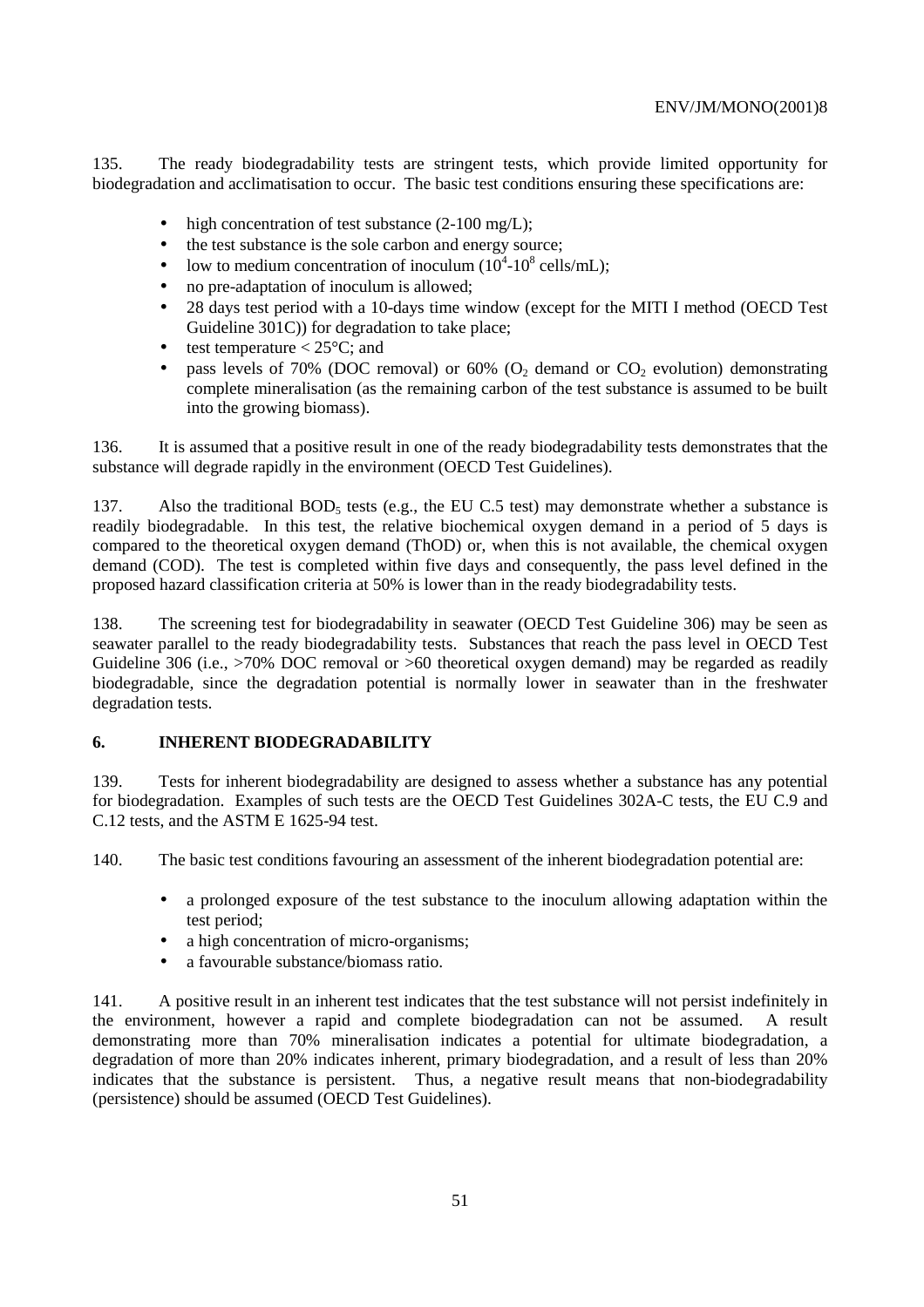135. The ready biodegradability tests are stringent tests, which provide limited opportunity for biodegradation and acclimatisation to occur. The basic test conditions ensuring these specifications are:

- high concentration of test substance (2-100 mg/L);
- the test substance is the sole carbon and energy source;
- low to medium concentration of inoculum ($10^4$-$10^8$ cells/mL);
- no pre-adaptation of inoculum is allowed;
- 28 days test period with a 10-days time window (except for the MITI I method (OECD Test Guideline 301C)) for degradation to take place;
- test temperature < 25°C; and
- pass levels of 70% (DOC removal) or 60% ($O_2$ demand or $CO_2$ evolution) demonstrating complete mineralisation (as the remaining carbon of the test substance is assumed to be built into the growing biomass).

136. It is assumed that a positive result in one of the ready biodegradability tests demonstrates that the substance will degrade rapidly in the environment (OECD Test Guidelines).

137. Also the traditional $BOD_5$ tests (e.g., the EU C.5 test) may demonstrate whether a substance is readily biodegradable. In this test, the relative biochemical oxygen demand in a period of 5 days is compared to the theoretical oxygen demand (ThOD) or, when this is not available, the chemical oxygen demand (COD). The test is completed within five days and consequently, the pass level defined in the proposed hazard classification criteria at 50% is lower than in the ready biodegradability tests.

138. The screening test for biodegradability in seawater (OECD Test Guideline 306) may be seen as seawater parallel to the ready biodegradability tests. Substances that reach the pass level in OECD Test Guideline 306 (i.e., >70% DOC removal or >60 theoretical oxygen demand) may be regarded as readily biodegradable, since the degradation potential is normally lower in seawater than in the freshwater degradation tests.

## 6. INHERENT BIODEGRADABILITY

139. Tests for inherent biodegradability are designed to assess whether a substance has any potential for biodegradation. Examples of such tests are the OECD Test Guidelines 302A-C tests, the EU C.9 and C.12 tests, and the ASTM E 1625-94 test.

140. The basic test conditions favouring an assessment of the inherent biodegradation potential are:

- a prolonged exposure of the test substance to the inoculum allowing adaptation within the test period;
- a high concentration of micro-organisms;
- a favourable substance/biomass ratio.

141. A positive result in an inherent test indicates that the test substance will not persist indefinitely in the environment, however a rapid and complete biodegradation can not be assumed. A result demonstrating more than 70% mineralisation indicates a potential for ultimate biodegradation, a degradation of more than 20% indicates inherent, primary biodegradation, and a result of less than 20% indicates that the substance is persistent. Thus, a negative result means that non-biodegradability (persistence) should be assumed (OECD Test Guidelines).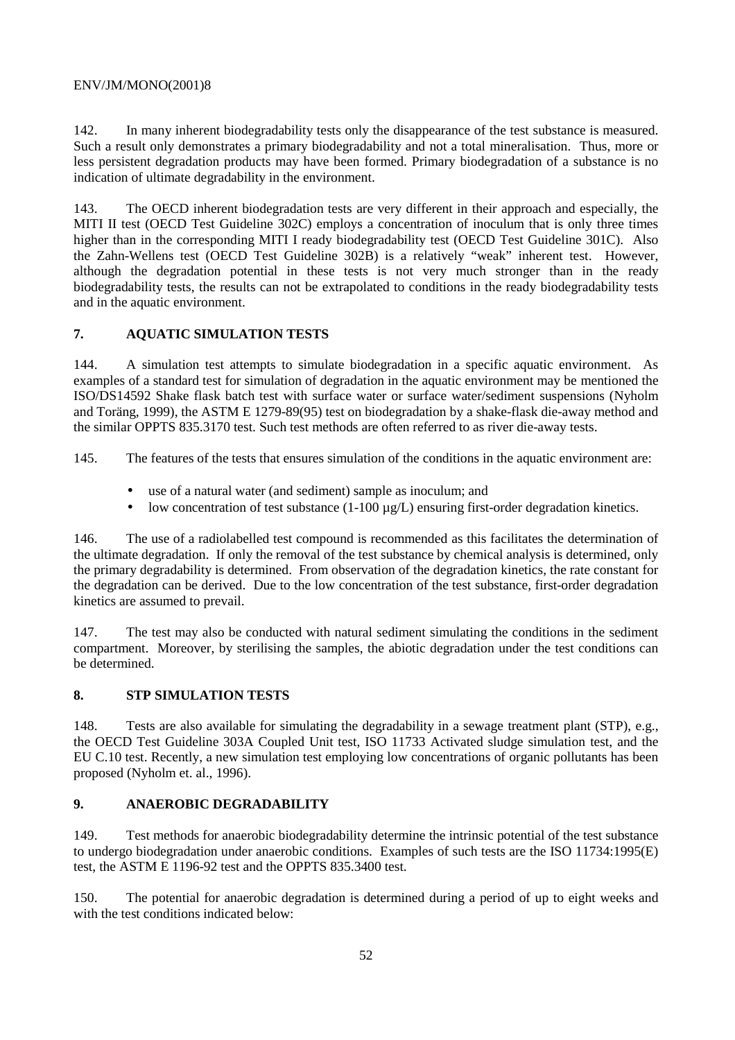142. In many inherent biodegradability tests only the disappearance of the test substance is measured. Such a result only demonstrates a primary biodegradability and not a total mineralisation. Thus, more or less persistent degradation products may have been formed. Primary biodegradation of a substance is no indication of ultimate degradability in the environment.

143. The OECD inherent biodegradation tests are very different in their approach and especially, the MITI II test (OECD Test Guideline 302C) employs a concentration of inoculum that is only three times higher than in the corresponding MITI I ready biodegradability test (OECD Test Guideline 301C). Also the Zahn-Wellens test (OECD Test Guideline 302B) is a relatively "weak" inherent test. However, although the degradation potential in these tests is not very much stronger than in the ready biodegradability tests, the results can not be extrapolated to conditions in the ready biodegradability tests and in the aquatic environment.

## 7. AQUATIC SIMULATION TESTS

144. A simulation test attempts to simulate biodegradation in a specific aquatic environment. As examples of a standard test for simulation of degradation in the aquatic environment may be mentioned the ISO/DS14592 Shake flask batch test with surface water or surface water/sediment suspensions (Nyholm and Toräng, 1999), the ASTM E 1279-89(95) test on biodegradation by a shake-flask die-away method and the similar OPPTS 835.3170 test. Such test methods are often referred to as river die-away tests.

145. The features of the tests that ensures simulation of the conditions in the aquatic environment are:

- use of a natural water (and sediment) sample as inoculum; and
- low concentration of test substance (1-100 µg/L) ensuring first-order degradation kinetics.

146. The use of a radiolabelled test compound is recommended as this facilitates the determination of the ultimate degradation. If only the removal of the test substance by chemical analysis is determined, only the primary degradability is determined. From observation of the degradation kinetics, the rate constant for the degradation can be derived. Due to the low concentration of the test substance, first-order degradation kinetics are assumed to prevail.

147. The test may also be conducted with natural sediment simulating the conditions in the sediment compartment. Moreover, by sterilising the samples, the abiotic degradation under the test conditions can be determined.

## 8. STP SIMULATION TESTS

148. Tests are also available for simulating the degradability in a sewage treatment plant (STP), e.g., the OECD Test Guideline 303A Coupled Unit test, ISO 11733 Activated sludge simulation test, and the EU C.10 test. Recently, a new simulation test employing low concentrations of organic pollutants has been proposed (Nyholm et. al., 1996).

## 9. ANAEROBIC DEGRADABILITY

149. Test methods for anaerobic biodegradability determine the intrinsic potential of the test substance to undergo biodegradation under anaerobic conditions. Examples of such tests are the ISO 11734:1995(E) test, the ASTM E 1196-92 test and the OPPTS 835.3400 test.

150. The potential for anaerobic degradation is determined during a period of up to eight weeks and with the test conditions indicated below: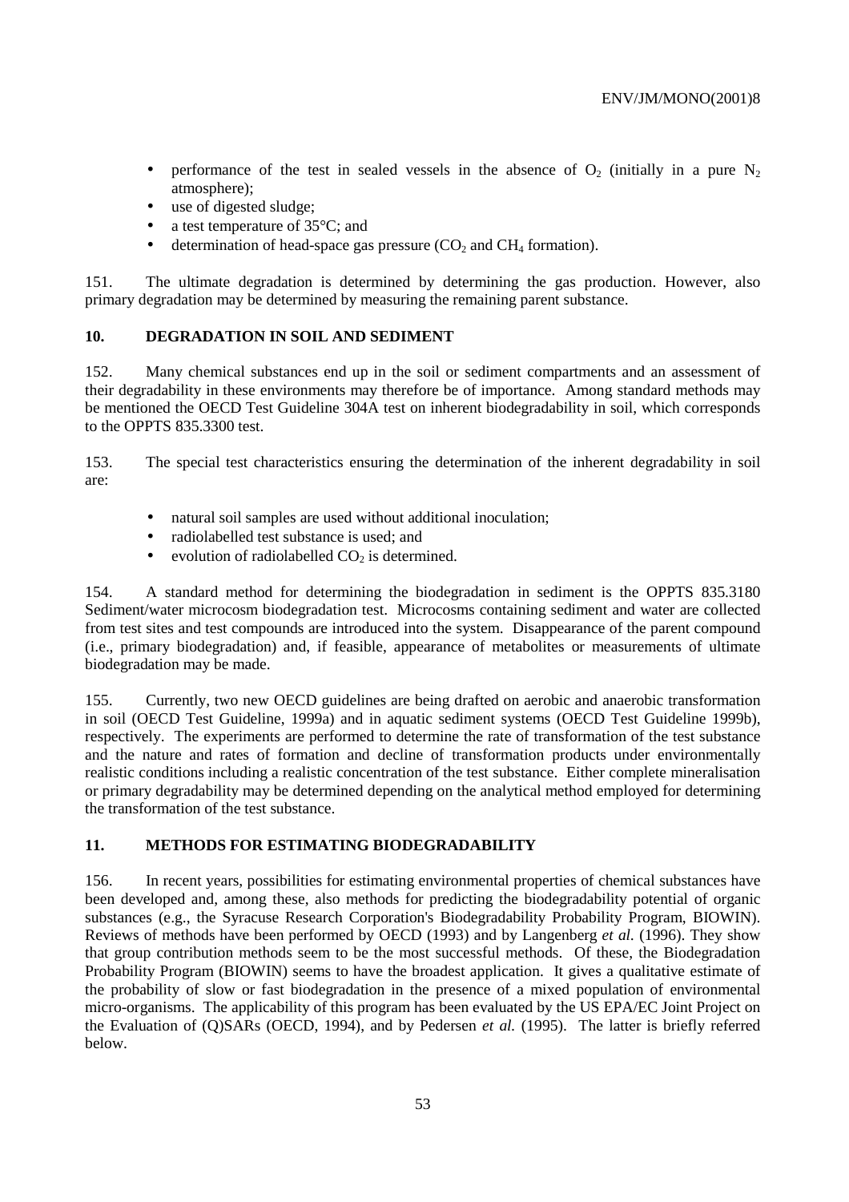- performance of the test in sealed vessels in the absence of $O_2$ (initially in a pure $N_2$ atmosphere);
- use of digested sludge;
- a test temperature of 35°C; and
- determination of head-space gas pressure ($CO_2$ and $CH_4$ formation).

151. The ultimate degradation is determined by determining the gas production. However, also primary degradation may be determined by measuring the remaining parent substance.

## 10. DEGRADATION IN SOIL AND SEDIMENT

152. Many chemical substances end up in the soil or sediment compartments and an assessment of their degradability in these environments may therefore be of importance. Among standard methods may be mentioned the OECD Test Guideline 304A test on inherent biodegradability in soil, which corresponds to the OPPTS 835.3300 test.

153. The special test characteristics ensuring the determination of the inherent degradability in soil are:

- natural soil samples are used without additional inoculation;
- radiolabelled test substance is used; and
- evolution of radiolabelled $CO_2$ is determined.

154. A standard method for determining the biodegradation in sediment is the OPPTS 835.3180 Sediment/water microcosm biodegradation test. Microcosms containing sediment and water are collected from test sites and test compounds are introduced into the system. Disappearance of the parent compound (i.e., primary biodegradation) and, if feasible, appearance of metabolites or measurements of ultimate biodegradation may be made.

155. Currently, two new OECD guidelines are being drafted on aerobic and anaerobic transformation in soil (OECD Test Guideline, 1999a) and in aquatic sediment systems (OECD Test Guideline 1999b), respectively. The experiments are performed to determine the rate of transformation of the test substance and the nature and rates of formation and decline of transformation products under environmentally realistic conditions including a realistic concentration of the test substance. Either complete mineralisation or primary degradability may be determined depending on the analytical method employed for determining the transformation of the test substance.

## 11. METHODS FOR ESTIMATING BIODEGRADABILITY

156. In recent years, possibilities for estimating environmental properties of chemical substances have been developed and, among these, also methods for predicting the biodegradability potential of organic substances (e.g., the Syracuse Research Corporation's Biodegradability Probability Program, BIOWIN). Reviews of methods have been performed by OECD (1993) and by Langenberg *et al.* (1996). They show that group contribution methods seem to be the most successful methods. Of these, the Biodegradation Probability Program (BIOWIN) seems to have the broadest application. It gives a qualitative estimate of the probability of slow or fast biodegradation in the presence of a mixed population of environmental micro-organisms. The applicability of this program has been evaluated by the US EPA/EC Joint Project on the Evaluation of (Q)SARs (OECD, 1994), and by Pedersen *et al.* (1995). The latter is briefly referred below.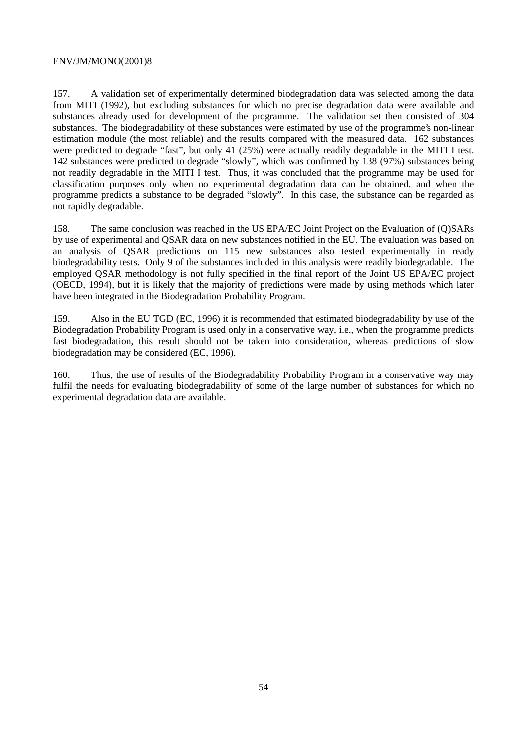157. A validation set of experimentally determined biodegradation data was selected among the data from MITI (1992), but excluding substances for which no precise degradation data were available and substances already used for development of the programme. The validation set then consisted of 304 substances. The biodegradability of these substances were estimated by use of the programme's non-linear estimation module (the most reliable) and the results compared with the measured data. 162 substances were predicted to degrade "fast", but only 41 (25%) were actually readily degradable in the MITI I test. 142 substances were predicted to degrade "slowly", which was confirmed by 138 (97%) substances being not readily degradable in the MITI I test. Thus, it was concluded that the programme may be used for classification purposes only when no experimental degradation data can be obtained, and when the programme predicts a substance to be degraded "slowly". In this case, the substance can be regarded as not rapidly degradable.

158. The same conclusion was reached in the US EPA/EC Joint Project on the Evaluation of (Q)SARs by use of experimental and QSAR data on new substances notified in the EU. The evaluation was based on an analysis of QSAR predictions on 115 new substances also tested experimentally in ready biodegradability tests. Only 9 of the substances included in this analysis were readily biodegradable. The employed QSAR methodology is not fully specified in the final report of the Joint US EPA/EC project (OECD, 1994), but it is likely that the majority of predictions were made by using methods which later have been integrated in the Biodegradation Probability Program.

159. Also in the EU TGD (EC, 1996) it is recommended that estimated biodegradability by use of the Biodegradation Probability Program is used only in a conservative way, i.e., when the programme predicts fast biodegradation, this result should not be taken into consideration, whereas predictions of slow biodegradation may be considered (EC, 1996).

160. Thus, the use of results of the Biodegradability Probability Program in a conservative way may fulfil the needs for evaluating biodegradability of some of the large number of substances for which no experimental degradation data are available.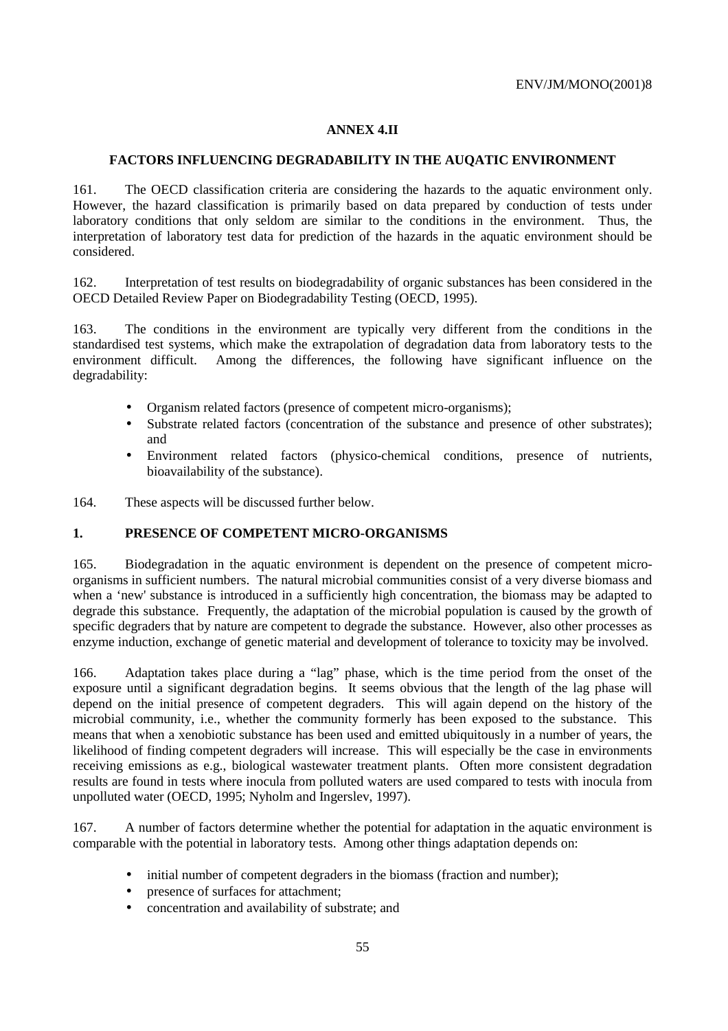## ANNEX 4.II

### FACTORS INFLUENCING DEGRADABILITY IN THE AUQATIC ENVIRONMENT

161. The OECD classification criteria are considering the hazards to the aquatic environment only. However, the hazard classification is primarily based on data prepared by conduction of tests under laboratory conditions that only seldom are similar to the conditions in the environment. Thus, the interpretation of laboratory test data for prediction of the hazards in the aquatic environment should be considered.

162. Interpretation of test results on biodegradability of organic substances has been considered in the OECD Detailed Review Paper on Biodegradability Testing (OECD, 1995).

163. The conditions in the environment are typically very different from the conditions in the standardised test systems, which make the extrapolation of degradation data from laboratory tests to the environment difficult. Among the differences, the following have significant influence on the degradability:

- Organism related factors (presence of competent micro-organisms);
- Substrate related factors (concentration of the substance and presence of other substrates); and
- Environment related factors (physico-chemical conditions, presence of nutrients, bioavailability of the substance).

164. These aspects will be discussed further below.

### 1. PRESENCE OF COMPETENT MICRO-ORGANISMS

165. Biodegradation in the aquatic environment is dependent on the presence of competent micro-organisms in sufficient numbers. The natural microbial communities consist of a very diverse biomass and when a 'new' substance is introduced in a sufficiently high concentration, the biomass may be adapted to degrade this substance. Frequently, the adaptation of the microbial population is caused by the growth of specific degraders that by nature are competent to degrade the substance. However, also other processes as enzyme induction, exchange of genetic material and development of tolerance to toxicity may be involved.

166. Adaptation takes place during a "lag" phase, which is the time period from the onset of the exposure until a significant degradation begins. It seems obvious that the length of the lag phase will depend on the initial presence of competent degraders. This will again depend on the history of the microbial community, i.e., whether the community formerly has been exposed to the substance. This means that when a xenobiotic substance has been used and emitted ubiquitously in a number of years, the likelihood of finding competent degraders will increase. This will especially be the case in environments receiving emissions as e.g., biological wastewater treatment plants. Often more consistent degradation results are found in tests where inocula from polluted waters are used compared to tests with inocula from unpolluted water (OECD, 1995; Nyholm and Ingerslev, 1997).

167. A number of factors determine whether the potential for adaptation in the aquatic environment is comparable with the potential in laboratory tests. Among other things adaptation depends on:

- initial number of competent degraders in the biomass (fraction and number);
- presence of surfaces for attachment;
- concentration and availability of substrate; and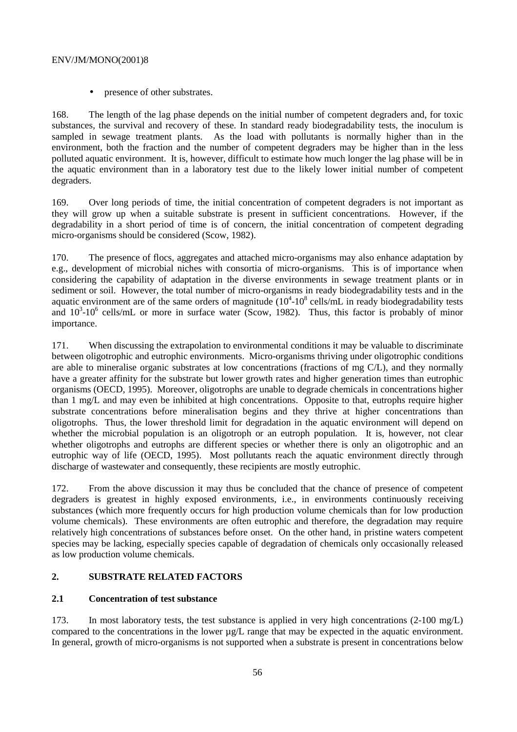- presence of other substrates.

168. The length of the lag phase depends on the initial number of competent degraders and, for toxic substances, the survival and recovery of these. In standard ready biodegradability tests, the inoculum is sampled in sewage treatment plants. As the load with pollutants is normally higher than in the environment, both the fraction and the number of competent degraders may be higher than in the less polluted aquatic environment. It is, however, difficult to estimate how much longer the lag phase will be in the aquatic environment than in a laboratory test due to the likely lower initial number of competent degraders.

169. Over long periods of time, the initial concentration of competent degraders is not important as they will grow up when a suitable substrate is present in sufficient concentrations. However, if the degradability in a short period of time is of concern, the initial concentration of competent degrading micro-organisms should be considered (Scow, 1982).

170. The presence of flocs, aggregates and attached micro-organisms may also enhance adaptation by e.g., development of microbial niches with consortia of micro-organisms. This is of importance when considering the capability of adaptation in the diverse environments in sewage treatment plants or in sediment or soil. However, the total number of micro-organisms in ready biodegradability tests and in the aquatic environment are of the same orders of magnitude ($10^4$-$10^8$ cells/mL in ready biodegradability tests and $10^3$-$10^6$ cells/mL or more in surface water (Scow, 1982). Thus, this factor is probably of minor importance.

171. When discussing the extrapolation to environmental conditions it may be valuable to discriminate between oligotrophic and eutrophic environments. Micro-organisms thriving under oligotrophic conditions are able to mineralise organic substrates at low concentrations (fractions of mg C/L), and they normally have a greater affinity for the substrate but lower growth rates and higher generation times than eutrophic organisms (OECD, 1995). Moreover, oligotrophs are unable to degrade chemicals in concentrations higher than 1 mg/L and may even be inhibited at high concentrations. Opposite to that, eutrophs require higher substrate concentrations before mineralisation begins and they thrive at higher concentrations than oligotrophs. Thus, the lower threshold limit for degradation in the aquatic environment will depend on whether the microbial population is an oligotroph or an eutroph population. It is, however, not clear whether oligotrophs and eutrophs are different species or whether there is only an oligotrophic and an eutrophic way of life (OECD, 1995). Most pollutants reach the aquatic environment directly through discharge of wastewater and consequently, these recipients are mostly eutrophic.

172. From the above discussion it may thus be concluded that the chance of presence of competent degraders is greatest in highly exposed environments, i.e., in environments continuously receiving substances (which more frequently occurs for high production volume chemicals than for low production volume chemicals). These environments are often eutrophic and therefore, the degradation may require relatively high concentrations of substances before onset. On the other hand, in pristine waters competent species may be lacking, especially species capable of degradation of chemicals only occasionally released as low production volume chemicals.

## 2. SUBSTRATE RELATED FACTORS

### 2.1 Concentration of test substance

173. In most laboratory tests, the test substance is applied in very high concentrations (2-100 mg/L) compared to the concentrations in the lower µg/L range that may be expected in the aquatic environment. In general, growth of micro-organisms is not supported when a substrate is present in concentrations below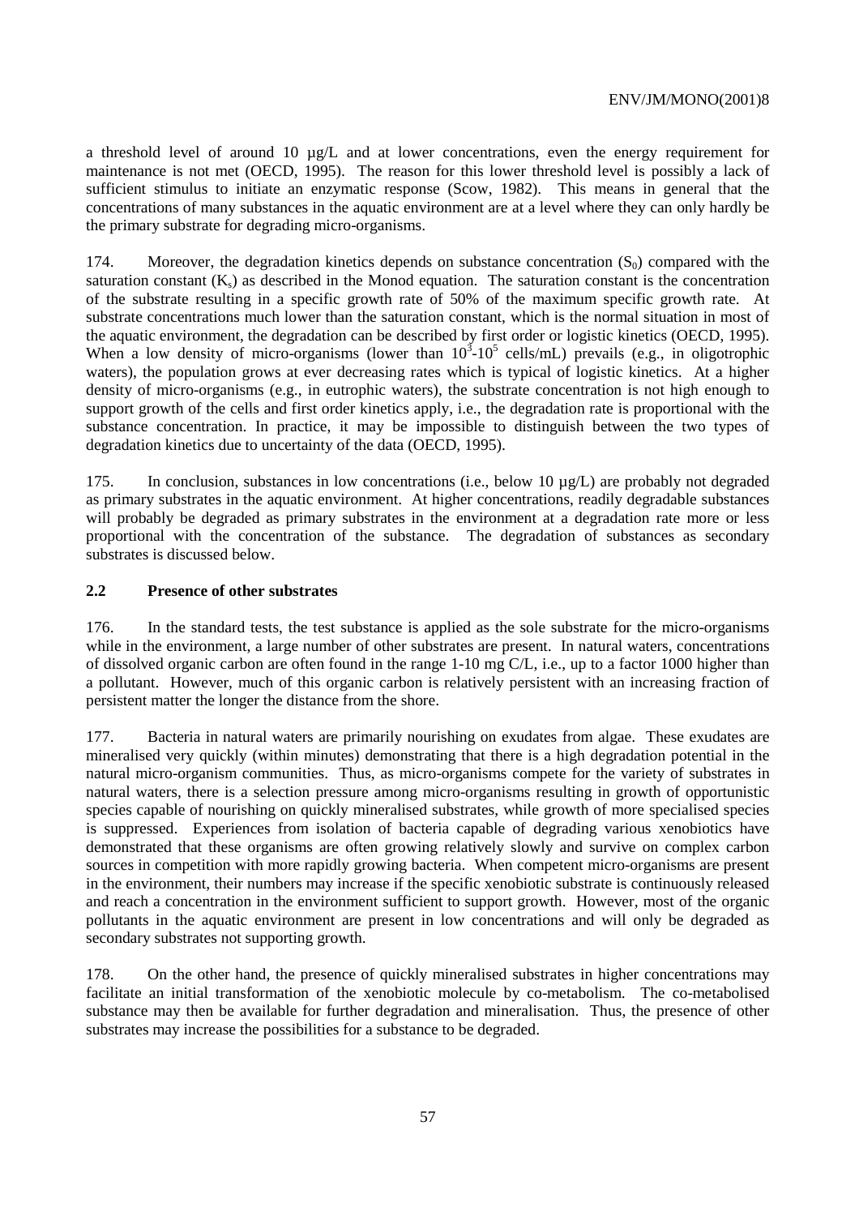a threshold level of around 10 µg/L and at lower concentrations, even the energy requirement for maintenance is not met (OECD, 1995). The reason for this lower threshold level is possibly a lack of sufficient stimulus to initiate an enzymatic response (Scow, 1982). This means in general that the concentrations of many substances in the aquatic environment are at a level where they can only hardly be the primary substrate for degrading micro-organisms.

174. Moreover, the degradation kinetics depends on substance concentration ($S_0$) compared with the saturation constant ($K_s$) as described in the Monod equation. The saturation constant is the concentration of the substrate resulting in a specific growth rate of 50% of the maximum specific growth rate. At substrate concentrations much lower than the saturation constant, which is the normal situation in most of the aquatic environment, the degradation can be described by first order or logistic kinetics (OECD, 1995). When a low density of micro-organisms (lower than $10^3$-$10^5$ cells/mL) prevails (e.g., in oligotrophic waters), the population grows at ever decreasing rates which is typical of logistic kinetics. At a higher density of micro-organisms (e.g., in eutrophic waters), the substrate concentration is not high enough to support growth of the cells and first order kinetics apply, i.e., the degradation rate is proportional with the substance concentration. In practice, it may be impossible to distinguish between the two types of degradation kinetics due to uncertainty of the data (OECD, 1995).

175. In conclusion, substances in low concentrations (i.e., below 10 µg/L) are probably not degraded as primary substrates in the aquatic environment. At higher concentrations, readily degradable substances will probably be degraded as primary substrates in the environment at a degradation rate more or less proportional with the concentration of the substance. The degradation of substances as secondary substrates is discussed below.

## 2.2 Presence of other substrates

176. In the standard tests, the test substance is applied as the sole substrate for the micro-organisms while in the environment, a large number of other substrates are present. In natural waters, concentrations of dissolved organic carbon are often found in the range 1-10 mg C/L, i.e., up to a factor 1000 higher than a pollutant. However, much of this organic carbon is relatively persistent with an increasing fraction of persistent matter the longer the distance from the shore.

177. Bacteria in natural waters are primarily nourishing on exudates from algae. These exudates are mineralised very quickly (within minutes) demonstrating that there is a high degradation potential in the natural micro-organism communities. Thus, as micro-organisms compete for the variety of substrates in natural waters, there is a selection pressure among micro-organisms resulting in growth of opportunistic species capable of nourishing on quickly mineralised substrates, while growth of more specialised species is suppressed. Experiences from isolation of bacteria capable of degrading various xenobiotics have demonstrated that these organisms are often growing relatively slowly and survive on complex carbon sources in competition with more rapidly growing bacteria. When competent micro-organisms are present in the environment, their numbers may increase if the specific xenobiotic substrate is continuously released and reach a concentration in the environment sufficient to support growth. However, most of the organic pollutants in the aquatic environment are present in low concentrations and will only be degraded as secondary substrates not supporting growth.

178. On the other hand, the presence of quickly mineralised substrates in higher concentrations may facilitate an initial transformation of the xenobiotic molecule by co-metabolism. The co-metabolised substance may then be available for further degradation and mineralisation. Thus, the presence of other substrates may increase the possibilities for a substance to be degraded.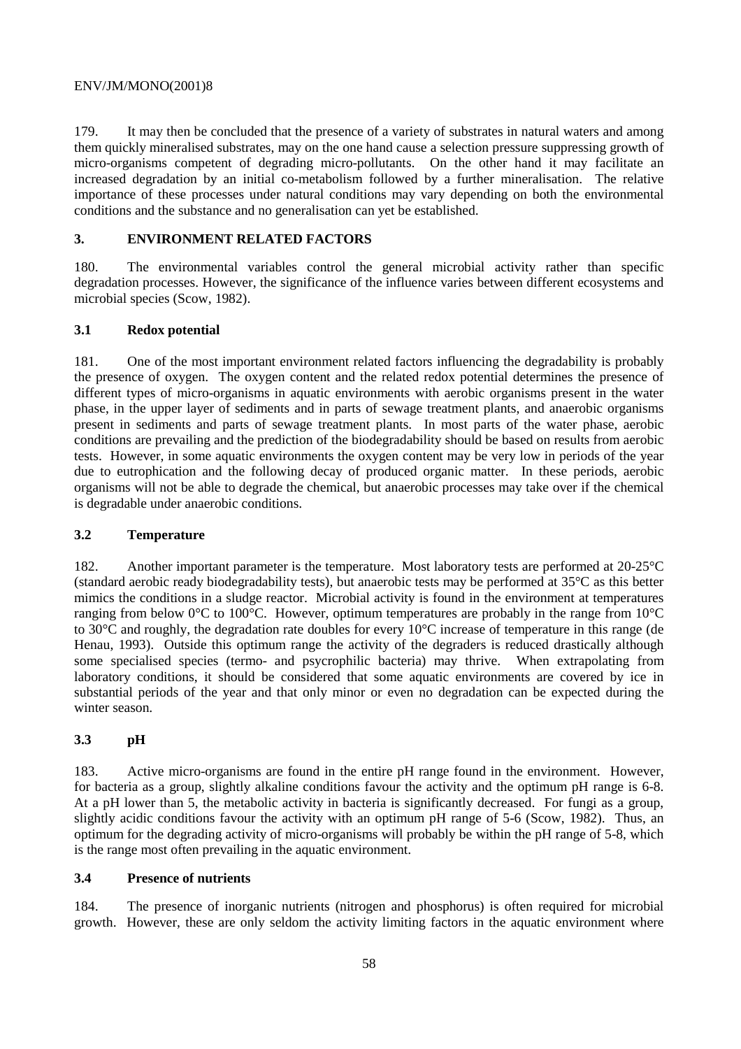179. It may then be concluded that the presence of a variety of substrates in natural waters and among them quickly mineralised substrates, may on the one hand cause a selection pressure suppressing growth of micro-organisms competent of degrading micro-pollutants. On the other hand it may facilitate an increased degradation by an initial co-metabolism followed by a further mineralisation. The relative importance of these processes under natural conditions may vary depending on both the environmental conditions and the substance and no generalisation can yet be established.

## 3. ENVIRONMENT RELATED FACTORS

180. The environmental variables control the general microbial activity rather than specific degradation processes. However, the significance of the influence varies between different ecosystems and microbial species (Scow, 1982).

### 3.1 Redox potential

181. One of the most important environment related factors influencing the degradability is probably the presence of oxygen. The oxygen content and the related redox potential determines the presence of different types of micro-organisms in aquatic environments with aerobic organisms present in the water phase, in the upper layer of sediments and in parts of sewage treatment plants, and anaerobic organisms present in sediments and parts of sewage treatment plants. In most parts of the water phase, aerobic conditions are prevailing and the prediction of the biodegradability should be based on results from aerobic tests. However, in some aquatic environments the oxygen content may be very low in periods of the year due to eutrophication and the following decay of produced organic matter. In these periods, aerobic organisms will not be able to degrade the chemical, but anaerobic processes may take over if the chemical is degradable under anaerobic conditions.

### 3.2 Temperature

182. Another important parameter is the temperature. Most laboratory tests are performed at 20-25°C (standard aerobic ready biodegradability tests), but anaerobic tests may be performed at 35°C as this better mimics the conditions in a sludge reactor. Microbial activity is found in the environment at temperatures ranging from below 0°C to 100°C. However, optimum temperatures are probably in the range from 10°C to 30°C and roughly, the degradation rate doubles for every 10°C increase of temperature in this range (de Henau, 1993). Outside this optimum range the activity of the degraders is reduced drastically although some specialised species (termo- and psycrophilic bacteria) may thrive. When extrapolating from laboratory conditions, it should be considered that some aquatic environments are covered by ice in substantial periods of the year and that only minor or even no degradation can be expected during the winter season.

### 3.3 pH

183. Active micro-organisms are found in the entire pH range found in the environment. However, for bacteria as a group, slightly alkaline conditions favour the activity and the optimum pH range is 6-8. At a pH lower than 5, the metabolic activity in bacteria is significantly decreased. For fungi as a group, slightly acidic conditions favour the activity with an optimum pH range of 5-6 (Scow, 1982). Thus, an optimum for the degrading activity of micro-organisms will probably be within the pH range of 5-8, which is the range most often prevailing in the aquatic environment.

### 3.4 Presence of nutrients

184. The presence of inorganic nutrients (nitrogen and phosphorus) is often required for microbial growth. However, these are only seldom the activity limiting factors in the aquatic environment where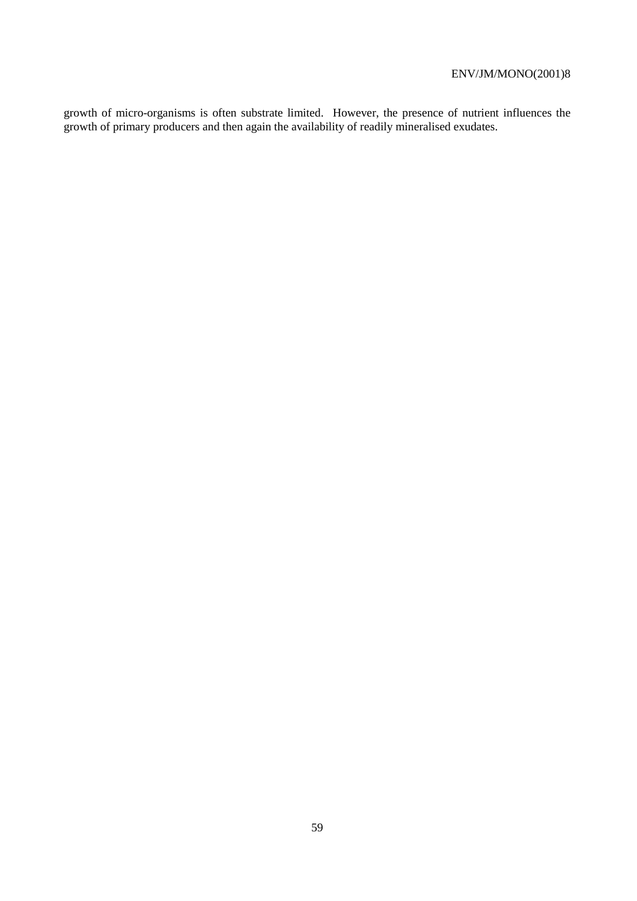growth of micro-organisms is often substrate limited. However, the presence of nutrient influences the growth of primary producers and then again the availability of readily mineralised exudates.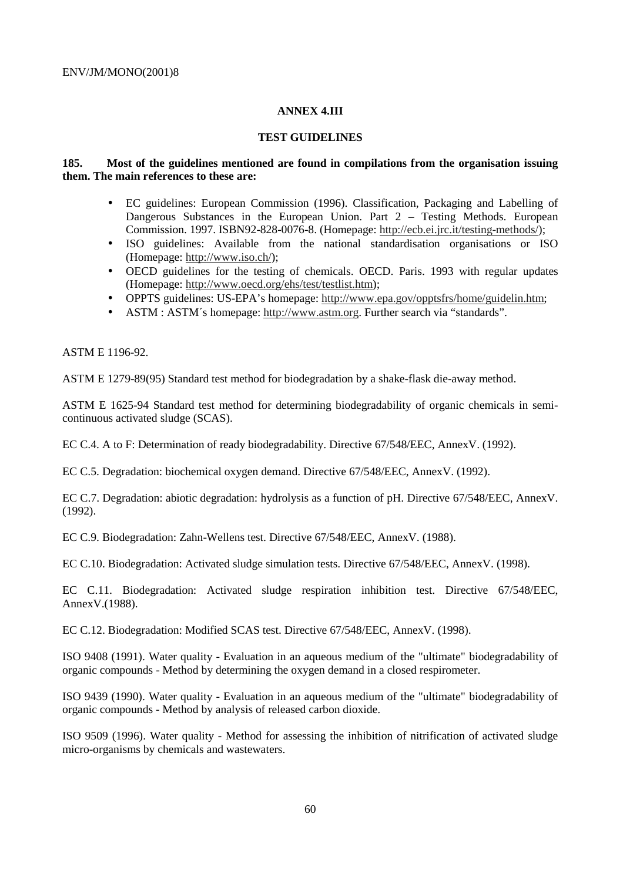## ANNEX 4.III

## TEST GUIDELINES

**185. Most of the guidelines mentioned are found in compilations from the organisation issuing them. The main references to these are:**

- EC guidelines: European Commission (1996). Classification, Packaging and Labelling of Dangerous Substances in the European Union. Part 2 – Testing Methods. European Commission. 1997. ISBN92-828-0076-8. (Homepage: http://ecb.ei.jrc.it/testing-methods/);
- ISO guidelines: Available from the national standardisation organisations or ISO (Homepage: http://www.iso.ch/);
- OECD guidelines for the testing of chemicals. OECD. Paris. 1993 with regular updates (Homepage: http://www.oecd.org/ehs/test/testlist.htm);
- OPPTS guidelines: US-EPA's homepage: http://www.epa.gov/opptsfrs/home/guidelin.htm;
- ASTM : ASTM´s homepage: http://www.astm.org. Further search via "standards".

ASTM E 1196-92.

ASTM E 1279-89(95) Standard test method for biodegradation by a shake-flask die-away method.

ASTM E 1625-94 Standard test method for determining biodegradability of organic chemicals in semi-continuous activated sludge (SCAS).

EC C.4. A to F: Determination of ready biodegradability. Directive 67/548/EEC, AnnexV. (1992).

EC C.5. Degradation: biochemical oxygen demand. Directive 67/548/EEC, AnnexV. (1992).

EC C.7. Degradation: abiotic degradation: hydrolysis as a function of pH. Directive 67/548/EEC, AnnexV. (1992).

EC C.9. Biodegradation: Zahn-Wellens test. Directive 67/548/EEC, AnnexV. (1988).

EC C.10. Biodegradation: Activated sludge simulation tests. Directive 67/548/EEC, AnnexV. (1998).

EC C.11. Biodegradation: Activated sludge respiration inhibition test. Directive 67/548/EEC, AnnexV.(1988).

EC C.12. Biodegradation: Modified SCAS test. Directive 67/548/EEC, AnnexV. (1998).

ISO 9408 (1991). Water quality - Evaluation in an aqueous medium of the "ultimate" biodegradability of organic compounds - Method by determining the oxygen demand in a closed respirometer.

ISO 9439 (1990). Water quality - Evaluation in an aqueous medium of the "ultimate" biodegradability of organic compounds - Method by analysis of released carbon dioxide.

ISO 9509 (1996). Water quality - Method for assessing the inhibition of nitrification of activated sludge micro-organisms by chemicals and wastewaters.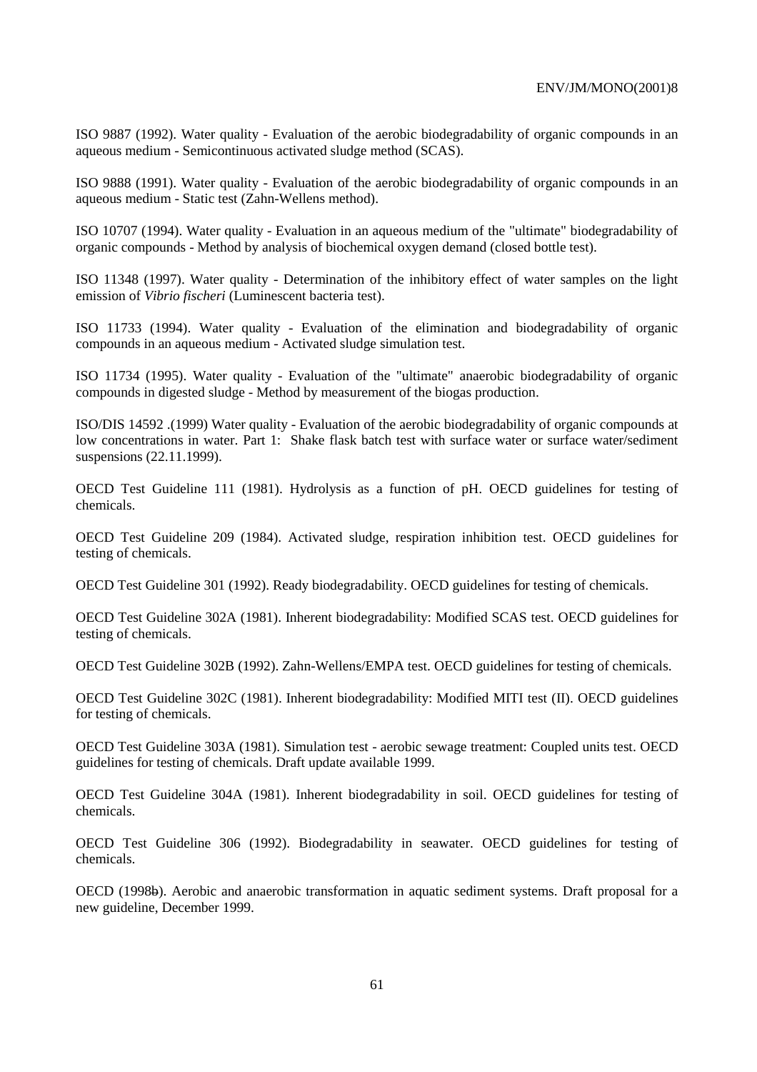ISO 9887 (1992). Water quality - Evaluation of the aerobic biodegradability of organic compounds in an aqueous medium - Semicontinuous activated sludge method (SCAS).

ISO 9888 (1991). Water quality - Evaluation of the aerobic biodegradability of organic compounds in an aqueous medium - Static test (Zahn-Wellens method).

ISO 10707 (1994). Water quality - Evaluation in an aqueous medium of the "ultimate" biodegradability of organic compounds - Method by analysis of biochemical oxygen demand (closed bottle test).

ISO 11348 (1997). Water quality - Determination of the inhibitory effect of water samples on the light emission of *Vibrio fischeri* (Luminescent bacteria test).

ISO 11733 (1994). Water quality - Evaluation of the elimination and biodegradability of organic compounds in an aqueous medium - Activated sludge simulation test.

ISO 11734 (1995). Water quality - Evaluation of the "ultimate" anaerobic biodegradability of organic compounds in digested sludge - Method by measurement of the biogas production.

ISO/DIS 14592 .(1999) Water quality - Evaluation of the aerobic biodegradability of organic compounds at low concentrations in water. Part 1: Shake flask batch test with surface water or surface water/sediment suspensions (22.11.1999).

OECD Test Guideline 111 (1981). Hydrolysis as a function of pH. OECD guidelines for testing of chemicals.

OECD Test Guideline 209 (1984). Activated sludge, respiration inhibition test. OECD guidelines for testing of chemicals.

OECD Test Guideline 301 (1992). Ready biodegradability. OECD guidelines for testing of chemicals.

OECD Test Guideline 302A (1981). Inherent biodegradability: Modified SCAS test. OECD guidelines for testing of chemicals.

OECD Test Guideline 302B (1992). Zahn-Wellens/EMPA test. OECD guidelines for testing of chemicals.

OECD Test Guideline 302C (1981). Inherent biodegradability: Modified MITI test (II). OECD guidelines for testing of chemicals.

OECD Test Guideline 303A (1981). Simulation test - aerobic sewage treatment: Coupled units test. OECD guidelines for testing of chemicals. Draft update available 1999.

OECD Test Guideline 304A (1981). Inherent biodegradability in soil. OECD guidelines for testing of chemicals.

OECD Test Guideline 306 (1992). Biodegradability in seawater. OECD guidelines for testing of chemicals.

OECD (1998~~b~~). Aerobic and anaerobic transformation in aquatic sediment systems. Draft proposal for a new guideline, December 1999.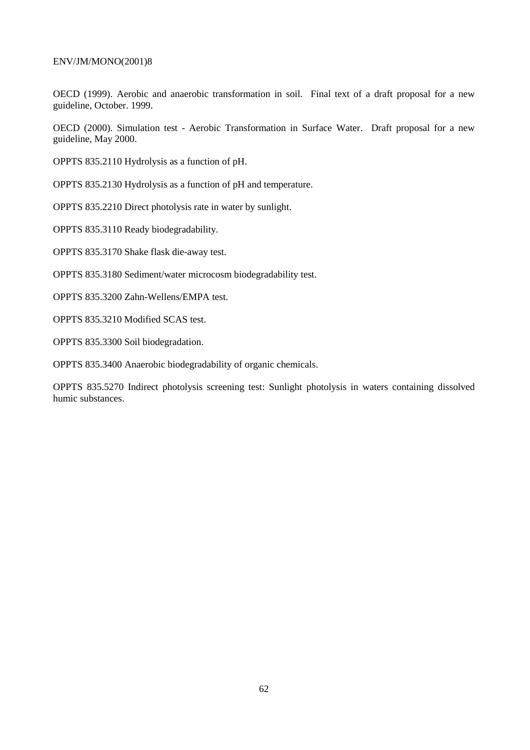OECD (1999). Aerobic and anaerobic transformation in soil. Final text of a draft proposal for a new guideline, October. 1999.

OECD (2000). Simulation test - Aerobic Transformation in Surface Water. Draft proposal for a new guideline, May 2000.

OPPTS 835.2110 Hydrolysis as a function of pH.

OPPTS 835.2130 Hydrolysis as a function of pH and temperature.

OPPTS 835.2210 Direct photolysis rate in water by sunlight.

OPPTS 835.3110 Ready biodegradability.

OPPTS 835.3170 Shake flask die-away test.

OPPTS 835.3180 Sediment/water microcosm biodegradability test.

OPPTS 835.3200 Zahn-Wellens/EMPA test.

OPPTS 835.3210 Modified SCAS test.

OPPTS 835.3300 Soil biodegradation.

OPPTS 835.3400 Anaerobic biodegradability of organic chemicals.

OPPTS 835.5270 Indirect photolysis screening test: Sunlight photolysis in waters containing dissolved humic substances.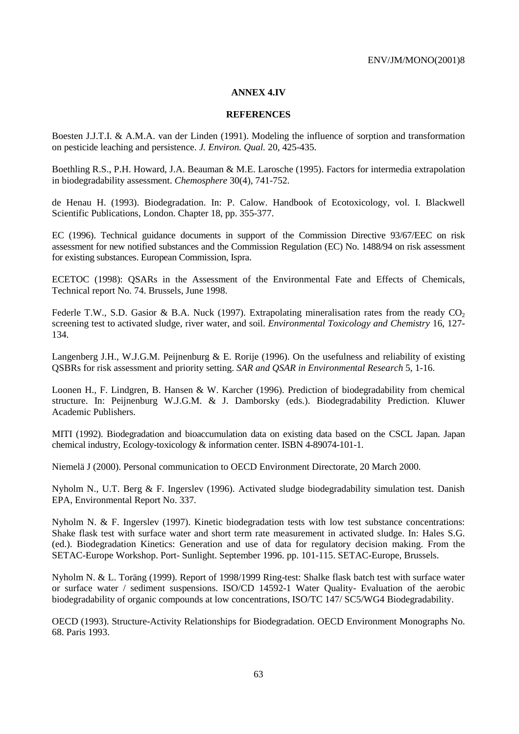## ANNEX 4.IV

## REFERENCES

Boesten J.J.T.I. & A.M.A. van der Linden (1991). Modeling the influence of sorption and transformation on pesticide leaching and persistence. *J. Environ. Qual.* 20, 425-435.

Boethling R.S., P.H. Howard, J.A. Beauman & M.E. Larosche (1995). Factors for intermedia extrapolation in biodegradability assessment. *Chemosphere* 30(4), 741-752.

de Henau H. (1993). Biodegradation. In: P. Calow. Handbook of Ecotoxicology, vol. I. Blackwell Scientific Publications, London. Chapter 18, pp. 355-377.

EC (1996). Technical guidance documents in support of the Commission Directive 93/67/EEC on risk assessment for new notified substances and the Commission Regulation (EC) No. 1488/94 on risk assessment for existing substances. European Commission, Ispra.

ECETOC (1998): QSARs in the Assessment of the Environmental Fate and Effects of Chemicals, Technical report No. 74. Brussels, June 1998.

Federle T.W., S.D. Gasior & B.A. Nuck (1997). Extrapolating mineralisation rates from the ready $CO_2$ screening test to activated sludge, river water, and soil. *Environmental Toxicology and Chemistry* 16, 127-134.

Langenberg J.H., W.J.G.M. Peijnenburg & E. Rorije (1996). On the usefulness and reliability of existing QSBRs for risk assessment and priority setting. *SAR and QSAR in Environmental Research* 5, 1-16.

Loonen H., F. Lindgren, B. Hansen & W. Karcher (1996). Prediction of biodegradability from chemical structure. In: Peijnenburg W.J.G.M. & J. Damborsky (eds.). Biodegradability Prediction. Kluwer Academic Publishers.

MITI (1992). Biodegradation and bioaccumulation data on existing data based on the CSCL Japan. Japan chemical industry, Ecology-toxicology & information center. ISBN 4-89074-101-1.

Niemelä J (2000). Personal communication to OECD Environment Directorate, 20 March 2000.

Nyholm N., U.T. Berg & F. Ingerslev (1996). Activated sludge biodegradability simulation test. Danish EPA, Environmental Report No. 337.

Nyholm N. & F. Ingerslev (1997). Kinetic biodegradation tests with low test substance concentrations: Shake flask test with surface water and short term rate measurement in activated sludge. In: Hales S.G. (ed.). Biodegradation Kinetics: Generation and use of data for regulatory decision making. From the SETAC-Europe Workshop. Port- Sunlight. September 1996. pp. 101-115. SETAC-Europe, Brussels.

Nyholm N. & L. Toräng (1999). Report of 1998/1999 Ring-test: Shalke flask batch test with surface water or surface water / sediment suspensions. ISO/CD 14592-1 Water Quality- Evaluation of the aerobic biodegradability of organic compounds at low concentrations, ISO/TC 147/ SC5/WG4 Biodegradability.

OECD (1993). Structure-Activity Relationships for Biodegradation. OECD Environment Monographs No. 68. Paris 1993.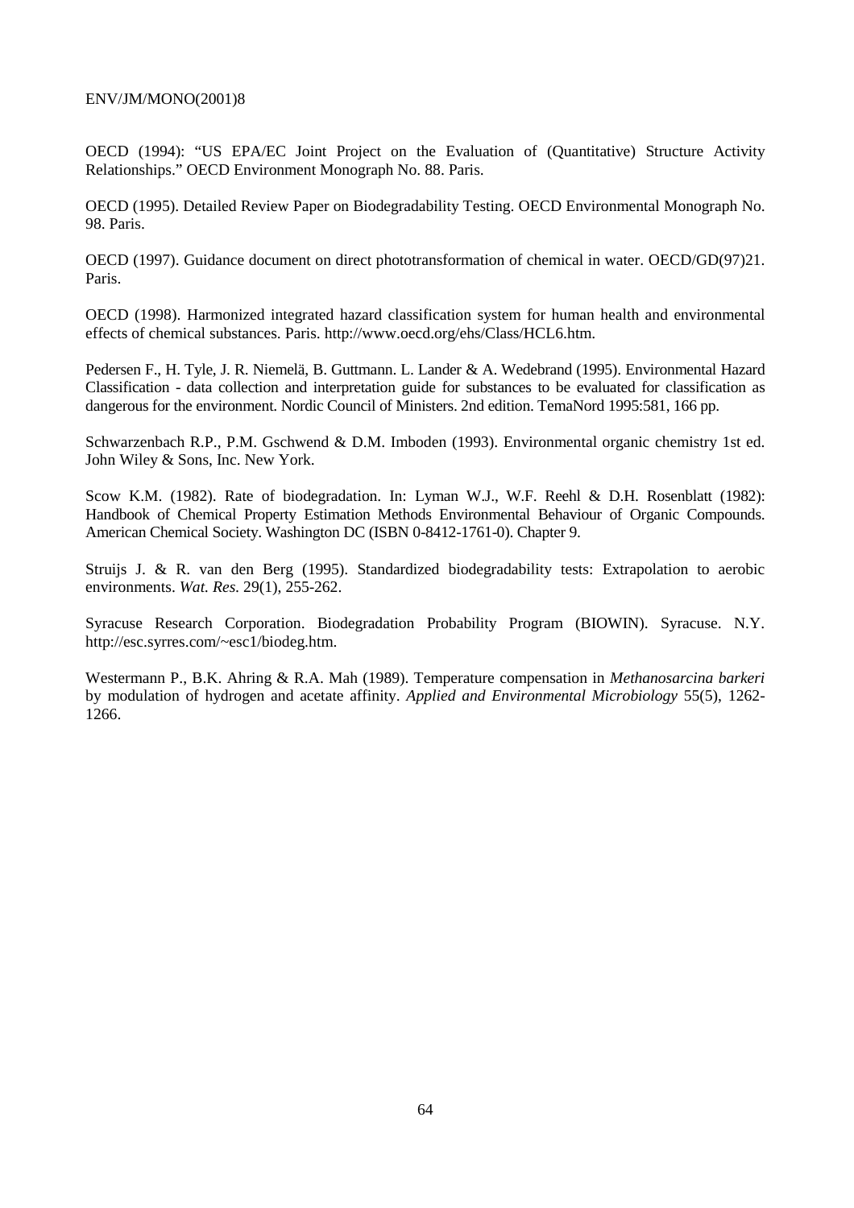OECD (1994): "US EPA/EC Joint Project on the Evaluation of (Quantitative) Structure Activity Relationships." OECD Environment Monograph No. 88. Paris.

OECD (1995). Detailed Review Paper on Biodegradability Testing. OECD Environmental Monograph No. 98. Paris.

OECD (1997). Guidance document on direct phototransformation of chemical in water. OECD/GD(97)21. Paris.

OECD (1998). Harmonized integrated hazard classification system for human health and environmental effects of chemical substances. Paris. http://www.oecd.org/ehs/Class/HCL6.htm.

Pedersen F., H. Tyle, J. R. Niemelä, B. Guttmann. L. Lander & A. Wedebrand (1995). Environmental Hazard Classification - data collection and interpretation guide for substances to be evaluated for classification as dangerous for the environment. Nordic Council of Ministers. 2nd edition. TemaNord 1995:581, 166 pp.

Schwarzenbach R.P., P.M. Gschwend & D.M. Imboden (1993). Environmental organic chemistry 1st ed. John Wiley & Sons, Inc. New York.

Scow K.M. (1982). Rate of biodegradation. In: Lyman W.J., W.F. Reehl & D.H. Rosenblatt (1982): Handbook of Chemical Property Estimation Methods Environmental Behaviour of Organic Compounds. American Chemical Society. Washington DC (ISBN 0-8412-1761-0). Chapter 9.

Struijs J. & R. van den Berg (1995). Standardized biodegradability tests: Extrapolation to aerobic environments. *Wat. Res.* 29(1), 255-262.

Syracuse Research Corporation. Biodegradation Probability Program (BIOWIN). Syracuse. N.Y. http://esc.syrres.com/~esc1/biodeg.htm.

Westermann P., B.K. Ahring & R.A. Mah (1989). Temperature compensation in *Methanosarcina barkeri* by modulation of hydrogen and acetate affinity. *Applied and Environmental Microbiology* 55(5), 1262-1266.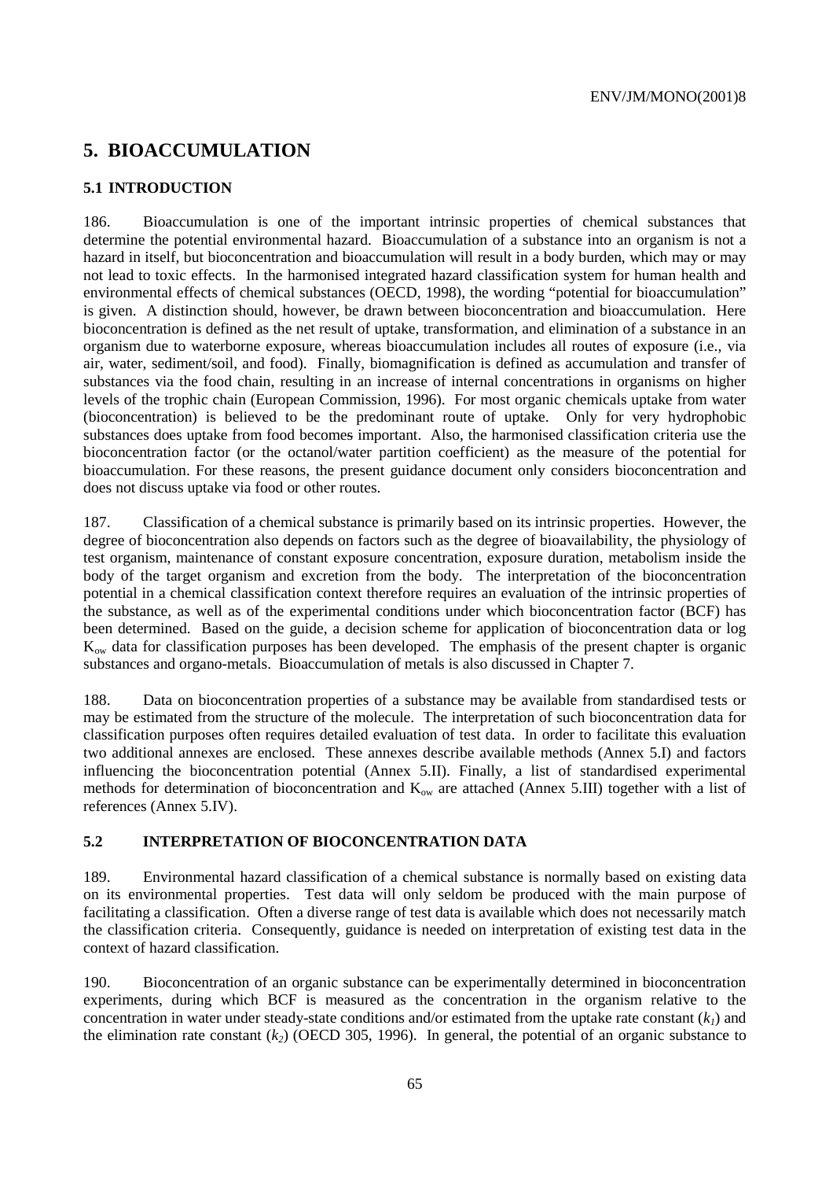# 5. BIOACCUMULATION

## 5.1 INTRODUCTION

186. Bioaccumulation is one of the important intrinsic properties of chemical substances that determine the potential environmental hazard. Bioaccumulation of a substance into an organism is not a hazard in itself, but bioconcentration and bioaccumulation will result in a body burden, which may or may not lead to toxic effects. In the harmonised integrated hazard classification system for human health and environmental effects of chemical substances (OECD, 1998), the wording "potential for bioaccumulation" is given. A distinction should, however, be drawn between bioconcentration and bioaccumulation. Here bioconcentration is defined as the net result of uptake, transformation, and elimination of a substance in an organism due to waterborne exposure, whereas bioaccumulation includes all routes of exposure (i.e., via air, water, sediment/soil, and food). Finally, biomagnification is defined as accumulation and transfer of substances via the food chain, resulting in an increase of internal concentrations in organisms on higher levels of the trophic chain (European Commission, 1996). For most organic chemicals uptake from water (bioconcentration) is believed to be the predominant route of uptake. Only for very hydrophobic substances does uptake from food becomes important. Also, the harmonised classification criteria use the bioconcentration factor (or the octanol/water partition coefficient) as the measure of the potential for bioaccumulation. For these reasons, the present guidance document only considers bioconcentration and does not discuss uptake via food or other routes.

187. Classification of a chemical substance is primarily based on its intrinsic properties. However, the degree of bioconcentration also depends on factors such as the degree of bioavailability, the physiology of test organism, maintenance of constant exposure concentration, exposure duration, metabolism inside the body of the target organism and excretion from the body. The interpretation of the bioconcentration potential in a chemical classification context therefore requires an evaluation of the intrinsic properties of the substance, as well as of the experimental conditions under which bioconcentration factor (BCF) has been determined. Based on the guide, a decision scheme for application of bioconcentration data or log $K_{ow}$ data for classification purposes has been developed. The emphasis of the present chapter is organic substances and organo-metals. Bioaccumulation of metals is also discussed in Chapter 7.

188. Data on bioconcentration properties of a substance may be available from standardised tests or may be estimated from the structure of the molecule. The interpretation of such bioconcentration data for classification purposes often requires detailed evaluation of test data. In order to facilitate this evaluation two additional annexes are enclosed. These annexes describe available methods (Annex 5.I) and factors influencing the bioconcentration potential (Annex 5.II). Finally, a list of standardised experimental methods for determination of bioconcentration and $K_{ow}$ are attached (Annex 5.III) together with a list of references (Annex 5.IV).

## 5.2 INTERPRETATION OF BIOCONCENTRATION DATA

189. Environmental hazard classification of a chemical substance is normally based on existing data on its environmental properties. Test data will only seldom be produced with the main purpose of facilitating a classification. Often a diverse range of test data is available which does not necessarily match the classification criteria. Consequently, guidance is needed on interpretation of existing test data in the context of hazard classification.

190. Bioconcentration of an organic substance can be experimentally determined in bioconcentration experiments, during which BCF is measured as the concentration in the organism relative to the concentration in water under steady-state conditions and/or estimated from the uptake rate constant ($k_1$) and the elimination rate constant ($k_2$) (OECD 305, 1996). In general, the potential of an organic substance to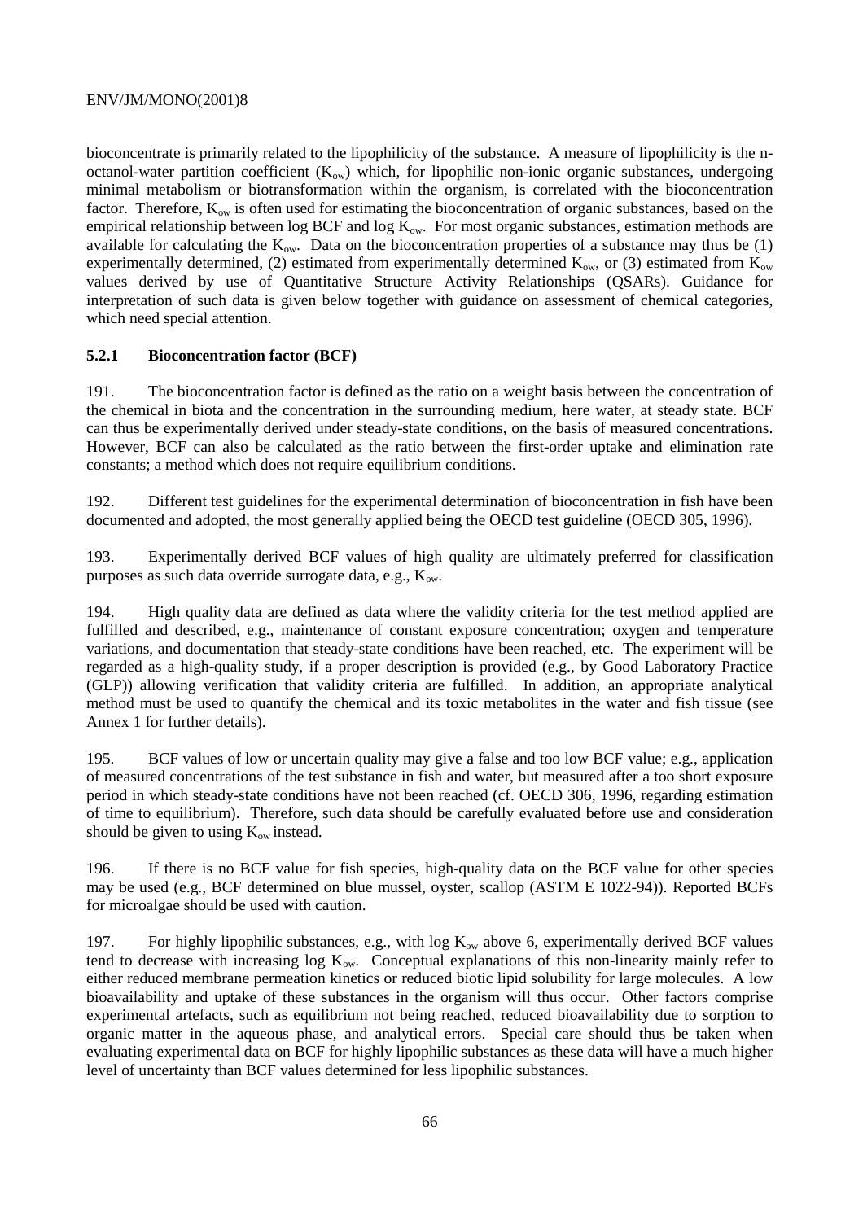bioconcentrate is primarily related to the lipophilicity of the substance. A measure of lipophilicity is the n-octanol-water partition coefficient ($K_{ow}$) which, for lipophilic non-ionic organic substances, undergoing minimal metabolism or biotransformation within the organism, is correlated with the bioconcentration factor. Therefore, $K_{ow}$ is often used for estimating the bioconcentration of organic substances, based on the empirical relationship between log BCF and log $K_{ow}$. For most organic substances, estimation methods are available for calculating the $K_{ow}$. Data on the bioconcentration properties of a substance may thus be (1) experimentally determined, (2) estimated from experimentally determined $K_{ow}$, or (3) estimated from $K_{ow}$ values derived by use of Quantitative Structure Activity Relationships (QSARs). Guidance for interpretation of such data is given below together with guidance on assessment of chemical categories, which need special attention.

### 5.2.1 Bioconcentration factor (BCF)

191. The bioconcentration factor is defined as the ratio on a weight basis between the concentration of the chemical in biota and the concentration in the surrounding medium, here water, at steady state. BCF can thus be experimentally derived under steady-state conditions, on the basis of measured concentrations. However, BCF can also be calculated as the ratio between the first-order uptake and elimination rate constants; a method which does not require equilibrium conditions.

192. Different test guidelines for the experimental determination of bioconcentration in fish have been documented and adopted, the most generally applied being the OECD test guideline (OECD 305, 1996).

193. Experimentally derived BCF values of high quality are ultimately preferred for classification purposes as such data override surrogate data, e.g., $K_{ow}$.

194. High quality data are defined as data where the validity criteria for the test method applied are fulfilled and described, e.g., maintenance of constant exposure concentration; oxygen and temperature variations, and documentation that steady-state conditions have been reached, etc. The experiment will be regarded as a high-quality study, if a proper description is provided (e.g., by Good Laboratory Practice (GLP)) allowing verification that validity criteria are fulfilled. In addition, an appropriate analytical method must be used to quantify the chemical and its toxic metabolites in the water and fish tissue (see Annex 1 for further details).

195. BCF values of low or uncertain quality may give a false and too low BCF value; e.g., application of measured concentrations of the test substance in fish and water, but measured after a too short exposure period in which steady-state conditions have not been reached (cf. OECD 306, 1996, regarding estimation of time to equilibrium). Therefore, such data should be carefully evaluated before use and consideration should be given to using $K_{ow}$ instead.

196. If there is no BCF value for fish species, high-quality data on the BCF value for other species may be used (e.g., BCF determined on blue mussel, oyster, scallop (ASTM E 1022-94)). Reported BCFs for microalgae should be used with caution.

197. For highly lipophilic substances, e.g., with log $K_{ow}$ above 6, experimentally derived BCF values tend to decrease with increasing log $K_{ow}$. Conceptual explanations of this non-linearity mainly refer to either reduced membrane permeation kinetics or reduced biotic lipid solubility for large molecules. A low bioavailability and uptake of these substances in the organism will thus occur. Other factors comprise experimental artefacts, such as equilibrium not being reached, reduced bioavailability due to sorption to organic matter in the aqueous phase, and analytical errors. Special care should thus be taken when evaluating experimental data on BCF for highly lipophilic substances as these data will have a much higher level of uncertainty than BCF values determined for less lipophilic substances.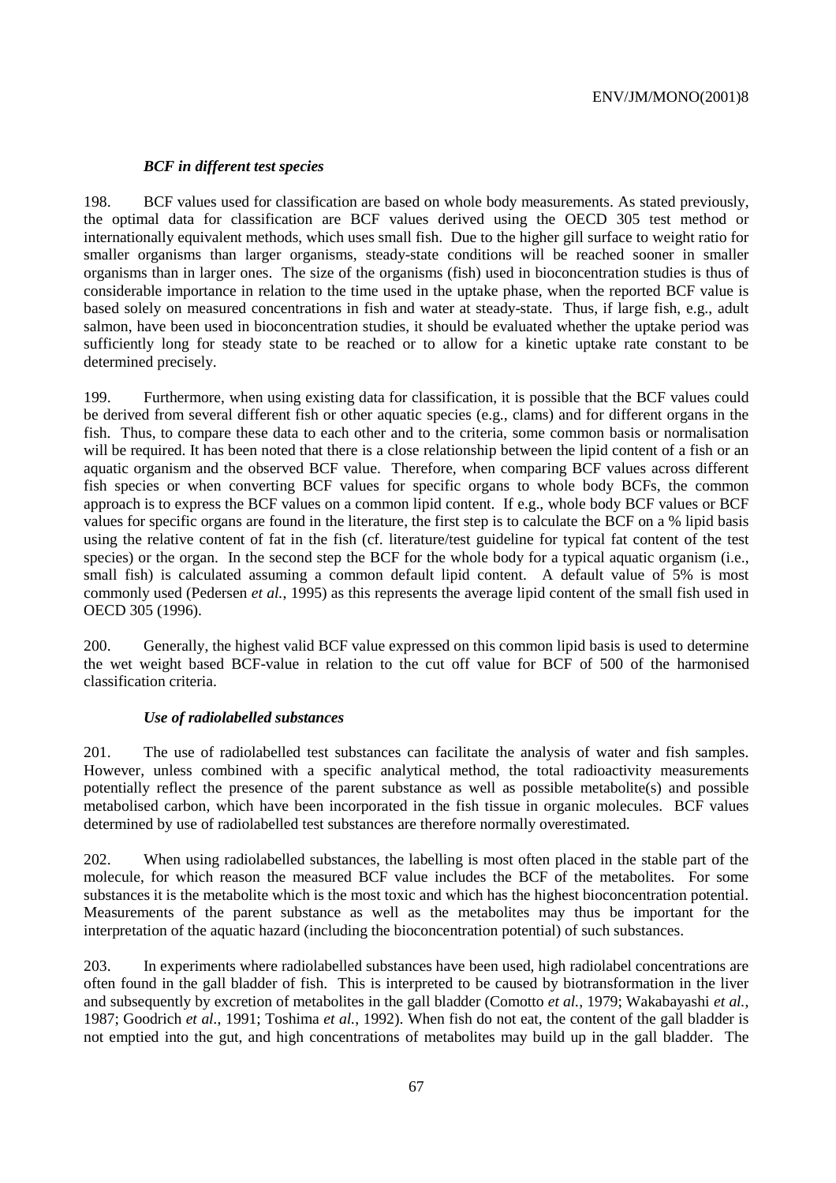### *BCF in different test species*

198. BCF values used for classification are based on whole body measurements. As stated previously, the optimal data for classification are BCF values derived using the OECD 305 test method or internationally equivalent methods, which uses small fish. Due to the higher gill surface to weight ratio for smaller organisms than larger organisms, steady-state conditions will be reached sooner in smaller organisms than in larger ones. The size of the organisms (fish) used in bioconcentration studies is thus of considerable importance in relation to the time used in the uptake phase, when the reported BCF value is based solely on measured concentrations in fish and water at steady-state. Thus, if large fish, e.g., adult salmon, have been used in bioconcentration studies, it should be evaluated whether the uptake period was sufficiently long for steady state to be reached or to allow for a kinetic uptake rate constant to be determined precisely.

199. Furthermore, when using existing data for classification, it is possible that the BCF values could be derived from several different fish or other aquatic species (e.g., clams) and for different organs in the fish. Thus, to compare these data to each other and to the criteria, some common basis or normalisation will be required. It has been noted that there is a close relationship between the lipid content of a fish or an aquatic organism and the observed BCF value. Therefore, when comparing BCF values across different fish species or when converting BCF values for specific organs to whole body BCFs, the common approach is to express the BCF values on a common lipid content. If e.g., whole body BCF values or BCF values for specific organs are found in the literature, the first step is to calculate the BCF on a % lipid basis using the relative content of fat in the fish (cf. literature/test guideline for typical fat content of the test species) or the organ. In the second step the BCF for the whole body for a typical aquatic organism (i.e., small fish) is calculated assuming a common default lipid content. A default value of 5% is most commonly used (Pedersen *et al.*, 1995) as this represents the average lipid content of the small fish used in OECD 305 (1996).

200. Generally, the highest valid BCF value expressed on this common lipid basis is used to determine the wet weight based BCF-value in relation to the cut off value for BCF of 500 of the harmonised classification criteria.

### *Use of radiolabelled substances*

201. The use of radiolabelled test substances can facilitate the analysis of water and fish samples. However, unless combined with a specific analytical method, the total radioactivity measurements potentially reflect the presence of the parent substance as well as possible metabolite(s) and possible metabolised carbon, which have been incorporated in the fish tissue in organic molecules. BCF values determined by use of radiolabelled test substances are therefore normally overestimated.

202. When using radiolabelled substances, the labelling is most often placed in the stable part of the molecule, for which reason the measured BCF value includes the BCF of the metabolites. For some substances it is the metabolite which is the most toxic and which has the highest bioconcentration potential. Measurements of the parent substance as well as the metabolites may thus be important for the interpretation of the aquatic hazard (including the bioconcentration potential) of such substances.

203. In experiments where radiolabelled substances have been used, high radiolabel concentrations are often found in the gall bladder of fish. This is interpreted to be caused by biotransformation in the liver and subsequently by excretion of metabolites in the gall bladder (Comotto *et al.*, 1979; Wakabayashi *et al.*, 1987; Goodrich *et al.*, 1991; Toshima *et al.*, 1992). When fish do not eat, the content of the gall bladder is not emptied into the gut, and high concentrations of metabolites may build up in the gall bladder. The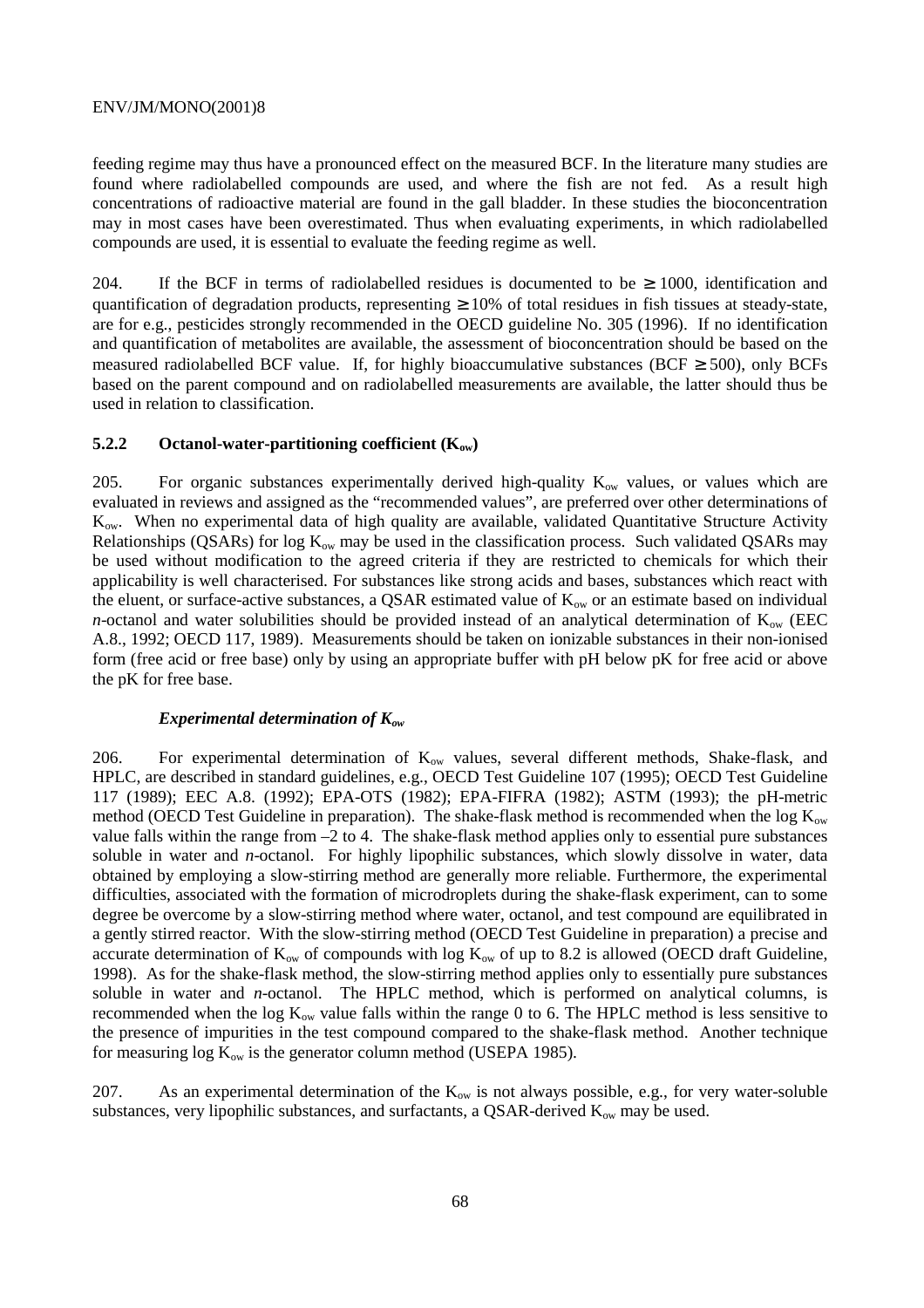feeding regime may thus have a pronounced effect on the measured BCF. In the literature many studies are found where radiolabelled compounds are used, and where the fish are not fed. As a result high concentrations of radioactive material are found in the gall bladder. In these studies the bioconcentration may in most cases have been overestimated. Thus when evaluating experiments, in which radiolabelled compounds are used, it is essential to evaluate the feeding regime as well.

204. If the BCF in terms of radiolabelled residues is documented to be $\geq 1000$, identification and quantification of degradation products, representing $\geq 10\%$ of total residues in fish tissues at steady-state, are for e.g., pesticides strongly recommended in the OECD guideline No. 305 (1996). If no identification and quantification of metabolites are available, the assessment of bioconcentration should be based on the measured radiolabelled BCF value. If, for highly bioaccumulative substances (BCF $\geq 500$), only BCFs based on the parent compound and on radiolabelled measurements are available, the latter should thus be used in relation to classification.

### 5.2.2 Octanol-water-partitioning coefficient ($K_{ow}$)

205. For organic substances experimentally derived high-quality $K_{ow}$ values, or values which are evaluated in reviews and assigned as the "recommended values", are preferred over other determinations of $K_{ow}$. When no experimental data of high quality are available, validated Quantitative Structure Activity Relationships (QSARs) for log $K_{ow}$ may be used in the classification process. Such validated QSARs may be used without modification to the agreed criteria if they are restricted to chemicals for which their applicability is well characterised. For substances like strong acids and bases, substances which react with the eluent, or surface-active substances, a QSAR estimated value of $K_{ow}$ or an estimate based on individual *n*-octanol and water solubilities should be provided instead of an analytical determination of $K_{ow}$ (EEC A.8., 1992; OECD 117, 1989). Measurements should be taken on ionizable substances in their non-ionised form (free acid or free base) only by using an appropriate buffer with pH below pK for free acid or above the pK for free base.

#### *Experimental determination of $K_{ow}$*

206. For experimental determination of $K_{ow}$ values, several different methods, Shake-flask, and HPLC, are described in standard guidelines, e.g., OECD Test Guideline 107 (1995); OECD Test Guideline 117 (1989); EEC A.8. (1992); EPA-OTS (1982); EPA-FIFRA (1982); ASTM (1993); the pH-metric method (OECD Test Guideline in preparation). The shake-flask method is recommended when the log $K_{ow}$ value falls within the range from –2 to 4. The shake-flask method applies only to essential pure substances soluble in water and *n*-octanol. For highly lipophilic substances, which slowly dissolve in water, data obtained by employing a slow-stirring method are generally more reliable. Furthermore, the experimental difficulties, associated with the formation of microdroplets during the shake-flask experiment, can to some degree be overcome by a slow-stirring method where water, octanol, and test compound are equilibrated in a gently stirred reactor. With the slow-stirring method (OECD Test Guideline in preparation) a precise and accurate determination of $K_{ow}$ of compounds with log $K_{ow}$ of up to 8.2 is allowed (OECD draft Guideline, 1998). As for the shake-flask method, the slow-stirring method applies only to essentially pure substances soluble in water and *n*-octanol. The HPLC method, which is performed on analytical columns, is recommended when the log $K_{ow}$ value falls within the range 0 to 6. The HPLC method is less sensitive to the presence of impurities in the test compound compared to the shake-flask method. Another technique for measuring log $K_{ow}$ is the generator column method (USEPA 1985).

207. As an experimental determination of the $K_{ow}$ is not always possible, e.g., for very water-soluble substances, very lipophilic substances, and surfactants, a QSAR-derived $K_{ow}$ may be used.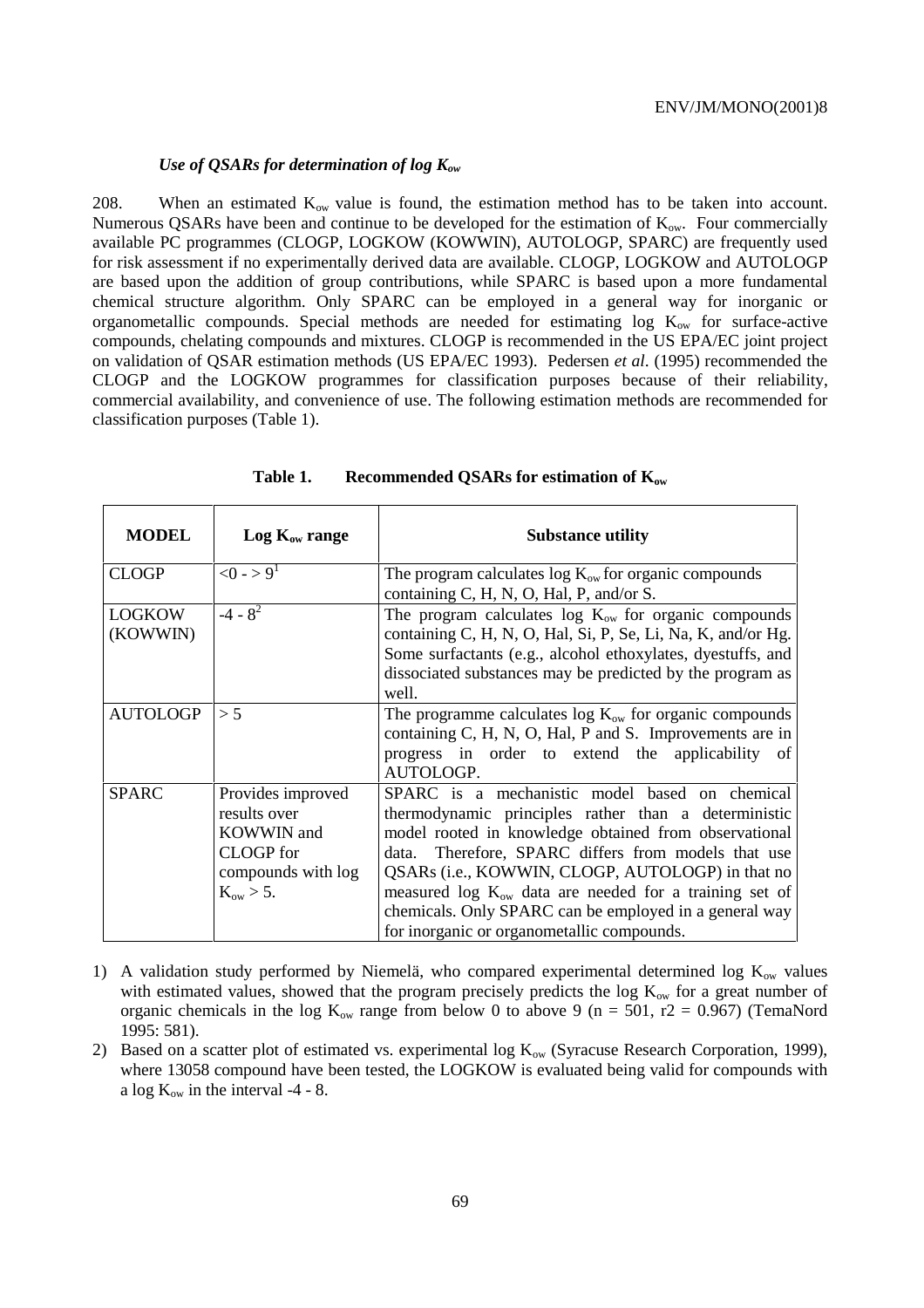### *Use of QSARs for determination of log $K_{ow}$*

208. When an estimated $K_{ow}$ value is found, the estimation method has to be taken into account. Numerous QSARs have been and continue to be developed for the estimation of $K_{ow}$. Four commercially available PC programmes (CLOGP, LOGKOW (KOWWIN), AUTOLOGP, SPARC) are frequently used for risk assessment if no experimentally derived data are available. CLOGP, LOGKOW and AUTOLOGP are based upon the addition of group contributions, while SPARC is based upon a more fundamental chemical structure algorithm. Only SPARC can be employed in a general way for inorganic or organometallic compounds. Special methods are needed for estimating log $K_{ow}$ for surface-active compounds, chelating compounds and mixtures. CLOGP is recommended in the US EPA/EC joint project on validation of QSAR estimation methods (US EPA/EC 1993). Pedersen *et al*. (1995) recommended the CLOGP and the LOGKOW programmes for classification purposes because of their reliability, commercial availability, and convenience of use. The following estimation methods are recommended for classification purposes (Table 1).

**Table 1. Recommended QSARs for estimation of $K_{ow}$**

| MODEL | Log $K_{ow}$ range | Substance utility |
|---|---|---|
| CLOGP | <0 - > 9[1] | The program calculates log $K_{ow}$ for organic compounds containing C, H, N, O, Hal, P, and/or S. |
| LOGKOW (KOWWIN) | -4 - 8[2] | The program calculates log $K_{ow}$ for organic compounds containing C, H, N, O, Hal, Si, P, Se, Li, Na, K, and/or Hg. Some surfactants (e.g., alcohol ethoxylates, dyestuffs, and dissociated substances may be predicted by the program as well. |
| AUTOLOGP | > 5 | The programme calculates log $K_{ow}$ for organic compounds containing C, H, N, O, Hal, P and S. Improvements are in progress in order to extend the applicability of AUTOLOGP. |
| SPARC | Provides improved results over KOWWIN and CLOGP for compounds with log $K_{ow}$ > 5. | SPARC is a mechanistic model based on chemical thermodynamic principles rather than a deterministic model rooted in knowledge obtained from observational data. Therefore, SPARC differs from models that use QSARs (i.e., KOWWIN, CLOGP, AUTOLOGP) in that no measured log $K_{ow}$ data are needed for a training set of chemicals. Only SPARC can be employed in a general way for inorganic or organometallic compounds. |

1) A validation study performed by Niemelä, who compared experimental determined log $K_{ow}$ values with estimated values, showed that the program precisely predicts the log $K_{ow}$ for a great number of organic chemicals in the log $K_{ow}$ range from below 0 to above 9 (n = 501, r2 = 0.967) (TemaNord 1995: 581).

2) Based on a scatter plot of estimated vs. experimental log $K_{ow}$ (Syracuse Research Corporation, 1999), where 13058 compound have been tested, the LOGKOW is evaluated being valid for compounds with a log $K_{ow}$ in the interval -4 - 8.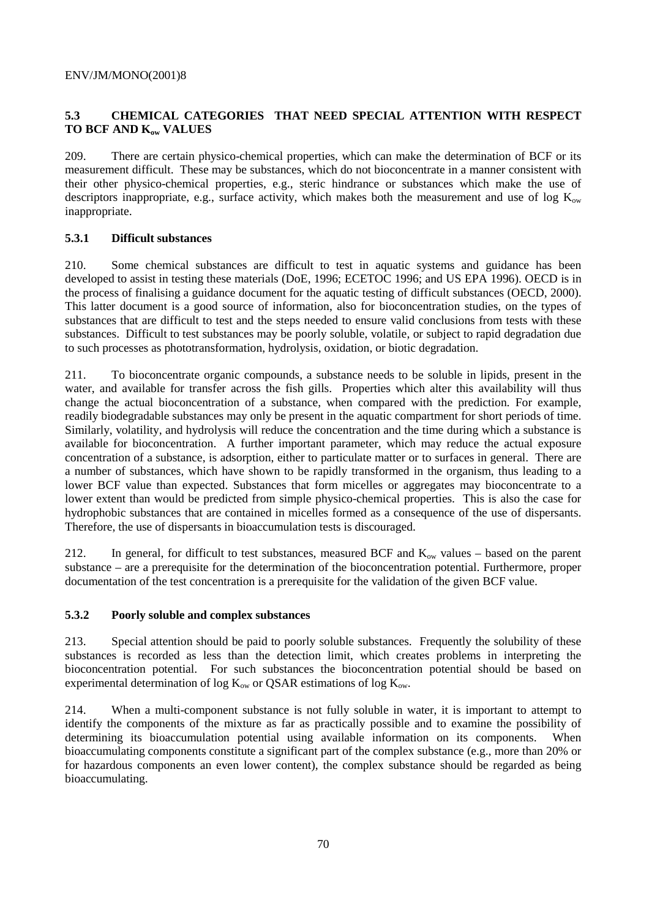## 5.3 CHEMICAL CATEGORIES THAT NEED SPECIAL ATTENTION WITH RESPECT TO BCF AND $K_{ow}$ VALUES

209. There are certain physico-chemical properties, which can make the determination of BCF or its measurement difficult. These may be substances, which do not bioconcentrate in a manner consistent with their other physico-chemical properties, e.g., steric hindrance or substances which make the use of descriptors inappropriate, e.g., surface activity, which makes both the measurement and use of log $K_{ow}$ inappropriate.

### 5.3.1 Difficult substances

210. Some chemical substances are difficult to test in aquatic systems and guidance has been developed to assist in testing these materials (DoE, 1996; ECETOC 1996; and US EPA 1996). OECD is in the process of finalising a guidance document for the aquatic testing of difficult substances (OECD, 2000). This latter document is a good source of information, also for bioconcentration studies, on the types of substances that are difficult to test and the steps needed to ensure valid conclusions from tests with these substances. Difficult to test substances may be poorly soluble, volatile, or subject to rapid degradation due to such processes as phototransformation, hydrolysis, oxidation, or biotic degradation.

211. To bioconcentrate organic compounds, a substance needs to be soluble in lipids, present in the water, and available for transfer across the fish gills. Properties which alter this availability will thus change the actual bioconcentration of a substance, when compared with the prediction. For example, readily biodegradable substances may only be present in the aquatic compartment for short periods of time. Similarly, volatility, and hydrolysis will reduce the concentration and the time during which a substance is available for bioconcentration. A further important parameter, which may reduce the actual exposure concentration of a substance, is adsorption, either to particulate matter or to surfaces in general. There are a number of substances, which have shown to be rapidly transformed in the organism, thus leading to a lower BCF value than expected. Substances that form micelles or aggregates may bioconcentrate to a lower extent than would be predicted from simple physico-chemical properties. This is also the case for hydrophobic substances that are contained in micelles formed as a consequence of the use of dispersants. Therefore, the use of dispersants in bioaccumulation tests is discouraged.

212. In general, for difficult to test substances, measured BCF and $K_{ow}$ values – based on the parent substance – are a prerequisite for the determination of the bioconcentration potential. Furthermore, proper documentation of the test concentration is a prerequisite for the validation of the given BCF value.

### 5.3.2 Poorly soluble and complex substances

213. Special attention should be paid to poorly soluble substances. Frequently the solubility of these substances is recorded as less than the detection limit, which creates problems in interpreting the bioconcentration potential. For such substances the bioconcentration potential should be based on experimental determination of log $K_{ow}$ or QSAR estimations of log $K_{ow}$.

214. When a multi-component substance is not fully soluble in water, it is important to attempt to identify the components of the mixture as far as practically possible and to examine the possibility of determining its bioaccumulation potential using available information on its components. When bioaccumulating components constitute a significant part of the complex substance (e.g., more than 20% or for hazardous components an even lower content), the complex substance should be regarded as being bioaccumulating.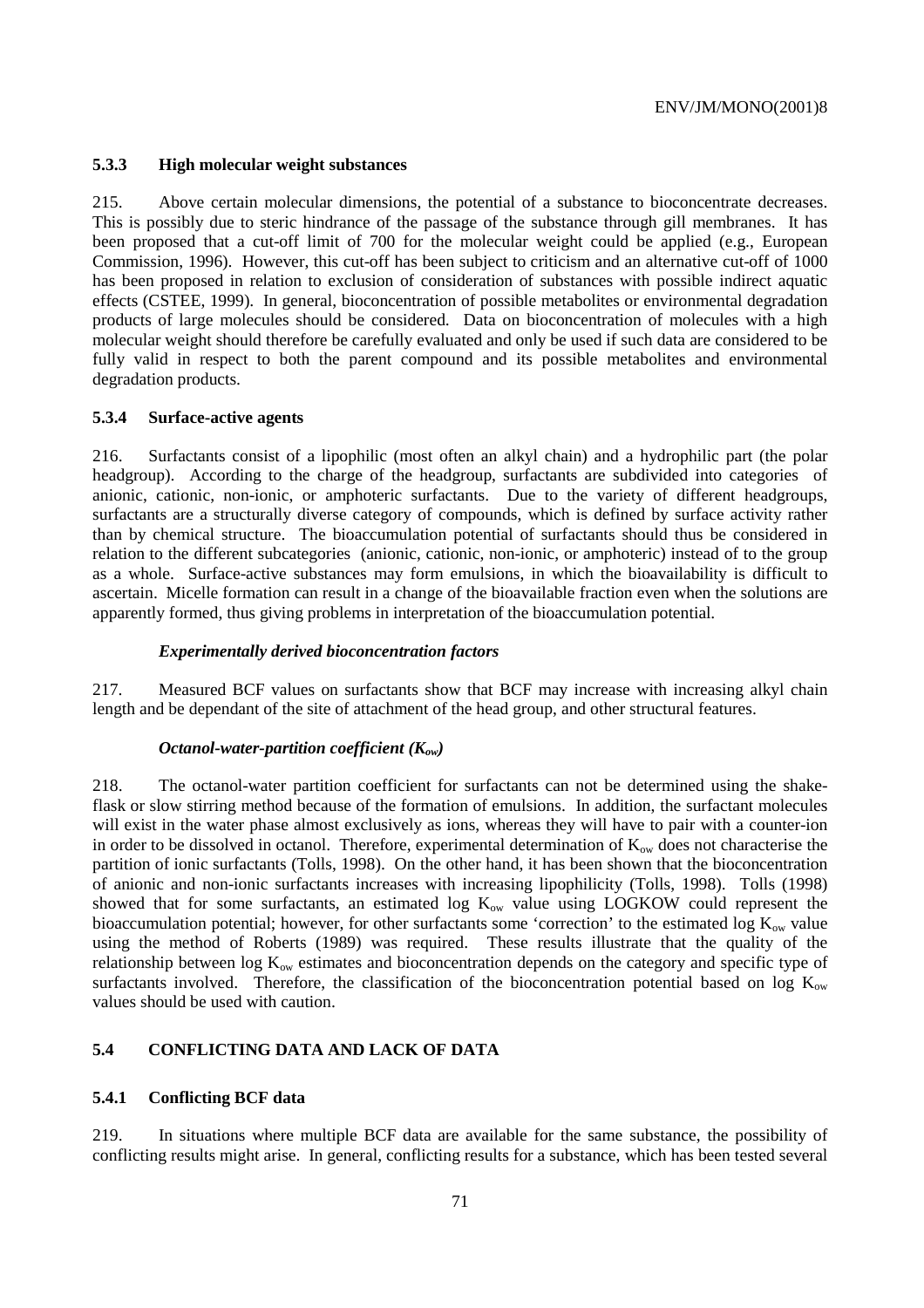### 5.3.3 High molecular weight substances

215. Above certain molecular dimensions, the potential of a substance to bioconcentrate decreases. This is possibly due to steric hindrance of the passage of the substance through gill membranes. It has been proposed that a cut-off limit of 700 for the molecular weight could be applied (e.g., European Commission, 1996). However, this cut-off has been subject to criticism and an alternative cut-off of 1000 has been proposed in relation to exclusion of consideration of substances with possible indirect aquatic effects (CSTEE, 1999). In general, bioconcentration of possible metabolites or environmental degradation products of large molecules should be considered. Data on bioconcentration of molecules with a high molecular weight should therefore be carefully evaluated and only be used if such data are considered to be fully valid in respect to both the parent compound and its possible metabolites and environmental degradation products.

### 5.3.4 Surface-active agents

216. Surfactants consist of a lipophilic (most often an alkyl chain) and a hydrophilic part (the polar headgroup). According to the charge of the headgroup, surfactants are subdivided into categories of anionic, cationic, non-ionic, or amphoteric surfactants. Due to the variety of different headgroups, surfactants are a structurally diverse category of compounds, which is defined by surface activity rather than by chemical structure. The bioaccumulation potential of surfactants should thus be considered in relation to the different subcategories (anionic, cationic, non-ionic, or amphoteric) instead of to the group as a whole. Surface-active substances may form emulsions, in which the bioavailability is difficult to ascertain. Micelle formation can result in a change of the bioavailable fraction even when the solutions are apparently formed, thus giving problems in interpretation of the bioaccumulation potential.

***Experimentally derived bioconcentration factors***

217. Measured BCF values on surfactants show that BCF may increase with increasing alkyl chain length and be dependant of the site of attachment of the head group, and other structural features.

***Octanol-water-partition coefficient ($K_{ow}$)***

218. The octanol-water partition coefficient for surfactants can not be determined using the shake-flask or slow stirring method because of the formation of emulsions. In addition, the surfactant molecules will exist in the water phase almost exclusively as ions, whereas they will have to pair with a counter-ion in order to be dissolved in octanol. Therefore, experimental determination of $K_{ow}$ does not characterise the partition of ionic surfactants (Tolls, 1998). On the other hand, it has been shown that the bioconcentration of anionic and non-ionic surfactants increases with increasing lipophilicity (Tolls, 1998). Tolls (1998) showed that for some surfactants, an estimated log $K_{ow}$ value using LOGKOW could represent the bioaccumulation potential; however, for other surfactants some 'correction' to the estimated log $K_{ow}$ value using the method of Roberts (1989) was required. These results illustrate that the quality of the relationship between log $K_{ow}$ estimates and bioconcentration depends on the category and specific type of surfactants involved. Therefore, the classification of the bioconcentration potential based on log $K_{ow}$ values should be used with caution.

## 5.4 CONFLICTING DATA AND LACK OF DATA

### 5.4.1 Conflicting BCF data

219. In situations where multiple BCF data are available for the same substance, the possibility of conflicting results might arise. In general, conflicting results for a substance, which has been tested several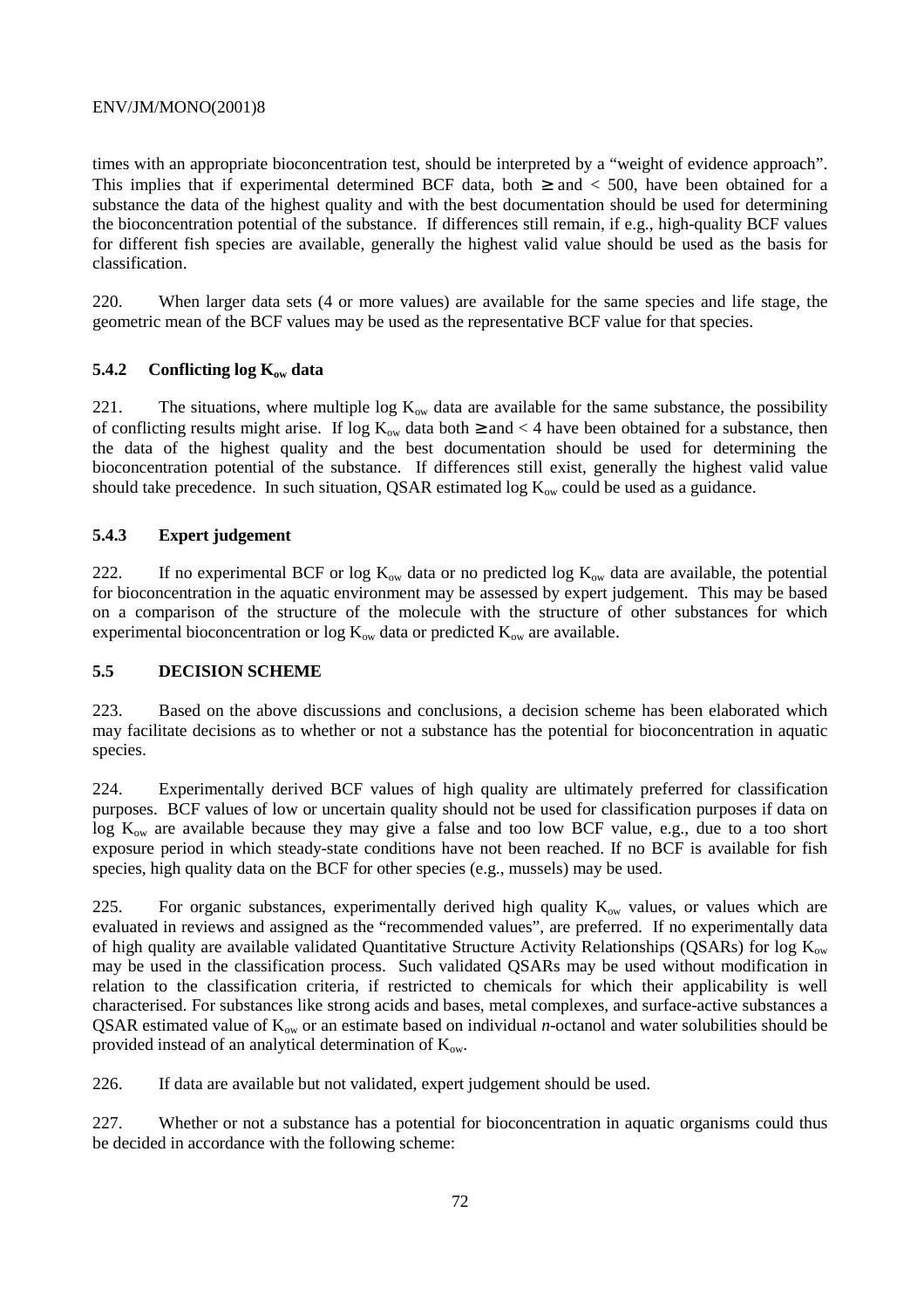times with an appropriate bioconcentration test, should be interpreted by a "weight of evidence approach". This implies that if experimental determined BCF data, both ≥ and < 500, have been obtained for a substance the data of the highest quality and with the best documentation should be used for determining the bioconcentration potential of the substance. If differences still remain, if e.g., high-quality BCF values for different fish species are available, generally the highest valid value should be used as the basis for classification.

220. When larger data sets (4 or more values) are available for the same species and life stage, the geometric mean of the BCF values may be used as the representative BCF value for that species.

### 5.4.2 Conflicting log $K_{ow}$ data

221. The situations, where multiple log $K_{ow}$ data are available for the same substance, the possibility of conflicting results might arise. If log $K_{ow}$ data both ≥ and < 4 have been obtained for a substance, then the data of the highest quality and the best documentation should be used for determining the bioconcentration potential of the substance. If differences still exist, generally the highest valid value should take precedence. In such situation, QSAR estimated log $K_{ow}$ could be used as a guidance.

### 5.4.3 Expert judgement

222. If no experimental BCF or log $K_{ow}$ data or no predicted log $K_{ow}$ data are available, the potential for bioconcentration in the aquatic environment may be assessed by expert judgement. This may be based on a comparison of the structure of the molecule with the structure of other substances for which experimental bioconcentration or log $K_{ow}$ data or predicted $K_{ow}$ are available.

## 5.5 DECISION SCHEME

223. Based on the above discussions and conclusions, a decision scheme has been elaborated which may facilitate decisions as to whether or not a substance has the potential for bioconcentration in aquatic species.

224. Experimentally derived BCF values of high quality are ultimately preferred for classification purposes. BCF values of low or uncertain quality should not be used for classification purposes if data on log $K_{ow}$ are available because they may give a false and too low BCF value, e.g., due to a too short exposure period in which steady-state conditions have not been reached. If no BCF is available for fish species, high quality data on the BCF for other species (e.g., mussels) may be used.

225. For organic substances, experimentally derived high quality $K_{ow}$ values, or values which are evaluated in reviews and assigned as the "recommended values", are preferred. If no experimentally data of high quality are available validated Quantitative Structure Activity Relationships (QSARs) for log $K_{ow}$ may be used in the classification process. Such validated QSARs may be used without modification in relation to the classification criteria, if restricted to chemicals for which their applicability is well characterised. For substances like strong acids and bases, metal complexes, and surface-active substances a QSAR estimated value of $K_{ow}$ or an estimate based on individual *n*-octanol and water solubilities should be provided instead of an analytical determination of $K_{ow}$.

226. If data are available but not validated, expert judgement should be used.

227. Whether or not a substance has a potential for bioconcentration in aquatic organisms could thus be decided in accordance with the following scheme: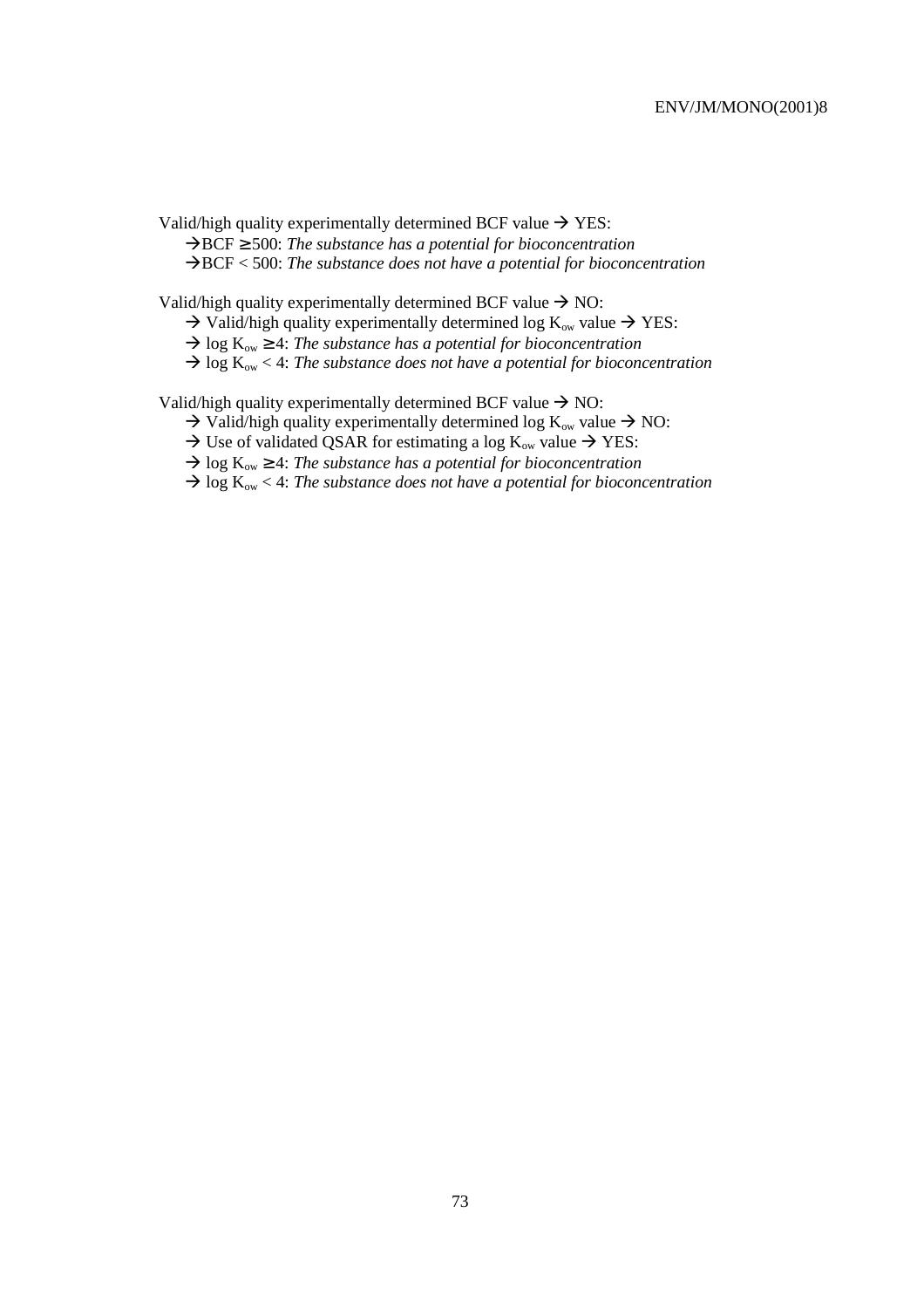Valid/high quality experimentally determined BCF value → YES:

→BCF ≥ 500: *The substance has a potential for bioconcentration*

→BCF < 500: *The substance does not have a potential for bioconcentration*

Valid/high quality experimentally determined BCF value → NO:

→ Valid/high quality experimentally determined log $K_{ow}$ value → YES:

→ log $K_{ow}$ ≥ 4: *The substance has a potential for bioconcentration*

→ log $K_{ow}$ < 4: *The substance does not have a potential for bioconcentration*

Valid/high quality experimentally determined BCF value → NO:

→ Valid/high quality experimentally determined log $K_{ow}$ value → NO:

→ Use of validated QSAR for estimating a log $K_{ow}$ value → YES:

→ log $K_{ow}$ ≥ 4: *The substance has a potential for bioconcentration*

→ log $K_{ow}$ < 4: *The substance does not have a potential for bioconcentration*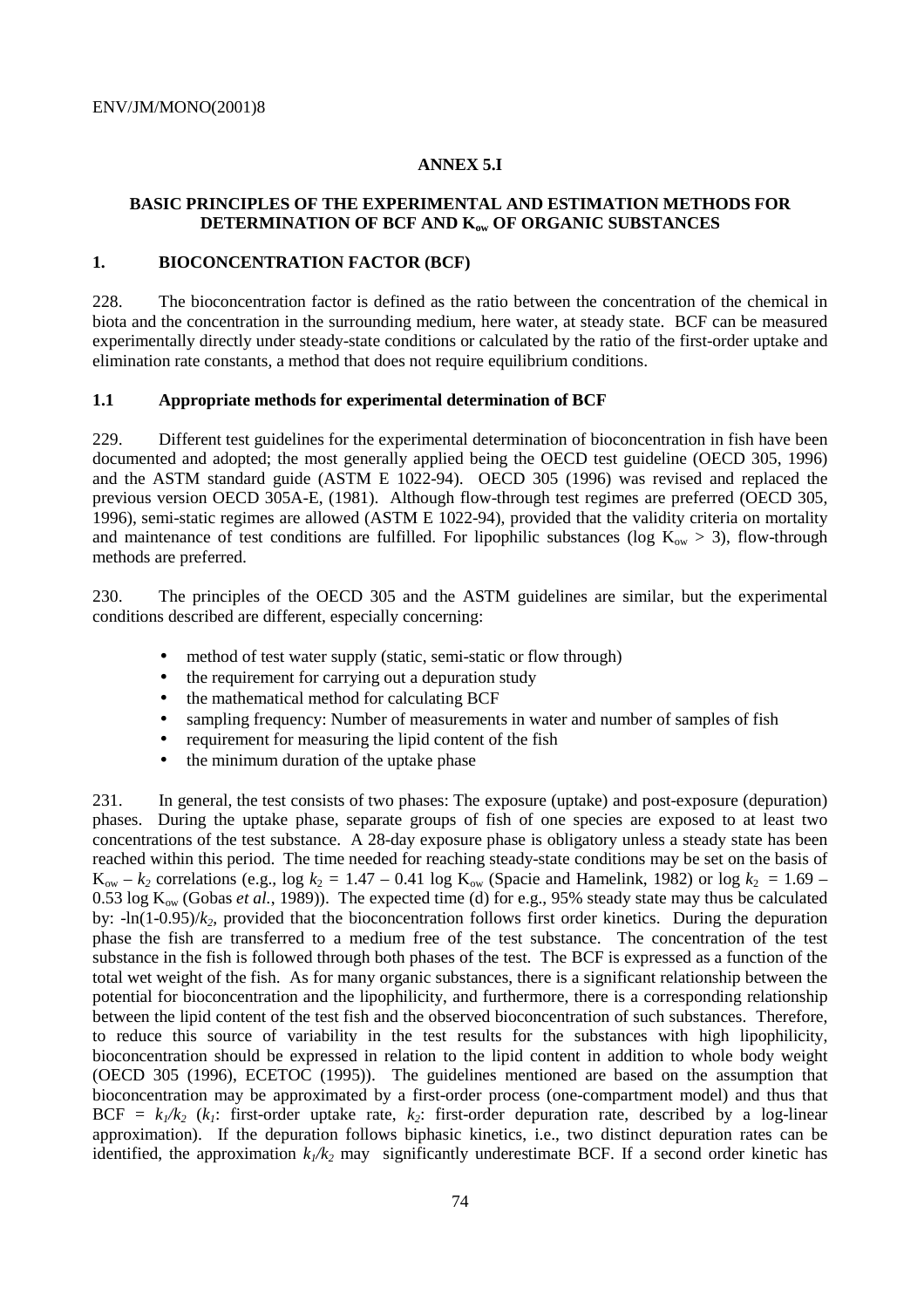## ANNEX 5.I

### BASIC PRINCIPLES OF THE EXPERIMENTAL AND ESTIMATION METHODS FOR DETERMINATION OF BCF AND $K_{ow}$ OF ORGANIC SUBSTANCES

### 1. BIOCONCENTRATION FACTOR (BCF)

228. The bioconcentration factor is defined as the ratio between the concentration of the chemical in biota and the concentration in the surrounding medium, here water, at steady state. BCF can be measured experimentally directly under steady-state conditions or calculated by the ratio of the first-order uptake and elimination rate constants, a method that does not require equilibrium conditions.

#### 1.1 Appropriate methods for experimental determination of BCF

229. Different test guidelines for the experimental determination of bioconcentration in fish have been documented and adopted; the most generally applied being the OECD test guideline (OECD 305, 1996) and the ASTM standard guide (ASTM E 1022-94). OECD 305 (1996) was revised and replaced the previous version OECD 305A-E, (1981). Although flow-through test regimes are preferred (OECD 305, 1996), semi-static regimes are allowed (ASTM E 1022-94), provided that the validity criteria on mortality and maintenance of test conditions are fulfilled. For lipophilic substances (log $K_{ow} > 3$), flow-through methods are preferred.

230. The principles of the OECD 305 and the ASTM guidelines are similar, but the experimental conditions described are different, especially concerning:

- method of test water supply (static, semi-static or flow through)
- the requirement for carrying out a depuration study
- the mathematical method for calculating BCF
- sampling frequency: Number of measurements in water and number of samples of fish
- requirement for measuring the lipid content of the fish
- the minimum duration of the uptake phase

231. In general, the test consists of two phases: The exposure (uptake) and post-exposure (depuration) phases. During the uptake phase, separate groups of fish of one species are exposed to at least two concentrations of the test substance. A 28-day exposure phase is obligatory unless a steady state has been reached within this period. The time needed for reaching steady-state conditions may be set on the basis of $K_{ow} - k_2$ correlations (e.g., $\log k_2 = 1.47 - 0.41 \log K_{ow}$ (Spacie and Hamelink, 1982) or $\log k_2 = 1.69 - 0.53 \log K_{ow}$ (Gobas *et al.*, 1989)). The expected time (d) for e.g., 95% steady state may thus be calculated by: $-\ln(1\text{-}0.95)/k_2$, provided that the bioconcentration follows first order kinetics. During the depuration phase the fish are transferred to a medium free of the test substance. The concentration of the test substance in the fish is followed through both phases of the test. The BCF is expressed as a function of the total wet weight of the fish. As for many organic substances, there is a significant relationship between the potential for bioconcentration and the lipophilicity, and furthermore, there is a corresponding relationship between the lipid content of the test fish and the observed bioconcentration of such substances. Therefore, to reduce this source of variability in the test results for the substances with high lipophilicity, bioconcentration should be expressed in relation to the lipid content in addition to whole body weight (OECD 305 (1996), ECETOC (1995)). The guidelines mentioned are based on the assumption that bioconcentration may be approximated by a first-order process (one-compartment model) and thus that $BCF = k_1/k_2$ ($k_1$: first-order uptake rate, $k_2$: first-order depuration rate, described by a log-linear approximation). If the depuration follows biphasic kinetics, i.e., two distinct depuration rates can be identified, the approximation $k_1/k_2$ may significantly underestimate BCF. If a second order kinetic has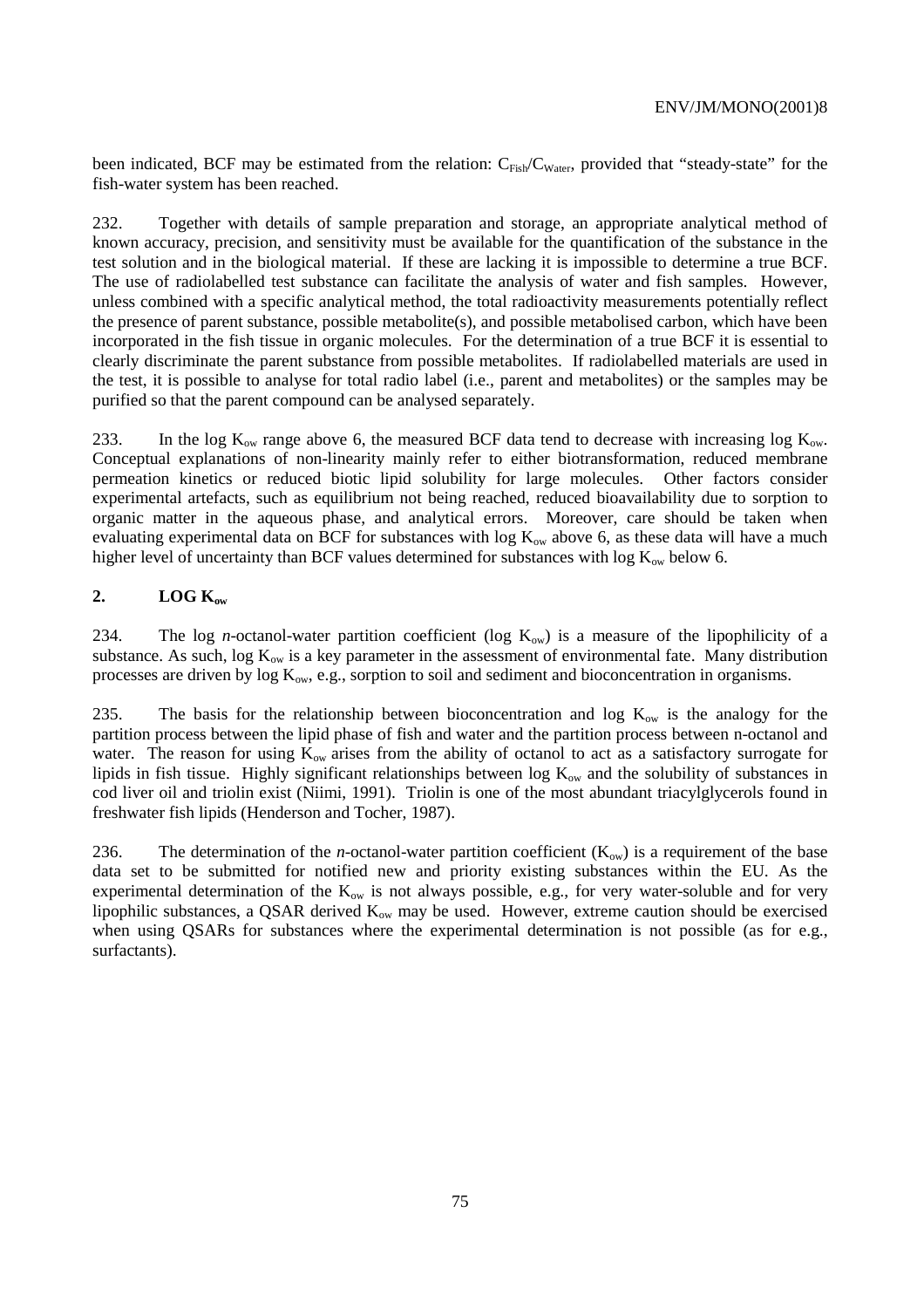been indicated, BCF may be estimated from the relation: $C_{Fish}/C_{Water}$, provided that "steady-state" for the fish-water system has been reached.

232. Together with details of sample preparation and storage, an appropriate analytical method of known accuracy, precision, and sensitivity must be available for the quantification of the substance in the test solution and in the biological material. If these are lacking it is impossible to determine a true BCF. The use of radiolabelled test substance can facilitate the analysis of water and fish samples. However, unless combined with a specific analytical method, the total radioactivity measurements potentially reflect the presence of parent substance, possible metabolite(s), and possible metabolised carbon, which have been incorporated in the fish tissue in organic molecules. For the determination of a true BCF it is essential to clearly discriminate the parent substance from possible metabolites. If radiolabelled materials are used in the test, it is possible to analyse for total radio label (i.e., parent and metabolites) or the samples may be purified so that the parent compound can be analysed separately.

233. In the log $K_{ow}$ range above 6, the measured BCF data tend to decrease with increasing log $K_{ow}$. Conceptual explanations of non-linearity mainly refer to either biotransformation, reduced membrane permeation kinetics or reduced biotic lipid solubility for large molecules. Other factors consider experimental artefacts, such as equilibrium not being reached, reduced bioavailability due to sorption to organic matter in the aqueous phase, and analytical errors. Moreover, care should be taken when evaluating experimental data on BCF for substances with log $K_{ow}$ above 6, as these data will have a much higher level of uncertainty than BCF values determined for substances with log $K_{ow}$ below 6.

## 2. LOG $K_{ow}$

234. The log *n*-octanol-water partition coefficient (log $K_{ow}$) is a measure of the lipophilicity of a substance. As such, log $K_{ow}$ is a key parameter in the assessment of environmental fate. Many distribution processes are driven by log $K_{ow}$, e.g., sorption to soil and sediment and bioconcentration in organisms.

235. The basis for the relationship between bioconcentration and log $K_{ow}$ is the analogy for the partition process between the lipid phase of fish and water and the partition process between n-octanol and water. The reason for using $K_{ow}$ arises from the ability of octanol to act as a satisfactory surrogate for lipids in fish tissue. Highly significant relationships between log $K_{ow}$ and the solubility of substances in cod liver oil and triolin exist (Niimi, 1991). Triolin is one of the most abundant triacylglycerols found in freshwater fish lipids (Henderson and Tocher, 1987).

236. The determination of the *n*-octanol-water partition coefficient ($K_{ow}$) is a requirement of the base data set to be submitted for notified new and priority existing substances within the EU. As the experimental determination of the $K_{ow}$ is not always possible, e.g., for very water-soluble and for very lipophilic substances, a QSAR derived $K_{ow}$ may be used. However, extreme caution should be exercised when using QSARs for substances where the experimental determination is not possible (as for e.g., surfactants).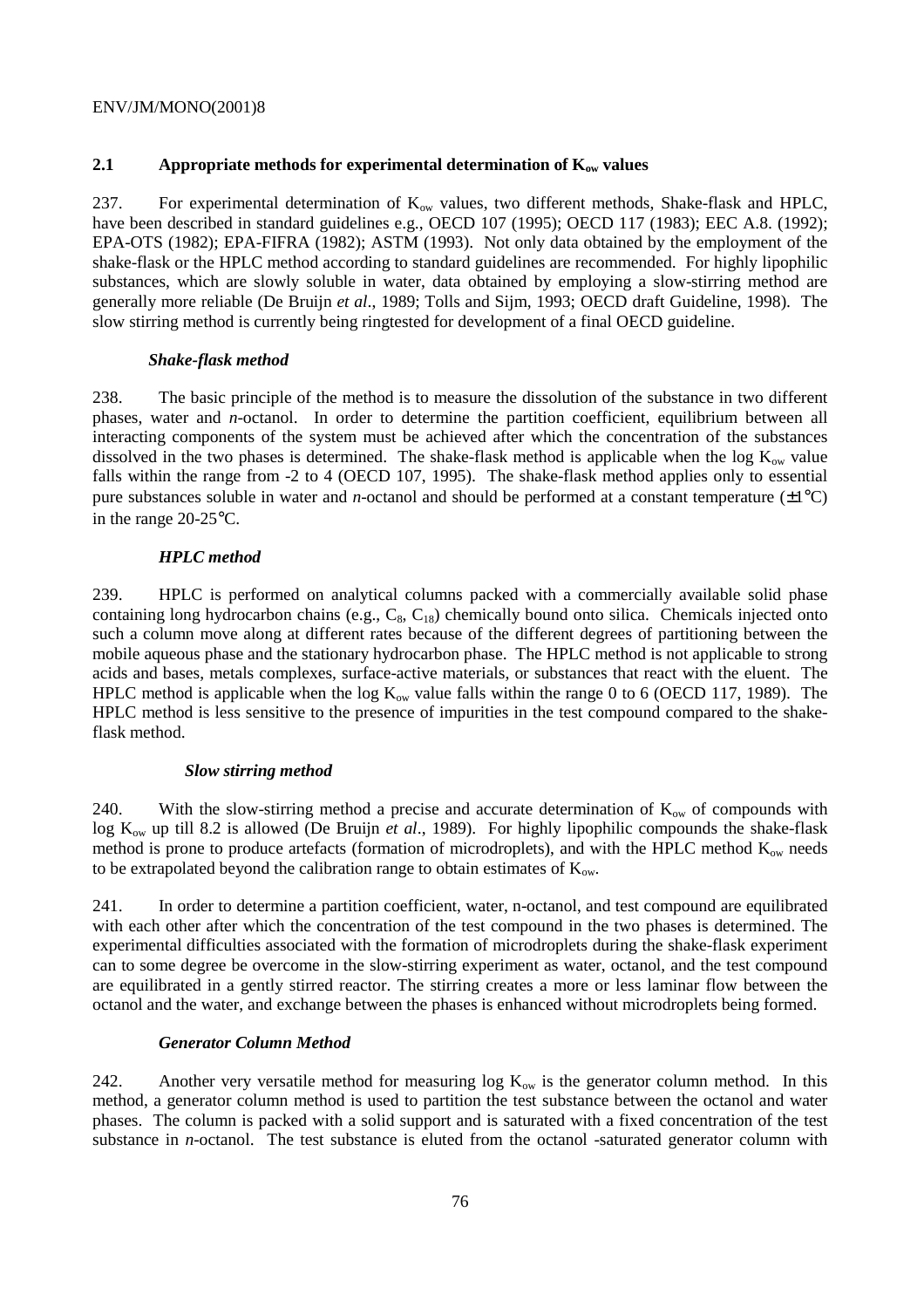## 2.1 Appropriate methods for experimental determination of $K_{ow}$ values

237. For experimental determination of $K_{ow}$ values, two different methods, Shake-flask and HPLC, have been described in standard guidelines e.g., OECD 107 (1995); OECD 117 (1983); EEC A.8. (1992); EPA-OTS (1982); EPA-FIFRA (1982); ASTM (1993). Not only data obtained by the employment of the shake-flask or the HPLC method according to standard guidelines are recommended. For highly lipophilic substances, which are slowly soluble in water, data obtained by employing a slow-stirring method are generally more reliable (De Bruijn *et al*., 1989; Tolls and Sijm, 1993; OECD draft Guideline, 1998). The slow stirring method is currently being ringtested for development of a final OECD guideline.

### *Shake-flask method*

238. The basic principle of the method is to measure the dissolution of the substance in two different phases, water and *n*-octanol. In order to determine the partition coefficient, equilibrium between all interacting components of the system must be achieved after which the concentration of the substances dissolved in the two phases is determined. The shake-flask method is applicable when the log $K_{ow}$ value falls within the range from -2 to 4 (OECD 107, 1995). The shake-flask method applies only to essential pure substances soluble in water and *n*-octanol and should be performed at a constant temperature (±1°C) in the range 20-25°C.

### *HPLC method*

239. HPLC is performed on analytical columns packed with a commercially available solid phase containing long hydrocarbon chains (e.g., $C_8$, $C_{18}$) chemically bound onto silica. Chemicals injected onto such a column move along at different rates because of the different degrees of partitioning between the mobile aqueous phase and the stationary hydrocarbon phase. The HPLC method is not applicable to strong acids and bases, metals complexes, surface-active materials, or substances that react with the eluent. The HPLC method is applicable when the log $K_{ow}$ value falls within the range 0 to 6 (OECD 117, 1989). The HPLC method is less sensitive to the presence of impurities in the test compound compared to the shake-flask method.

### *Slow stirring method*

240. With the slow-stirring method a precise and accurate determination of $K_{ow}$ of compounds with log $K_{ow}$ up till 8.2 is allowed (De Bruijn *et al*., 1989). For highly lipophilic compounds the shake-flask method is prone to produce artefacts (formation of microdroplets), and with the HPLC method $K_{ow}$ needs to be extrapolated beyond the calibration range to obtain estimates of $K_{ow}$.

241. In order to determine a partition coefficient, water, n-octanol, and test compound are equilibrated with each other after which the concentration of the test compound in the two phases is determined. The experimental difficulties associated with the formation of microdroplets during the shake-flask experiment can to some degree be overcome in the slow-stirring experiment as water, octanol, and the test compound are equilibrated in a gently stirred reactor. The stirring creates a more or less laminar flow between the octanol and the water, and exchange between the phases is enhanced without microdroplets being formed.

### *Generator Column Method*

242. Another very versatile method for measuring log $K_{ow}$ is the generator column method. In this method, a generator column method is used to partition the test substance between the octanol and water phases. The column is packed with a solid support and is saturated with a fixed concentration of the test substance in *n*-octanol. The test substance is eluted from the octanol -saturated generator column with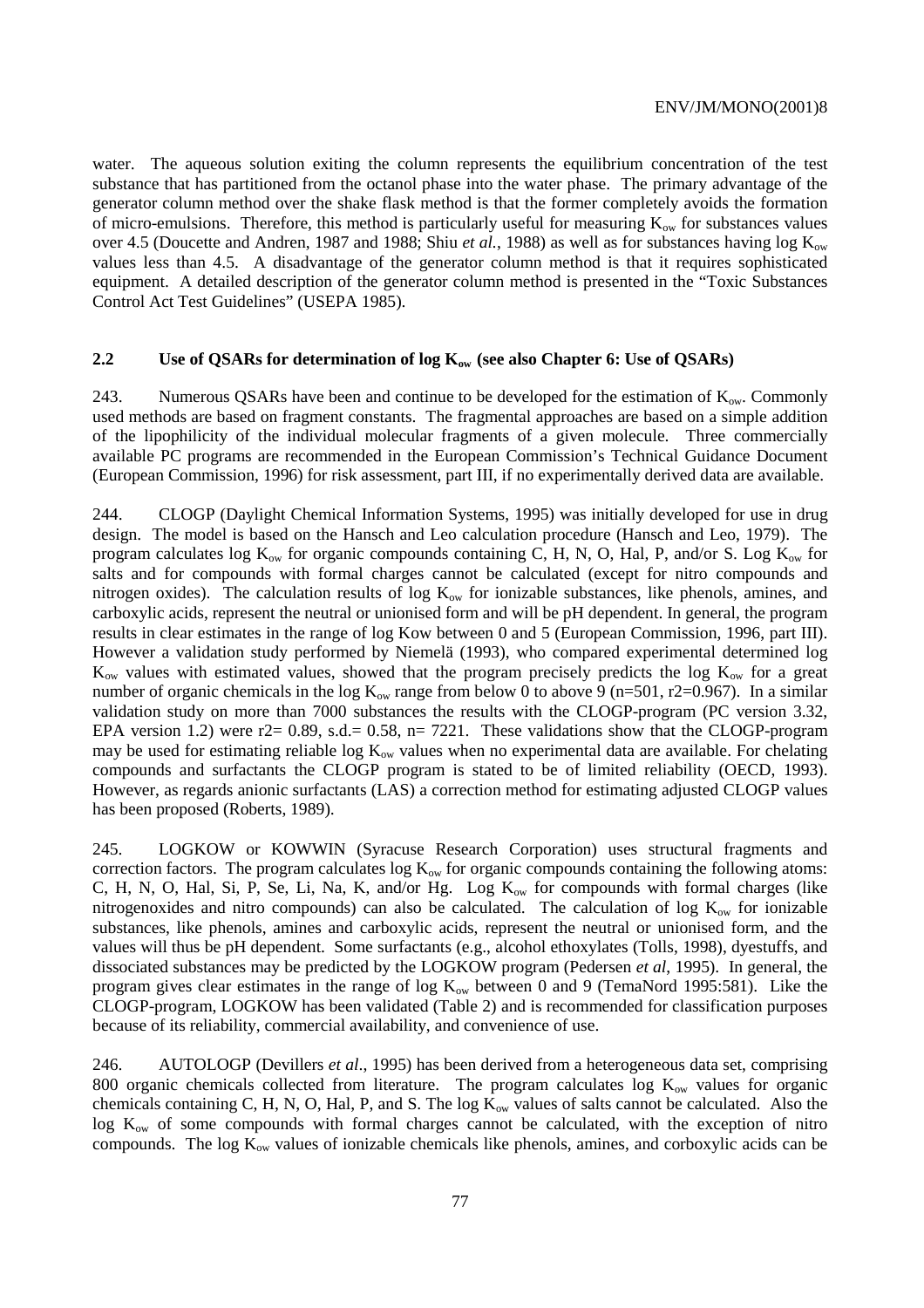water. The aqueous solution exiting the column represents the equilibrium concentration of the test substance that has partitioned from the octanol phase into the water phase. The primary advantage of the generator column method over the shake flask method is that the former completely avoids the formation of micro-emulsions. Therefore, this method is particularly useful for measuring $K_{ow}$ for substances values over 4.5 (Doucette and Andren, 1987 and 1988; Shiu *et al.*, 1988) as well as for substances having log $K_{ow}$ values less than 4.5. A disadvantage of the generator column method is that it requires sophisticated equipment. A detailed description of the generator column method is presented in the "Toxic Substances Control Act Test Guidelines" (USEPA 1985).

## 2.2 Use of QSARs for determination of log $K_{ow}$ (see also Chapter 6: Use of QSARs)

243. Numerous QSARs have been and continue to be developed for the estimation of $K_{ow}$. Commonly used methods are based on fragment constants. The fragmental approaches are based on a simple addition of the lipophilicity of the individual molecular fragments of a given molecule. Three commercially available PC programs are recommended in the European Commission's Technical Guidance Document (European Commission, 1996) for risk assessment, part III, if no experimentally derived data are available.

244. CLOGP (Daylight Chemical Information Systems, 1995) was initially developed for use in drug design. The model is based on the Hansch and Leo calculation procedure (Hansch and Leo, 1979). The program calculates log $K_{ow}$ for organic compounds containing C, H, N, O, Hal, P, and/or S. Log $K_{ow}$ for salts and for compounds with formal charges cannot be calculated (except for nitro compounds and nitrogen oxides). The calculation results of log $K_{ow}$ for ionizable substances, like phenols, amines, and carboxylic acids, represent the neutral or unionised form and will be pH dependent. In general, the program results in clear estimates in the range of log Kow between 0 and 5 (European Commission, 1996, part III). However a validation study performed by Niemelä (1993), who compared experimental determined log $K_{ow}$ values with estimated values, showed that the program precisely predicts the log $K_{ow}$ for a great number of organic chemicals in the log $K_{ow}$ range from below 0 to above 9 (n=501, r2=0.967). In a similar validation study on more than 7000 substances the results with the CLOGP-program (PC version 3.32, EPA version 1.2) were r2= 0.89, s.d.= 0.58, n= 7221. These validations show that the CLOGP-program may be used for estimating reliable log $K_{ow}$ values when no experimental data are available. For chelating compounds and surfactants the CLOGP program is stated to be of limited reliability (OECD, 1993). However, as regards anionic surfactants (LAS) a correction method for estimating adjusted CLOGP values has been proposed (Roberts, 1989).

245. LOGKOW or KOWWIN (Syracuse Research Corporation) uses structural fragments and correction factors. The program calculates log $K_{ow}$ for organic compounds containing the following atoms: C, H, N, O, Hal, Si, P, Se, Li, Na, K, and/or Hg. Log $K_{ow}$ for compounds with formal charges (like nitrogenoxides and nitro compounds) can also be calculated. The calculation of log $K_{ow}$ for ionizable substances, like phenols, amines and carboxylic acids, represent the neutral or unionised form, and the values will thus be pH dependent. Some surfactants (e.g., alcohol ethoxylates (Tolls, 1998), dyestuffs, and dissociated substances may be predicted by the LOGKOW program (Pedersen *et al*, 1995). In general, the program gives clear estimates in the range of log $K_{ow}$ between 0 and 9 (TemaNord 1995:581). Like the CLOGP-program, LOGKOW has been validated (Table 2) and is recommended for classification purposes because of its reliability, commercial availability, and convenience of use.

246. AUTOLOGP (Devillers *et al*., 1995) has been derived from a heterogeneous data set, comprising 800 organic chemicals collected from literature. The program calculates log $K_{ow}$ values for organic chemicals containing C, H, N, O, Hal, P, and S. The log $K_{ow}$ values of salts cannot be calculated. Also the log $K_{ow}$ of some compounds with formal charges cannot be calculated, with the exception of nitro compounds. The log $K_{ow}$ values of ionizable chemicals like phenols, amines, and corboxylic acids can be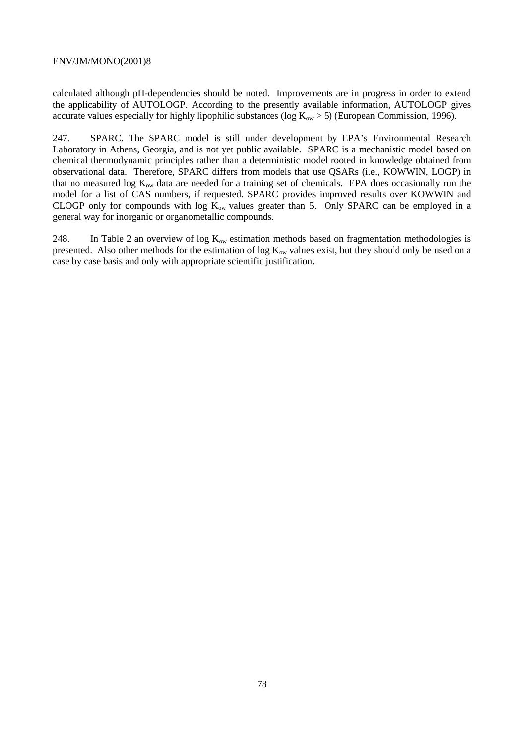calculated although pH-dependencies should be noted. Improvements are in progress in order to extend the applicability of AUTOLOGP. According to the presently available information, AUTOLOGP gives accurate values especially for highly lipophilic substances (log $K_{ow} > 5$) (European Commission, 1996).

247. SPARC. The SPARC model is still under development by EPA's Environmental Research Laboratory in Athens, Georgia, and is not yet public available. SPARC is a mechanistic model based on chemical thermodynamic principles rather than a deterministic model rooted in knowledge obtained from observational data. Therefore, SPARC differs from models that use QSARs (i.e., KOWWIN, LOGP) in that no measured log $K_{ow}$ data are needed for a training set of chemicals. EPA does occasionally run the model for a list of CAS numbers, if requested. SPARC provides improved results over KOWWIN and CLOGP only for compounds with log $K_{ow}$ values greater than 5. Only SPARC can be employed in a general way for inorganic or organometallic compounds.

248. In Table 2 an overview of log $K_{ow}$ estimation methods based on fragmentation methodologies is presented. Also other methods for the estimation of log $K_{ow}$ values exist, but they should only be used on a case by case basis and only with appropriate scientific justification.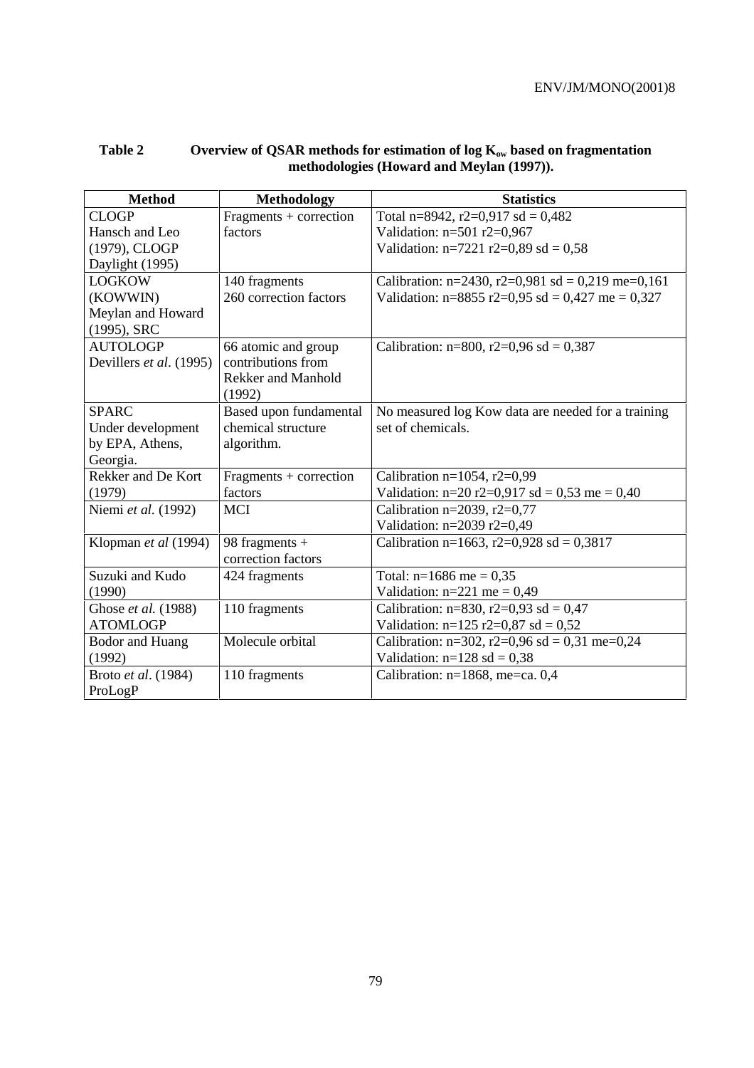**Table 2 Overview of QSAR methods for estimation of log $K_{ow}$ based on fragmentation methodologies (Howard and Meylan (1997)).**

| Method | Methodology | Statistics |
|---|---|---|
| CLOGP<br>Hansch and Leo (1979), CLOGP Daylight (1995) | Fragments + correction factors | Total n=8942, r2=0,917 sd = 0,482<br>Validation: n=501 r2=0,967<br>Validation: n=7221 r2=0,89 sd = 0,58 |
| LOGKOW (KOWWIN)<br>Meylan and Howard (1995), SRC | 140 fragments<br>260 correction factors | Calibration: n=2430, r2=0,981 sd = 0,219 me=0,161<br>Validation: n=8855 r2=0,95 sd = 0,427 me = 0,327 |
| AUTOLOGP<br>Devillers *et al*. (1995) | 66 atomic and group contributions from Rekker and Manhold (1992) | Calibration: n=800, r2=0,96 sd = 0,387 |
| SPARC<br>Under development by EPA, Athens, Georgia. | Based upon fundamental chemical structure algorithm. | No measured log Kow data are needed for a training set of chemicals. |
| Rekker and De Kort (1979) | Fragments + correction factors | Calibration n=1054, r2=0,99<br>Validation: n=20 r2=0,917 sd = 0,53 me = 0,40 |
| Niemi *et al.* (1992) | MCI | Calibration n=2039, r2=0,77<br>Validation: n=2039 r2=0,49 |
| Klopman *et al* (1994) | 98 fragments + correction factors | Calibration n=1663, r2=0,928 sd = 0,3817 |
| Suzuki and Kudo (1990) | 424 fragments | Total: n=1686 me = 0,35<br>Validation: n=221 me = 0,49 |
| Ghose *et al.* (1988)<br>ATOMLOGP | 110 fragments | Calibration: n=830, r2=0,93 sd = 0,47<br>Validation: n=125 r2=0,87 sd = 0,52 |
| Bodor and Huang (1992) | Molecule orbital | Calibration: n=302, r2=0,96 sd = 0,31 me=0,24<br>Validation: n=128 sd = 0,38 |
| Broto *et al*. (1984)<br>ProLogP | 110 fragments | Calibration: n=1868, me=ca. 0,4 |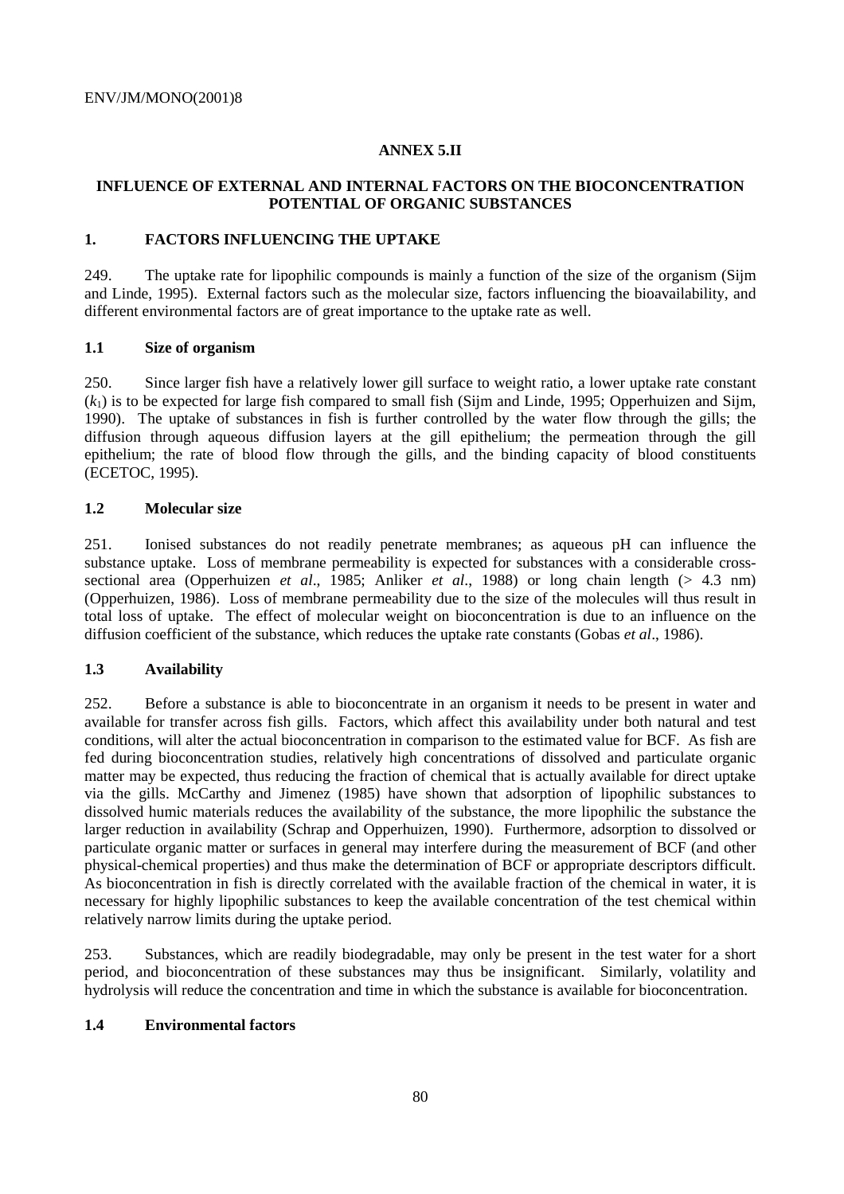## ANNEX 5.II

## INFLUENCE OF EXTERNAL AND INTERNAL FACTORS ON THE BIOCONCENTRATION POTENTIAL OF ORGANIC SUBSTANCES

### 1. FACTORS INFLUENCING THE UPTAKE

249. The uptake rate for lipophilic compounds is mainly a function of the size of the organism (Sijm and Linde, 1995). External factors such as the molecular size, factors influencing the bioavailability, and different environmental factors are of great importance to the uptake rate as well.

#### 1.1 Size of organism

250. Since larger fish have a relatively lower gill surface to weight ratio, a lower uptake rate constant ($k_1$) is to be expected for large fish compared to small fish (Sijm and Linde, 1995; Opperhuizen and Sijm, 1990). The uptake of substances in fish is further controlled by the water flow through the gills; the diffusion through aqueous diffusion layers at the gill epithelium; the permeation through the gill epithelium; the rate of blood flow through the gills, and the binding capacity of blood constituents (ECETOC, 1995).

#### 1.2 Molecular size

251. Ionised substances do not readily penetrate membranes; as aqueous pH can influence the substance uptake. Loss of membrane permeability is expected for substances with a considerable cross-sectional area (Opperhuizen *et al*., 1985; Anliker *et al*., 1988) or long chain length (> 4.3 nm) (Opperhuizen, 1986). Loss of membrane permeability due to the size of the molecules will thus result in total loss of uptake. The effect of molecular weight on bioconcentration is due to an influence on the diffusion coefficient of the substance, which reduces the uptake rate constants (Gobas *et al*., 1986).

#### 1.3 Availability

252. Before a substance is able to bioconcentrate in an organism it needs to be present in water and available for transfer across fish gills. Factors, which affect this availability under both natural and test conditions, will alter the actual bioconcentration in comparison to the estimated value for BCF. As fish are fed during bioconcentration studies, relatively high concentrations of dissolved and particulate organic matter may be expected, thus reducing the fraction of chemical that is actually available for direct uptake via the gills. McCarthy and Jimenez (1985) have shown that adsorption of lipophilic substances to dissolved humic materials reduces the availability of the substance, the more lipophilic the substance the larger reduction in availability (Schrap and Opperhuizen, 1990). Furthermore, adsorption to dissolved or particulate organic matter or surfaces in general may interfere during the measurement of BCF (and other physical-chemical properties) and thus make the determination of BCF or appropriate descriptors difficult. As bioconcentration in fish is directly correlated with the available fraction of the chemical in water, it is necessary for highly lipophilic substances to keep the available concentration of the test chemical within relatively narrow limits during the uptake period.

253. Substances, which are readily biodegradable, may only be present in the test water for a short period, and bioconcentration of these substances may thus be insignificant. Similarly, volatility and hydrolysis will reduce the concentration and time in which the substance is available for bioconcentration.

#### 1.4 Environmental factors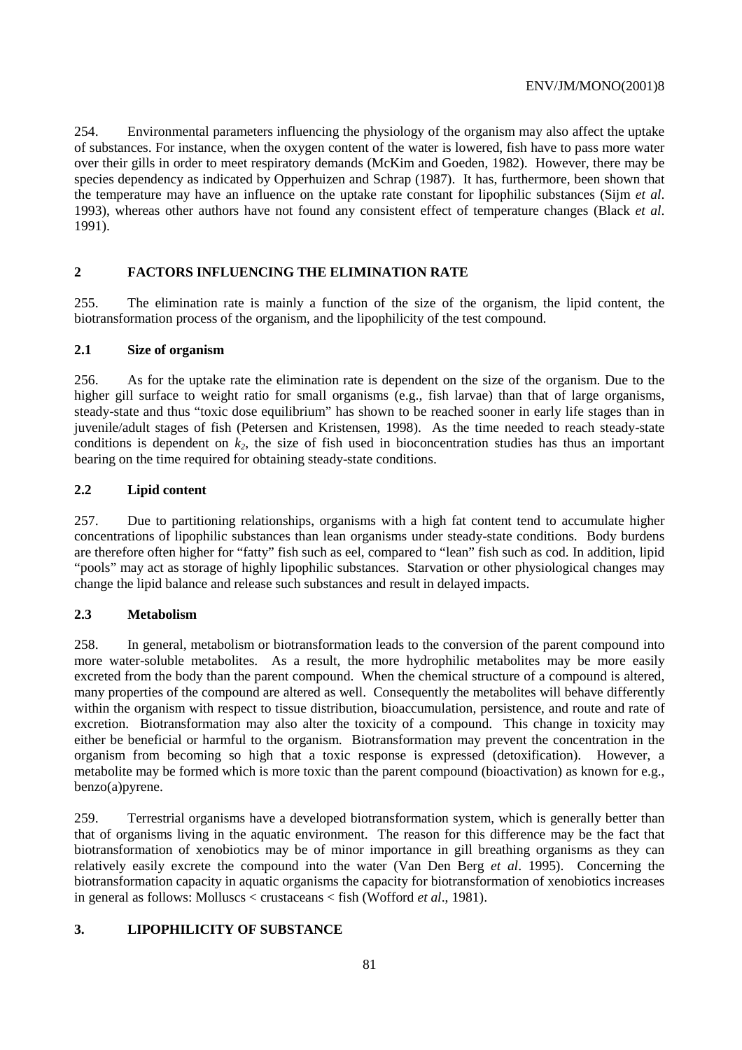254. Environmental parameters influencing the physiology of the organism may also affect the uptake of substances. For instance, when the oxygen content of the water is lowered, fish have to pass more water over their gills in order to meet respiratory demands (McKim and Goeden, 1982). However, there may be species dependency as indicated by Opperhuizen and Schrap (1987). It has, furthermore, been shown that the temperature may have an influence on the uptake rate constant for lipophilic substances (Sijm *et al*. 1993), whereas other authors have not found any consistent effect of temperature changes (Black *et al*. 1991).

## 2 FACTORS INFLUENCING THE ELIMINATION RATE

255. The elimination rate is mainly a function of the size of the organism, the lipid content, the biotransformation process of the organism, and the lipophilicity of the test compound.

### 2.1 Size of organism

256. As for the uptake rate the elimination rate is dependent on the size of the organism. Due to the higher gill surface to weight ratio for small organisms (e.g., fish larvae) than that of large organisms, steady-state and thus "toxic dose equilibrium" has shown to be reached sooner in early life stages than in juvenile/adult stages of fish (Petersen and Kristensen, 1998). As the time needed to reach steady-state conditions is dependent on $k_2$, the size of fish used in bioconcentration studies has thus an important bearing on the time required for obtaining steady-state conditions.

### 2.2 Lipid content

257. Due to partitioning relationships, organisms with a high fat content tend to accumulate higher concentrations of lipophilic substances than lean organisms under steady-state conditions. Body burdens are therefore often higher for "fatty" fish such as eel, compared to "lean" fish such as cod. In addition, lipid "pools" may act as storage of highly lipophilic substances. Starvation or other physiological changes may change the lipid balance and release such substances and result in delayed impacts.

### 2.3 Metabolism

258. In general, metabolism or biotransformation leads to the conversion of the parent compound into more water-soluble metabolites. As a result, the more hydrophilic metabolites may be more easily excreted from the body than the parent compound. When the chemical structure of a compound is altered, many properties of the compound are altered as well. Consequently the metabolites will behave differently within the organism with respect to tissue distribution, bioaccumulation, persistence, and route and rate of excretion. Biotransformation may also alter the toxicity of a compound. This change in toxicity may either be beneficial or harmful to the organism. Biotransformation may prevent the concentration in the organism from becoming so high that a toxic response is expressed (detoxification). However, a metabolite may be formed which is more toxic than the parent compound (bioactivation) as known for e.g., benzo(a)pyrene.

259. Terrestrial organisms have a developed biotransformation system, which is generally better than that of organisms living in the aquatic environment. The reason for this difference may be the fact that biotransformation of xenobiotics may be of minor importance in gill breathing organisms as they can relatively easily excrete the compound into the water (Van Den Berg *et al*. 1995). Concerning the biotransformation capacity in aquatic organisms the capacity for biotransformation of xenobiotics increases in general as follows: Molluscs < crustaceans < fish (Wofford *et al*., 1981).

## 3. LIPOPHILICITY OF SUBSTANCE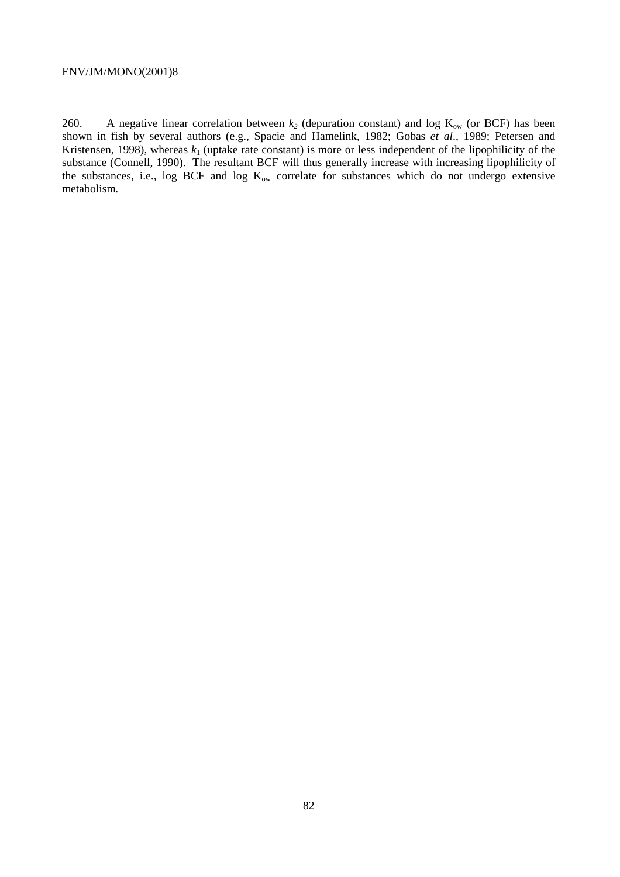260. A negative linear correlation between $k_2$ (depuration constant) and log $K_{ow}$ (or BCF) has been shown in fish by several authors (e.g., Spacie and Hamelink, 1982; Gobas *et al*., 1989; Petersen and Kristensen, 1998), whereas $k_1$ (uptake rate constant) is more or less independent of the lipophilicity of the substance (Connell, 1990). The resultant BCF will thus generally increase with increasing lipophilicity of the substances, i.e., log BCF and log $K_{ow}$ correlate for substances which do not undergo extensive metabolism.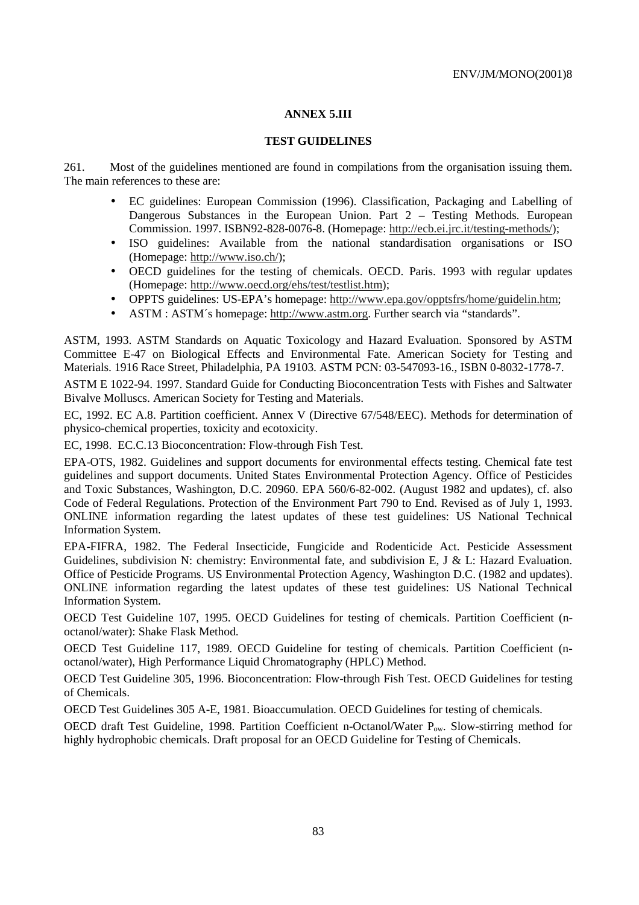## ANNEX 5.III

## TEST GUIDELINES

261. Most of the guidelines mentioned are found in compilations from the organisation issuing them. The main references to these are:

- EC guidelines: European Commission (1996). Classification, Packaging and Labelling of Dangerous Substances in the European Union. Part 2 – Testing Methods. European Commission. 1997. ISBN92-828-0076-8. (Homepage: http://ecb.ei.jrc.it/testing-methods/);
- ISO guidelines: Available from the national standardisation organisations or ISO (Homepage: http://www.iso.ch/);
- OECD guidelines for the testing of chemicals. OECD. Paris. 1993 with regular updates (Homepage: http://www.oecd.org/ehs/test/testlist.htm);
- OPPTS guidelines: US-EPA's homepage: http://www.epa.gov/opptsfrs/home/guidelin.htm;
- ASTM : ASTM´s homepage: http://www.astm.org. Further search via "standards".

ASTM, 1993. ASTM Standards on Aquatic Toxicology and Hazard Evaluation. Sponsored by ASTM Committee E-47 on Biological Effects and Environmental Fate. American Society for Testing and Materials. 1916 Race Street, Philadelphia, PA 19103. ASTM PCN: 03-547093-16., ISBN 0-8032-1778-7.

ASTM E 1022-94. 1997. Standard Guide for Conducting Bioconcentration Tests with Fishes and Saltwater Bivalve Molluscs. American Society for Testing and Materials.

EC, 1992. EC A.8. Partition coefficient. Annex V (Directive 67/548/EEC). Methods for determination of physico-chemical properties, toxicity and ecotoxicity.

EC, 1998. EC.C.13 Bioconcentration: Flow-through Fish Test.

EPA-OTS, 1982. Guidelines and support documents for environmental effects testing. Chemical fate test guidelines and support documents. United States Environmental Protection Agency. Office of Pesticides and Toxic Substances, Washington, D.C. 20960. EPA 560/6-82-002. (August 1982 and updates), cf. also Code of Federal Regulations. Protection of the Environment Part 790 to End. Revised as of July 1, 1993. ONLINE information regarding the latest updates of these test guidelines: US National Technical Information System.

EPA-FIFRA, 1982. The Federal Insecticide, Fungicide and Rodenticide Act. Pesticide Assessment Guidelines, subdivision N: chemistry: Environmental fate, and subdivision E, J & L: Hazard Evaluation. Office of Pesticide Programs. US Environmental Protection Agency, Washington D.C. (1982 and updates). ONLINE information regarding the latest updates of these test guidelines: US National Technical Information System.

OECD Test Guideline 107, 1995. OECD Guidelines for testing of chemicals. Partition Coefficient (n-octanol/water): Shake Flask Method.

OECD Test Guideline 117, 1989. OECD Guideline for testing of chemicals. Partition Coefficient (n-octanol/water), High Performance Liquid Chromatography (HPLC) Method.

OECD Test Guideline 305, 1996. Bioconcentration: Flow-through Fish Test. OECD Guidelines for testing of Chemicals.

OECD Test Guidelines 305 A-E, 1981. Bioaccumulation. OECD Guidelines for testing of chemicals.

OECD draft Test Guideline, 1998. Partition Coefficient n-Octanol/Water $P_{ow}$. Slow-stirring method for highly hydrophobic chemicals. Draft proposal for an OECD Guideline for Testing of Chemicals.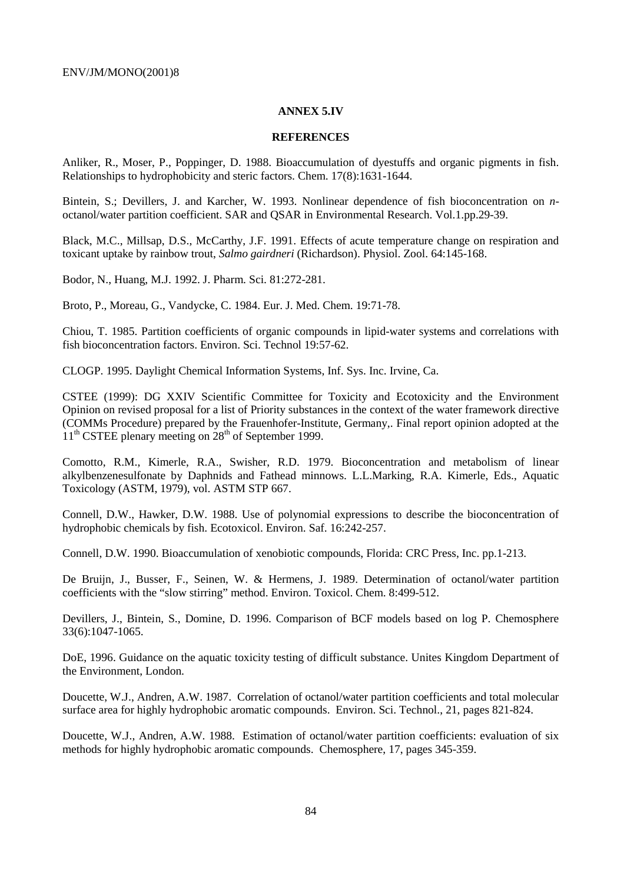## ANNEX 5.IV

## REFERENCES

Anliker, R., Moser, P., Poppinger, D. 1988. Bioaccumulation of dyestuffs and organic pigments in fish. Relationships to hydrophobicity and steric factors. Chem. 17(8):1631-1644.

Bintein, S.; Devillers, J. and Karcher, W. 1993. Nonlinear dependence of fish bioconcentration on *n*-octanol/water partition coefficient. SAR and QSAR in Environmental Research. Vol.1.pp.29-39.

Black, M.C., Millsap, D.S., McCarthy, J.F. 1991. Effects of acute temperature change on respiration and toxicant uptake by rainbow trout, *Salmo gairdneri* (Richardson). Physiol. Zool. 64:145-168.

Bodor, N., Huang, M.J. 1992. J. Pharm. Sci. 81:272-281.

Broto, P., Moreau, G., Vandycke, C. 1984. Eur. J. Med. Chem. 19:71-78.

Chiou, T. 1985. Partition coefficients of organic compounds in lipid-water systems and correlations with fish bioconcentration factors. Environ. Sci. Technol 19:57-62.

CLOGP. 1995. Daylight Chemical Information Systems, Inf. Sys. Inc. Irvine, Ca.

CSTEE (1999): DG XXIV Scientific Committee for Toxicity and Ecotoxicity and the Environment Opinion on revised proposal for a list of Priority substances in the context of the water framework directive (COMMs Procedure) prepared by the Frauenhofer-Institute, Germany,. Final report opinion adopted at the 11th CSTEE plenary meeting on 28th of September 1999.

Comotto, R.M., Kimerle, R.A., Swisher, R.D. 1979. Bioconcentration and metabolism of linear alkylbenzenesulfonate by Daphnids and Fathead minnows. L.L.Marking, R.A. Kimerle, Eds., Aquatic Toxicology (ASTM, 1979), vol. ASTM STP 667.

Connell, D.W., Hawker, D.W. 1988. Use of polynomial expressions to describe the bioconcentration of hydrophobic chemicals by fish. Ecotoxicol. Environ. Saf. 16:242-257.

Connell, D.W. 1990. Bioaccumulation of xenobiotic compounds, Florida: CRC Press, Inc. pp.1-213.

De Bruijn, J., Busser, F., Seinen, W. & Hermens, J. 1989. Determination of octanol/water partition coefficients with the "slow stirring" method. Environ. Toxicol. Chem. 8:499-512.

Devillers, J., Bintein, S., Domine, D. 1996. Comparison of BCF models based on log P. Chemosphere 33(6):1047-1065.

DoE, 1996. Guidance on the aquatic toxicity testing of difficult substance. Unites Kingdom Department of the Environment, London.

Doucette, W.J., Andren, A.W. 1987. Correlation of octanol/water partition coefficients and total molecular surface area for highly hydrophobic aromatic compounds. Environ. Sci. Technol., 21, pages 821-824.

Doucette, W.J., Andren, A.W. 1988. Estimation of octanol/water partition coefficients: evaluation of six methods for highly hydrophobic aromatic compounds. Chemosphere, 17, pages 345-359.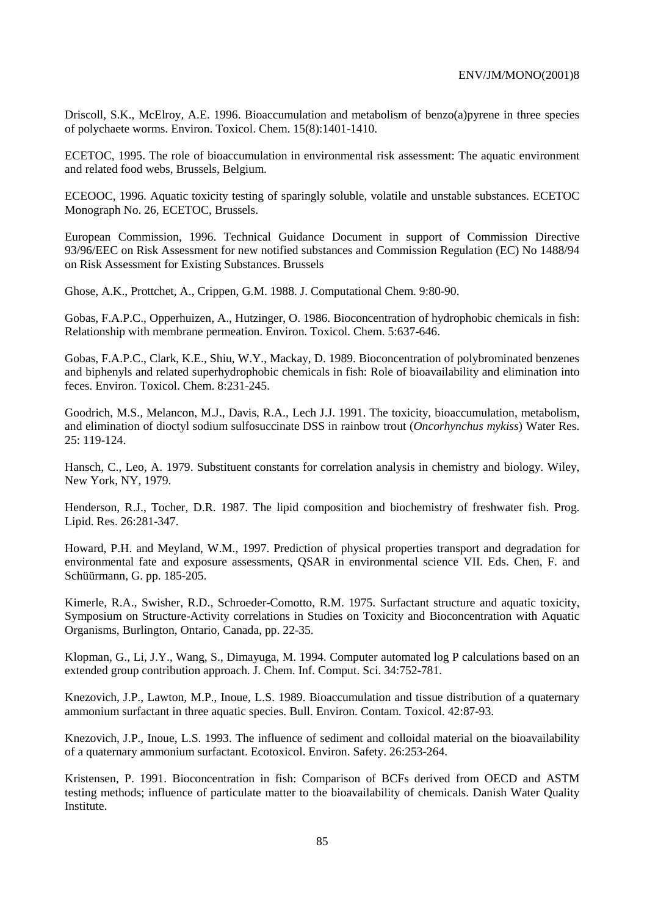Driscoll, S.K., McElroy, A.E. 1996. Bioaccumulation and metabolism of benzo(a)pyrene in three species of polychaete worms. Environ. Toxicol. Chem. 15(8):1401-1410.

ECETOC, 1995. The role of bioaccumulation in environmental risk assessment: The aquatic environment and related food webs, Brussels, Belgium.

ECEOOC, 1996. Aquatic toxicity testing of sparingly soluble, volatile and unstable substances. ECETOC Monograph No. 26, ECETOC, Brussels.

European Commission, 1996. Technical Guidance Document in support of Commission Directive 93/96/EEC on Risk Assessment for new notified substances and Commission Regulation (EC) No 1488/94 on Risk Assessment for Existing Substances. Brussels

Ghose, A.K., Prottchet, A., Crippen, G.M. 1988. J. Computational Chem. 9:80-90.

Gobas, F.A.P.C., Opperhuizen, A., Hutzinger, O. 1986. Bioconcentration of hydrophobic chemicals in fish: Relationship with membrane permeation. Environ. Toxicol. Chem. 5:637-646.

Gobas, F.A.P.C., Clark, K.E., Shiu, W.Y., Mackay, D. 1989. Bioconcentration of polybrominated benzenes and biphenyls and related superhydrophobic chemicals in fish: Role of bioavailability and elimination into feces. Environ. Toxicol. Chem. 8:231-245.

Goodrich, M.S., Melancon, M.J., Davis, R.A., Lech J.J. 1991. The toxicity, bioaccumulation, metabolism, and elimination of dioctyl sodium sulfosuccinate DSS in rainbow trout (*Oncorhynchus mykiss*) Water Res. 25: 119-124.

Hansch, C., Leo, A. 1979. Substituent constants for correlation analysis in chemistry and biology. Wiley, New York, NY, 1979.

Henderson, R.J., Tocher, D.R. 1987. The lipid composition and biochemistry of freshwater fish. Prog. Lipid. Res. 26:281-347.

Howard, P.H. and Meyland, W.M., 1997. Prediction of physical properties transport and degradation for environmental fate and exposure assessments, QSAR in environmental science VII. Eds. Chen, F. and Schüürmann, G. pp. 185-205.

Kimerle, R.A., Swisher, R.D., Schroeder-Comotto, R.M. 1975. Surfactant structure and aquatic toxicity, Symposium on Structure-Activity correlations in Studies on Toxicity and Bioconcentration with Aquatic Organisms, Burlington, Ontario, Canada, pp. 22-35.

Klopman, G., Li, J.Y., Wang, S., Dimayuga, M. 1994. Computer automated log P calculations based on an extended group contribution approach. J. Chem. Inf. Comput. Sci. 34:752-781.

Knezovich, J.P., Lawton, M.P., Inoue, L.S. 1989. Bioaccumulation and tissue distribution of a quaternary ammonium surfactant in three aquatic species. Bull. Environ. Contam. Toxicol. 42:87-93.

Knezovich, J.P., Inoue, L.S. 1993. The influence of sediment and colloidal material on the bioavailability of a quaternary ammonium surfactant. Ecotoxicol. Environ. Safety. 26:253-264.

Kristensen, P. 1991. Bioconcentration in fish: Comparison of BCFs derived from OECD and ASTM testing methods; influence of particulate matter to the bioavailability of chemicals. Danish Water Quality Institute.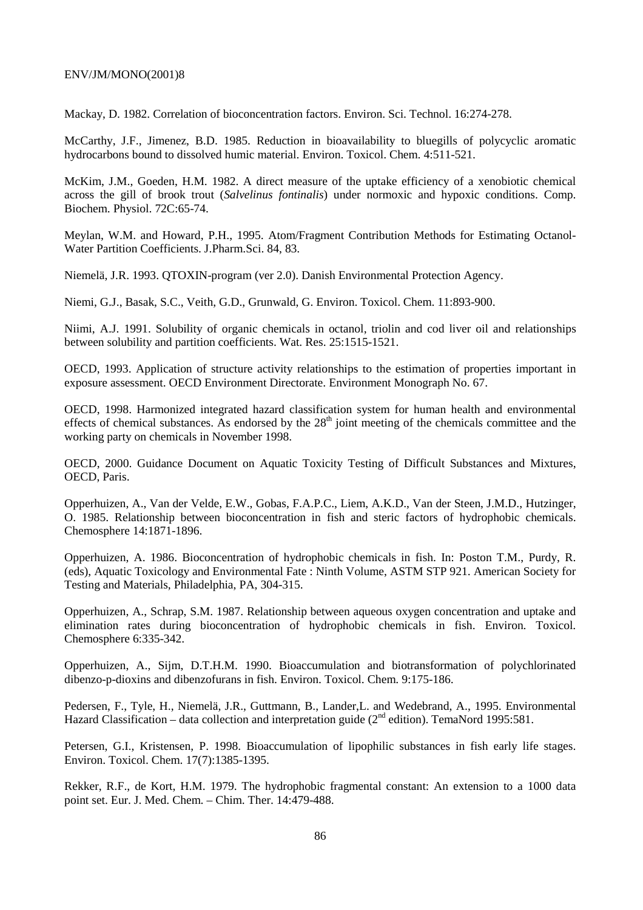Mackay, D. 1982. Correlation of bioconcentration factors. Environ. Sci. Technol. 16:274-278.

McCarthy, J.F., Jimenez, B.D. 1985. Reduction in bioavailability to bluegills of polycyclic aromatic hydrocarbons bound to dissolved humic material. Environ. Toxicol. Chem. 4:511-521.

McKim, J.M., Goeden, H.M. 1982. A direct measure of the uptake efficiency of a xenobiotic chemical across the gill of brook trout (*Salvelinus fontinalis*) under normoxic and hypoxic conditions. Comp. Biochem. Physiol. 72C:65-74.

Meylan, W.M. and Howard, P.H., 1995. Atom/Fragment Contribution Methods for Estimating Octanol-Water Partition Coefficients. J.Pharm.Sci. 84, 83.

Niemelä, J.R. 1993. QTOXIN-program (ver 2.0). Danish Environmental Protection Agency.

Niemi, G.J., Basak, S.C., Veith, G.D., Grunwald, G. Environ. Toxicol. Chem. 11:893-900.

Niimi, A.J. 1991. Solubility of organic chemicals in octanol, triolin and cod liver oil and relationships between solubility and partition coefficients. Wat. Res. 25:1515-1521.

OECD, 1993. Application of structure activity relationships to the estimation of properties important in exposure assessment. OECD Environment Directorate. Environment Monograph No. 67.

OECD, 1998. Harmonized integrated hazard classification system for human health and environmental effects of chemical substances. As endorsed by the 28th joint meeting of the chemicals committee and the working party on chemicals in November 1998.

OECD, 2000. Guidance Document on Aquatic Toxicity Testing of Difficult Substances and Mixtures, OECD, Paris.

Opperhuizen, A., Van der Velde, E.W., Gobas, F.A.P.C., Liem, A.K.D., Van der Steen, J.M.D., Hutzinger, O. 1985. Relationship between bioconcentration in fish and steric factors of hydrophobic chemicals. Chemosphere 14:1871-1896.

Opperhuizen, A. 1986. Bioconcentration of hydrophobic chemicals in fish. In: Poston T.M., Purdy, R. (eds), Aquatic Toxicology and Environmental Fate : Ninth Volume, ASTM STP 921. American Society for Testing and Materials, Philadelphia, PA, 304-315.

Opperhuizen, A., Schrap, S.M. 1987. Relationship between aqueous oxygen concentration and uptake and elimination rates during bioconcentration of hydrophobic chemicals in fish. Environ. Toxicol. Chemosphere 6:335-342.

Opperhuizen, A., Sijm, D.T.H.M. 1990. Bioaccumulation and biotransformation of polychlorinated dibenzo-p-dioxins and dibenzofurans in fish. Environ. Toxicol. Chem. 9:175-186.

Pedersen, F., Tyle, H., Niemelä, J.R., Guttmann, B., Lander,L. and Wedebrand, A., 1995. Environmental Hazard Classification – data collection and interpretation guide (2nd edition). TemaNord 1995:581.

Petersen, G.I., Kristensen, P. 1998. Bioaccumulation of lipophilic substances in fish early life stages. Environ. Toxicol. Chem. 17(7):1385-1395.

Rekker, R.F., de Kort, H.M. 1979. The hydrophobic fragmental constant: An extension to a 1000 data point set. Eur. J. Med. Chem. – Chim. Ther. 14:479-488.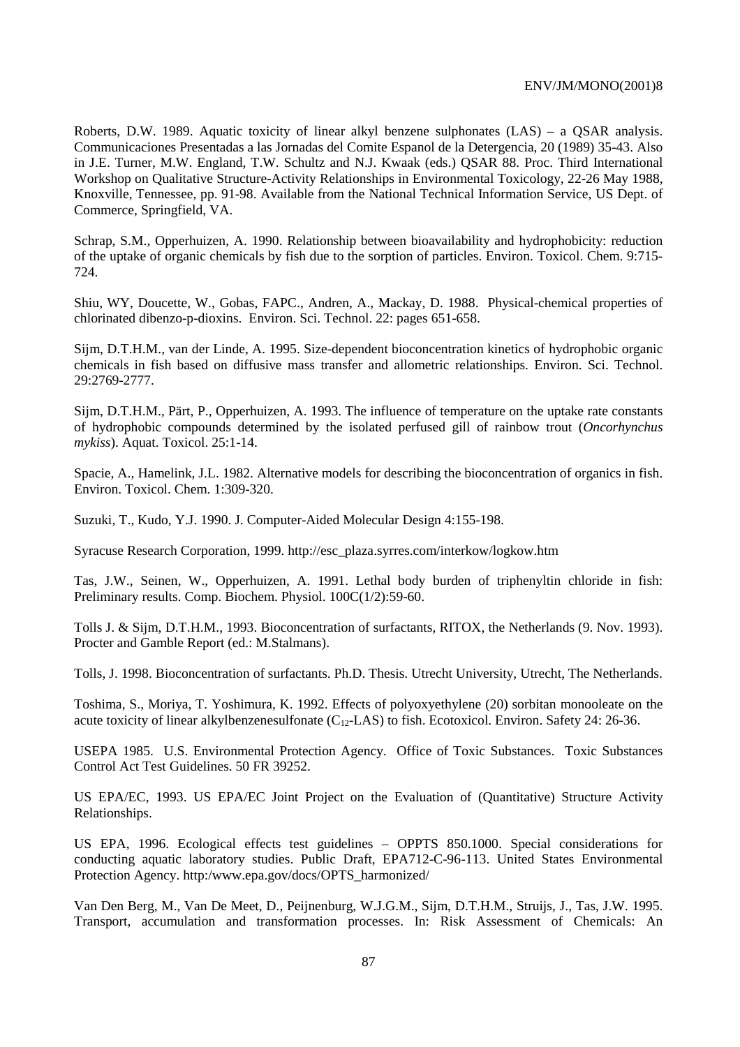Roberts, D.W. 1989. Aquatic toxicity of linear alkyl benzene sulphonates (LAS) – a QSAR analysis. Communicaciones Presentadas a las Jornadas del Comite Espanol de la Detergencia, 20 (1989) 35-43. Also in J.E. Turner, M.W. England, T.W. Schultz and N.J. Kwaak (eds.) QSAR 88. Proc. Third International Workshop on Qualitative Structure-Activity Relationships in Environmental Toxicology, 22-26 May 1988, Knoxville, Tennessee, pp. 91-98. Available from the National Technical Information Service, US Dept. of Commerce, Springfield, VA.

Schrap, S.M., Opperhuizen, A. 1990. Relationship between bioavailability and hydrophobicity: reduction of the uptake of organic chemicals by fish due to the sorption of particles. Environ. Toxicol. Chem. 9:715-724.

Shiu, WY, Doucette, W., Gobas, FAPC., Andren, A., Mackay, D. 1988. Physical-chemical properties of chlorinated dibenzo-p-dioxins. Environ. Sci. Technol. 22: pages 651-658.

Sijm, D.T.H.M., van der Linde, A. 1995. Size-dependent bioconcentration kinetics of hydrophobic organic chemicals in fish based on diffusive mass transfer and allometric relationships. Environ. Sci. Technol. 29:2769-2777.

Sijm, D.T.H.M., Pärt, P., Opperhuizen, A. 1993. The influence of temperature on the uptake rate constants of hydrophobic compounds determined by the isolated perfused gill of rainbow trout (*Oncorhynchus mykiss*). Aquat. Toxicol. 25:1-14.

Spacie, A., Hamelink, J.L. 1982. Alternative models for describing the bioconcentration of organics in fish. Environ. Toxicol. Chem. 1:309-320.

Suzuki, T., Kudo, Y.J. 1990. J. Computer-Aided Molecular Design 4:155-198.

Syracuse Research Corporation, 1999. http://esc_plaza.syrres.com/interkow/logkow.htm

Tas, J.W., Seinen, W., Opperhuizen, A. 1991. Lethal body burden of triphenyltin chloride in fish: Preliminary results. Comp. Biochem. Physiol. 100C(1/2):59-60.

Tolls J. & Sijm, D.T.H.M., 1993. Bioconcentration of surfactants, RITOX, the Netherlands (9. Nov. 1993). Procter and Gamble Report (ed.: M.Stalmans).

Tolls, J. 1998. Bioconcentration of surfactants. Ph.D. Thesis. Utrecht University, Utrecht, The Netherlands.

Toshima, S., Moriya, T. Yoshimura, K. 1992. Effects of polyoxyethylene (20) sorbitan monooleate on the acute toxicity of linear alkylbenzenesulfonate ($C_{12}$-LAS) to fish. Ecotoxicol. Environ. Safety 24: 26-36.

USEPA 1985. U.S. Environmental Protection Agency. Office of Toxic Substances. Toxic Substances Control Act Test Guidelines. 50 FR 39252.

US EPA/EC, 1993. US EPA/EC Joint Project on the Evaluation of (Quantitative) Structure Activity Relationships.

US EPA, 1996. Ecological effects test guidelines – OPPTS 850.1000. Special considerations for conducting aquatic laboratory studies. Public Draft, EPA712-C-96-113. United States Environmental Protection Agency. http:/www.epa.gov/docs/OPTS_harmonized/

Van Den Berg, M., Van De Meet, D., Peijnenburg, W.J.G.M., Sijm, D.T.H.M., Struijs, J., Tas, J.W. 1995. Transport, accumulation and transformation processes. In: Risk Assessment of Chemicals: An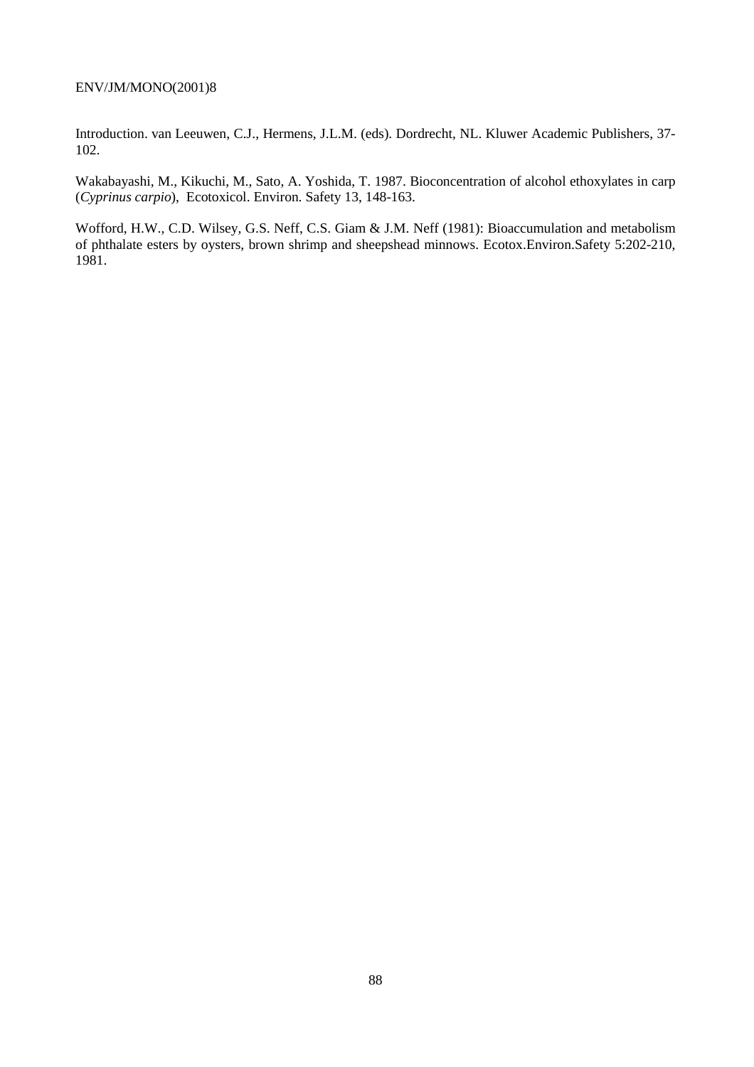Introduction. van Leeuwen, C.J., Hermens, J.L.M. (eds). Dordrecht, NL. Kluwer Academic Publishers, 37-102.

Wakabayashi, M., Kikuchi, M., Sato, A. Yoshida, T. 1987. Bioconcentration of alcohol ethoxylates in carp (*Cyprinus carpio*), Ecotoxicol. Environ. Safety 13, 148-163.

Wofford, H.W., C.D. Wilsey, G.S. Neff, C.S. Giam & J.M. Neff (1981): Bioaccumulation and metabolism of phthalate esters by oysters, brown shrimp and sheepshead minnows. Ecotox.Environ.Safety 5:202-210, 1981.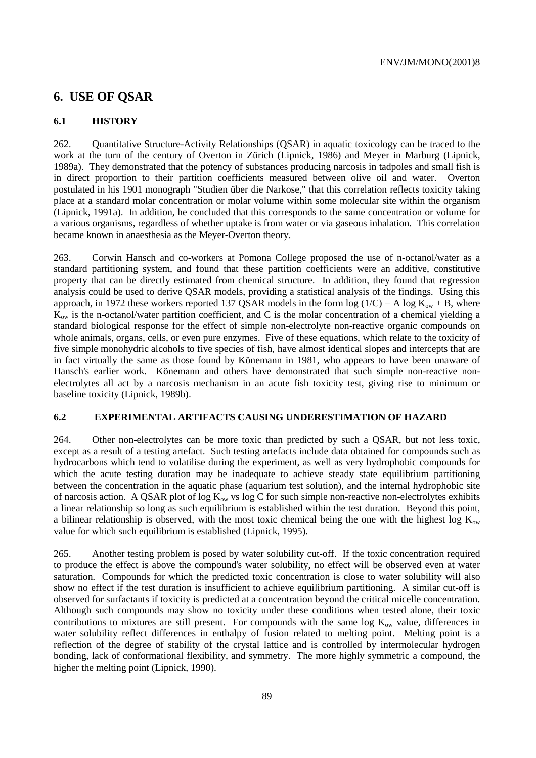# 6. USE OF QSAR

## 6.1 HISTORY

262. Quantitative Structure-Activity Relationships (QSAR) in aquatic toxicology can be traced to the work at the turn of the century of Overton in Zürich (Lipnick, 1986) and Meyer in Marburg (Lipnick, 1989a). They demonstrated that the potency of substances producing narcosis in tadpoles and small fish is in direct proportion to their partition coefficients measured between olive oil and water. Overton postulated in his 1901 monograph "Studien über die Narkose," that this correlation reflects toxicity taking place at a standard molar concentration or molar volume within some molecular site within the organism (Lipnick, 1991a). In addition, he concluded that this corresponds to the same concentration or volume for a various organisms, regardless of whether uptake is from water or via gaseous inhalation. This correlation became known in anaesthesia as the Meyer-Overton theory.

263. Corwin Hansch and co-workers at Pomona College proposed the use of n-octanol/water as a standard partitioning system, and found that these partition coefficients were an additive, constitutive property that can be directly estimated from chemical structure. In addition, they found that regression analysis could be used to derive QSAR models, providing a statistical analysis of the findings. Using this approach, in 1972 these workers reported 137 QSAR models in the form $\log (1/C) = A \log K_{ow} + B$, where $K_{ow}$ is the n-octanol/water partition coefficient, and C is the molar concentration of a chemical yielding a standard biological response for the effect of simple non-electrolyte non-reactive organic compounds on whole animals, organs, cells, or even pure enzymes. Five of these equations, which relate to the toxicity of five simple monohydric alcohols to five species of fish, have almost identical slopes and intercepts that are in fact virtually the same as those found by Könemann in 1981, who appears to have been unaware of Hansch's earlier work. Könemann and others have demonstrated that such simple non-reactive non-electrolytes all act by a narcosis mechanism in an acute fish toxicity test, giving rise to minimum or baseline toxicity (Lipnick, 1989b).

## 6.2 EXPERIMENTAL ARTIFACTS CAUSING UNDERESTIMATION OF HAZARD

264. Other non-electrolytes can be more toxic than predicted by such a QSAR, but not less toxic, except as a result of a testing artefact. Such testing artefacts include data obtained for compounds such as hydrocarbons which tend to volatilise during the experiment, as well as very hydrophobic compounds for which the acute testing duration may be inadequate to achieve steady state equilibrium partitioning between the concentration in the aquatic phase (aquarium test solution), and the internal hydrophobic site of narcosis action. A QSAR plot of $\log K_{ow}$ vs $\log C$ for such simple non-reactive non-electrolytes exhibits a linear relationship so long as such equilibrium is established within the test duration. Beyond this point, a bilinear relationship is observed, with the most toxic chemical being the one with the highest $\log K_{ow}$ value for which such equilibrium is established (Lipnick, 1995).

265. Another testing problem is posed by water solubility cut-off. If the toxic concentration required to produce the effect is above the compound's water solubility, no effect will be observed even at water saturation. Compounds for which the predicted toxic concentration is close to water solubility will also show no effect if the test duration is insufficient to achieve equilibrium partitioning. A similar cut-off is observed for surfactants if toxicity is predicted at a concentration beyond the critical micelle concentration. Although such compounds may show no toxicity under these conditions when tested alone, their toxic contributions to mixtures are still present. For compounds with the same $\log K_{ow}$ value, differences in water solubility reflect differences in enthalpy of fusion related to melting point. Melting point is a reflection of the degree of stability of the crystal lattice and is controlled by intermolecular hydrogen bonding, lack of conformational flexibility, and symmetry. The more highly symmetric a compound, the higher the melting point (Lipnick, 1990).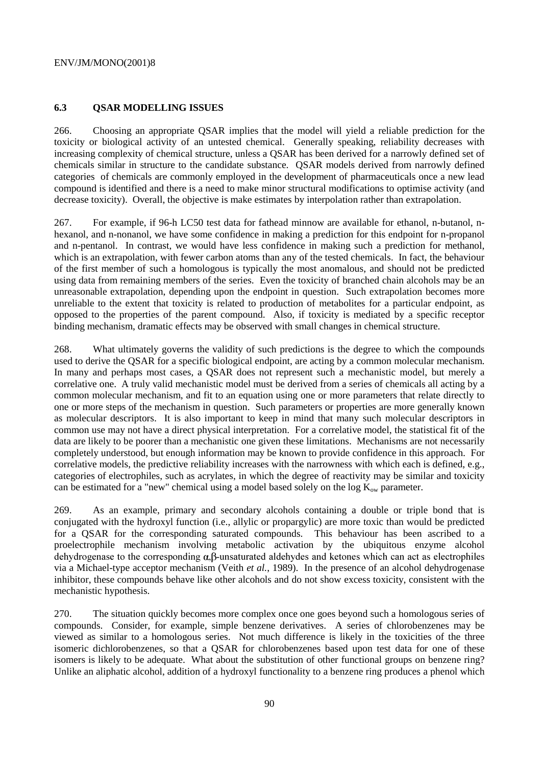### 6.3 QSAR MODELLING ISSUES

266. Choosing an appropriate QSAR implies that the model will yield a reliable prediction for the toxicity or biological activity of an untested chemical. Generally speaking, reliability decreases with increasing complexity of chemical structure, unless a QSAR has been derived for a narrowly defined set of chemicals similar in structure to the candidate substance. QSAR models derived from narrowly defined categories of chemicals are commonly employed in the development of pharmaceuticals once a new lead compound is identified and there is a need to make minor structural modifications to optimise activity (and decrease toxicity). Overall, the objective is make estimates by interpolation rather than extrapolation.

267. For example, if 96-h LC50 test data for fathead minnow are available for ethanol, n-butanol, n-hexanol, and n-nonanol, we have some confidence in making a prediction for this endpoint for n-propanol and n-pentanol. In contrast, we would have less confidence in making such a prediction for methanol, which is an extrapolation, with fewer carbon atoms than any of the tested chemicals. In fact, the behaviour of the first member of such a homologous is typically the most anomalous, and should not be predicted using data from remaining members of the series. Even the toxicity of branched chain alcohols may be an unreasonable extrapolation, depending upon the endpoint in question. Such extrapolation becomes more unreliable to the extent that toxicity is related to production of metabolites for a particular endpoint, as opposed to the properties of the parent compound. Also, if toxicity is mediated by a specific receptor binding mechanism, dramatic effects may be observed with small changes in chemical structure.

268. What ultimately governs the validity of such predictions is the degree to which the compounds used to derive the QSAR for a specific biological endpoint, are acting by a common molecular mechanism. In many and perhaps most cases, a QSAR does not represent such a mechanistic model, but merely a correlative one. A truly valid mechanistic model must be derived from a series of chemicals all acting by a common molecular mechanism, and fit to an equation using one or more parameters that relate directly to one or more steps of the mechanism in question. Such parameters or properties are more generally known as molecular descriptors. It is also important to keep in mind that many such molecular descriptors in common use may not have a direct physical interpretation. For a correlative model, the statistical fit of the data are likely to be poorer than a mechanistic one given these limitations. Mechanisms are not necessarily completely understood, but enough information may be known to provide confidence in this approach. For correlative models, the predictive reliability increases with the narrowness with which each is defined, e.g., categories of electrophiles, such as acrylates, in which the degree of reactivity may be similar and toxicity can be estimated for a "new" chemical using a model based solely on the log $K_{ow}$ parameter.

269. As an example, primary and secondary alcohols containing a double or triple bond that is conjugated with the hydroxyl function (i.e., allylic or propargylic) are more toxic than would be predicted for a QSAR for the corresponding saturated compounds. This behaviour has been ascribed to a proelectrophile mechanism involving metabolic activation by the ubiquitous enzyme alcohol dehydrogenase to the corresponding $\alpha,\beta$-unsaturated aldehydes and ketones which can act as electrophiles via a Michael-type acceptor mechanism (Veith *et al.*, 1989). In the presence of an alcohol dehydrogenase inhibitor, these compounds behave like other alcohols and do not show excess toxicity, consistent with the mechanistic hypothesis.

270. The situation quickly becomes more complex once one goes beyond such a homologous series of compounds. Consider, for example, simple benzene derivatives. A series of chlorobenzenes may be viewed as similar to a homologous series. Not much difference is likely in the toxicities of the three isomeric dichlorobenzenes, so that a QSAR for chlorobenzenes based upon test data for one of these isomers is likely to be adequate. What about the substitution of other functional groups on benzene ring? Unlike an aliphatic alcohol, addition of a hydroxyl functionality to a benzene ring produces a phenol which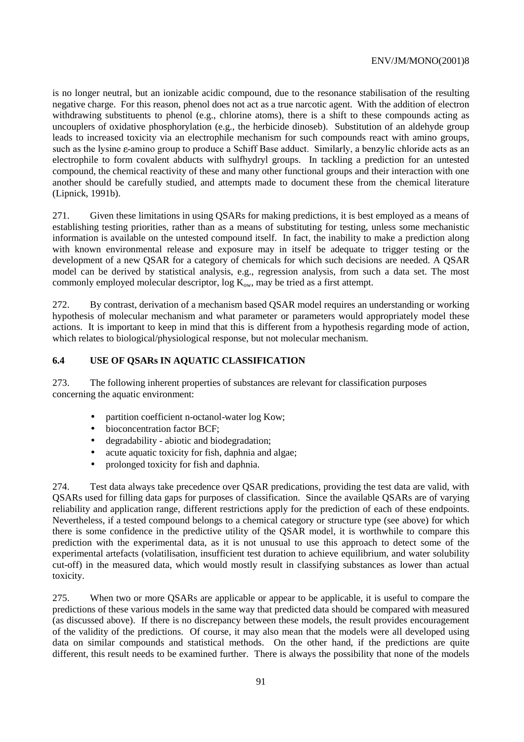is no longer neutral, but an ionizable acidic compound, due to the resonance stabilisation of the resulting negative charge. For this reason, phenol does not act as a true narcotic agent. With the addition of electron withdrawing substituents to phenol (e.g., chlorine atoms), there is a shift to these compounds acting as uncouplers of oxidative phosphorylation (e.g., the herbicide dinoseb). Substitution of an aldehyde group leads to increased toxicity via an electrophile mechanism for such compounds react with amino groups, such as the lysine $\varepsilon$-amino group to produce a Schiff Base adduct. Similarly, a benzylic chloride acts as an electrophile to form covalent abducts with sulfhydryl groups. In tackling a prediction for an untested compound, the chemical reactivity of these and many other functional groups and their interaction with one another should be carefully studied, and attempts made to document these from the chemical literature (Lipnick, 1991b).

271. Given these limitations in using QSARs for making predictions, it is best employed as a means of establishing testing priorities, rather than as a means of substituting for testing, unless some mechanistic information is available on the untested compound itself. In fact, the inability to make a prediction along with known environmental release and exposure may in itself be adequate to trigger testing or the development of a new QSAR for a category of chemicals for which such decisions are needed. A QSAR model can be derived by statistical analysis, e.g., regression analysis, from such a data set. The most commonly employed molecular descriptor, log $K_{ow}$, may be tried as a first attempt.

272. By contrast, derivation of a mechanism based QSAR model requires an understanding or working hypothesis of molecular mechanism and what parameter or parameters would appropriately model these actions. It is important to keep in mind that this is different from a hypothesis regarding mode of action, which relates to biological/physiological response, but not molecular mechanism.

### 6.4 USE OF QSARs IN AQUATIC CLASSIFICATION

273. The following inherent properties of substances are relevant for classification purposes concerning the aquatic environment:

- partition coefficient n-octanol-water log Kow;
- bioconcentration factor BCF;
- degradability - abiotic and biodegradation;
- acute aquatic toxicity for fish, daphnia and algae;
- prolonged toxicity for fish and daphnia.

274. Test data always take precedence over QSAR predications, providing the test data are valid, with QSARs used for filling data gaps for purposes of classification. Since the available QSARs are of varying reliability and application range, different restrictions apply for the prediction of each of these endpoints. Nevertheless, if a tested compound belongs to a chemical category or structure type (see above) for which there is some confidence in the predictive utility of the QSAR model, it is worthwhile to compare this prediction with the experimental data, as it is not unusual to use this approach to detect some of the experimental artefacts (volatilisation, insufficient test duration to achieve equilibrium, and water solubility cut-off) in the measured data, which would mostly result in classifying substances as lower than actual toxicity.

275. When two or more QSARs are applicable or appear to be applicable, it is useful to compare the predictions of these various models in the same way that predicted data should be compared with measured (as discussed above). If there is no discrepancy between these models, the result provides encouragement of the validity of the predictions. Of course, it may also mean that the models were all developed using data on similar compounds and statistical methods. On the other hand, if the predictions are quite different, this result needs to be examined further. There is always the possibility that none of the models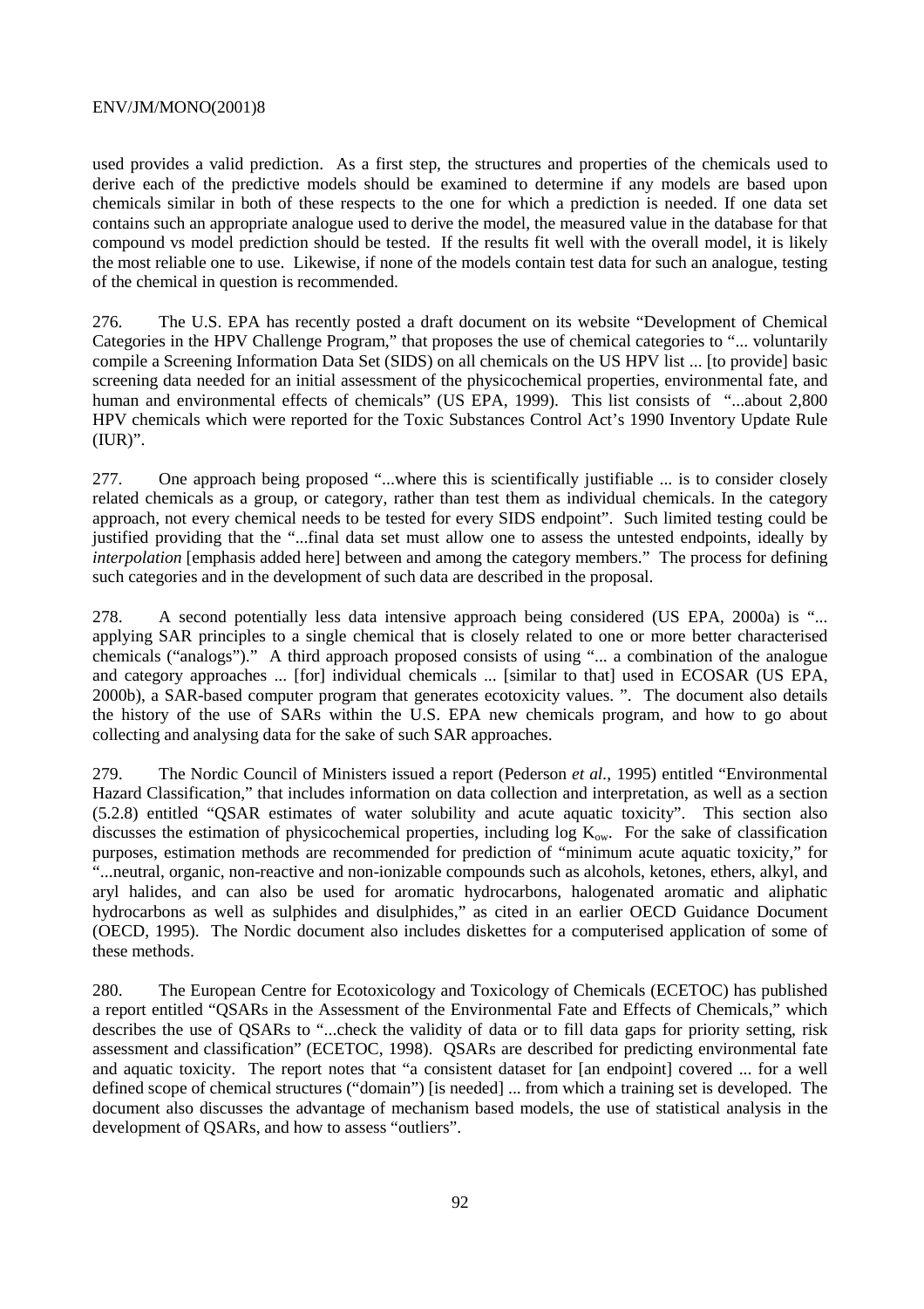used provides a valid prediction. As a first step, the structures and properties of the chemicals used to derive each of the predictive models should be examined to determine if any models are based upon chemicals similar in both of these respects to the one for which a prediction is needed. If one data set contains such an appropriate analogue used to derive the model, the measured value in the database for that compound vs model prediction should be tested. If the results fit well with the overall model, it is likely the most reliable one to use. Likewise, if none of the models contain test data for such an analogue, testing of the chemical in question is recommended.

276. The U.S. EPA has recently posted a draft document on its website "Development of Chemical Categories in the HPV Challenge Program," that proposes the use of chemical categories to "... voluntarily compile a Screening Information Data Set (SIDS) on all chemicals on the US HPV list ... [to provide] basic screening data needed for an initial assessment of the physicochemical properties, environmental fate, and human and environmental effects of chemicals" (US EPA, 1999). This list consists of "...about 2,800 HPV chemicals which were reported for the Toxic Substances Control Act's 1990 Inventory Update Rule (IUR)".

277. One approach being proposed "...where this is scientifically justifiable ... is to consider closely related chemicals as a group, or category, rather than test them as individual chemicals. In the category approach, not every chemical needs to be tested for every SIDS endpoint". Such limited testing could be justified providing that the "...final data set must allow one to assess the untested endpoints, ideally by *interpolation* [emphasis added here] between and among the category members." The process for defining such categories and in the development of such data are described in the proposal.

278. A second potentially less data intensive approach being considered (US EPA, 2000a) is "... applying SAR principles to a single chemical that is closely related to one or more better characterised chemicals ("analogs")." A third approach proposed consists of using "... a combination of the analogue and category approaches ... [for] individual chemicals ... [similar to that] used in ECOSAR (US EPA, 2000b), a SAR-based computer program that generates ecotoxicity values. ". The document also details the history of the use of SARs within the U.S. EPA new chemicals program, and how to go about collecting and analysing data for the sake of such SAR approaches.

279. The Nordic Council of Ministers issued a report (Pederson *et al.*, 1995) entitled "Environmental Hazard Classification," that includes information on data collection and interpretation, as well as a section (5.2.8) entitled "QSAR estimates of water solubility and acute aquatic toxicity". This section also discusses the estimation of physicochemical properties, including log $K_{ow}$. For the sake of classification purposes, estimation methods are recommended for prediction of "minimum acute aquatic toxicity," for "...neutral, organic, non-reactive and non-ionizable compounds such as alcohols, ketones, ethers, alkyl, and aryl halides, and can also be used for aromatic hydrocarbons, halogenated aromatic and aliphatic hydrocarbons as well as sulphides and disulphides," as cited in an earlier OECD Guidance Document (OECD, 1995). The Nordic document also includes diskettes for a computerised application of some of these methods.

280. The European Centre for Ecotoxicology and Toxicology of Chemicals (ECETOC) has published a report entitled "QSARs in the Assessment of the Environmental Fate and Effects of Chemicals," which describes the use of QSARs to "...check the validity of data or to fill data gaps for priority setting, risk assessment and classification" (ECETOC, 1998). QSARs are described for predicting environmental fate and aquatic toxicity. The report notes that "a consistent dataset for [an endpoint] covered ... for a well defined scope of chemical structures ("domain") [is needed] ... from which a training set is developed. The document also discusses the advantage of mechanism based models, the use of statistical analysis in the development of QSARs, and how to assess "outliers".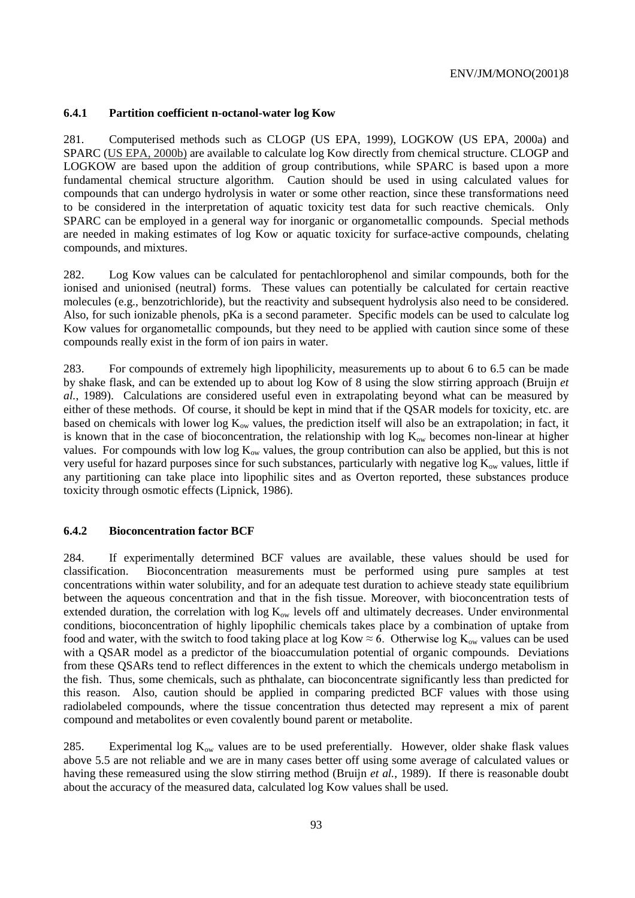### 6.4.1 Partition coefficient n-octanol-water log Kow

281. Computerised methods such as CLOGP (US EPA, 1999), LOGKOW (US EPA, 2000a) and SPARC (US EPA, 2000b) are available to calculate log Kow directly from chemical structure. CLOGP and LOGKOW are based upon the addition of group contributions, while SPARC is based upon a more fundamental chemical structure algorithm. Caution should be used in using calculated values for compounds that can undergo hydrolysis in water or some other reaction, since these transformations need to be considered in the interpretation of aquatic toxicity test data for such reactive chemicals. Only SPARC can be employed in a general way for inorganic or organometallic compounds. Special methods are needed in making estimates of log Kow or aquatic toxicity for surface-active compounds, chelating compounds, and mixtures.

282. Log Kow values can be calculated for pentachlorophenol and similar compounds, both for the ionised and unionised (neutral) forms. These values can potentially be calculated for certain reactive molecules (e.g., benzotrichloride), but the reactivity and subsequent hydrolysis also need to be considered. Also, for such ionizable phenols, pKa is a second parameter. Specific models can be used to calculate log Kow values for organometallic compounds, but they need to be applied with caution since some of these compounds really exist in the form of ion pairs in water.

283. For compounds of extremely high lipophilicity, measurements up to about 6 to 6.5 can be made by shake flask, and can be extended up to about log Kow of 8 using the slow stirring approach (Bruijn *et al.*, 1989). Calculations are considered useful even in extrapolating beyond what can be measured by either of these methods. Of course, it should be kept in mind that if the QSAR models for toxicity, etc. are based on chemicals with lower log $K_{ow}$ values, the prediction itself will also be an extrapolation; in fact, it is known that in the case of bioconcentration, the relationship with log $K_{ow}$ becomes non-linear at higher values. For compounds with low log $K_{ow}$ values, the group contribution can also be applied, but this is not very useful for hazard purposes since for such substances, particularly with negative log $K_{ow}$ values, little if any partitioning can take place into lipophilic sites and as Overton reported, these substances produce toxicity through osmotic effects (Lipnick, 1986).

### 6.4.2 Bioconcentration factor BCF

284. If experimentally determined BCF values are available, these values should be used for classification. Bioconcentration measurements must be performed using pure samples at test concentrations within water solubility, and for an adequate test duration to achieve steady state equilibrium between the aqueous concentration and that in the fish tissue. Moreover, with bioconcentration tests of extended duration, the correlation with log $K_{ow}$ levels off and ultimately decreases. Under environmental conditions, bioconcentration of highly lipophilic chemicals takes place by a combination of uptake from food and water, with the switch to food taking place at log Kow $\approx 6$. Otherwise log $K_{ow}$ values can be used with a QSAR model as a predictor of the bioaccumulation potential of organic compounds. Deviations from these QSARs tend to reflect differences in the extent to which the chemicals undergo metabolism in the fish. Thus, some chemicals, such as phthalate, can bioconcentrate significantly less than predicted for this reason. Also, caution should be applied in comparing predicted BCF values with those using radiolabeled compounds, where the tissue concentration thus detected may represent a mix of parent compound and metabolites or even covalently bound parent or metabolite.

285. Experimental log $K_{ow}$ values are to be used preferentially. However, older shake flask values above 5.5 are not reliable and we are in many cases better off using some average of calculated values or having these remeasured using the slow stirring method (Bruijn *et al.*, 1989). If there is reasonable doubt about the accuracy of the measured data, calculated log Kow values shall be used.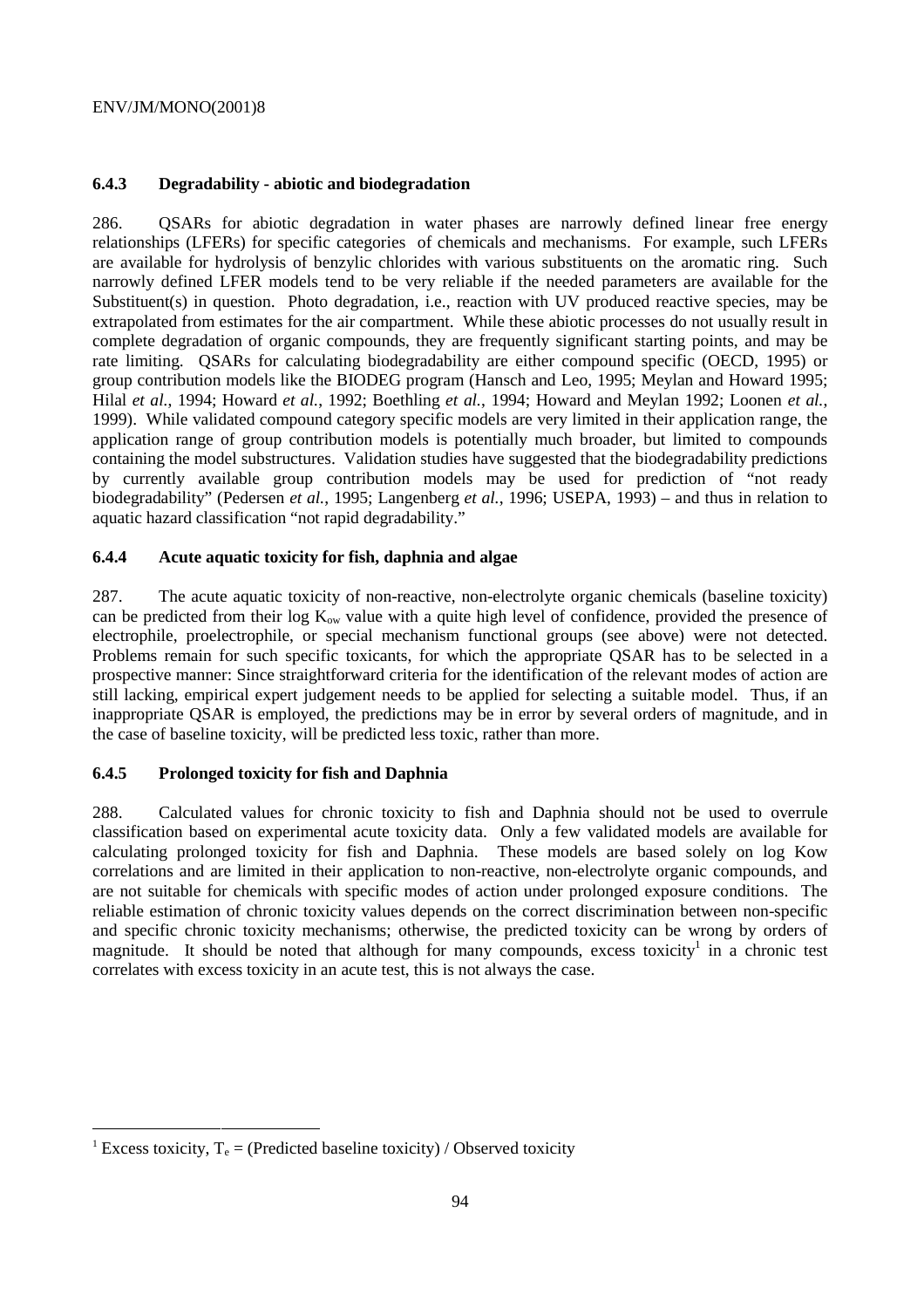### 6.4.3 Degradability - abiotic and biodegradation

286. QSARs for abiotic degradation in water phases are narrowly defined linear free energy relationships (LFERs) for specific categories of chemicals and mechanisms. For example, such LFERs are available for hydrolysis of benzylic chlorides with various substituents on the aromatic ring. Such narrowly defined LFER models tend to be very reliable if the needed parameters are available for the Substituent(s) in question. Photo degradation, i.e., reaction with UV produced reactive species, may be extrapolated from estimates for the air compartment. While these abiotic processes do not usually result in complete degradation of organic compounds, they are frequently significant starting points, and may be rate limiting. QSARs for calculating biodegradability are either compound specific (OECD, 1995) or group contribution models like the BIODEG program (Hansch and Leo, 1995; Meylan and Howard 1995; Hilal *et al.*, 1994; Howard *et al.*, 1992; Boethling *et al.*, 1994; Howard and Meylan 1992; Loonen *et al.*, 1999). While validated compound category specific models are very limited in their application range, the application range of group contribution models is potentially much broader, but limited to compounds containing the model substructures. Validation studies have suggested that the biodegradability predictions by currently available group contribution models may be used for prediction of "not ready biodegradability" (Pedersen *et al.*, 1995; Langenberg *et al.*, 1996; USEPA, 1993) – and thus in relation to aquatic hazard classification "not rapid degradability."

### 6.4.4 Acute aquatic toxicity for fish, daphnia and algae

287. The acute aquatic toxicity of non-reactive, non-electrolyte organic chemicals (baseline toxicity) can be predicted from their log $K_{ow}$ value with a quite high level of confidence, provided the presence of electrophile, proelectrophile, or special mechanism functional groups (see above) were not detected. Problems remain for such specific toxicants, for which the appropriate QSAR has to be selected in a prospective manner: Since straightforward criteria for the identification of the relevant modes of action are still lacking, empirical expert judgement needs to be applied for selecting a suitable model. Thus, if an inappropriate QSAR is employed, the predictions may be in error by several orders of magnitude, and in the case of baseline toxicity, will be predicted less toxic, rather than more.

### 6.4.5 Prolonged toxicity for fish and Daphnia

288. Calculated values for chronic toxicity to fish and Daphnia should not be used to overrule classification based on experimental acute toxicity data. Only a few validated models are available for calculating prolonged toxicity for fish and Daphnia. These models are based solely on log Kow correlations and are limited in their application to non-reactive, non-electrolyte organic compounds, and are not suitable for chemicals with specific modes of action under prolonged exposure conditions. The reliable estimation of chronic toxicity values depends on the correct discrimination between non-specific and specific chronic toxicity mechanisms; otherwise, the predicted toxicity can be wrong by orders of magnitude. It should be noted that although for many compounds, excess toxicity[1] in a chronic test correlates with excess toxicity in an acute test, this is not always the case.

---

[1] Excess toxicity, $T_e$ = (Predicted baseline toxicity) / Observed toxicity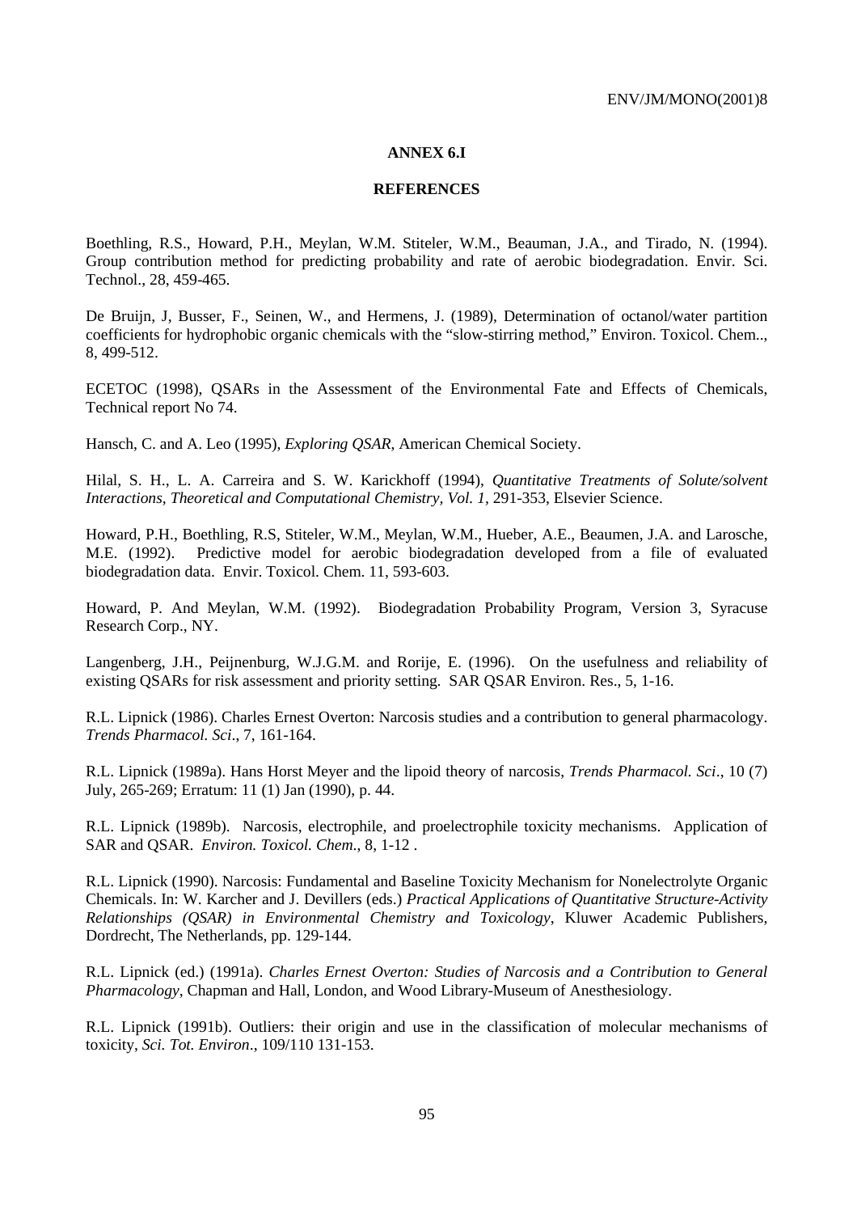## ANNEX 6.I

## REFERENCES

Boethling, R.S., Howard, P.H., Meylan, W.M. Stiteler, W.M., Beauman, J.A., and Tirado, N. (1994). Group contribution method for predicting probability and rate of aerobic biodegradation. Envir. Sci. Technol., 28, 459-465.

De Bruijn, J, Busser, F., Seinen, W., and Hermens, J. (1989), Determination of octanol/water partition coefficients for hydrophobic organic chemicals with the "slow-stirring method," Environ. Toxicol. Chem.., 8, 499-512.

ECETOC (1998), QSARs in the Assessment of the Environmental Fate and Effects of Chemicals, Technical report No 74.

Hansch, C. and A. Leo (1995), *Exploring QSAR*, American Chemical Society.

Hilal, S. H., L. A. Carreira and S. W. Karickhoff (1994), *Quantitative Treatments of Solute/solvent Interactions, Theoretical and Computational Chemistry, Vol. 1*, 291-353, Elsevier Science.

Howard, P.H., Boethling, R.S, Stiteler, W.M., Meylan, W.M., Hueber, A.E., Beaumen, J.A. and Larosche, M.E. (1992). Predictive model for aerobic biodegradation developed from a file of evaluated biodegradation data. Envir. Toxicol. Chem. 11, 593-603.

Howard, P. And Meylan, W.M. (1992). Biodegradation Probability Program, Version 3, Syracuse Research Corp., NY.

Langenberg, J.H., Peijnenburg, W.J.G.M. and Rorije, E. (1996). On the usefulness and reliability of existing QSARs for risk assessment and priority setting. SAR QSAR Environ. Res., 5, 1-16.

R.L. Lipnick (1986). Charles Ernest Overton: Narcosis studies and a contribution to general pharmacology. *Trends Pharmacol. Sci*., 7, 161-164.

R.L. Lipnick (1989a). Hans Horst Meyer and the lipoid theory of narcosis, *Trends Pharmacol. Sci*., 10 (7) July, 265-269; Erratum: 11 (1) Jan (1990), p. 44.

R.L. Lipnick (1989b). Narcosis, electrophile, and proelectrophile toxicity mechanisms. Application of SAR and QSAR. *Environ. Toxicol. Chem.*, 8, 1-12 .

R.L. Lipnick (1990). Narcosis: Fundamental and Baseline Toxicity Mechanism for Nonelectrolyte Organic Chemicals. In: W. Karcher and J. Devillers (eds.) *Practical Applications of Quantitative Structure-Activity Relationships (QSAR) in Environmental Chemistry and Toxicology*, Kluwer Academic Publishers, Dordrecht, The Netherlands, pp. 129-144.

R.L. Lipnick (ed.) (1991a). *Charles Ernest Overton: Studies of Narcosis and a Contribution to General Pharmacology*, Chapman and Hall, London, and Wood Library-Museum of Anesthesiology.

R.L. Lipnick (1991b). Outliers: their origin and use in the classification of molecular mechanisms of toxicity, *Sci. Tot. Environ*., 109/110 131-153.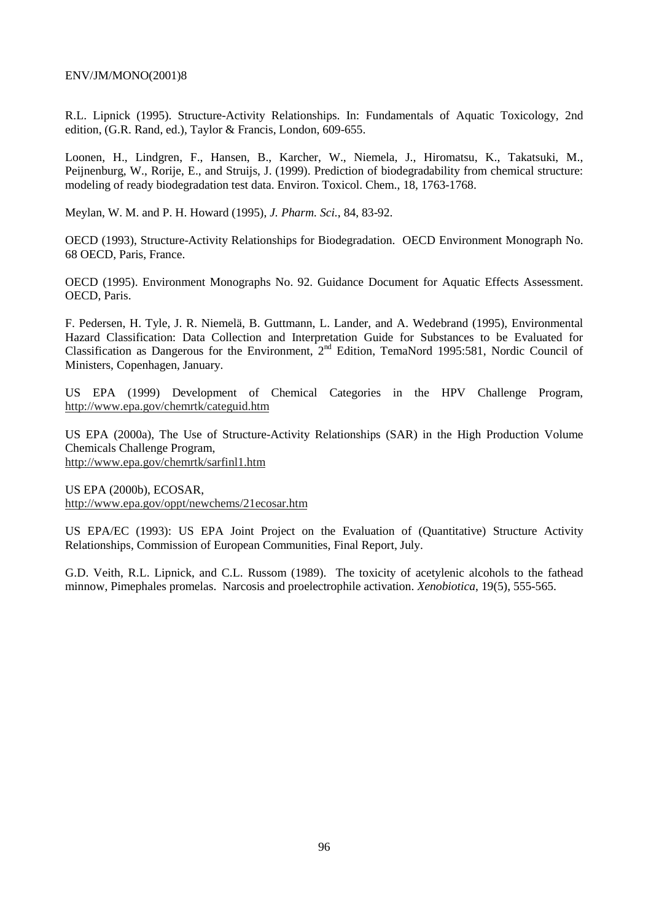R.L. Lipnick (1995). Structure-Activity Relationships. In: Fundamentals of Aquatic Toxicology, 2nd edition, (G.R. Rand, ed.), Taylor & Francis, London, 609-655.

Loonen, H., Lindgren, F., Hansen, B., Karcher, W., Niemela, J., Hiromatsu, K., Takatsuki, M., Peijnenburg, W., Rorije, E., and Struijs, J. (1999). Prediction of biodegradability from chemical structure: modeling of ready biodegradation test data. Environ. Toxicol. Chem., 18, 1763-1768.

Meylan, W. M. and P. H. Howard (1995), *J. Pharm. Sci.*, 84, 83-92.

OECD (1993), Structure-Activity Relationships for Biodegradation. OECD Environment Monograph No. 68 OECD, Paris, France.

OECD (1995). Environment Monographs No. 92. Guidance Document for Aquatic Effects Assessment. OECD, Paris.

F. Pedersen, H. Tyle, J. R. Niemelä, B. Guttmann, L. Lander, and A. Wedebrand (1995), Environmental Hazard Classification: Data Collection and Interpretation Guide for Substances to be Evaluated for Classification as Dangerous for the Environment, 2nd Edition, TemaNord 1995:581, Nordic Council of Ministers, Copenhagen, January.

US EPA (1999) Development of Chemical Categories in the HPV Challenge Program, http://www.epa.gov/chemrtk/categuid.htm

US EPA (2000a), The Use of Structure-Activity Relationships (SAR) in the High Production Volume Chemicals Challenge Program,
http://www.epa.gov/chemrtk/sarfinl1.htm

US EPA (2000b), ECOSAR,
http://www.epa.gov/oppt/newchems/21ecosar.htm

US EPA/EC (1993): US EPA Joint Project on the Evaluation of (Quantitative) Structure Activity Relationships, Commission of European Communities, Final Report, July.

G.D. Veith, R.L. Lipnick, and C.L. Russom (1989). The toxicity of acetylenic alcohols to the fathead minnow, Pimephales promelas. Narcosis and proelectrophile activation. *Xenobiotica*, 19(5), 555-565.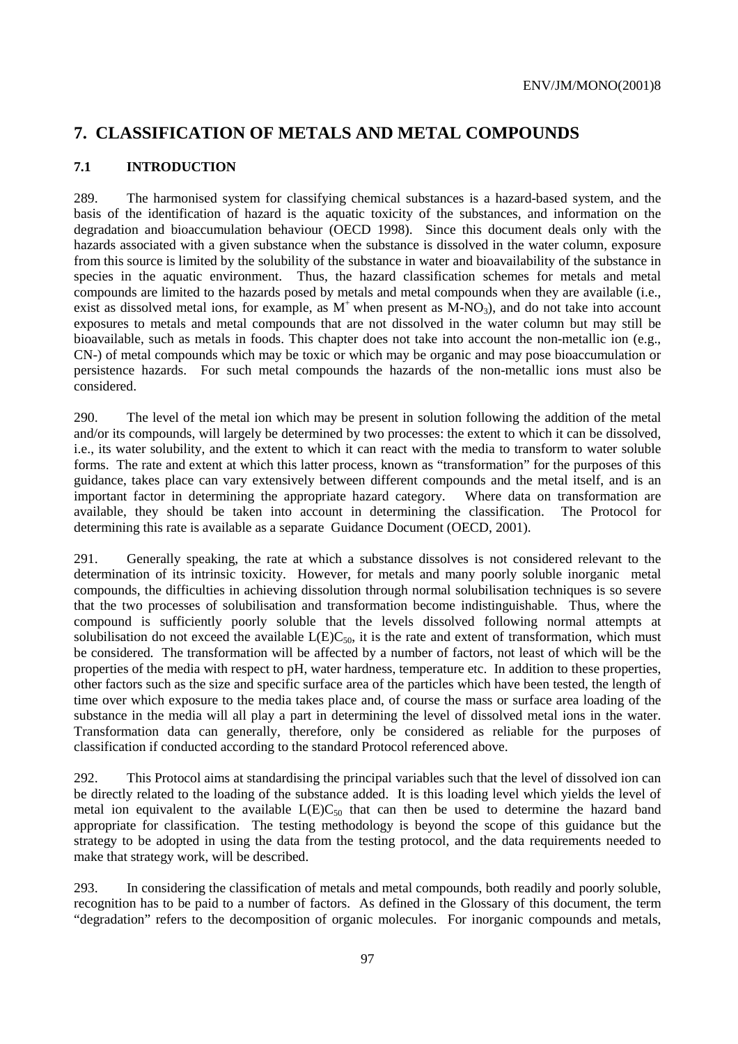# 7. CLASSIFICATION OF METALS AND METAL COMPOUNDS

## 7.1 INTRODUCTION

289. The harmonised system for classifying chemical substances is a hazard-based system, and the basis of the identification of hazard is the aquatic toxicity of the substances, and information on the degradation and bioaccumulation behaviour (OECD 1998). Since this document deals only with the hazards associated with a given substance when the substance is dissolved in the water column, exposure from this source is limited by the solubility of the substance in water and bioavailability of the substance in species in the aquatic environment. Thus, the hazard classification schemes for metals and metal compounds are limited to the hazards posed by metals and metal compounds when they are available (i.e., exist as dissolved metal ions, for example, as $M^+$ when present as $M\text{-}NO_3$), and do not take into account exposures to metals and metal compounds that are not dissolved in the water column but may still be bioavailable, such as metals in foods. This chapter does not take into account the non-metallic ion (e.g., CN-) of metal compounds which may be toxic or which may be organic and may pose bioaccumulation or persistence hazards. For such metal compounds the hazards of the non-metallic ions must also be considered.

290. The level of the metal ion which may be present in solution following the addition of the metal and/or its compounds, will largely be determined by two processes: the extent to which it can be dissolved, i.e., its water solubility, and the extent to which it can react with the media to transform to water soluble forms. The rate and extent at which this latter process, known as "transformation" for the purposes of this guidance, takes place can vary extensively between different compounds and the metal itself, and is an important factor in determining the appropriate hazard category. Where data on transformation are available, they should be taken into account in determining the classification. The Protocol for determining this rate is available as a separate Guidance Document (OECD, 2001).

291. Generally speaking, the rate at which a substance dissolves is not considered relevant to the determination of its intrinsic toxicity. However, for metals and many poorly soluble inorganic metal compounds, the difficulties in achieving dissolution through normal solubilisation techniques is so severe that the two processes of solubilisation and transformation become indistinguishable. Thus, where the compound is sufficiently poorly soluble that the levels dissolved following normal attempts at solubilisation do not exceed the available $L(E)C_{50}$, it is the rate and extent of transformation, which must be considered. The transformation will be affected by a number of factors, not least of which will be the properties of the media with respect to pH, water hardness, temperature etc. In addition to these properties, other factors such as the size and specific surface area of the particles which have been tested, the length of time over which exposure to the media takes place and, of course the mass or surface area loading of the substance in the media will all play a part in determining the level of dissolved metal ions in the water. Transformation data can generally, therefore, only be considered as reliable for the purposes of classification if conducted according to the standard Protocol referenced above.

292. This Protocol aims at standardising the principal variables such that the level of dissolved ion can be directly related to the loading of the substance added. It is this loading level which yields the level of metal ion equivalent to the available $L(E)C_{50}$ that can then be used to determine the hazard band appropriate for classification. The testing methodology is beyond the scope of this guidance but the strategy to be adopted in using the data from the testing protocol, and the data requirements needed to make that strategy work, will be described.

293. In considering the classification of metals and metal compounds, both readily and poorly soluble, recognition has to be paid to a number of factors. As defined in the Glossary of this document, the term "degradation" refers to the decomposition of organic molecules. For inorganic compounds and metals,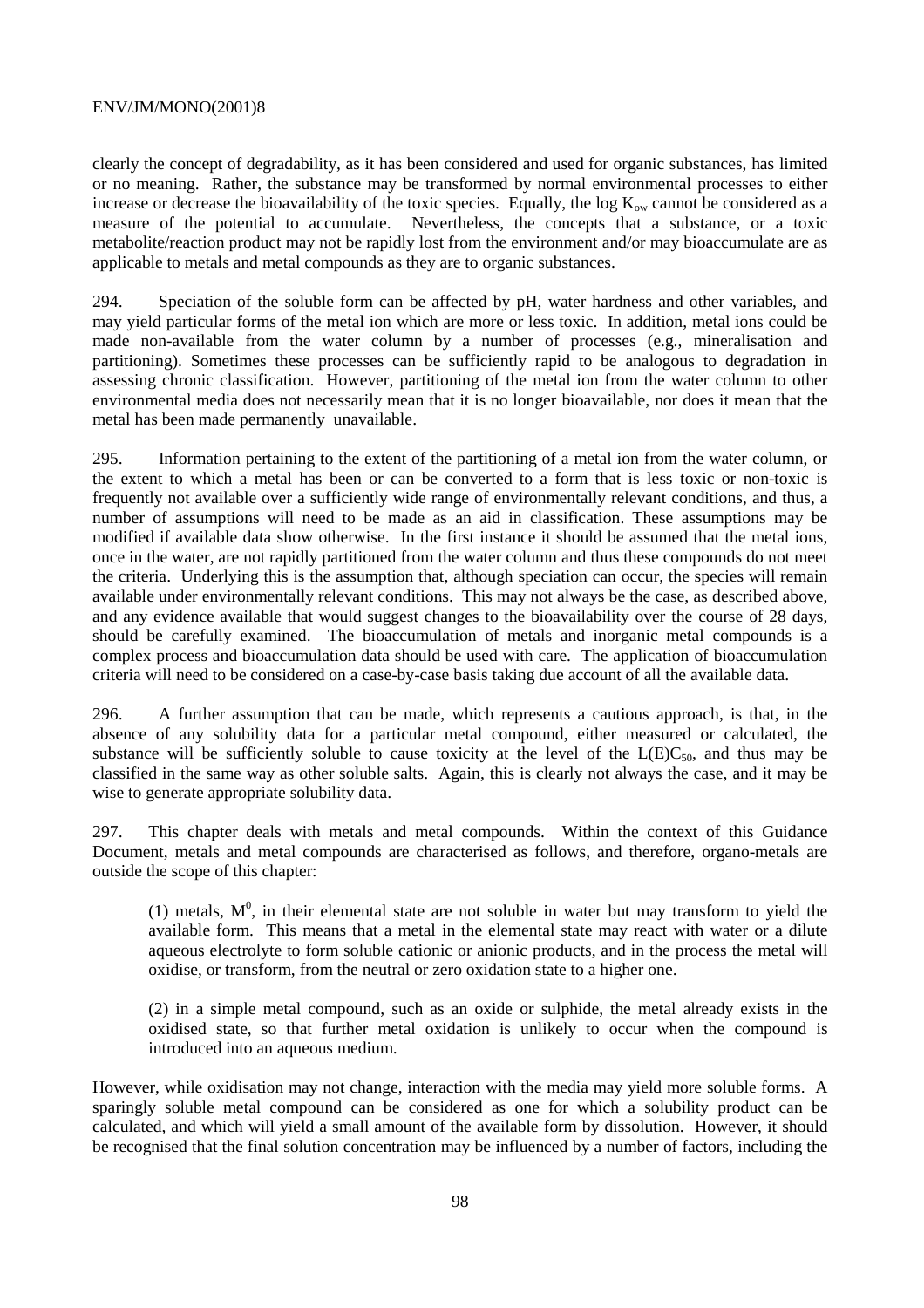clearly the concept of degradability, as it has been considered and used for organic substances, has limited or no meaning. Rather, the substance may be transformed by normal environmental processes to either increase or decrease the bioavailability of the toxic species. Equally, the log $K_{ow}$ cannot be considered as a measure of the potential to accumulate. Nevertheless, the concepts that a substance, or a toxic metabolite/reaction product may not be rapidly lost from the environment and/or may bioaccumulate are as applicable to metals and metal compounds as they are to organic substances.

294. Speciation of the soluble form can be affected by pH, water hardness and other variables, and may yield particular forms of the metal ion which are more or less toxic. In addition, metal ions could be made non-available from the water column by a number of processes (e.g., mineralisation and partitioning). Sometimes these processes can be sufficiently rapid to be analogous to degradation in assessing chronic classification. However, partitioning of the metal ion from the water column to other environmental media does not necessarily mean that it is no longer bioavailable, nor does it mean that the metal has been made permanently unavailable.

295. Information pertaining to the extent of the partitioning of a metal ion from the water column, or the extent to which a metal has been or can be converted to a form that is less toxic or non-toxic is frequently not available over a sufficiently wide range of environmentally relevant conditions, and thus, a number of assumptions will need to be made as an aid in classification. These assumptions may be modified if available data show otherwise. In the first instance it should be assumed that the metal ions, once in the water, are not rapidly partitioned from the water column and thus these compounds do not meet the criteria. Underlying this is the assumption that, although speciation can occur, the species will remain available under environmentally relevant conditions. This may not always be the case, as described above, and any evidence available that would suggest changes to the bioavailability over the course of 28 days, should be carefully examined. The bioaccumulation of metals and inorganic metal compounds is a complex process and bioaccumulation data should be used with care. The application of bioaccumulation criteria will need to be considered on a case-by-case basis taking due account of all the available data.

296. A further assumption that can be made, which represents a cautious approach, is that, in the absence of any solubility data for a particular metal compound, either measured or calculated, the substance will be sufficiently soluble to cause toxicity at the level of the $L(E)C_{50}$, and thus may be classified in the same way as other soluble salts. Again, this is clearly not always the case, and it may be wise to generate appropriate solubility data.

297. This chapter deals with metals and metal compounds. Within the context of this Guidance Document, metals and metal compounds are characterised as follows, and therefore, organo-metals are outside the scope of this chapter:

(1) metals, $M^0$, in their elemental state are not soluble in water but may transform to yield the available form. This means that a metal in the elemental state may react with water or a dilute aqueous electrolyte to form soluble cationic or anionic products, and in the process the metal will oxidise, or transform, from the neutral or zero oxidation state to a higher one.

(2) in a simple metal compound, such as an oxide or sulphide, the metal already exists in the oxidised state, so that further metal oxidation is unlikely to occur when the compound is introduced into an aqueous medium.

However, while oxidisation may not change, interaction with the media may yield more soluble forms. A sparingly soluble metal compound can be considered as one for which a solubility product can be calculated, and which will yield a small amount of the available form by dissolution. However, it should be recognised that the final solution concentration may be influenced by a number of factors, including the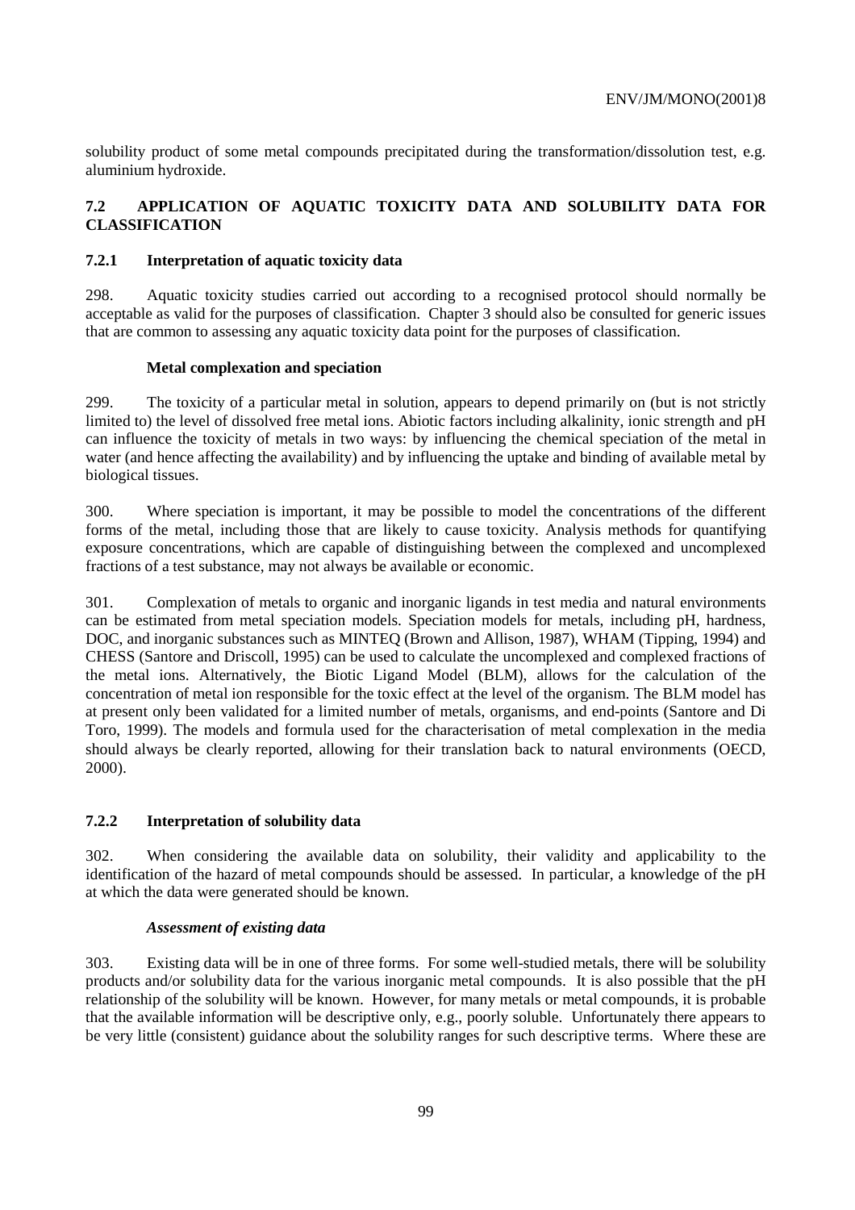solubility product of some metal compounds precipitated during the transformation/dissolution test, e.g. aluminium hydroxide.

## 7.2 APPLICATION OF AQUATIC TOXICITY DATA AND SOLUBILITY DATA FOR CLASSIFICATION

### 7.2.1 Interpretation of aquatic toxicity data

298. Aquatic toxicity studies carried out according to a recognised protocol should normally be acceptable as valid for the purposes of classification. Chapter 3 should also be consulted for generic issues that are common to assessing any aquatic toxicity data point for the purposes of classification.

**Metal complexation and speciation**

299. The toxicity of a particular metal in solution, appears to depend primarily on (but is not strictly limited to) the level of dissolved free metal ions. Abiotic factors including alkalinity, ionic strength and pH can influence the toxicity of metals in two ways: by influencing the chemical speciation of the metal in water (and hence affecting the availability) and by influencing the uptake and binding of available metal by biological tissues.

300. Where speciation is important, it may be possible to model the concentrations of the different forms of the metal, including those that are likely to cause toxicity. Analysis methods for quantifying exposure concentrations, which are capable of distinguishing between the complexed and uncomplexed fractions of a test substance, may not always be available or economic.

301. Complexation of metals to organic and inorganic ligands in test media and natural environments can be estimated from metal speciation models. Speciation models for metals, including pH, hardness, DOC, and inorganic substances such as MINTEQ (Brown and Allison, 1987), WHAM (Tipping, 1994) and CHESS (Santore and Driscoll, 1995) can be used to calculate the uncomplexed and complexed fractions of the metal ions. Alternatively, the Biotic Ligand Model (BLM), allows for the calculation of the concentration of metal ion responsible for the toxic effect at the level of the organism. The BLM model has at present only been validated for a limited number of metals, organisms, and end-points (Santore and Di Toro, 1999). The models and formula used for the characterisation of metal complexation in the media should always be clearly reported, allowing for their translation back to natural environments (OECD, 2000).

### 7.2.2 Interpretation of solubility data

302. When considering the available data on solubility, their validity and applicability to the identification of the hazard of metal compounds should be assessed. In particular, a knowledge of the pH at which the data were generated should be known.

***Assessment of existing data***

303. Existing data will be in one of three forms. For some well-studied metals, there will be solubility products and/or solubility data for the various inorganic metal compounds. It is also possible that the pH relationship of the solubility will be known. However, for many metals or metal compounds, it is probable that the available information will be descriptive only, e.g., poorly soluble. Unfortunately there appears to be very little (consistent) guidance about the solubility ranges for such descriptive terms. Where these are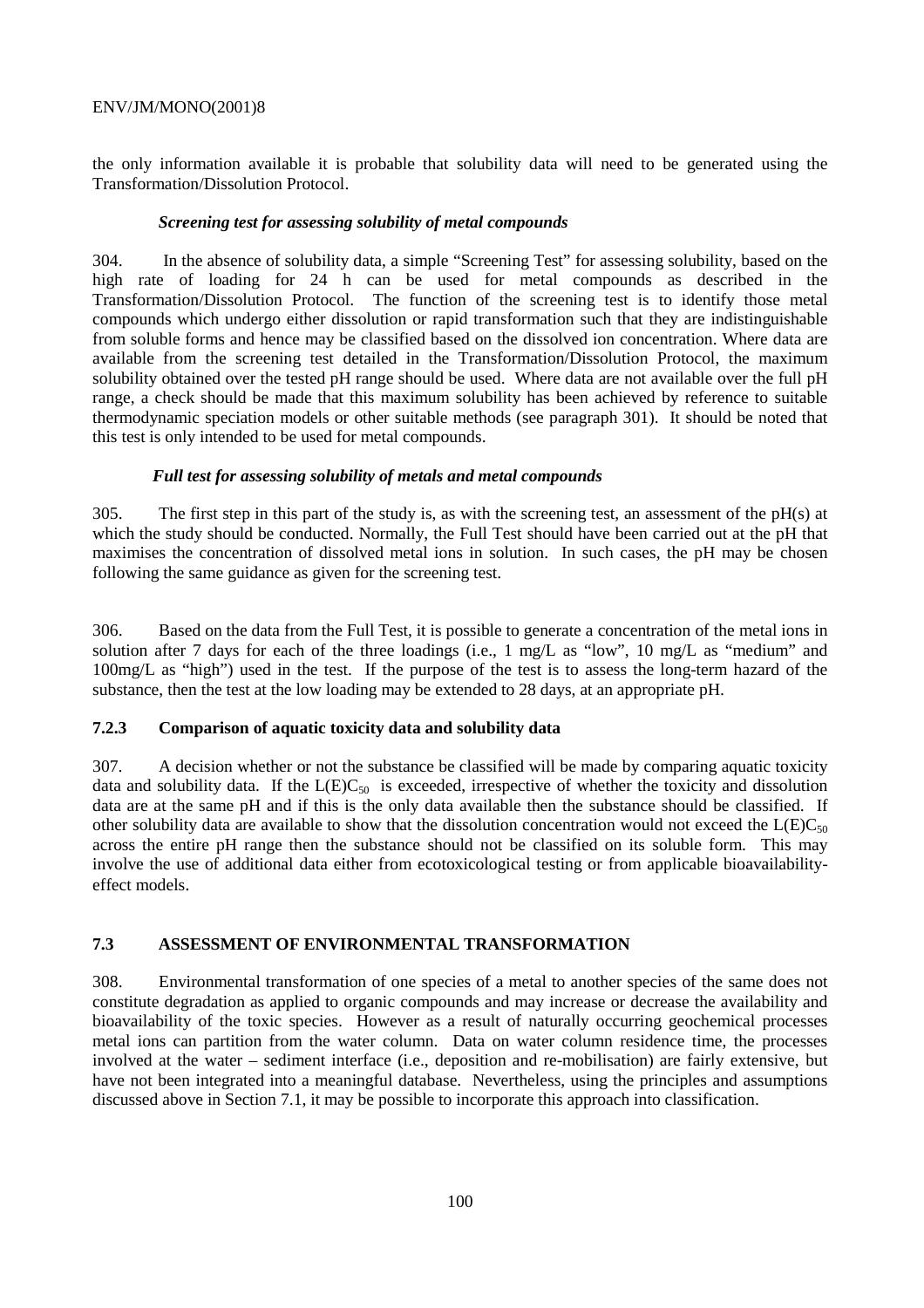the only information available it is probable that solubility data will need to be generated using the Transformation/Dissolution Protocol.

***Screening test for assessing solubility of metal compounds***

304. In the absence of solubility data, a simple "Screening Test" for assessing solubility, based on the high rate of loading for 24 h can be used for metal compounds as described in the Transformation/Dissolution Protocol. The function of the screening test is to identify those metal compounds which undergo either dissolution or rapid transformation such that they are indistinguishable from soluble forms and hence may be classified based on the dissolved ion concentration. Where data are available from the screening test detailed in the Transformation/Dissolution Protocol, the maximum solubility obtained over the tested pH range should be used. Where data are not available over the full pH range, a check should be made that this maximum solubility has been achieved by reference to suitable thermodynamic speciation models or other suitable methods (see paragraph 301). It should be noted that this test is only intended to be used for metal compounds.

***Full test for assessing solubility of metals and metal compounds***

305. The first step in this part of the study is, as with the screening test, an assessment of the pH(s) at which the study should be conducted. Normally, the Full Test should have been carried out at the pH that maximises the concentration of dissolved metal ions in solution. In such cases, the pH may be chosen following the same guidance as given for the screening test.

306. Based on the data from the Full Test, it is possible to generate a concentration of the metal ions in solution after 7 days for each of the three loadings (i.e., 1 mg/L as "low", 10 mg/L as "medium" and 100mg/L as "high") used in the test. If the purpose of the test is to assess the long-term hazard of the substance, then the test at the low loading may be extended to 28 days, at an appropriate pH.

### 7.2.3 Comparison of aquatic toxicity data and solubility data

307. A decision whether or not the substance be classified will be made by comparing aquatic toxicity data and solubility data. If the $L(E)C_{50}$ is exceeded, irrespective of whether the toxicity and dissolution data are at the same pH and if this is the only data available then the substance should be classified. If other solubility data are available to show that the dissolution concentration would not exceed the $L(E)C_{50}$ across the entire pH range then the substance should not be classified on its soluble form. This may involve the use of additional data either from ecotoxicological testing or from applicable bioavailability-effect models.

## 7.3 ASSESSMENT OF ENVIRONMENTAL TRANSFORMATION

308. Environmental transformation of one species of a metal to another species of the same does not constitute degradation as applied to organic compounds and may increase or decrease the availability and bioavailability of the toxic species. However as a result of naturally occurring geochemical processes metal ions can partition from the water column. Data on water column residence time, the processes involved at the water – sediment interface (i.e., deposition and re-mobilisation) are fairly extensive, but have not been integrated into a meaningful database. Nevertheless, using the principles and assumptions discussed above in Section 7.1, it may be possible to incorporate this approach into classification.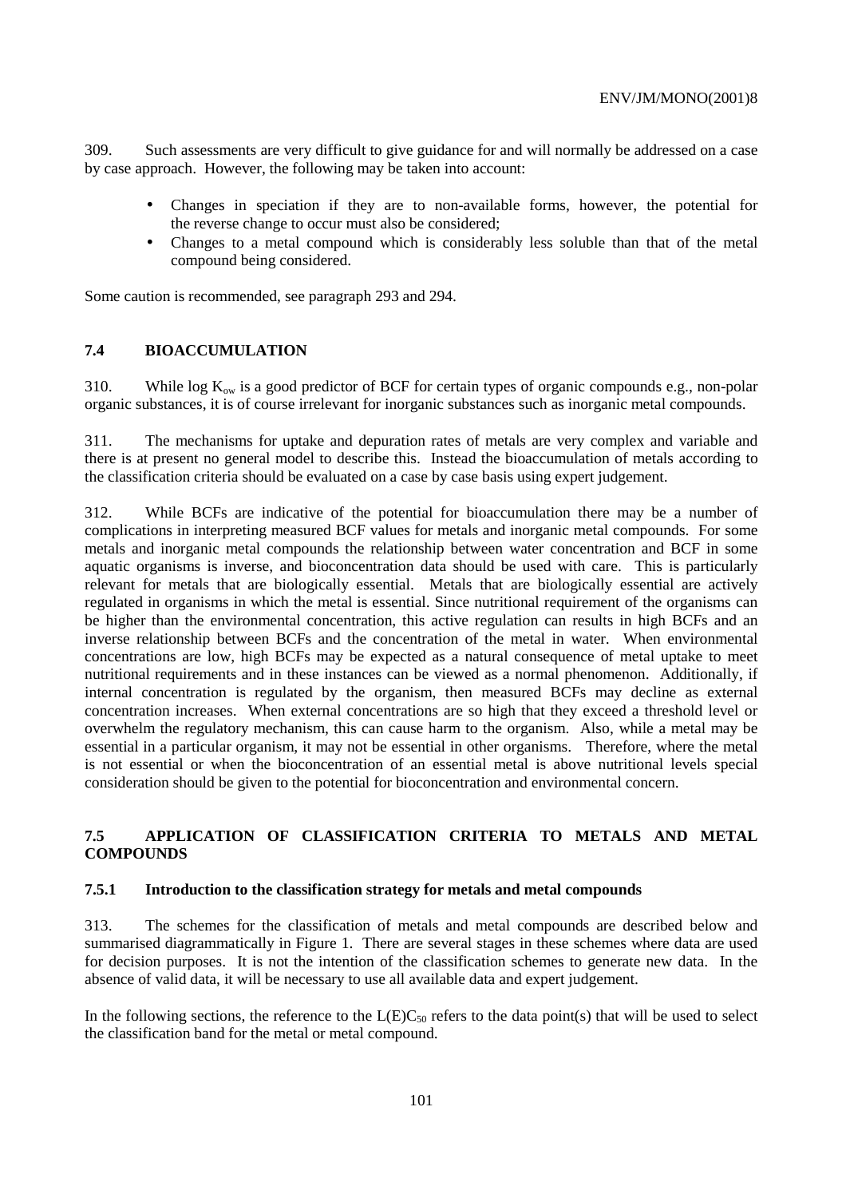309. Such assessments are very difficult to give guidance for and will normally be addressed on a case by case approach. However, the following may be taken into account:

- Changes in speciation if they are to non-available forms, however, the potential for the reverse change to occur must also be considered;
- Changes to a metal compound which is considerably less soluble than that of the metal compound being considered.

Some caution is recommended, see paragraph 293 and 294.

## 7.4 BIOACCUMULATION

310. While log $K_{ow}$ is a good predictor of BCF for certain types of organic compounds e.g., non-polar organic substances, it is of course irrelevant for inorganic substances such as inorganic metal compounds.

311. The mechanisms for uptake and depuration rates of metals are very complex and variable and there is at present no general model to describe this. Instead the bioaccumulation of metals according to the classification criteria should be evaluated on a case by case basis using expert judgement.

312. While BCFs are indicative of the potential for bioaccumulation there may be a number of complications in interpreting measured BCF values for metals and inorganic metal compounds. For some metals and inorganic metal compounds the relationship between water concentration and BCF in some aquatic organisms is inverse, and bioconcentration data should be used with care. This is particularly relevant for metals that are biologically essential. Metals that are biologically essential are actively regulated in organisms in which the metal is essential. Since nutritional requirement of the organisms can be higher than the environmental concentration, this active regulation can results in high BCFs and an inverse relationship between BCFs and the concentration of the metal in water. When environmental concentrations are low, high BCFs may be expected as a natural consequence of metal uptake to meet nutritional requirements and in these instances can be viewed as a normal phenomenon. Additionally, if internal concentration is regulated by the organism, then measured BCFs may decline as external concentration increases. When external concentrations are so high that they exceed a threshold level or overwhelm the regulatory mechanism, this can cause harm to the organism. Also, while a metal may be essential in a particular organism, it may not be essential in other organisms. Therefore, where the metal is not essential or when the bioconcentration of an essential metal is above nutritional levels special consideration should be given to the potential for bioconcentration and environmental concern.

## 7.5 APPLICATION OF CLASSIFICATION CRITERIA TO METALS AND METAL COMPOUNDS

### 7.5.1 Introduction to the classification strategy for metals and metal compounds

313. The schemes for the classification of metals and metal compounds are described below and summarised diagrammatically in Figure 1. There are several stages in these schemes where data are used for decision purposes. It is not the intention of the classification schemes to generate new data. In the absence of valid data, it will be necessary to use all available data and expert judgement.

In the following sections, the reference to the $L(E)C_{50}$ refers to the data point(s) that will be used to select the classification band for the metal or metal compound.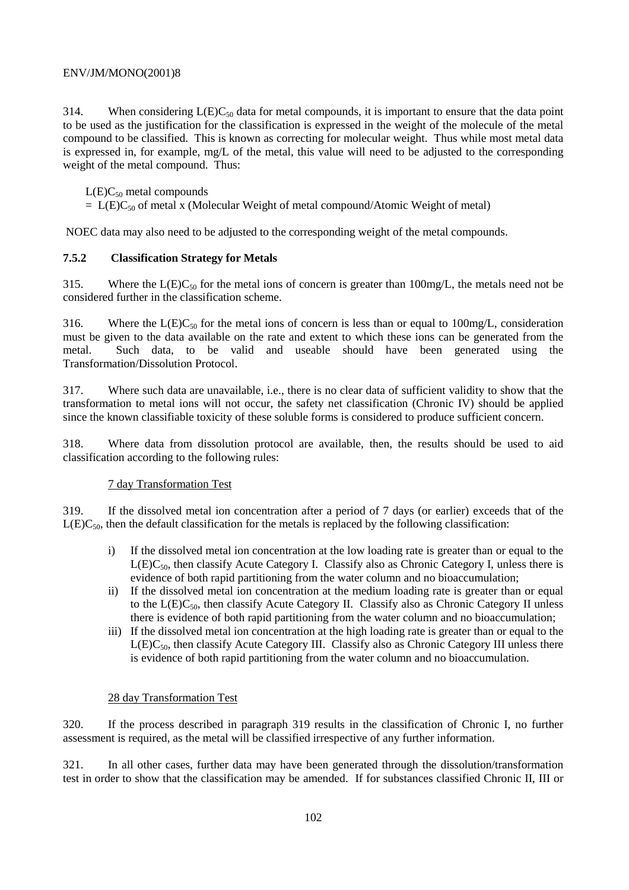314. When considering $L(E)C_{50}$ data for metal compounds, it is important to ensure that the data point to be used as the justification for the classification is expressed in the weight of the molecule of the metal compound to be classified. This is known as correcting for molecular weight. Thus while most metal data is expressed in, for example, mg/L of the metal, this value will need to be adjusted to the corresponding weight of the metal compound. Thus:

$L(E)C_{50}$ metal compounds
= $L(E)C_{50}$ of metal x (Molecular Weight of metal compound/Atomic Weight of metal)

NOEC data may also need to be adjusted to the corresponding weight of the metal compounds.

### 7.5.2 Classification Strategy for Metals

315. Where the $L(E)C_{50}$ for the metal ions of concern is greater than 100mg/L, the metals need not be considered further in the classification scheme.

316. Where the $L(E)C_{50}$ for the metal ions of concern is less than or equal to 100mg/L, consideration must be given to the data available on the rate and extent to which these ions can be generated from the metal. Such data, to be valid and useable should have been generated using the Transformation/Dissolution Protocol.

317. Where such data are unavailable, i.e., there is no clear data of sufficient validity to show that the transformation to metal ions will not occur, the safety net classification (Chronic IV) should be applied since the known classifiable toxicity of these soluble forms is considered to produce sufficient concern.

318. Where data from dissolution protocol are available, then, the results should be used to aid classification according to the following rules:

7 day Transformation Test

319. If the dissolved metal ion concentration after a period of 7 days (or earlier) exceeds that of the $L(E)C_{50}$, then the default classification for the metals is replaced by the following classification:

i) If the dissolved metal ion concentration at the low loading rate is greater than or equal to the $L(E)C_{50}$, then classify Acute Category I. Classify also as Chronic Category I, unless there is evidence of both rapid partitioning from the water column and no bioaccumulation;
ii) If the dissolved metal ion concentration at the medium loading rate is greater than or equal to the $L(E)C_{50}$, then classify Acute Category II. Classify also as Chronic Category II unless there is evidence of both rapid partitioning from the water column and no bioaccumulation;
iii) If the dissolved metal ion concentration at the high loading rate is greater than or equal to the $L(E)C_{50}$, then classify Acute Category III. Classify also as Chronic Category III unless there is evidence of both rapid partitioning from the water column and no bioaccumulation.

28 day Transformation Test

320. If the process described in paragraph 319 results in the classification of Chronic I, no further assessment is required, as the metal will be classified irrespective of any further information.

321. In all other cases, further data may have been generated through the dissolution/transformation test in order to show that the classification may be amended. If for substances classified Chronic II, III or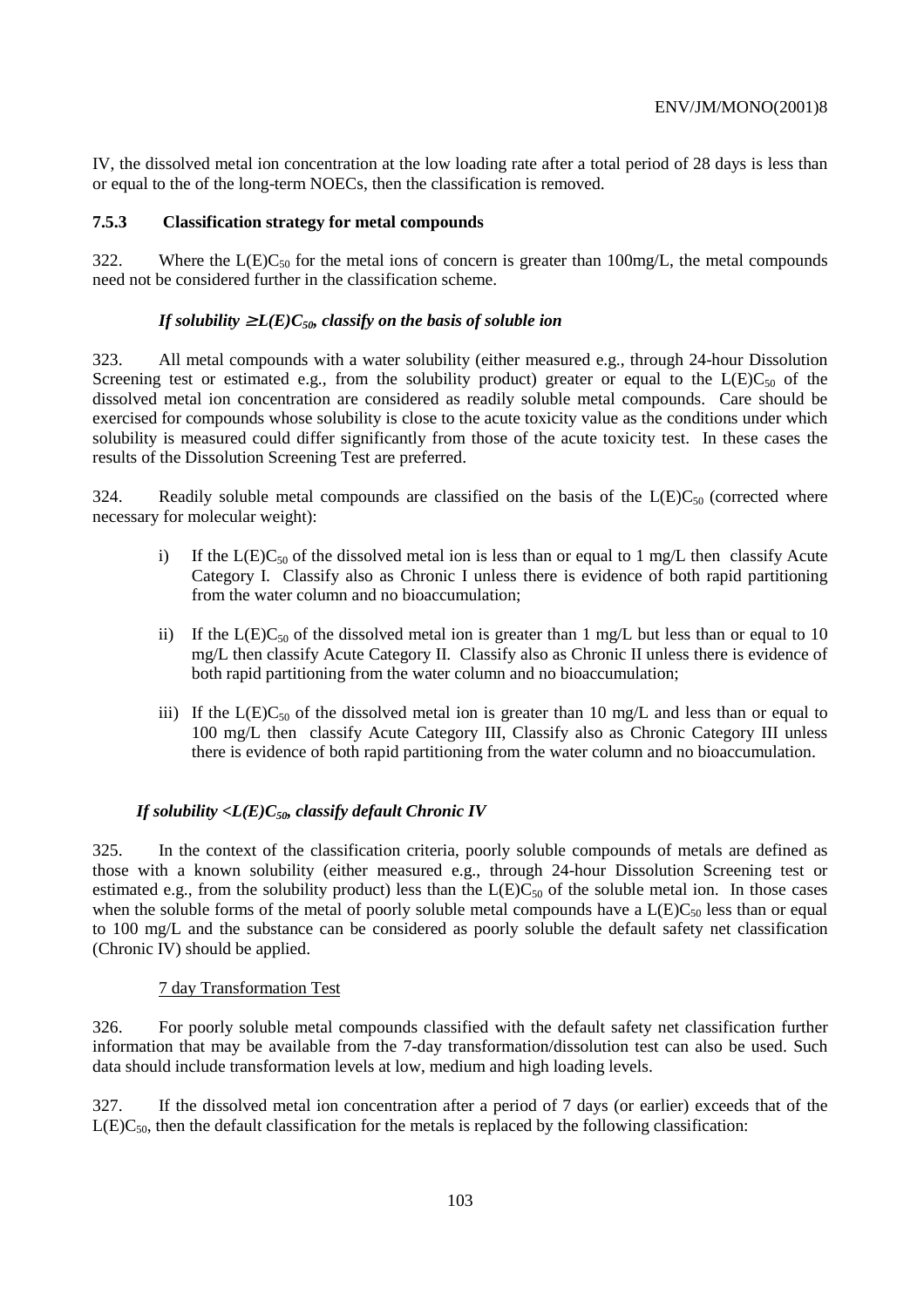IV, the dissolved metal ion concentration at the low loading rate after a total period of 28 days is less than or equal to the of the long-term NOECs, then the classification is removed.

### 7.5.3 Classification strategy for metal compounds

322. Where the $L(E)C_{50}$ for the metal ions of concern is greater than 100mg/L, the metal compounds need not be considered further in the classification scheme.

***If solubility $\geq L(E)C_{50}$, classify on the basis of soluble ion***

323. All metal compounds with a water solubility (either measured e.g., through 24-hour Dissolution Screening test or estimated e.g., from the solubility product) greater or equal to the $L(E)C_{50}$ of the dissolved metal ion concentration are considered as readily soluble metal compounds. Care should be exercised for compounds whose solubility is close to the acute toxicity value as the conditions under which solubility is measured could differ significantly from those of the acute toxicity test. In these cases the results of the Dissolution Screening Test are preferred.

324. Readily soluble metal compounds are classified on the basis of the $L(E)C_{50}$ (corrected where necessary for molecular weight):

i) If the $L(E)C_{50}$ of the dissolved metal ion is less than or equal to 1 mg/L then classify Acute Category I. Classify also as Chronic I unless there is evidence of both rapid partitioning from the water column and no bioaccumulation;

ii) If the $L(E)C_{50}$ of the dissolved metal ion is greater than 1 mg/L but less than or equal to 10 mg/L then classify Acute Category II. Classify also as Chronic II unless there is evidence of both rapid partitioning from the water column and no bioaccumulation;

iii) If the $L(E)C_{50}$ of the dissolved metal ion is greater than 10 mg/L and less than or equal to 100 mg/L then classify Acute Category III, Classify also as Chronic Category III unless there is evidence of both rapid partitioning from the water column and no bioaccumulation.

***If solubility $< L(E)C_{50}$, classify default Chronic IV***

325. In the context of the classification criteria, poorly soluble compounds of metals are defined as those with a known solubility (either measured e.g., through 24-hour Dissolution Screening test or estimated e.g., from the solubility product) less than the $L(E)C_{50}$ of the soluble metal ion. In those cases when the soluble forms of the metal of poorly soluble metal compounds have a $L(E)C_{50}$ less than or equal to 100 mg/L and the substance can be considered as poorly soluble the default safety net classification (Chronic IV) should be applied.

7 day Transformation Test

326. For poorly soluble metal compounds classified with the default safety net classification further information that may be available from the 7-day transformation/dissolution test can also be used. Such data should include transformation levels at low, medium and high loading levels.

327. If the dissolved metal ion concentration after a period of 7 days (or earlier) exceeds that of the $L(E)C_{50}$, then the default classification for the metals is replaced by the following classification: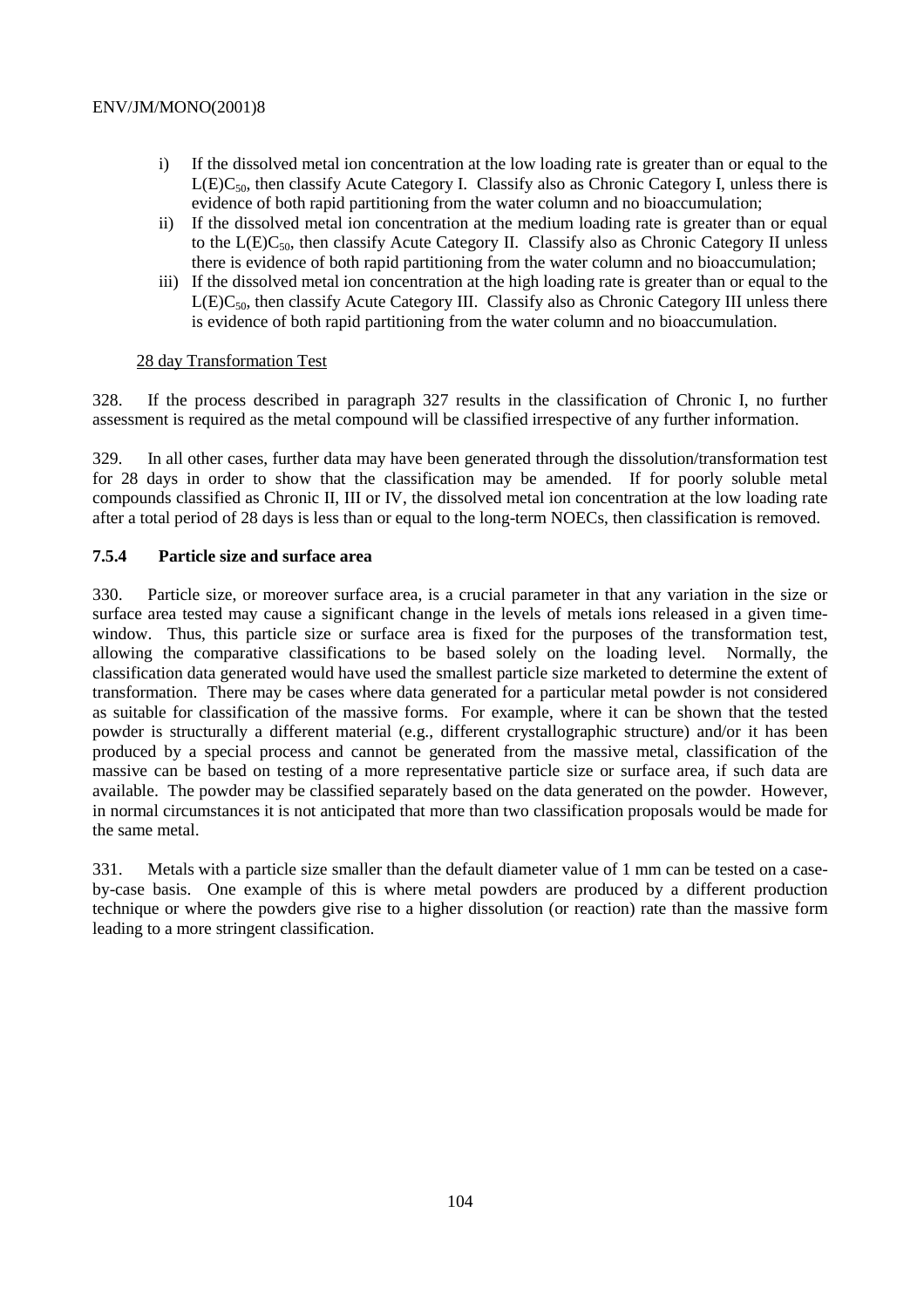i) If the dissolved metal ion concentration at the low loading rate is greater than or equal to the $L(E)C_{50}$, then classify Acute Category I. Classify also as Chronic Category I, unless there is evidence of both rapid partitioning from the water column and no bioaccumulation;
ii) If the dissolved metal ion concentration at the medium loading rate is greater than or equal to the $L(E)C_{50}$, then classify Acute Category II. Classify also as Chronic Category II unless there is evidence of both rapid partitioning from the water column and no bioaccumulation;
iii) If the dissolved metal ion concentration at the high loading rate is greater than or equal to the $L(E)C_{50}$, then classify Acute Category III. Classify also as Chronic Category III unless there is evidence of both rapid partitioning from the water column and no bioaccumulation.

28 day Transformation Test

328. If the process described in paragraph 327 results in the classification of Chronic I, no further assessment is required as the metal compound will be classified irrespective of any further information.

329. In all other cases, further data may have been generated through the dissolution/transformation test for 28 days in order to show that the classification may be amended. If for poorly soluble metal compounds classified as Chronic II, III or IV, the dissolved metal ion concentration at the low loading rate after a total period of 28 days is less than or equal to the long-term NOECs, then classification is removed.

### 7.5.4 Particle size and surface area

330. Particle size, or moreover surface area, is a crucial parameter in that any variation in the size or surface area tested may cause a significant change in the levels of metals ions released in a given time-window. Thus, this particle size or surface area is fixed for the purposes of the transformation test, allowing the comparative classifications to be based solely on the loading level. Normally, the classification data generated would have used the smallest particle size marketed to determine the extent of transformation. There may be cases where data generated for a particular metal powder is not considered as suitable for classification of the massive forms. For example, where it can be shown that the tested powder is structurally a different material (e.g., different crystallographic structure) and/or it has been produced by a special process and cannot be generated from the massive metal, classification of the massive can be based on testing of a more representative particle size or surface area, if such data are available. The powder may be classified separately based on the data generated on the powder. However, in normal circumstances it is not anticipated that more than two classification proposals would be made for the same metal.

331. Metals with a particle size smaller than the default diameter value of 1 mm can be tested on a case-by-case basis. One example of this is where metal powders are produced by a different production technique or where the powders give rise to a higher dissolution (or reaction) rate than the massive form leading to a more stringent classification.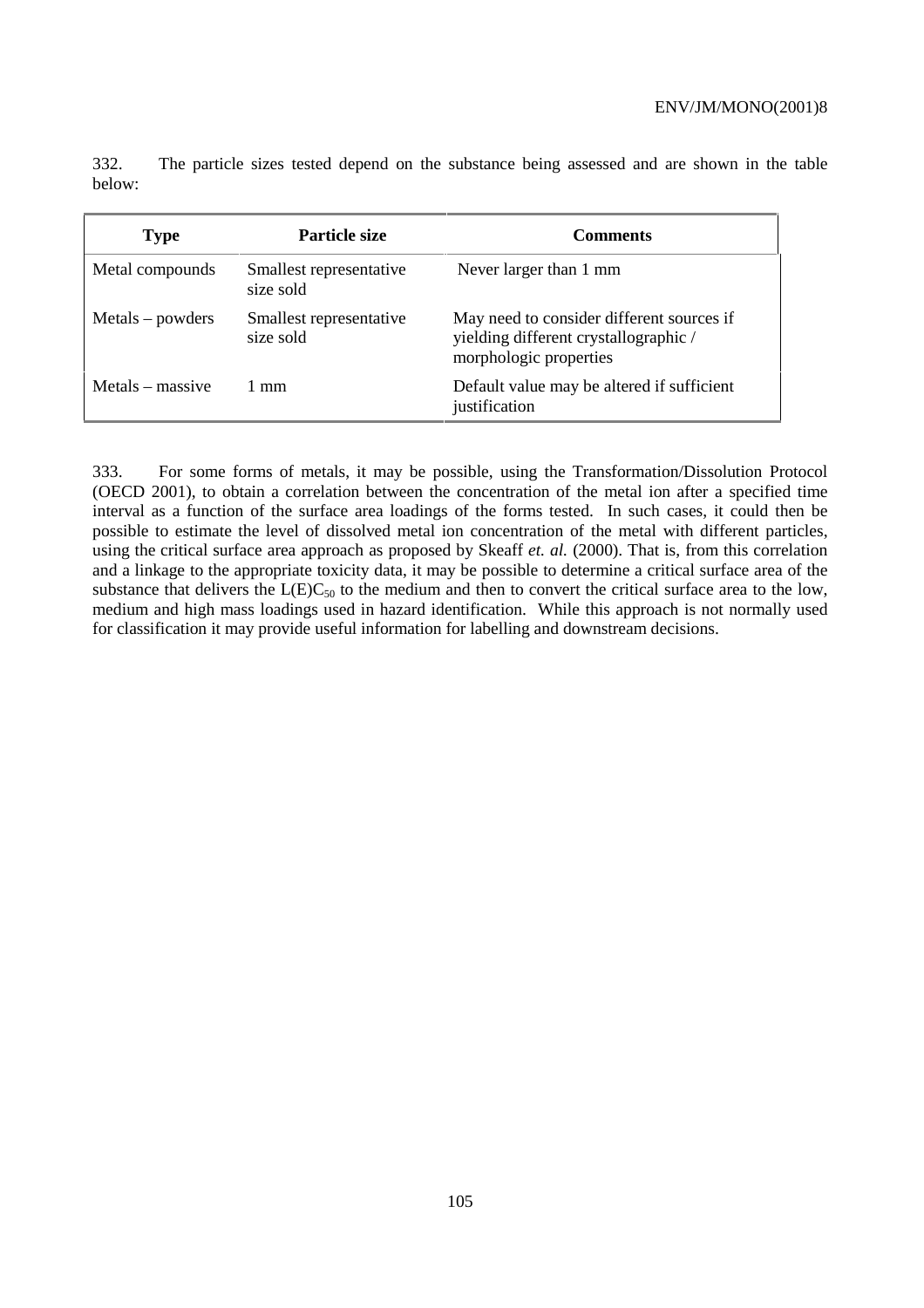332. The particle sizes tested depend on the substance being assessed and are shown in the table below:

| Type | Particle size | Comments |
|---|---|---|
| Metal compounds | Smallest representative size sold | Never larger than 1 mm |
| Metals – powders | Smallest representative size sold | May need to consider different sources if yielding different crystallographic / morphologic properties |
| Metals – massive | 1 mm | Default value may be altered if sufficient justification |

333. For some forms of metals, it may be possible, using the Transformation/Dissolution Protocol (OECD 2001), to obtain a correlation between the concentration of the metal ion after a specified time interval as a function of the surface area loadings of the forms tested. In such cases, it could then be possible to estimate the level of dissolved metal ion concentration of the metal with different particles, using the critical surface area approach as proposed by Skeaff *et. al.* (2000). That is, from this correlation and a linkage to the appropriate toxicity data, it may be possible to determine a critical surface area of the substance that delivers the $L(E)C_{50}$ to the medium and then to convert the critical surface area to the low, medium and high mass loadings used in hazard identification. While this approach is not normally used for classification it may provide useful information for labelling and downstream decisions.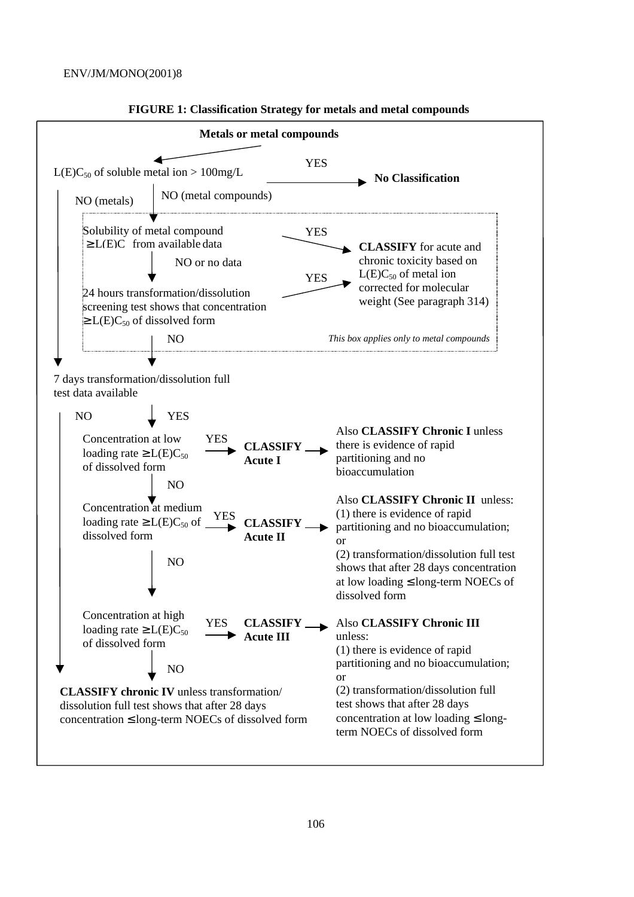**FIGURE 1: Classification Strategy for metals and metal compounds**

**Metals or metal compounds**

$L(E)C_{50}$ of soluble metal ion > 100mg/L — YES → **No Classification**

NO (metals) | NO (metal compounds)

*This box applies only to metal compounds:*

- Solubility of metal compound $\geq L(E)C_{50}$ from available data — YES → **CLASSIFY** for acute and chronic toxicity based on $L(E)C_{50}$ of metal ion corrected for molecular weight (See paragraph 314)
- NO or no data ↓
- 24 hours transformation/dissolution screening test shows that concentration $\geq L(E)C_{50}$ of dissolved form — YES → **CLASSIFY** for acute and chronic toxicity based on $L(E)C_{50}$ of metal ion corrected for molecular weight (See paragraph 314)
- NO ↓

7 days transformation/dissolution full test data available

NO ↓ (to CLASSIFY chronic IV) | YES ↓

- Concentration at low loading rate $\geq L(E)C_{50}$ of dissolved form — YES → **CLASSIFY Acute I** → Also **CLASSIFY Chronic I** unless there is evidence of rapid partitioning and no bioaccumulation
- NO ↓
- Concentration at medium loading rate $\geq L(E)C_{50}$ of dissolved form — YES → **CLASSIFY Acute II** → Also **CLASSIFY Chronic II** unless: (1) there is evidence of rapid partitioning and no bioaccumulation; or (2) transformation/dissolution full test shows that after 28 days concentration at low loading ≤ long-term NOECs of dissolved form
- NO ↓
- Concentration at high loading rate $\geq L(E)C_{50}$ of dissolved form — YES → **CLASSIFY Acute III** → Also **CLASSIFY Chronic III** unless: (1) there is evidence of rapid partitioning and no bioaccumulation; or (2) transformation/dissolution full test shows that after 28 days concentration at low loading ≤ long-term NOECs of dissolved form
- NO ↓

**CLASSIFY chronic IV** unless transformation/ dissolution full test shows that after 28 days concentration ≤ long-term NOECs of dissolved form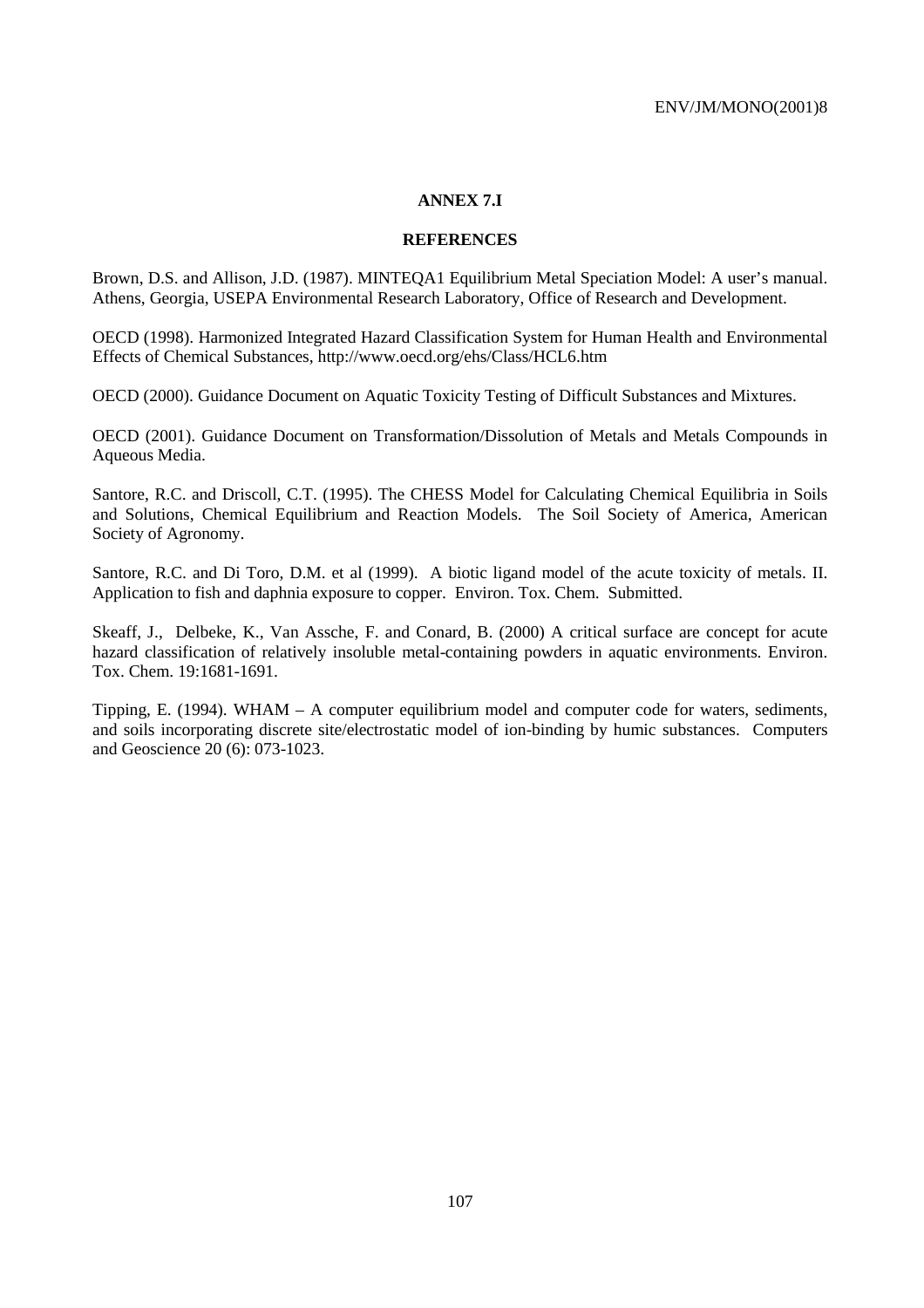## ANNEX 7.I

## REFERENCES

Brown, D.S. and Allison, J.D. (1987). MINTEQA1 Equilibrium Metal Speciation Model: A user's manual. Athens, Georgia, USEPA Environmental Research Laboratory, Office of Research and Development.

OECD (1998). Harmonized Integrated Hazard Classification System for Human Health and Environmental Effects of Chemical Substances, http://www.oecd.org/ehs/Class/HCL6.htm

OECD (2000). Guidance Document on Aquatic Toxicity Testing of Difficult Substances and Mixtures.

OECD (2001). Guidance Document on Transformation/Dissolution of Metals and Metals Compounds in Aqueous Media.

Santore, R.C. and Driscoll, C.T. (1995). The CHESS Model for Calculating Chemical Equilibria in Soils and Solutions, Chemical Equilibrium and Reaction Models. The Soil Society of America, American Society of Agronomy.

Santore, R.C. and Di Toro, D.M. et al (1999). A biotic ligand model of the acute toxicity of metals. II. Application to fish and daphnia exposure to copper. Environ. Tox. Chem. Submitted.

Skeaff, J., Delbeke, K., Van Assche, F. and Conard, B. (2000) A critical surface are concept for acute hazard classification of relatively insoluble metal-containing powders in aquatic environments. Environ. Tox. Chem. 19:1681-1691.

Tipping, E. (1994). WHAM – A computer equilibrium model and computer code for waters, sediments, and soils incorporating discrete site/electrostatic model of ion-binding by humic substances. Computers and Geoscience 20 (6): 073-1023.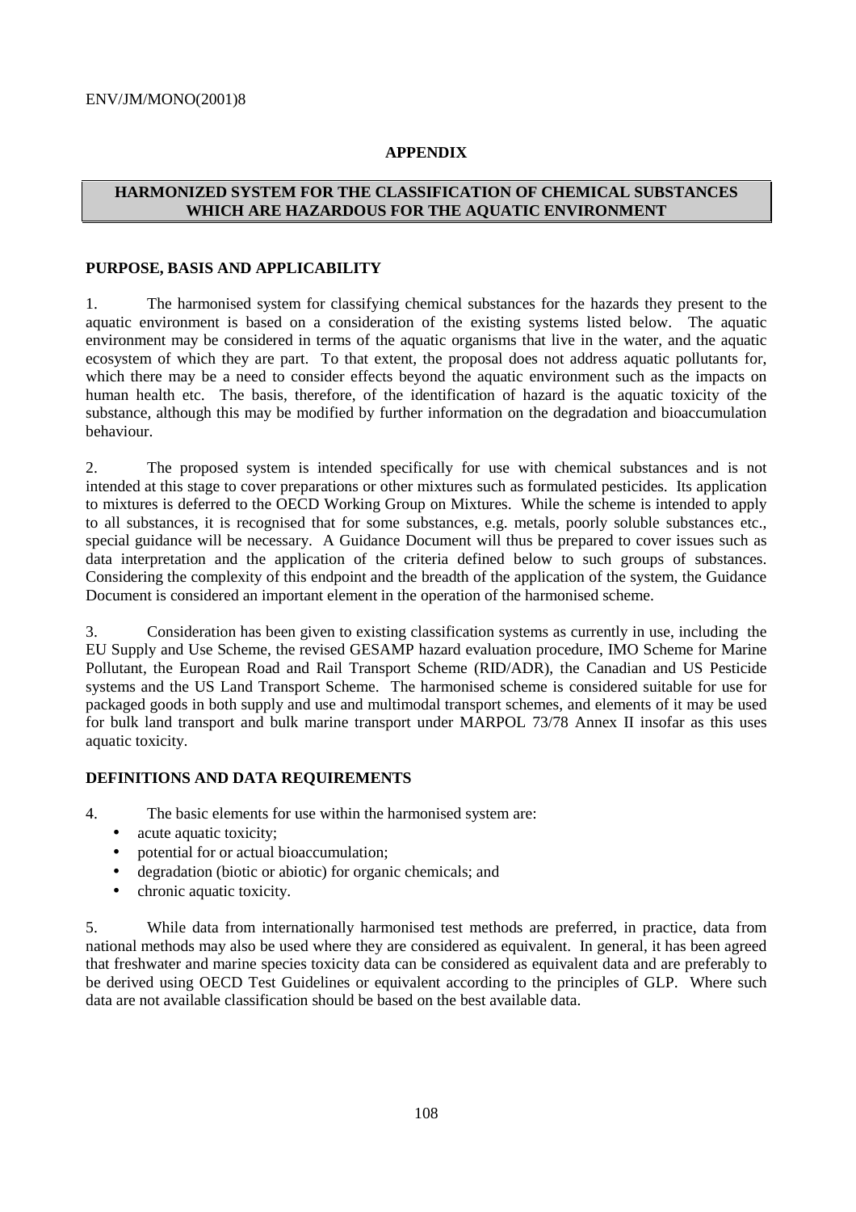## APPENDIX

## HARMONIZED SYSTEM FOR THE CLASSIFICATION OF CHEMICAL SUBSTANCES WHICH ARE HAZARDOUS FOR THE AQUATIC ENVIRONMENT

### PURPOSE, BASIS AND APPLICABILITY

1. The harmonised system for classifying chemical substances for the hazards they present to the aquatic environment is based on a consideration of the existing systems listed below. The aquatic environment may be considered in terms of the aquatic organisms that live in the water, and the aquatic ecosystem of which they are part. To that extent, the proposal does not address aquatic pollutants for, which there may be a need to consider effects beyond the aquatic environment such as the impacts on human health etc. The basis, therefore, of the identification of hazard is the aquatic toxicity of the substance, although this may be modified by further information on the degradation and bioaccumulation behaviour.

2. The proposed system is intended specifically for use with chemical substances and is not intended at this stage to cover preparations or other mixtures such as formulated pesticides. Its application to mixtures is deferred to the OECD Working Group on Mixtures. While the scheme is intended to apply to all substances, it is recognised that for some substances, e.g. metals, poorly soluble substances etc., special guidance will be necessary. A Guidance Document will thus be prepared to cover issues such as data interpretation and the application of the criteria defined below to such groups of substances. Considering the complexity of this endpoint and the breadth of the application of the system, the Guidance Document is considered an important element in the operation of the harmonised scheme.

3. Consideration has been given to existing classification systems as currently in use, including the EU Supply and Use Scheme, the revised GESAMP hazard evaluation procedure, IMO Scheme for Marine Pollutant, the European Road and Rail Transport Scheme (RID/ADR), the Canadian and US Pesticide systems and the US Land Transport Scheme. The harmonised scheme is considered suitable for use for packaged goods in both supply and use and multimodal transport schemes, and elements of it may be used for bulk land transport and bulk marine transport under MARPOL 73/78 Annex II insofar as this uses aquatic toxicity.

### DEFINITIONS AND DATA REQUIREMENTS

4. The basic elements for use within the harmonised system are:
   - acute aquatic toxicity;
   - potential for or actual bioaccumulation;
   - degradation (biotic or abiotic) for organic chemicals; and
   - chronic aquatic toxicity.

5. While data from internationally harmonised test methods are preferred, in practice, data from national methods may also be used where they are considered as equivalent. In general, it has been agreed that freshwater and marine species toxicity data can be considered as equivalent data and are preferably to be derived using OECD Test Guidelines or equivalent according to the principles of GLP. Where such data are not available classification should be based on the best available data.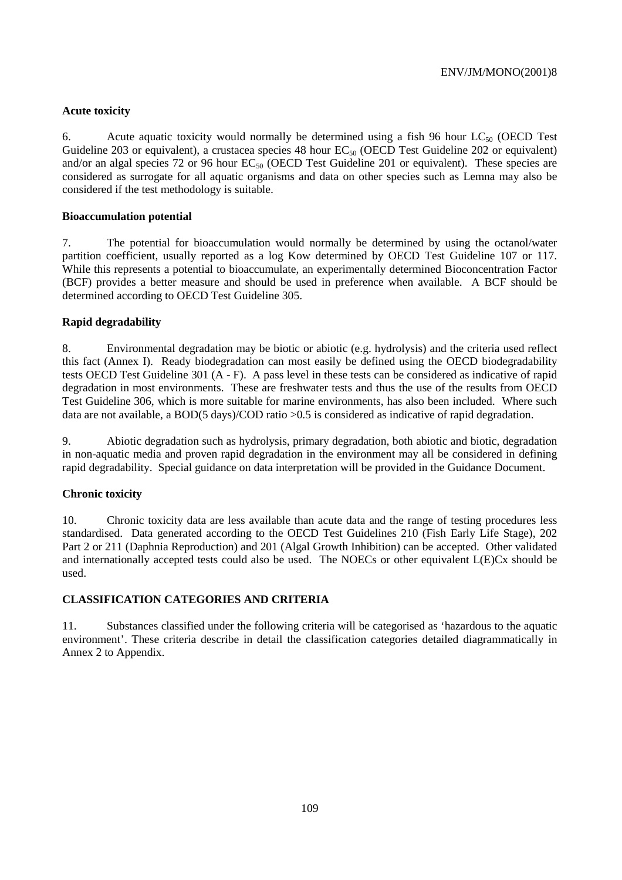**Acute toxicity**

6. Acute aquatic toxicity would normally be determined using a fish 96 hour $LC_{50}$ (OECD Test Guideline 203 or equivalent), a crustacea species 48 hour $EC_{50}$ (OECD Test Guideline 202 or equivalent) and/or an algal species 72 or 96 hour $EC_{50}$ (OECD Test Guideline 201 or equivalent). These species are considered as surrogate for all aquatic organisms and data on other species such as Lemna may also be considered if the test methodology is suitable.

**Bioaccumulation potential**

7. The potential for bioaccumulation would normally be determined by using the octanol/water partition coefficient, usually reported as a log Kow determined by OECD Test Guideline 107 or 117. While this represents a potential to bioaccumulate, an experimentally determined Bioconcentration Factor (BCF) provides a better measure and should be used in preference when available. A BCF should be determined according to OECD Test Guideline 305.

**Rapid degradability**

8. Environmental degradation may be biotic or abiotic (e.g. hydrolysis) and the criteria used reflect this fact (Annex I). Ready biodegradation can most easily be defined using the OECD biodegradability tests OECD Test Guideline 301 (A - F). A pass level in these tests can be considered as indicative of rapid degradation in most environments. These are freshwater tests and thus the use of the results from OECD Test Guideline 306, which is more suitable for marine environments, has also been included. Where such data are not available, a BOD(5 days)/COD ratio >0.5 is considered as indicative of rapid degradation.

9. Abiotic degradation such as hydrolysis, primary degradation, both abiotic and biotic, degradation in non-aquatic media and proven rapid degradation in the environment may all be considered in defining rapid degradability. Special guidance on data interpretation will be provided in the Guidance Document.

**Chronic toxicity**

10. Chronic toxicity data are less available than acute data and the range of testing procedures less standardised. Data generated according to the OECD Test Guidelines 210 (Fish Early Life Stage), 202 Part 2 or 211 (Daphnia Reproduction) and 201 (Algal Growth Inhibition) can be accepted. Other validated and internationally accepted tests could also be used. The NOECs or other equivalent L(E)Cx should be used.

**CLASSIFICATION CATEGORIES AND CRITERIA**

11. Substances classified under the following criteria will be categorised as 'hazardous to the aquatic environment'. These criteria describe in detail the classification categories detailed diagrammatically in Annex 2 to Appendix.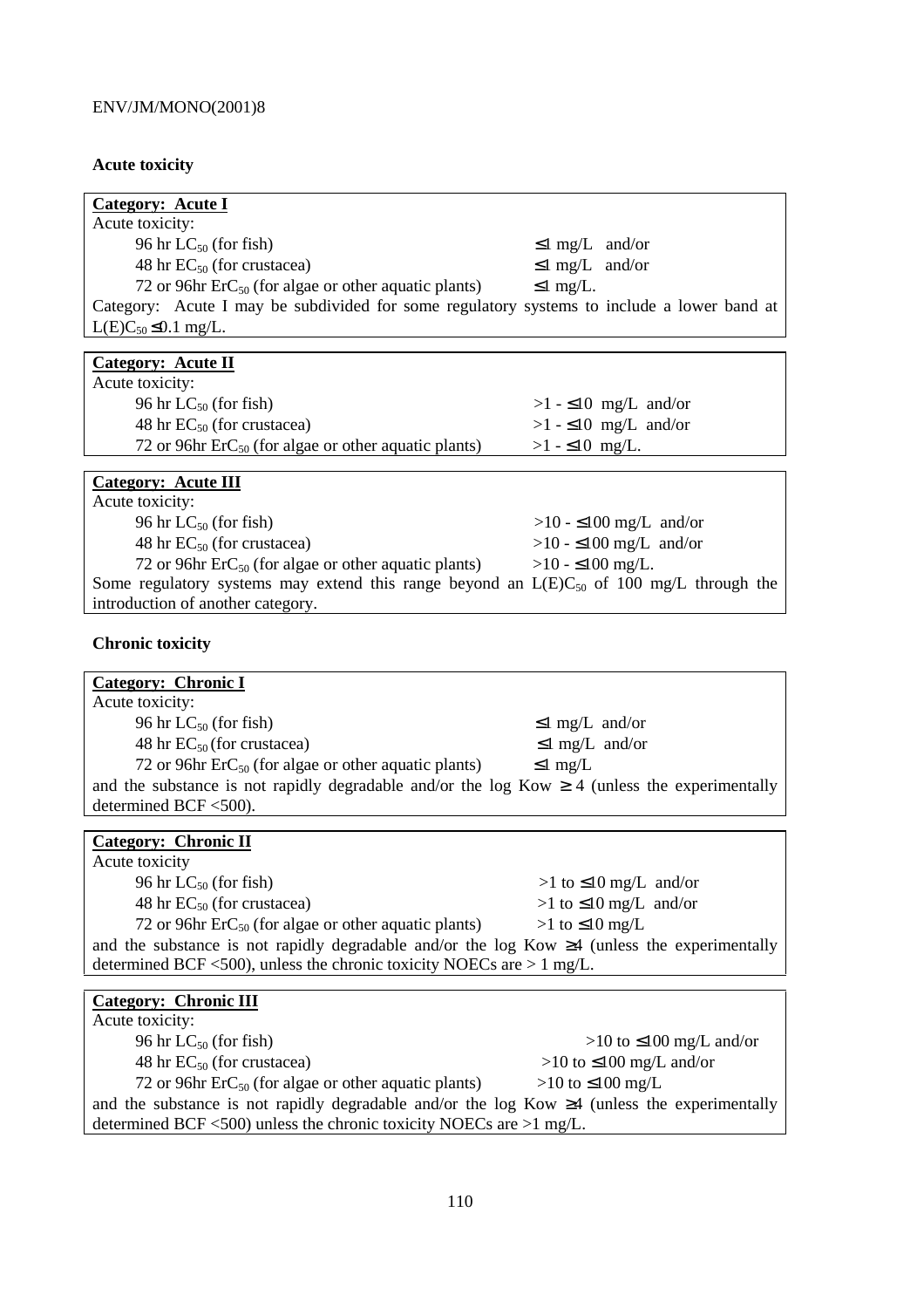**Acute toxicity**

| **Category: Acute I** | |
|---|---|
| Acute toxicity: | |
| 96 hr $LC_{50}$ (for fish) | $\leq 1$ mg/L and/or |
| 48 hr $EC_{50}$ (for crustacea) | $\leq 1$ mg/L and/or |
| 72 or 96hr $ErC_{50}$ (for algae or other aquatic plants) | $\leq 1$ mg/L. |
| Category: Acute I may be subdivided for some regulatory systems to include a lower band at $L(E)C_{50} \leq 0.1$ mg/L. | |

| **Category: Acute II** | |
|---|---|
| Acute toxicity: | |
| 96 hr $LC_{50}$ (for fish) | $>1$ - $\leq 10$ mg/L and/or |
| 48 hr $EC_{50}$ (for crustacea) | $>1$ - $\leq 10$ mg/L and/or |
| 72 or 96hr $ErC_{50}$ (for algae or other aquatic plants) | $>1$ - $\leq 10$ mg/L. |

| **Category: Acute III** | |
|---|---|
| Acute toxicity: | |
| 96 hr $LC_{50}$ (for fish) | $>10$ - $\leq 100$ mg/L and/or |
| 48 hr $EC_{50}$ (for crustacea) | $>10$ - $\leq 100$ mg/L and/or |
| 72 or 96hr $ErC_{50}$ (for algae or other aquatic plants) | $>10$ - $\leq 100$ mg/L. |
| Some regulatory systems may extend this range beyond an $L(E)C_{50}$ of 100 mg/L through the introduction of another category. | |

**Chronic toxicity**

| **Category: Chronic I** | |
|---|---|
| Acute toxicity: | |
| 96 hr $LC_{50}$ (for fish) | $\leq 1$ mg/L and/or |
| 48 hr $EC_{50}$ (for crustacea) | $\leq 1$ mg/L and/or |
| 72 or 96hr $ErC_{50}$ (for algae or other aquatic plants) | $\leq 1$ mg/L |
| and the substance is not rapidly degradable and/or the log Kow $\geq 4$ (unless the experimentally determined BCF <500). | |

| **Category: Chronic II** | |
|---|---|
| Acute toxicity | |
| 96 hr $LC_{50}$ (for fish) | $>1$ to $\leq 10$ mg/L and/or |
| 48 hr $EC_{50}$ (for crustacea) | $>1$ to $\leq 10$ mg/L and/or |
| 72 or 96hr $ErC_{50}$ (for algae or other aquatic plants) | $>1$ to $\leq 10$ mg/L |
| and the substance is not rapidly degradable and/or the log Kow $\geq 4$ (unless the experimentally determined BCF <500), unless the chronic toxicity NOECs are > 1 mg/L. | |

| **Category: Chronic III** | |
|---|---|
| Acute toxicity: | |
| 96 hr $LC_{50}$ (for fish) | $>10$ to $\leq 100$ mg/L and/or |
| 48 hr $EC_{50}$ (for crustacea) | $>10$ to $\leq 100$ mg/L and/or |
| 72 or 96hr $ErC_{50}$ (for algae or other aquatic plants) | $>10$ to $\leq 100$ mg/L |
| and the substance is not rapidly degradable and/or the log Kow $\geq 4$ (unless the experimentally determined BCF <500) unless the chronic toxicity NOECs are >1 mg/L. | |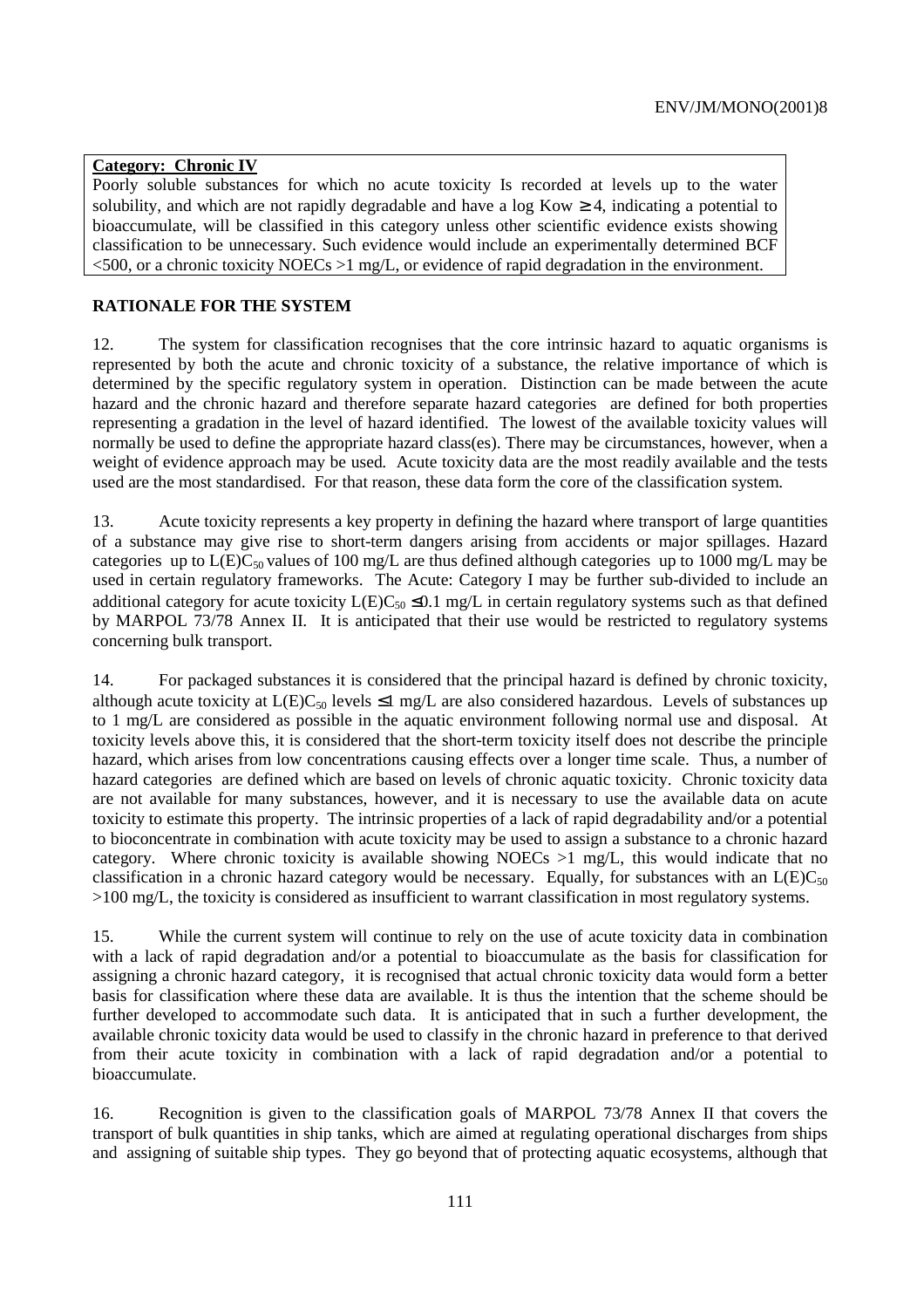**Category: Chronic IV**

Poorly soluble substances for which no acute toxicity Is recorded at levels up to the water solubility, and which are not rapidly degradable and have a log Kow ≥ 4, indicating a potential to bioaccumulate, will be classified in this category unless other scientific evidence exists showing classification to be unnecessary. Such evidence would include an experimentally determined BCF <500, or a chronic toxicity NOECs >1 mg/L, or evidence of rapid degradation in the environment.

## RATIONALE FOR THE SYSTEM

12. The system for classification recognises that the core intrinsic hazard to aquatic organisms is represented by both the acute and chronic toxicity of a substance, the relative importance of which is determined by the specific regulatory system in operation. Distinction can be made between the acute hazard and the chronic hazard and therefore separate hazard categories are defined for both properties representing a gradation in the level of hazard identified. The lowest of the available toxicity values will normally be used to define the appropriate hazard class(es). There may be circumstances, however, when a weight of evidence approach may be used. Acute toxicity data are the most readily available and the tests used are the most standardised. For that reason, these data form the core of the classification system.

13. Acute toxicity represents a key property in defining the hazard where transport of large quantities of a substance may give rise to short-term dangers arising from accidents or major spillages. Hazard categories up to $L(E)C_{50}$ values of 100 mg/L are thus defined although categories up to 1000 mg/L may be used in certain regulatory frameworks. The Acute: Category I may be further sub-divided to include an additional category for acute toxicity $L(E)C_{50} \leq 0.1$ mg/L in certain regulatory systems such as that defined by MARPOL 73/78 Annex II. It is anticipated that their use would be restricted to regulatory systems concerning bulk transport.

14. For packaged substances it is considered that the principal hazard is defined by chronic toxicity, although acute toxicity at $L(E)C_{50}$ levels ≤1 mg/L are also considered hazardous. Levels of substances up to 1 mg/L are considered as possible in the aquatic environment following normal use and disposal. At toxicity levels above this, it is considered that the short-term toxicity itself does not describe the principle hazard, which arises from low concentrations causing effects over a longer time scale. Thus, a number of hazard categories are defined which are based on levels of chronic aquatic toxicity. Chronic toxicity data are not available for many substances, however, and it is necessary to use the available data on acute toxicity to estimate this property. The intrinsic properties of a lack of rapid degradability and/or a potential to bioconcentrate in combination with acute toxicity may be used to assign a substance to a chronic hazard category. Where chronic toxicity is available showing NOECs >1 mg/L, this would indicate that no classification in a chronic hazard category would be necessary. Equally, for substances with an $L(E)C_{50}$ >100 mg/L, the toxicity is considered as insufficient to warrant classification in most regulatory systems.

15. While the current system will continue to rely on the use of acute toxicity data in combination with a lack of rapid degradation and/or a potential to bioaccumulate as the basis for classification for assigning a chronic hazard category, it is recognised that actual chronic toxicity data would form a better basis for classification where these data are available. It is thus the intention that the scheme should be further developed to accommodate such data. It is anticipated that in such a further development, the available chronic toxicity data would be used to classify in the chronic hazard in preference to that derived from their acute toxicity in combination with a lack of rapid degradation and/or a potential to bioaccumulate.

16. Recognition is given to the classification goals of MARPOL 73/78 Annex II that covers the transport of bulk quantities in ship tanks, which are aimed at regulating operational discharges from ships and assigning of suitable ship types. They go beyond that of protecting aquatic ecosystems, although that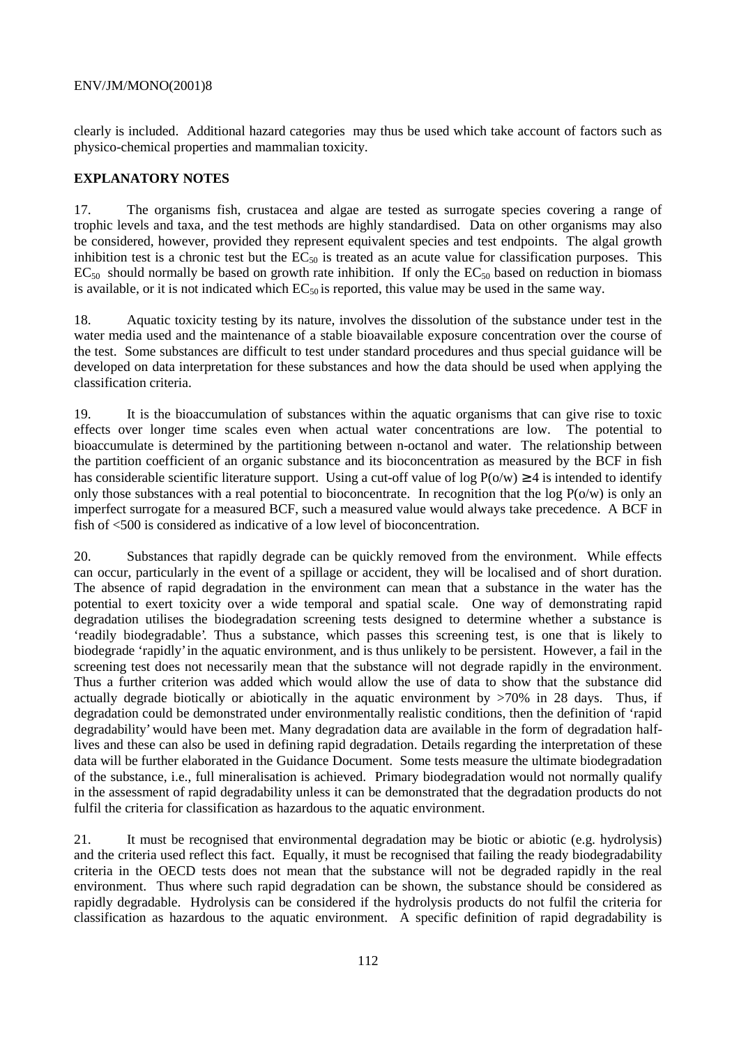clearly is included. Additional hazard categories may thus be used which take account of factors such as physico-chemical properties and mammalian toxicity.

**EXPLANATORY NOTES**

17. The organisms fish, crustacea and algae are tested as surrogate species covering a range of trophic levels and taxa, and the test methods are highly standardised. Data on other organisms may also be considered, however, provided they represent equivalent species and test endpoints. The algal growth inhibition test is a chronic test but the $EC_{50}$ is treated as an acute value for classification purposes. This $EC_{50}$ should normally be based on growth rate inhibition. If only the $EC_{50}$ based on reduction in biomass is available, or it is not indicated which $EC_{50}$ is reported, this value may be used in the same way.

18. Aquatic toxicity testing by its nature, involves the dissolution of the substance under test in the water media used and the maintenance of a stable bioavailable exposure concentration over the course of the test. Some substances are difficult to test under standard procedures and thus special guidance will be developed on data interpretation for these substances and how the data should be used when applying the classification criteria.

19. It is the bioaccumulation of substances within the aquatic organisms that can give rise to toxic effects over longer time scales even when actual water concentrations are low. The potential to bioaccumulate is determined by the partitioning between n-octanol and water. The relationship between the partition coefficient of an organic substance and its bioconcentration as measured by the BCF in fish has considerable scientific literature support. Using a cut-off value of log $P(o/w) \geq 4$ is intended to identify only those substances with a real potential to bioconcentrate. In recognition that the log $P(o/w)$ is only an imperfect surrogate for a measured BCF, such a measured value would always take precedence. A BCF in fish of <500 is considered as indicative of a low level of bioconcentration.

20. Substances that rapidly degrade can be quickly removed from the environment. While effects can occur, particularly in the event of a spillage or accident, they will be localised and of short duration. The absence of rapid degradation in the environment can mean that a substance in the water has the potential to exert toxicity over a wide temporal and spatial scale. One way of demonstrating rapid degradation utilises the biodegradation screening tests designed to determine whether a substance is 'readily biodegradable'. Thus a substance, which passes this screening test, is one that is likely to biodegrade 'rapidly' in the aquatic environment, and is thus unlikely to be persistent. However, a fail in the screening test does not necessarily mean that the substance will not degrade rapidly in the environment. Thus a further criterion was added which would allow the use of data to show that the substance did actually degrade biotically or abiotically in the aquatic environment by >70% in 28 days. Thus, if degradation could be demonstrated under environmentally realistic conditions, then the definition of 'rapid degradability' would have been met. Many degradation data are available in the form of degradation half-lives and these can also be used in defining rapid degradation. Details regarding the interpretation of these data will be further elaborated in the Guidance Document. Some tests measure the ultimate biodegradation of the substance, i.e., full mineralisation is achieved. Primary biodegradation would not normally qualify in the assessment of rapid degradability unless it can be demonstrated that the degradation products do not fulfil the criteria for classification as hazardous to the aquatic environment.

21. It must be recognised that environmental degradation may be biotic or abiotic (e.g. hydrolysis) and the criteria used reflect this fact. Equally, it must be recognised that failing the ready biodegradability criteria in the OECD tests does not mean that the substance will not be degraded rapidly in the real environment. Thus where such rapid degradation can be shown, the substance should be considered as rapidly degradable. Hydrolysis can be considered if the hydrolysis products do not fulfil the criteria for classification as hazardous to the aquatic environment. A specific definition of rapid degradability is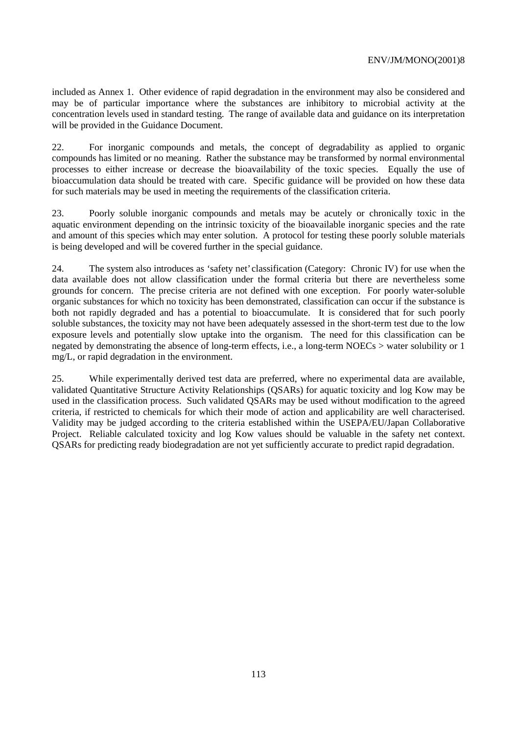included as Annex 1. Other evidence of rapid degradation in the environment may also be considered and may be of particular importance where the substances are inhibitory to microbial activity at the concentration levels used in standard testing. The range of available data and guidance on its interpretation will be provided in the Guidance Document.

22. For inorganic compounds and metals, the concept of degradability as applied to organic compounds has limited or no meaning. Rather the substance may be transformed by normal environmental processes to either increase or decrease the bioavailability of the toxic species. Equally the use of bioaccumulation data should be treated with care. Specific guidance will be provided on how these data for such materials may be used in meeting the requirements of the classification criteria.

23. Poorly soluble inorganic compounds and metals may be acutely or chronically toxic in the aquatic environment depending on the intrinsic toxicity of the bioavailable inorganic species and the rate and amount of this species which may enter solution. A protocol for testing these poorly soluble materials is being developed and will be covered further in the special guidance.

24. The system also introduces as 'safety net' classification (Category: Chronic IV) for use when the data available does not allow classification under the formal criteria but there are nevertheless some grounds for concern. The precise criteria are not defined with one exception. For poorly water-soluble organic substances for which no toxicity has been demonstrated, classification can occur if the substance is both not rapidly degraded and has a potential to bioaccumulate. It is considered that for such poorly soluble substances, the toxicity may not have been adequately assessed in the short-term test due to the low exposure levels and potentially slow uptake into the organism. The need for this classification can be negated by demonstrating the absence of long-term effects, i.e., a long-term NOECs > water solubility or 1 mg/L, or rapid degradation in the environment.

25. While experimentally derived test data are preferred, where no experimental data are available, validated Quantitative Structure Activity Relationships (QSARs) for aquatic toxicity and log Kow may be used in the classification process. Such validated QSARs may be used without modification to the agreed criteria, if restricted to chemicals for which their mode of action and applicability are well characterised. Validity may be judged according to the criteria established within the USEPA/EU/Japan Collaborative Project. Reliable calculated toxicity and log Kow values should be valuable in the safety net context. QSARs for predicting ready biodegradation are not yet sufficiently accurate to predict rapid degradation.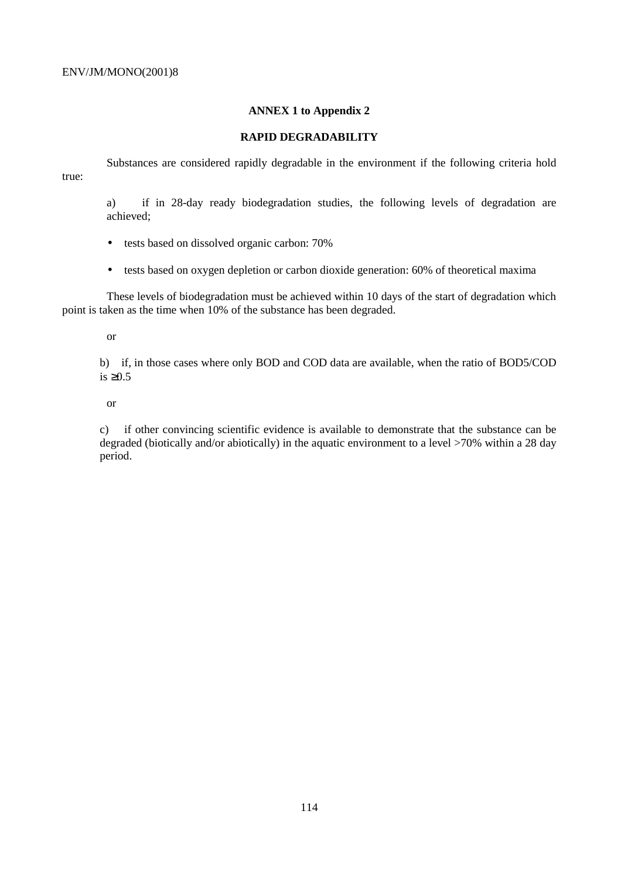## ANNEX 1 to Appendix 2

## RAPID DEGRADABILITY

Substances are considered rapidly degradable in the environment if the following criteria hold true:

a) if in 28-day ready biodegradation studies, the following levels of degradation are achieved;

- tests based on dissolved organic carbon: 70%
- tests based on oxygen depletion or carbon dioxide generation: 60% of theoretical maxima

These levels of biodegradation must be achieved within 10 days of the start of degradation which point is taken as the time when 10% of the substance has been degraded.

or

b) if, in those cases where only BOD and COD data are available, when the ratio of $BOD_5/COD$ is $\geq 0.5$

or

c) if other convincing scientific evidence is available to demonstrate that the substance can be degraded (biotically and/or abiotically) in the aquatic environment to a level >70% within a 28 day period.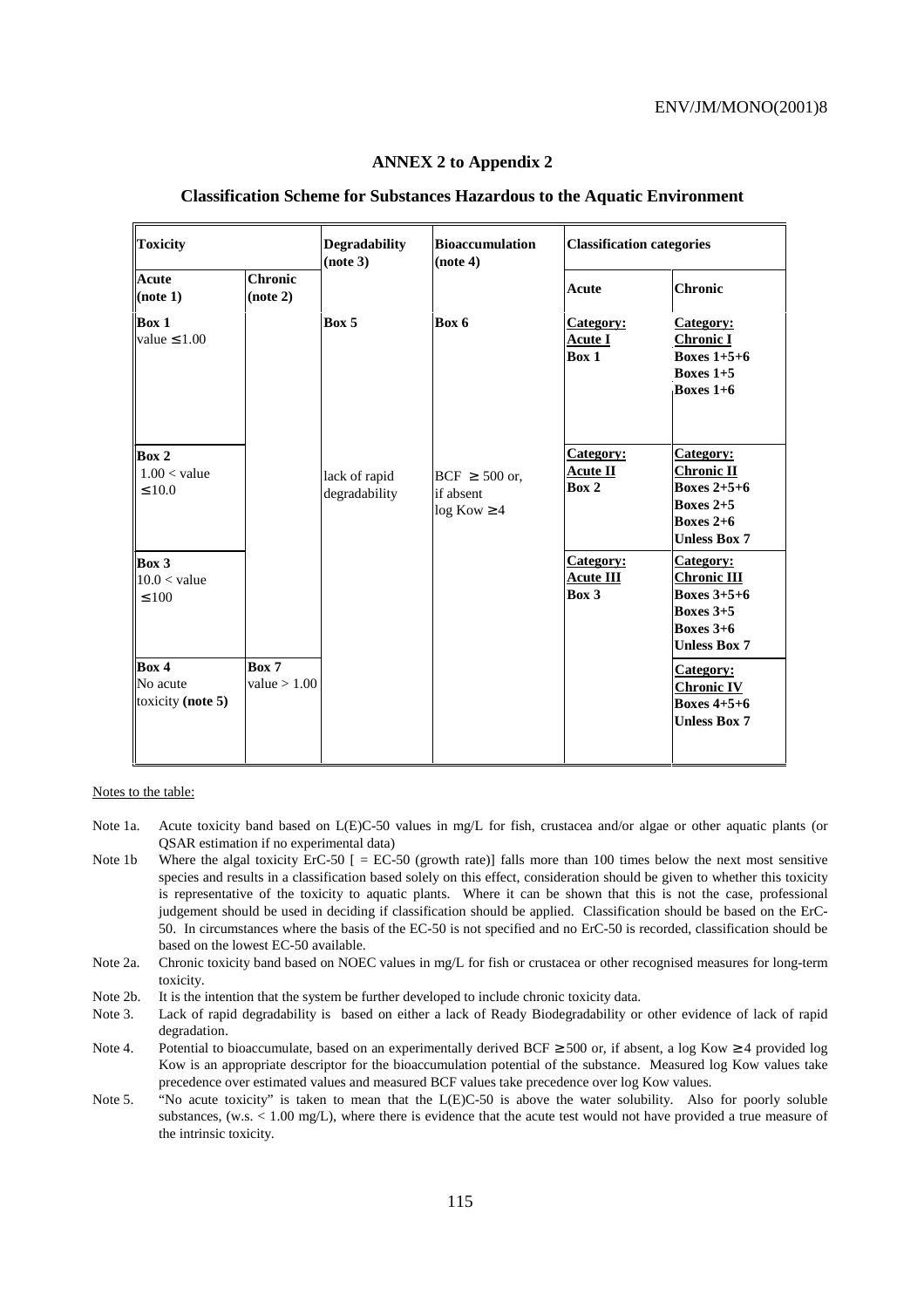## ANNEX 2 to Appendix 2

### Classification Scheme for Substances Hazardous to the Aquatic Environment

| Toxicity | | Degradability (note 3) | Bioaccumulation (note 4) | Classification categories | |
|---|---|---|---|---|---|
| **Acute (note 1)** | **Chronic (note 2)** | | | **Acute** | **Chronic** |
| **Box 1** value ≤ 1.00 | | **Box 5** | **Box 6** | **Category: Acute I** **Box 1** | **Category: Chronic I** **Boxes 1+5+6** **Boxes 1+5** **Boxes 1+6** |
| **Box 2** 1.00 < value ≤ 10.0 | | lack of rapid degradability | BCF ≥ 500 or, if absent log Kow ≥ 4 | **Category: Acute II** **Box 2** | **Category: Chronic II** **Boxes 2+5+6** **Boxes 2+5** **Boxes 2+6** **Unless Box 7** |
| **Box 3** 10.0 < value ≤ 100 | | | | **Category: Acute III** **Box 3** | **Category: Chronic III** **Boxes 3+5+6** **Boxes 3+5** **Boxes 3+6** **Unless Box 7** |
| **Box 4** No acute toxicity **(note 5)** | **Box 7** value > 1.00 | | | | **Category: Chronic IV** **Boxes 4+5+6** **Unless Box 7** |

Notes to the table:

Note 1a. Acute toxicity band based on L(E)C-50 values in mg/L for fish, crustacea and/or algae or other aquatic plants (or QSAR estimation if no experimental data)

Note 1b Where the algal toxicity ErC-50 [ = EC-50 (growth rate)] falls more than 100 times below the next most sensitive species and results in a classification based solely on this effect, consideration should be given to whether this toxicity is representative of the toxicity to aquatic plants. Where it can be shown that this is not the case, professional judgement should be used in deciding if classification should be applied. Classification should be based on the ErC-50. In circumstances where the basis of the EC-50 is not specified and no ErC-50 is recorded, classification should be based on the lowest EC-50 available.

Note 2a. Chronic toxicity band based on NOEC values in mg/L for fish or crustacea or other recognised measures for long-term toxicity.

Note 2b. It is the intention that the system be further developed to include chronic toxicity data.

Note 3. Lack of rapid degradability is based on either a lack of Ready Biodegradability or other evidence of lack of rapid degradation.

Note 4. Potential to bioaccumulate, based on an experimentally derived BCF ≥ 500 or, if absent, a log Kow ≥ 4 provided log Kow is an appropriate descriptor for the bioaccumulation potential of the substance. Measured log Kow values take precedence over estimated values and measured BCF values take precedence over log Kow values.

Note 5. "No acute toxicity" is taken to mean that the L(E)C-50 is above the water solubility. Also for poorly soluble substances, (w.s. < 1.00 mg/L), where there is evidence that the acute test would not have provided a true measure of the intrinsic toxicity.